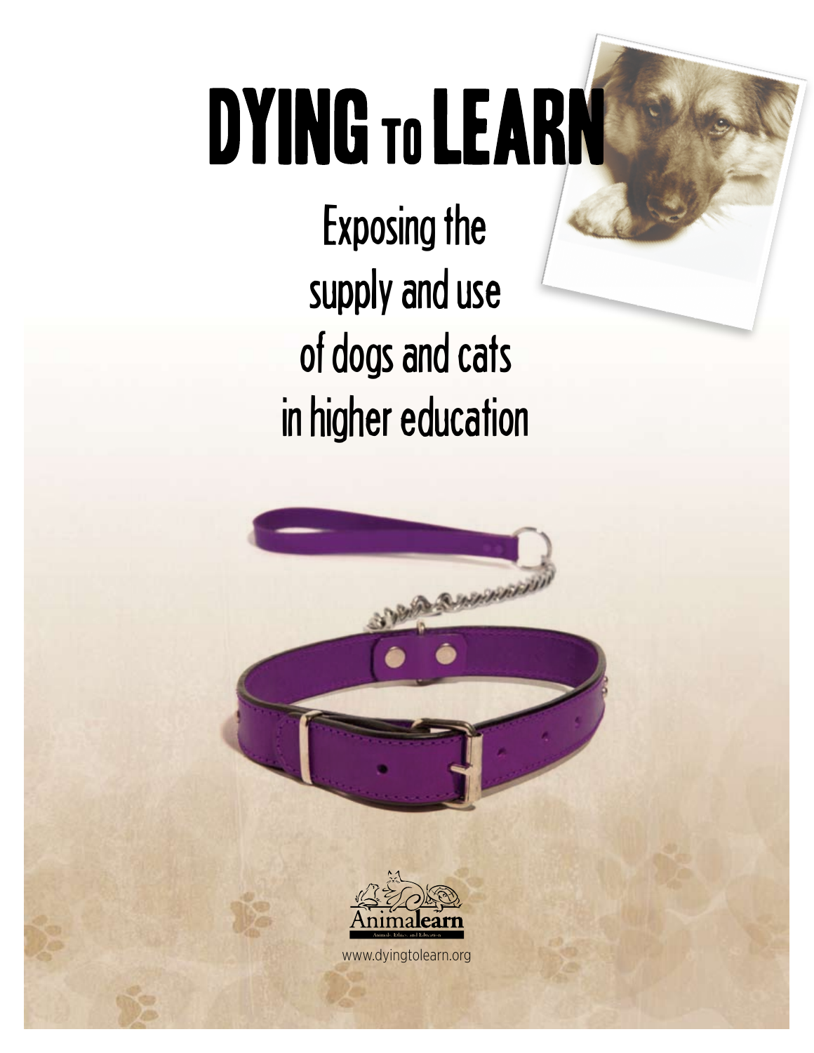# DYING TO LEARN

## Exposing the supply and use of dogs and cats in higher education

Animalearn

Animals, Ethics, and Education

www.dyingtolearn.org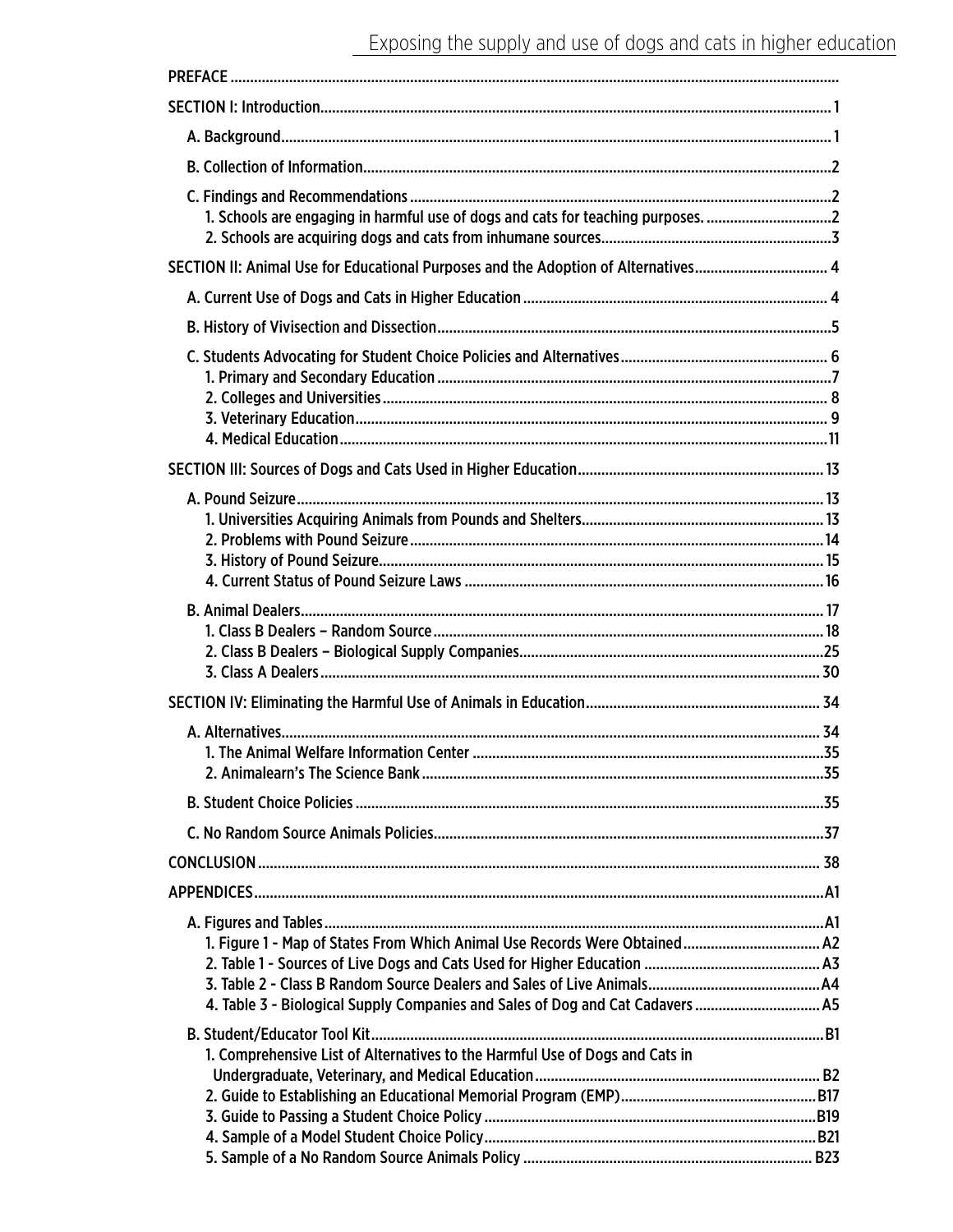PREFACE

SECTION I: Introduction 1

- A. Background 1
- B. Collection of Information 2
- C. Findings and Recommendations 2
  1. Schools are engaging in harmful use of dogs and cats for teaching purposes. 2
  2. Schools are acquiring dogs and cats from inhumane sources 3

SECTION II: Animal Use for Educational Purposes and the Adoption of Alternatives 4

- A. Current Use of Dogs and Cats in Higher Education 4
- B. History of Vivisection and Dissection 5
- C. Students Advocating for Student Choice Policies and Alternatives 6
  1. Primary and Secondary Education 7
  2. Colleges and Universities 8
  3. Veterinary Education 9
  4. Medical Education 11

SECTION III: Sources of Dogs and Cats Used in Higher Education 13

- A. Pound Seizure 13
  1. Universities Acquiring Animals from Pounds and Shelters 13
  2. Problems with Pound Seizure 14
  3. History of Pound Seizure 15
  4. Current Status of Pound Seizure Laws 16
- B. Animal Dealers 17
  1. Class B Dealers – Random Source 18
  2. Class B Dealers – Biological Supply Companies 25
  3. Class A Dealers 30

SECTION IV: Eliminating the Harmful Use of Animals in Education 34

- A. Alternatives 34
  1. The Animal Welfare Information Center 35
  2. Animalearn's The Science Bank 35
- B. Student Choice Policies 35
- C. No Random Source Animals Policies 37

CONCLUSION 38

APPENDICES A1

- A. Figures and Tables A1
  1. Figure 1 - Map of States From Which Animal Use Records Were Obtained A2
  2. Table 1 - Sources of Live Dogs and Cats Used for Higher Education A3
  3. Table 2 - Class B Random Source Dealers and Sales of Live Animals A4
  4. Table 3 - Biological Supply Companies and Sales of Dog and Cat Cadavers A5
- B. Student/Educator Tool Kit B1
  1. Comprehensive List of Alternatives to the Harmful Use of Dogs and Cats in Undergraduate, Veterinary, and Medical Education B2
  2. Guide to Establishing an Educational Memorial Program (EMP) B17
  3. Guide to Passing a Student Choice Policy B19
  4. Sample of a Model Student Choice Policy B21
  5. Sample of a No Random Source Animals Policy B23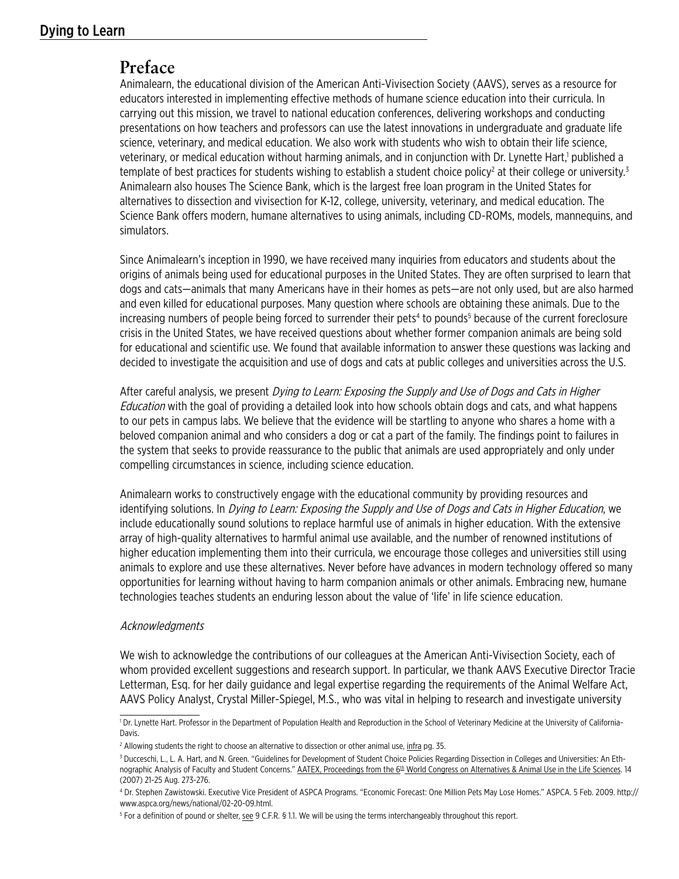# Preface

Animalearn, the educational division of the American Anti-Vivisection Society (AAVS), serves as a resource for educators interested in implementing effective methods of humane science education into their curricula. In carrying out this mission, we travel to national education conferences, delivering workshops and conducting presentations on how teachers and professors can use the latest innovations in undergraduate and graduate life science, veterinary, and medical education. We also work with students who wish to obtain their life science, veterinary, or medical education without harming animals, and in conjunction with Dr. Lynette Hart,[1] published a template of best practices for students wishing to establish a student choice policy[2] at their college or university.[3] Animalearn also houses The Science Bank, which is the largest free loan program in the United States for alternatives to dissection and vivisection for K-12, college, university, veterinary, and medical education. The Science Bank offers modern, humane alternatives to using animals, including CD-ROMs, models, mannequins, and simulators.

Since Animalearn's inception in 1990, we have received many inquiries from educators and students about the origins of animals being used for educational purposes in the United States. They are often surprised to learn that dogs and cats—animals that many Americans have in their homes as pets—are not only used, but are also harmed and even killed for educational purposes. Many question where schools are obtaining these animals. Due to the increasing numbers of people being forced to surrender their pets[4] to pounds[5] because of the current foreclosure crisis in the United States, we have received questions about whether former companion animals are being sold for educational and scientific use. We found that available information to answer these questions was lacking and decided to investigate the acquisition and use of dogs and cats at public colleges and universities across the U.S.

After careful analysis, we present *Dying to Learn: Exposing the Supply and Use of Dogs and Cats in Higher Education* with the goal of providing a detailed look into how schools obtain dogs and cats, and what happens to our pets in campus labs. We believe that the evidence will be startling to anyone who shares a home with a beloved companion animal and who considers a dog or cat a part of the family. The findings point to failures in the system that seeks to provide reassurance to the public that animals are used appropriately and only under compelling circumstances in science, including science education.

Animalearn works to constructively engage with the educational community by providing resources and identifying solutions. In *Dying to Learn: Exposing the Supply and Use of Dogs and Cats in Higher Education*, we include educationally sound solutions to replace harmful use of animals in higher education. With the extensive array of high-quality alternatives to harmful animal use available, and the number of renowned institutions of higher education implementing them into their curricula, we encourage those colleges and universities still using animals to explore and use these alternatives. Never before have advances in modern technology offered so many opportunities for learning without having to harm companion animals or other animals. Embracing new, humane technologies teaches students an enduring lesson about the value of 'life' in life science education.

*Acknowledgments*

We wish to acknowledge the contributions of our colleagues at the American Anti-Vivisection Society, each of whom provided excellent suggestions and research support. In particular, we thank AAVS Executive Director Tracie Letterman, Esq. for her daily guidance and legal expertise regarding the requirements of the Animal Welfare Act, AAVS Policy Analyst, Crystal Miller-Spiegel, M.S., who was vital in helping to research and investigate university

---

[1] Dr. Lynette Hart. Professor in the Department of Population Health and Reproduction in the School of Veterinary Medicine at the University of California-Davis.

[2] Allowing students the right to choose an alternative to dissection or other animal use, infra pg. 35.

[3] Ducceschi, L., L. A. Hart, and N. Green. "Guidelines for Development of Student Choice Policies Regarding Dissection in Colleges and Universities: An Ethnographic Analysis of Faculty and Student Concerns." AATEX, Proceedings from the 6th World Congress on Alternatives & Animal Use in the Life Sciences. 14 (2007) 21-25 Aug. 273-276.

[4] Dr. Stephen Zawistowski. Executive Vice President of ASPCA Programs. "Economic Forecast: One Million Pets May Lose Homes." ASPCA. 5 Feb. 2009. http://www.aspca.org/news/national/02-20-09.html.

[5] For a definition of pound or shelter, see 9 C.F.R. § 1.1. We will be using the terms interchangeably throughout this report.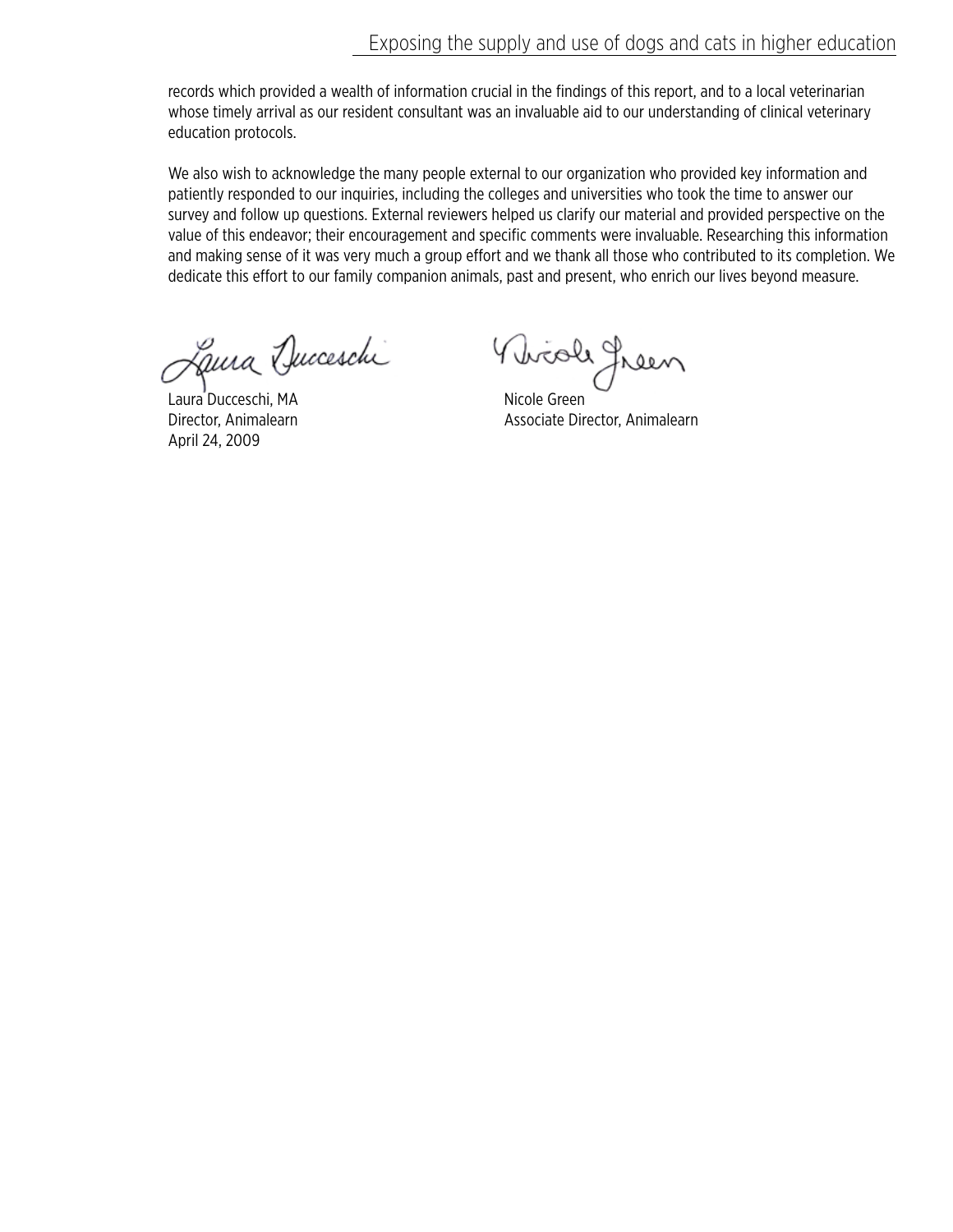records which provided a wealth of information crucial in the findings of this report, and to a local veterinarian whose timely arrival as our resident consultant was an invaluable aid to our understanding of clinical veterinary education protocols.

We also wish to acknowledge the many people external to our organization who provided key information and patiently responded to our inquiries, including the colleges and universities who took the time to answer our survey and follow up questions. External reviewers helped us clarify our material and provided perspective on the value of this endeavor; their encouragement and specific comments were invaluable. Researching this information and making sense of it was very much a group effort and we thank all those who contributed to its completion. We dedicate this effort to our family companion animals, past and present, who enrich our lives beyond measure.

Laura Ducceschi, MA
Director, Animalearn
April 24, 2009

Nicole Green
Associate Director, Animalearn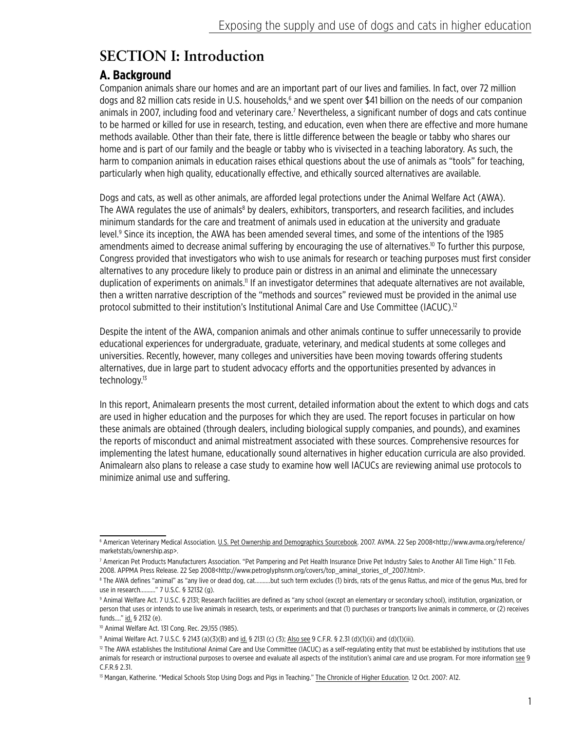# SECTION I: Introduction

## A. Background

Companion animals share our homes and are an important part of our lives and families. In fact, over 72 million dogs and 82 million cats reside in U.S. households,[6] and we spent over $41 billion on the needs of our companion animals in 2007, including food and veterinary care.[7] Nevertheless, a significant number of dogs and cats continue to be harmed or killed for use in research, testing, and education, even when there are effective and more humane methods available. Other than their fate, there is little difference between the beagle or tabby who shares our home and is part of our family and the beagle or tabby who is vivisected in a teaching laboratory. As such, the harm to companion animals in education raises ethical questions about the use of animals as "tools" for teaching, particularly when high quality, educationally effective, and ethically sourced alternatives are available.

Dogs and cats, as well as other animals, are afforded legal protections under the Animal Welfare Act (AWA). The AWA regulates the use of animals[8] by dealers, exhibitors, transporters, and research facilities, and includes minimum standards for the care and treatment of animals used in education at the university and graduate level.[9] Since its inception, the AWA has been amended several times, and some of the intentions of the 1985 amendments aimed to decrease animal suffering by encouraging the use of alternatives.[10] To further this purpose, Congress provided that investigators who wish to use animals for research or teaching purposes must first consider alternatives to any procedure likely to produce pain or distress in an animal and eliminate the unnecessary duplication of experiments on animals.[11] If an investigator determines that adequate alternatives are not available, then a written narrative description of the "methods and sources" reviewed must be provided in the animal use protocol submitted to their institution's Institutional Animal Care and Use Committee (IACUC).[12]

Despite the intent of the AWA, companion animals and other animals continue to suffer unnecessarily to provide educational experiences for undergraduate, graduate, veterinary, and medical students at some colleges and universities. Recently, however, many colleges and universities have been moving towards offering students alternatives, due in large part to student advocacy efforts and the opportunities presented by advances in technology.[13]

In this report, Animalearn presents the most current, detailed information about the extent to which dogs and cats are used in higher education and the purposes for which they are used. The report focuses in particular on how these animals are obtained (through dealers, including biological supply companies, and pounds), and examines the reports of misconduct and animal mistreatment associated with these sources. Comprehensive resources for implementing the latest humane, educationally sound alternatives in higher education curricula are also provided. Animalearn also plans to release a case study to examine how well IACUCs are reviewing animal use protocols to minimize animal use and suffering.

---

[6] American Veterinary Medical Association. U.S. Pet Ownership and Demographics Sourcebook. 2007. AVMA. 22 Sep 2008<http://www.avma.org/reference/marketstats/ownership.asp>.

[7] American Pet Products Manufacturers Association. "Pet Pampering and Pet Health Insurance Drive Pet Industry Sales to Another All Time High." 11 Feb. 2008. APPMA Press Release. 22 Sep 2008<http://www.petroglyphsnm.org/covers/top_aminal_stories_of_2007.html>.

[8] The AWA defines "animal" as "any live or dead dog, cat..........but such term excludes (1) birds, rats of the genus Rattus, and mice of the genus Mus, bred for use in research.........." 7 U.S.C. § 32132 (g).

[9] Animal Welfare Act. 7 U.S.C. § 2131; Research facilities are defined as "any school (except an elementary or secondary school), institution, organization, or person that uses or intends to use live animals in research, tests, or experiments and that (1) purchases or transports live animals in commerce, or (2) receives funds...." id. § 2132 (e).

[10] Animal Welfare Act. 131 Cong. Rec. 29,155 (1985).

[11] Animal Welfare Act. 7 U.S.C. § 2143 (a)(3)(B) and id. § 2131 (c) (3); Also see 9 C.F.R. § 2.31 (d)(1)(ii) and (d)(1)(iii).

[12] The AWA establishes the Institutional Animal Care and Use Committee (IACUC) as a self-regulating entity that must be established by institutions that use animals for research or instructional purposes to oversee and evaluate all aspects of the institution's animal care and use program. For more information see 9 C.F.R.§ 2.31.

[13] Mangan, Katherine. "Medical Schools Stop Using Dogs and Pigs in Teaching." The Chronicle of Higher Education. 12 Oct. 2007: A12.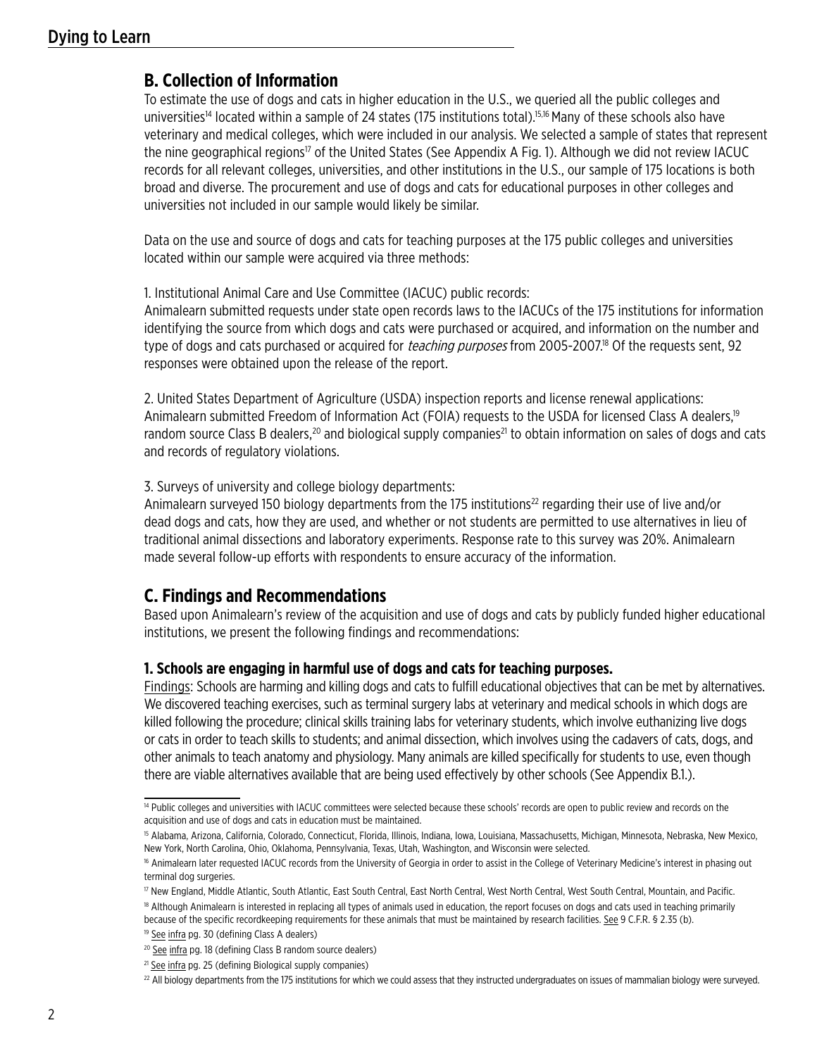## B. Collection of Information

To estimate the use of dogs and cats in higher education in the U.S., we queried all the public colleges and universities[14] located within a sample of 24 states (175 institutions total).[15,16] Many of these schools also have veterinary and medical colleges, which were included in our analysis. We selected a sample of states that represent the nine geographical regions[17] of the United States (See Appendix A Fig. 1). Although we did not review IACUC records for all relevant colleges, universities, and other institutions in the U.S., our sample of 175 locations is both broad and diverse. The procurement and use of dogs and cats for educational purposes in other colleges and universities not included in our sample would likely be similar.

Data on the use and source of dogs and cats for teaching purposes at the 175 public colleges and universities located within our sample were acquired via three methods:

1. Institutional Animal Care and Use Committee (IACUC) public records:
Animalearn submitted requests under state open records laws to the IACUCs of the 175 institutions for information identifying the source from which dogs and cats were purchased or acquired, and information on the number and type of dogs and cats purchased or acquired for *teaching purposes* from 2005-2007.[18] Of the requests sent, 92 responses were obtained upon the release of the report.

2. United States Department of Agriculture (USDA) inspection reports and license renewal applications:
Animalearn submitted Freedom of Information Act (FOIA) requests to the USDA for licensed Class A dealers,[19] random source Class B dealers,[20] and biological supply companies[21] to obtain information on sales of dogs and cats and records of regulatory violations.

3. Surveys of university and college biology departments:
Animalearn surveyed 150 biology departments from the 175 institutions[22] regarding their use of live and/or dead dogs and cats, how they are used, and whether or not students are permitted to use alternatives in lieu of traditional animal dissections and laboratory experiments. Response rate to this survey was 20%. Animalearn made several follow-up efforts with respondents to ensure accuracy of the information.

## C. Findings and Recommendations

Based upon Animalearn's review of the acquisition and use of dogs and cats by publicly funded higher educational institutions, we present the following findings and recommendations:

### 1. Schools are engaging in harmful use of dogs and cats for teaching purposes.

Findings: Schools are harming and killing dogs and cats to fulfill educational objectives that can be met by alternatives. We discovered teaching exercises, such as terminal surgery labs at veterinary and medical schools in which dogs are killed following the procedure; clinical skills training labs for veterinary students, which involve euthanizing live dogs or cats in order to teach skills to students; and animal dissection, which involves using the cadavers of cats, dogs, and other animals to teach anatomy and physiology. Many animals are killed specifically for students to use, even though there are viable alternatives available that are being used effectively by other schools (See Appendix B.1.).

---

[14] Public colleges and universities with IACUC committees were selected because these schools' records are open to public review and records on the acquisition and use of dogs and cats in education must be maintained.

[15] Alabama, Arizona, California, Colorado, Connecticut, Florida, Illinois, Indiana, Iowa, Louisiana, Massachusetts, Michigan, Minnesota, Nebraska, New Mexico, New York, North Carolina, Ohio, Oklahoma, Pennsylvania, Texas, Utah, Washington, and Wisconsin were selected.

[16] Animalearn later requested IACUC records from the University of Georgia in order to assist in the College of Veterinary Medicine's interest in phasing out terminal dog surgeries.

[17] New England, Middle Atlantic, South Atlantic, East South Central, East North Central, West North Central, West South Central, Mountain, and Pacific.

[18] Although Animalearn is interested in replacing all types of animals used in education, the report focuses on dogs and cats used in teaching primarily because of the specific recordkeeping requirements for these animals that must be maintained by research facilities. See 9 C.F.R. § 2.35 (b).

[19] See infra pg. 30 (defining Class A dealers)

[20] See infra pg. 18 (defining Class B random source dealers)

[21] See infra pg. 25 (defining Biological supply companies)

[22] All biology departments from the 175 institutions for which we could assess that they instructed undergraduates on issues of mammalian biology were surveyed.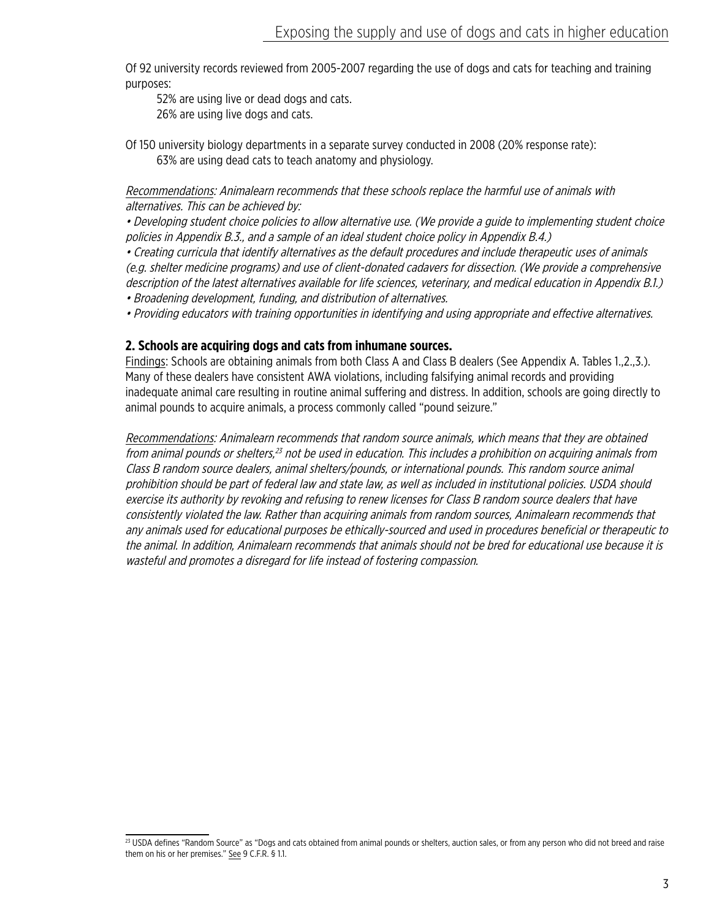Of 92 university records reviewed from 2005-2007 regarding the use of dogs and cats for teaching and training purposes:

52% are using live or dead dogs and cats.
26% are using live dogs and cats.

Of 150 university biology departments in a separate survey conducted in 2008 (20% response rate):
63% are using dead cats to teach anatomy and physiology.

*Recommendations: Animalearn recommends that these schools replace the harmful use of animals with alternatives. This can be achieved by:*

*• Developing student choice policies to allow alternative use. (We provide a guide to implementing student choice policies in Appendix B.3., and a sample of an ideal student choice policy in Appendix B.4.)*
*• Creating curricula that identify alternatives as the default procedures and include therapeutic uses of animals (e.g. shelter medicine programs) and use of client-donated cadavers for dissection. (We provide a comprehensive description of the latest alternatives available for life sciences, veterinary, and medical education in Appendix B.1.)*
*• Broadening development, funding, and distribution of alternatives.*
*• Providing educators with training opportunities in identifying and using appropriate and effective alternatives.*

### 2. Schools are acquiring dogs and cats from inhumane sources.

Findings: Schools are obtaining animals from both Class A and Class B dealers (See Appendix A. Tables 1.,2.,3.). Many of these dealers have consistent AWA violations, including falsifying animal records and providing inadequate animal care resulting in routine animal suffering and distress. In addition, schools are going directly to animal pounds to acquire animals, a process commonly called "pound seizure."

*Recommendations: Animalearn recommends that random source animals, which means that they are obtained from animal pounds or shelters,[23] not be used in education. This includes a prohibition on acquiring animals from Class B random source dealers, animal shelters/pounds, or international pounds. This random source animal prohibition should be part of federal law and state law, as well as included in institutional policies. USDA should exercise its authority by revoking and refusing to renew licenses for Class B random source dealers that have consistently violated the law. Rather than acquiring animals from random sources, Animalearn recommends that any animals used for educational purposes be ethically-sourced and used in procedures beneficial or therapeutic to the animal. In addition, Animalearn recommends that animals should not be bred for educational use because it is wasteful and promotes a disregard for life instead of fostering compassion.*

[23] USDA defines "Random Source" as "Dogs and cats obtained from animal pounds or shelters, auction sales, or from any person who did not breed and raise them on his or her premises." See 9 C.F.R. § 1.1.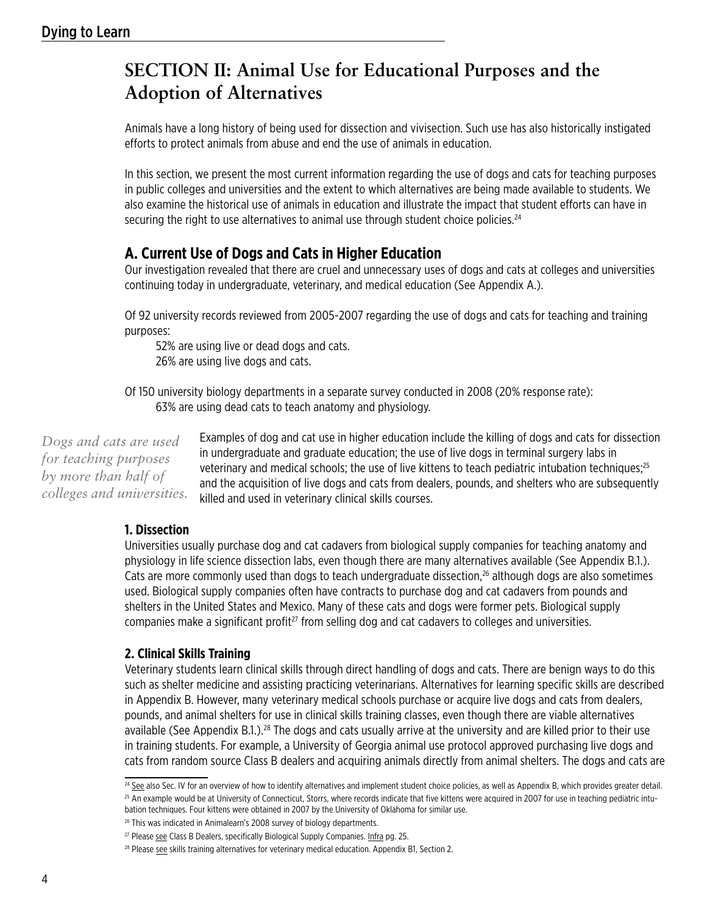# SECTION II: Animal Use for Educational Purposes and the Adoption of Alternatives

Animals have a long history of being used for dissection and vivisection. Such use has also historically instigated efforts to protect animals from abuse and end the use of animals in education.

In this section, we present the most current information regarding the use of dogs and cats for teaching purposes in public colleges and universities and the extent to which alternatives are being made available to students. We also examine the historical use of animals in education and illustrate the impact that student efforts can have in securing the right to use alternatives to animal use through student choice policies.[24]

## A. Current Use of Dogs and Cats in Higher Education

Our investigation revealed that there are cruel and unnecessary uses of dogs and cats at colleges and universities continuing today in undergraduate, veterinary, and medical education (See Appendix A.).

Of 92 university records reviewed from 2005-2007 regarding the use of dogs and cats for teaching and training purposes:

- 52% are using live or dead dogs and cats.
- 26% are using live dogs and cats.

Of 150 university biology departments in a separate survey conducted in 2008 (20% response rate):

- 63% are using dead cats to teach anatomy and physiology.

*Dogs and cats are used for teaching purposes by more than half of colleges and universities.*

Examples of dog and cat use in higher education include the killing of dogs and cats for dissection in undergraduate and graduate education; the use of live dogs in terminal surgery labs in veterinary and medical schools; the use of live kittens to teach pediatric intubation techniques;[25] and the acquisition of live dogs and cats from dealers, pounds, and shelters who are subsequently killed and used in veterinary clinical skills courses.

### 1. Dissection

Universities usually purchase dog and cat cadavers from biological supply companies for teaching anatomy and physiology in life science dissection labs, even though there are many alternatives available (See Appendix B.1.). Cats are more commonly used than dogs to teach undergraduate dissection,[26] although dogs are also sometimes used. Biological supply companies often have contracts to purchase dog and cat cadavers from pounds and shelters in the United States and Mexico. Many of these cats and dogs were former pets. Biological supply companies make a significant profit[27] from selling dog and cat cadavers to colleges and universities.

### 2. Clinical Skills Training

Veterinary students learn clinical skills through direct handling of dogs and cats. There are benign ways to do this such as shelter medicine and assisting practicing veterinarians. Alternatives for learning specific skills are described in Appendix B. However, many veterinary medical schools purchase or acquire live dogs and cats from dealers, pounds, and animal shelters for use in clinical skills training classes, even though there are viable alternatives available (See Appendix B.1.).[28] The dogs and cats usually arrive at the university and are killed prior to their use in training students. For example, a University of Georgia animal use protocol approved purchasing live dogs and cats from random source Class B dealers and acquiring animals directly from animal shelters. The dogs and cats are

---

[24] See also Sec. IV for an overview of how to identify alternatives and implement student choice policies, as well as Appendix B, which provides greater detail.

[25] An example would be at University of Connecticut, Storrs, where records indicate that five kittens were acquired in 2007 for use in teaching pediatric intubation techniques. Four kittens were obtained in 2007 by the University of Oklahoma for similar use.

[26] This was indicated in Animalearn's 2008 survey of biology departments.

[27] Please see Class B Dealers, specifically Biological Supply Companies. Infra pg. 25.

[28] Please see skills training alternatives for veterinary medical education. Appendix B1, Section 2.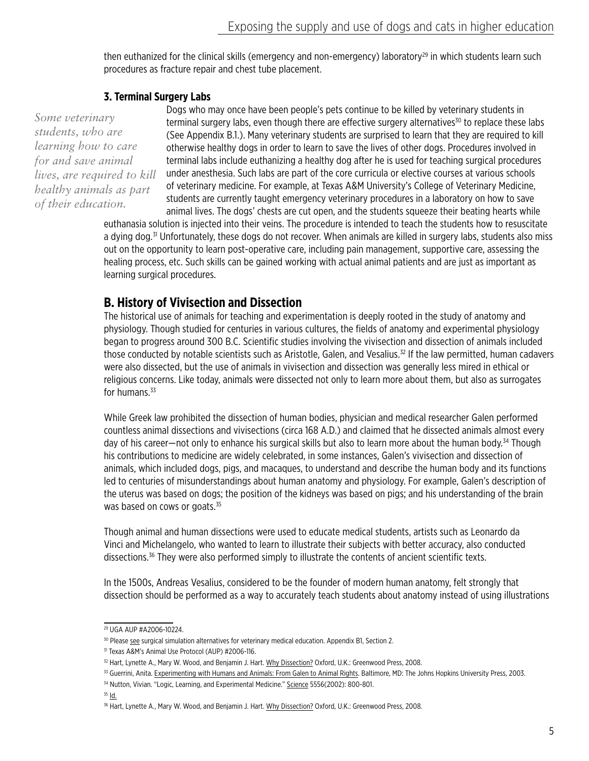then euthanized for the clinical skills (emergency and non-emergency) laboratory[29] in which students learn such procedures as fracture repair and chest tube placement.

### 3. Terminal Surgery Labs

*Some veterinary students, who are learning how to care for and save animal lives, are required to kill healthy animals as part of their education.*

Dogs who may once have been people's pets continue to be killed by veterinary students in terminal surgery labs, even though there are effective surgery alternatives[30] to replace these labs (See Appendix B.1.). Many veterinary students are surprised to learn that they are required to kill otherwise healthy dogs in order to learn to save the lives of other dogs. Procedures involved in terminal labs include euthanizing a healthy dog after he is used for teaching surgical procedures under anesthesia. Such labs are part of the core curricula or elective courses at various schools of veterinary medicine. For example, at Texas A&M University's College of Veterinary Medicine, students are currently taught emergency veterinary procedures in a laboratory on how to save animal lives. The dogs' chests are cut open, and the students squeeze their beating hearts while euthanasia solution is injected into their veins. The procedure is intended to teach the students how to resuscitate a dying dog.[31] Unfortunately, these dogs do not recover. When animals are killed in surgery labs, students also miss out on the opportunity to learn post-operative care, including pain management, supportive care, assessing the healing process, etc. Such skills can be gained working with actual animal patients and are just as important as learning surgical procedures.

## B. History of Vivisection and Dissection

The historical use of animals for teaching and experimentation is deeply rooted in the study of anatomy and physiology. Though studied for centuries in various cultures, the fields of anatomy and experimental physiology began to progress around 300 B.C. Scientific studies involving the vivisection and dissection of animals included those conducted by notable scientists such as Aristotle, Galen, and Vesalius.[32] If the law permitted, human cadavers were also dissected, but the use of animals in vivisection and dissection was generally less mired in ethical or religious concerns. Like today, animals were dissected not only to learn more about them, but also as surrogates for humans.[33]

While Greek law prohibited the dissection of human bodies, physician and medical researcher Galen performed countless animal dissections and vivisections (circa 168 A.D.) and claimed that he dissected animals almost every day of his career—not only to enhance his surgical skills but also to learn more about the human body.[34] Though his contributions to medicine are widely celebrated, in some instances, Galen's vivisection and dissection of animals, which included dogs, pigs, and macaques, to understand and describe the human body and its functions led to centuries of misunderstandings about human anatomy and physiology. For example, Galen's description of the uterus was based on dogs; the position of the kidneys was based on pigs; and his understanding of the brain was based on cows or goats.[35]

Though animal and human dissections were used to educate medical students, artists such as Leonardo da Vinci and Michelangelo, who wanted to learn to illustrate their subjects with better accuracy, also conducted dissections.[36] They were also performed simply to illustrate the contents of ancient scientific texts.

In the 1500s, Andreas Vesalius, considered to be the founder of modern human anatomy, felt strongly that dissection should be performed as a way to accurately teach students about anatomy instead of using illustrations

---

[29] UGA AUP #A2006-10224.

[30] Please see surgical simulation alternatives for veterinary medical education. Appendix B1, Section 2.

[31] Texas A&M's Animal Use Protocol (AUP) #2006-116.

[32] Hart, Lynette A., Mary W. Wood, and Benjamin J. Hart. Why Dissection? Oxford, U.K.: Greenwood Press, 2008.

[33] Guerrini, Anita. Experimenting with Humans and Animals: From Galen to Animal Rights. Baltimore, MD: The Johns Hopkins University Press, 2003.

[34] Nutton, Vivian. "Logic, Learning, and Experimental Medicine." Science 5556(2002): 800-801.

[35] Id.

[36] Hart, Lynette A., Mary W. Wood, and Benjamin J. Hart. Why Dissection? Oxford, U.K.: Greenwood Press, 2008.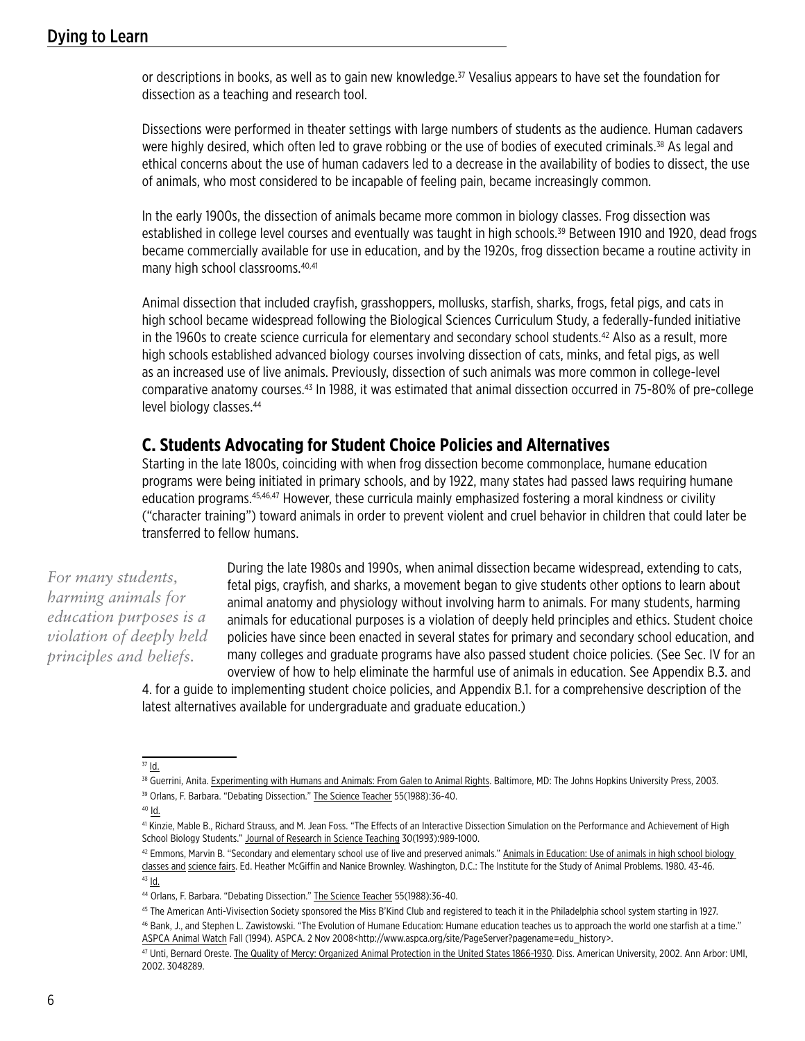or descriptions in books, as well as to gain new knowledge.[37] Vesalius appears to have set the foundation for dissection as a teaching and research tool.

Dissections were performed in theater settings with large numbers of students as the audience. Human cadavers were highly desired, which often led to grave robbing or the use of bodies of executed criminals.[38] As legal and ethical concerns about the use of human cadavers led to a decrease in the availability of bodies to dissect, the use of animals, who most considered to be incapable of feeling pain, became increasingly common.

In the early 1900s, the dissection of animals became more common in biology classes. Frog dissection was established in college level courses and eventually was taught in high schools.[39] Between 1910 and 1920, dead frogs became commercially available for use in education, and by the 1920s, frog dissection became a routine activity in many high school classrooms.[40,41]

Animal dissection that included crayfish, grasshoppers, mollusks, starfish, sharks, frogs, fetal pigs, and cats in high school became widespread following the Biological Sciences Curriculum Study, a federally-funded initiative in the 1960s to create science curricula for elementary and secondary school students.[42] Also as a result, more high schools established advanced biology courses involving dissection of cats, minks, and fetal pigs, as well as an increased use of live animals. Previously, dissection of such animals was more common in college-level comparative anatomy courses.[43] In 1988, it was estimated that animal dissection occurred in 75-80% of pre-college level biology classes.[44]

## C. Students Advocating for Student Choice Policies and Alternatives

Starting in the late 1800s, coinciding with when frog dissection become commonplace, humane education programs were being initiated in primary schools, and by 1922, many states had passed laws requiring humane education programs.[45,46,47] However, these curricula mainly emphasized fostering a moral kindness or civility ("character training") toward animals in order to prevent violent and cruel behavior in children that could later be transferred to fellow humans.

*For many students, harming animals for education purposes is a violation of deeply held principles and beliefs.*

During the late 1980s and 1990s, when animal dissection became widespread, extending to cats, fetal pigs, crayfish, and sharks, a movement began to give students other options to learn about animal anatomy and physiology without involving harm to animals. For many students, harming animals for educational purposes is a violation of deeply held principles and ethics. Student choice policies have since been enacted in several states for primary and secondary school education, and many colleges and graduate programs have also passed student choice policies. (See Sec. IV for an overview of how to help eliminate the harmful use of animals in education. See Appendix B.3. and 4. for a guide to implementing student choice policies, and Appendix B.1. for a comprehensive description of the latest alternatives available for undergraduate and graduate education.)

---

[37] Id.

[38] Guerrini, Anita. Experimenting with Humans and Animals: From Galen to Animal Rights. Baltimore, MD: The Johns Hopkins University Press, 2003.

[39] Orlans, F. Barbara. "Debating Dissection." The Science Teacher 55(1988):36-40.

[40] Id.

[41] Kinzie, Mable B., Richard Strauss, and M. Jean Foss. "The Effects of an Interactive Dissection Simulation on the Performance and Achievement of High School Biology Students." Journal of Research in Science Teaching 30(1993):989-1000.

[42] Emmons, Marvin B. "Secondary and elementary school use of live and preserved animals." Animals in Education: Use of animals in high school biology classes and science fairs. Ed. Heather McGiffin and Nanice Brownley. Washington, D.C.: The Institute for the Study of Animal Problems. 1980. 43-46.

[43] Id.

[44] Orlans, F. Barbara. "Debating Dissection." The Science Teacher 55(1988):36-40.

[45] The American Anti-Vivisection Society sponsored the Miss B'Kind Club and registered to teach it in the Philadelphia school system starting in 1927.

[46] Bank, J., and Stephen L. Zawistowski. "The Evolution of Humane Education: Humane education teaches us to approach the world one starfish at a time." ASPCA Animal Watch Fall (1994). ASPCA. 2 Nov 2008<http://www.aspca.org/site/PageServer?pagename=edu_history>.

[47] Unti, Bernard Oreste. The Quality of Mercy: Organized Animal Protection in the United States 1866-1930. Diss. American University, 2002. Ann Arbor: UMI, 2002. 3048289.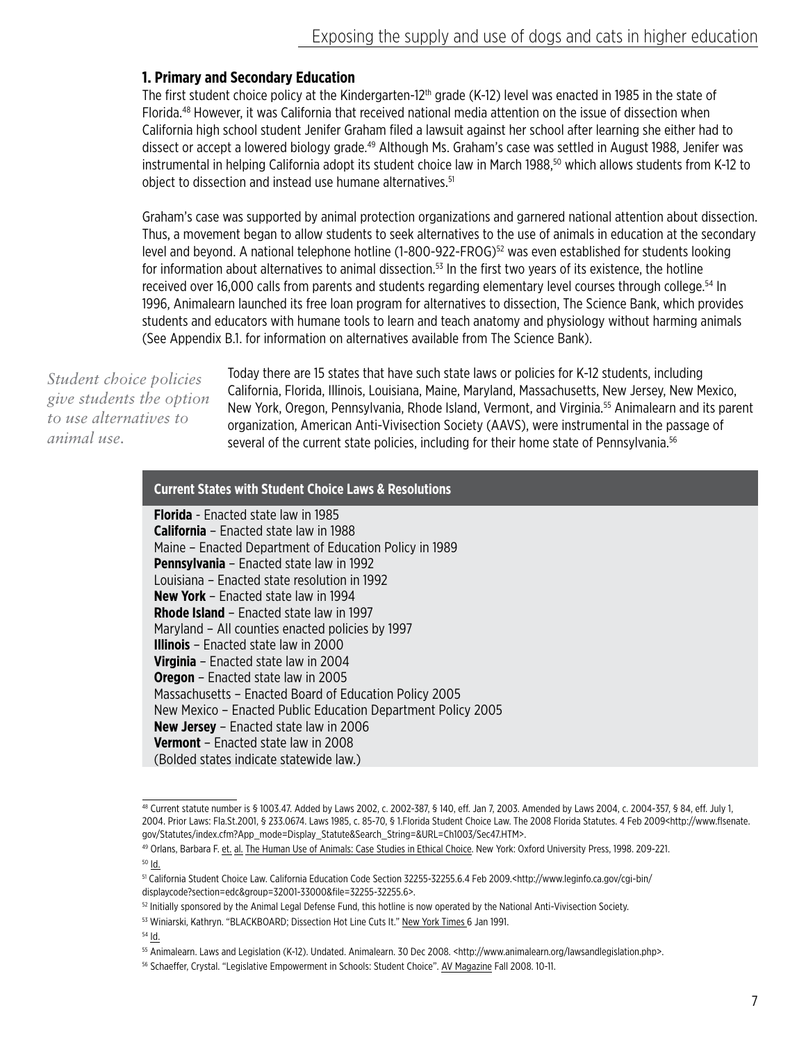### 1. Primary and Secondary Education

The first student choice policy at the Kindergarten-12th grade (K-12) level was enacted in 1985 in the state of Florida.[48] However, it was California that received national media attention on the issue of dissection when California high school student Jenifer Graham filed a lawsuit against her school after learning she either had to dissect or accept a lowered biology grade.[49] Although Ms. Graham's case was settled in August 1988, Jenifer was instrumental in helping California adopt its student choice law in March 1988,[50] which allows students from K-12 to object to dissection and instead use humane alternatives.[51]

Graham's case was supported by animal protection organizations and garnered national attention about dissection. Thus, a movement began to allow students to seek alternatives to the use of animals in education at the secondary level and beyond. A national telephone hotline (1-800-922-FROG)[52] was even established for students looking for information about alternatives to animal dissection.[53] In the first two years of its existence, the hotline received over 16,000 calls from parents and students regarding elementary level courses through college.[54] In 1996, Animalearn launched its free loan program for alternatives to dissection, The Science Bank, which provides students and educators with humane tools to learn and teach anatomy and physiology without harming animals (See Appendix B.1. for information on alternatives available from The Science Bank).

*Student choice policies give students the option to use alternatives to animal use.*

Today there are 15 states that have such state laws or policies for K-12 students, including California, Florida, Illinois, Louisiana, Maine, Maryland, Massachusetts, New Jersey, New Mexico, New York, Oregon, Pennsylvania, Rhode Island, Vermont, and Virginia.[55] Animalearn and its parent organization, American Anti-Vivisection Society (AAVS), were instrumental in the passage of several of the current state policies, including for their home state of Pennsylvania.[56]

**Current States with Student Choice Laws & Resolutions**

**Florida** - Enacted state law in 1985
**California** – Enacted state law in 1988
Maine – Enacted Department of Education Policy in 1989
**Pennsylvania** – Enacted state law in 1992
Louisiana – Enacted state resolution in 1992
**New York** – Enacted state law in 1994
**Rhode Island** – Enacted state law in 1997
Maryland – All counties enacted policies by 1997
**Illinois** – Enacted state law in 2000
**Virginia** – Enacted state law in 2004
**Oregon** – Enacted state law in 2005
Massachusetts – Enacted Board of Education Policy 2005
New Mexico – Enacted Public Education Department Policy 2005
**New Jersey** – Enacted state law in 2006
**Vermont** – Enacted state law in 2008
(Bolded states indicate statewide law.)

---

[48] Current statute number is § 1003.47. Added by Laws 2002, c. 2002-387, § 140, eff. Jan 7, 2003. Amended by Laws 2004, c. 2004-357, § 84, eff. July 1, 2004. Prior Laws: Fla.St.2001, § 233.0674. Laws 1985, c. 85-70, § 1.Florida Student Choice Law. The 2008 Florida Statutes. 4 Feb 2009<http://www.flsenate.gov/Statutes/index.cfm?App_mode=Display_Statute&Search_String=&URL=Ch1003/Sec47.HTM>.

[49] Orlans, Barbara F. et. al. The Human Use of Animals: Case Studies in Ethical Choice. New York: Oxford University Press, 1998. 209-221.

[50] Id.

[51] California Student Choice Law. California Education Code Section 32255-32255.6.4 Feb 2009.<http://www.leginfo.ca.gov/cgi-bin/displaycode?section=edc&group=32001-33000&file=32255-32255.6>.

[52] Initially sponsored by the Animal Legal Defense Fund, this hotline is now operated by the National Anti-Vivisection Society.

[53] Winiarski, Kathryn. "BLACKBOARD; Dissection Hot Line Cuts It." New York Times 6 Jan 1991.

[54] Id.

[55] Animalearn. Laws and Legislation (K-12). Undated. Animalearn. 30 Dec 2008. <http://www.animalearn.org/lawsandlegislation.php>.

[56] Schaeffer, Crystal. "Legislative Empowerment in Schools: Student Choice". AV Magazine Fall 2008. 10-11.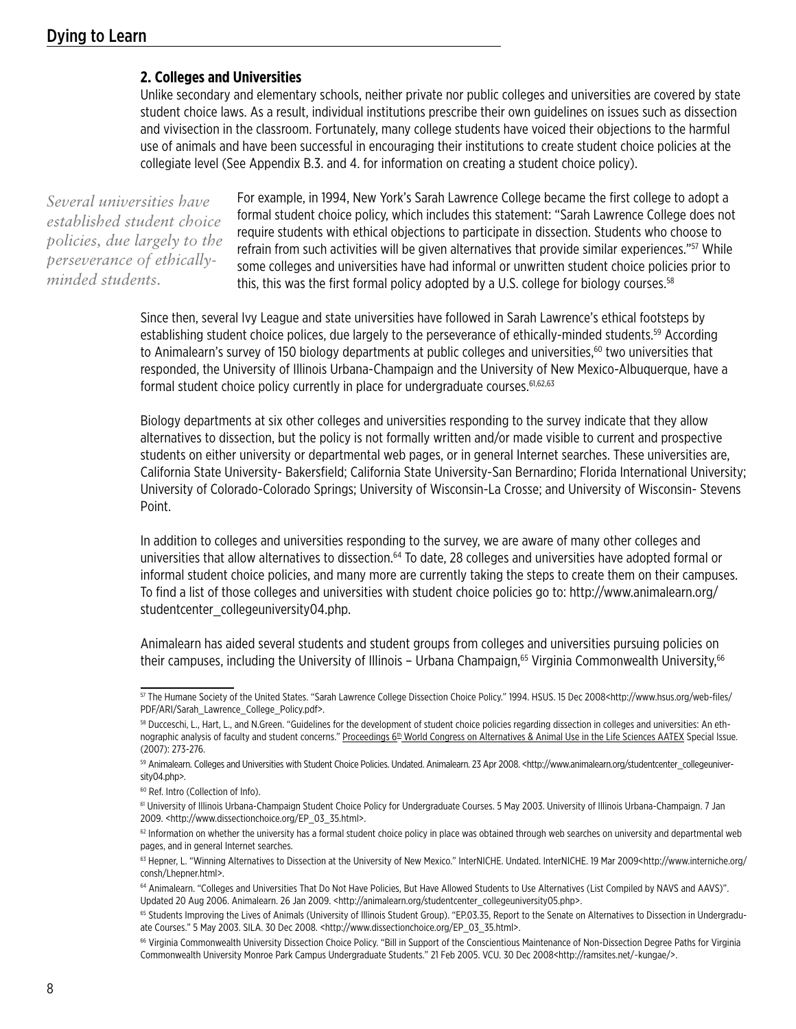### 2. Colleges and Universities

Unlike secondary and elementary schools, neither private nor public colleges and universities are covered by state student choice laws. As a result, individual institutions prescribe their own guidelines on issues such as dissection and vivisection in the classroom. Fortunately, many college students have voiced their objections to the harmful use of animals and have been successful in encouraging their institutions to create student choice policies at the collegiate level (See Appendix B.3. and 4. for information on creating a student choice policy).

*Several universities have established student choice policies, due largely to the perseverance of ethically-minded students.*

For example, in 1994, New York's Sarah Lawrence College became the first college to adopt a formal student choice policy, which includes this statement: "Sarah Lawrence College does not require students with ethical objections to participate in dissection. Students who choose to refrain from such activities will be given alternatives that provide similar experiences."[57] While some colleges and universities have had informal or unwritten student choice policies prior to this, this was the first formal policy adopted by a U.S. college for biology courses.[58]

Since then, several Ivy League and state universities have followed in Sarah Lawrence's ethical footsteps by establishing student choice polices, due largely to the perseverance of ethically-minded students.[59] According to Animalearn's survey of 150 biology departments at public colleges and universities,[60] two universities that responded, the University of Illinois Urbana-Champaign and the University of New Mexico-Albuquerque, have a formal student choice policy currently in place for undergraduate courses.[61,62,63]

Biology departments at six other colleges and universities responding to the survey indicate that they allow alternatives to dissection, but the policy is not formally written and/or made visible to current and prospective students on either university or departmental web pages, or in general Internet searches. These universities are, California State University- Bakersfield; California State University-San Bernardino; Florida International University; University of Colorado-Colorado Springs; University of Wisconsin-La Crosse; and University of Wisconsin- Stevens Point.

In addition to colleges and universities responding to the survey, we are aware of many other colleges and universities that allow alternatives to dissection.[64] To date, 28 colleges and universities have adopted formal or informal student choice policies, and many more are currently taking the steps to create them on their campuses. To find a list of those colleges and universities with student choice policies go to: http://www.animalearn.org/studentcenter_collegeuniversity04.php.

Animalearn has aided several students and student groups from colleges and universities pursuing policies on their campuses, including the University of Illinois – Urbana Champaign,[65] Virginia Commonwealth University,[66]

---

[57] The Humane Society of the United States. "Sarah Lawrence College Dissection Choice Policy." 1994. HSUS. 15 Dec 2008<http://www.hsus.org/web-files/PDF/ARI/Sarah_Lawrence_College_Policy.pdf>.

[58] Ducceschi, L., Hart, L., and N.Green. "Guidelines for the development of student choice policies regarding dissection in colleges and universities: An ethnographic analysis of faculty and student concerns." Proceedings 6th World Congress on Alternatives & Animal Use in the Life Sciences AATEX Special Issue. (2007): 273-276.

[59] Animalearn. Colleges and Universities with Student Choice Policies. Undated. Animalearn. 23 Apr 2008. <http://www.animalearn.org/studentcenter_collegeuniversity04.php>.

[60] Ref. Intro (Collection of Info).

[61] University of Illinois Urbana-Champaign Student Choice Policy for Undergraduate Courses. 5 May 2003. University of Illinois Urbana-Champaign. 7 Jan 2009. <http://www.dissectionchoice.org/EP_03_35.html>.

[62] Information on whether the university has a formal student choice policy in place was obtained through web searches on university and departmental web pages, and in general Internet searches.

[63] Hepner, L. "Winning Alternatives to Dissection at the University of New Mexico." InterNICHE. Undated. InterNICHE. 19 Mar 2009<http://www.interniche.org/consh/Lhepner.html>.

[64] Animalearn. "Colleges and Universities That Do Not Have Policies, But Have Allowed Students to Use Alternatives (List Compiled by NAVS and AAVS)". Updated 20 Aug 2006. Animalearn. 26 Jan 2009. <http://animalearn.org/studentcenter_collegeuniversity05.php>.

[65] Students Improving the Lives of Animals (University of Illinois Student Group). "EP.03.35, Report to the Senate on Alternatives to Dissection in Undergraduate Courses." 5 May 2003. SILA. 30 Dec 2008. <http://www.dissectionchoice.org/EP_03_35.html>.

[66] Virginia Commonwealth University Dissection Choice Policy. "Bill in Support of the Conscientious Maintenance of Non-Dissection Degree Paths for Virginia Commonwealth University Monroe Park Campus Undergraduate Students." 21 Feb 2005. VCU. 30 Dec 2008<http://ramsites.net/~kungae/>.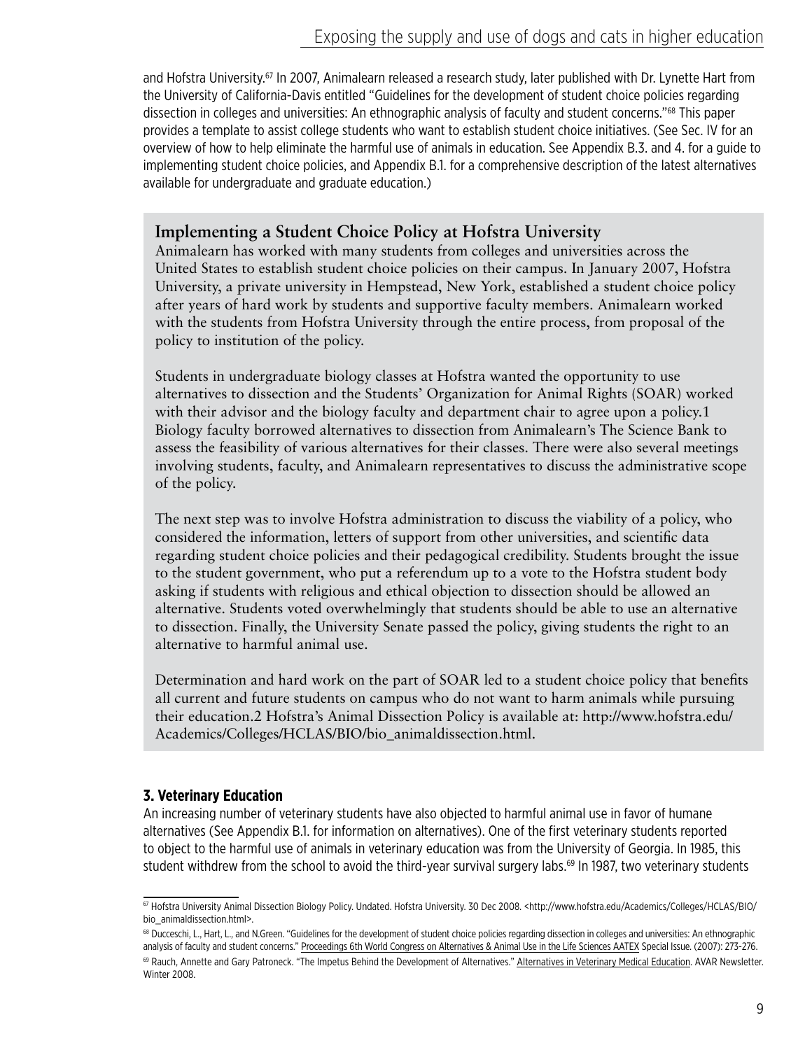and Hofstra University.[67] In 2007, Animalearn released a research study, later published with Dr. Lynette Hart from the University of California-Davis entitled "Guidelines for the development of student choice policies regarding dissection in colleges and universities: An ethnographic analysis of faculty and student concerns."[68] This paper provides a template to assist college students who want to establish student choice initiatives. (See Sec. IV for an overview of how to help eliminate the harmful use of animals in education. See Appendix B.3. and 4. for a guide to implementing student choice policies, and Appendix B.1. for a comprehensive description of the latest alternatives available for undergraduate and graduate education.)

### Implementing a Student Choice Policy at Hofstra University

Animalearn has worked with many students from colleges and universities across the United States to establish student choice policies on their campus. In January 2007, Hofstra University, a private university in Hempstead, New York, established a student choice policy after years of hard work by students and supportive faculty members. Animalearn worked with the students from Hofstra University through the entire process, from proposal of the policy to institution of the policy.

Students in undergraduate biology classes at Hofstra wanted the opportunity to use alternatives to dissection and the Students' Organization for Animal Rights (SOAR) worked with their advisor and the biology faculty and department chair to agree upon a policy.1 Biology faculty borrowed alternatives to dissection from Animalearn's The Science Bank to assess the feasibility of various alternatives for their classes. There were also several meetings involving students, faculty, and Animalearn representatives to discuss the administrative scope of the policy.

The next step was to involve Hofstra administration to discuss the viability of a policy, who considered the information, letters of support from other universities, and scientific data regarding student choice policies and their pedagogical credibility. Students brought the issue to the student government, who put a referendum up to a vote to the Hofstra student body asking if students with religious and ethical objection to dissection should be allowed an alternative. Students voted overwhelmingly that students should be able to use an alternative to dissection. Finally, the University Senate passed the policy, giving students the right to an alternative to harmful animal use.

Determination and hard work on the part of SOAR led to a student choice policy that benefits all current and future students on campus who do not want to harm animals while pursuing their education.2 Hofstra's Animal Dissection Policy is available at: http://www.hofstra.edu/Academics/Colleges/HCLAS/BIO/bio_animaldissection.html.

### 3. Veterinary Education

An increasing number of veterinary students have also objected to harmful animal use in favor of humane alternatives (See Appendix B.1. for information on alternatives). One of the first veterinary students reported to object to the harmful use of animals in veterinary education was from the University of Georgia. In 1985, this student withdrew from the school to avoid the third-year survival surgery labs.[69] In 1987, two veterinary students

---

[67] Hofstra University Animal Dissection Biology Policy. Undated. Hofstra University. 30 Dec 2008. <http://www.hofstra.edu/Academics/Colleges/HCLAS/BIO/bio_animaldissection.html>.

[68] Ducceschi, L., Hart, L., and N.Green. "Guidelines for the development of student choice policies regarding dissection in colleges and universities: An ethnographic analysis of faculty and student concerns." Proceedings 6th World Congress on Alternatives & Animal Use in the Life Sciences AATEX Special Issue. (2007): 273-276.

[69] Rauch, Annette and Gary Patroneck. "The Impetus Behind the Development of Alternatives." Alternatives in Veterinary Medical Education. AVAR Newsletter. Winter 2008.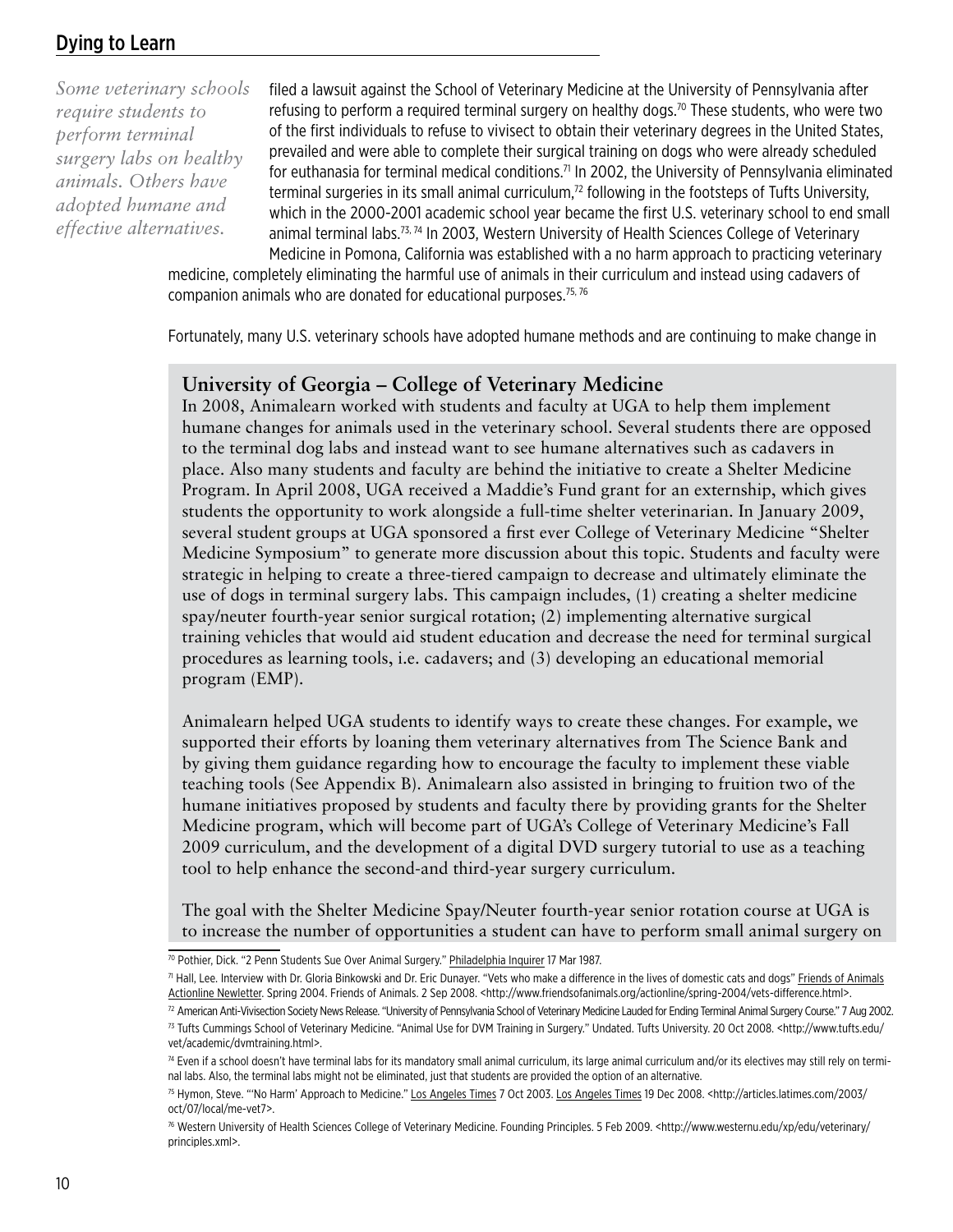*Some veterinary schools require students to perform terminal surgery labs on healthy animals. Others have adopted humane and effective alternatives.*

filed a lawsuit against the School of Veterinary Medicine at the University of Pennsylvania after refusing to perform a required terminal surgery on healthy dogs.[70] These students, who were two of the first individuals to refuse to vivisect to obtain their veterinary degrees in the United States, prevailed and were able to complete their surgical training on dogs who were already scheduled for euthanasia for terminal medical conditions.[71] In 2002, the University of Pennsylvania eliminated terminal surgeries in its small animal curriculum,[72] following in the footsteps of Tufts University, which in the 2000-2001 academic school year became the first U.S. veterinary school to end small animal terminal labs.[73, 74] In 2003, Western University of Health Sciences College of Veterinary Medicine in Pomona, California was established with a no harm approach to practicing veterinary medicine, completely eliminating the harmful use of animals in their curriculum and instead using cadavers of companion animals who are donated for educational purposes.[75, 76]

Fortunately, many U.S. veterinary schools have adopted humane methods and are continuing to make change in

### University of Georgia – College of Veterinary Medicine

In 2008, Animalearn worked with students and faculty at UGA to help them implement humane changes for animals used in the veterinary school. Several students there are opposed to the terminal dog labs and instead want to see humane alternatives such as cadavers in place. Also many students and faculty are behind the initiative to create a Shelter Medicine Program. In April 2008, UGA received a Maddie's Fund grant for an externship, which gives students the opportunity to work alongside a full-time shelter veterinarian. In January 2009, several student groups at UGA sponsored a first ever College of Veterinary Medicine "Shelter Medicine Symposium" to generate more discussion about this topic. Students and faculty were strategic in helping to create a three-tiered campaign to decrease and ultimately eliminate the use of dogs in terminal surgery labs. This campaign includes, (1) creating a shelter medicine spay/neuter fourth-year senior surgical rotation; (2) implementing alternative surgical training vehicles that would aid student education and decrease the need for terminal surgical procedures as learning tools, i.e. cadavers; and (3) developing an educational memorial program (EMP).

Animalearn helped UGA students to identify ways to create these changes. For example, we supported their efforts by loaning them veterinary alternatives from The Science Bank and by giving them guidance regarding how to encourage the faculty to implement these viable teaching tools (See Appendix B). Animalearn also assisted in bringing to fruition two of the humane initiatives proposed by students and faculty there by providing grants for the Shelter Medicine program, which will become part of UGA's College of Veterinary Medicine's Fall 2009 curriculum, and the development of a digital DVD surgery tutorial to use as a teaching tool to help enhance the second-and third-year surgery curriculum.

The goal with the Shelter Medicine Spay/Neuter fourth-year senior rotation course at UGA is to increase the number of opportunities a student can have to perform small animal surgery on

---

[70] Pothier, Dick. "2 Penn Students Sue Over Animal Surgery." Philadelphia Inquirer 17 Mar 1987.

[71] Hall, Lee. Interview with Dr. Gloria Binkowski and Dr. Eric Dunayer. "Vets who make a difference in the lives of domestic cats and dogs" Friends of Animals Actionline Newletter. Spring 2004. Friends of Animals. 2 Sep 2008. <http://www.friendsofanimals.org/actionline/spring-2004/vets-difference.html>.

[72] American Anti-Vivisection Society News Release. "University of Pennsylvania School of Veterinary Medicine Lauded for Ending Terminal Animal Surgery Course." 7 Aug 2002.

[73] Tufts Cummings School of Veterinary Medicine. "Animal Use for DVM Training in Surgery." Undated. Tufts University. 20 Oct 2008. <http://www.tufts.edu/vet/academic/dvmtraining.html>.

[74] Even if a school doesn't have terminal labs for its mandatory small animal curriculum, its large animal curriculum and/or its electives may still rely on terminal labs. Also, the terminal labs might not be eliminated, just that students are provided the option of an alternative.

[75] Hymon, Steve. "'No Harm' Approach to Medicine." Los Angeles Times 7 Oct 2003. Los Angeles Times 19 Dec 2008. <http://articles.latimes.com/2003/oct/07/local/me-vet7>.

[76] Western University of Health Sciences College of Veterinary Medicine. Founding Principles. 5 Feb 2009. <http://www.westernu.edu/xp/edu/veterinary/principles.xml>.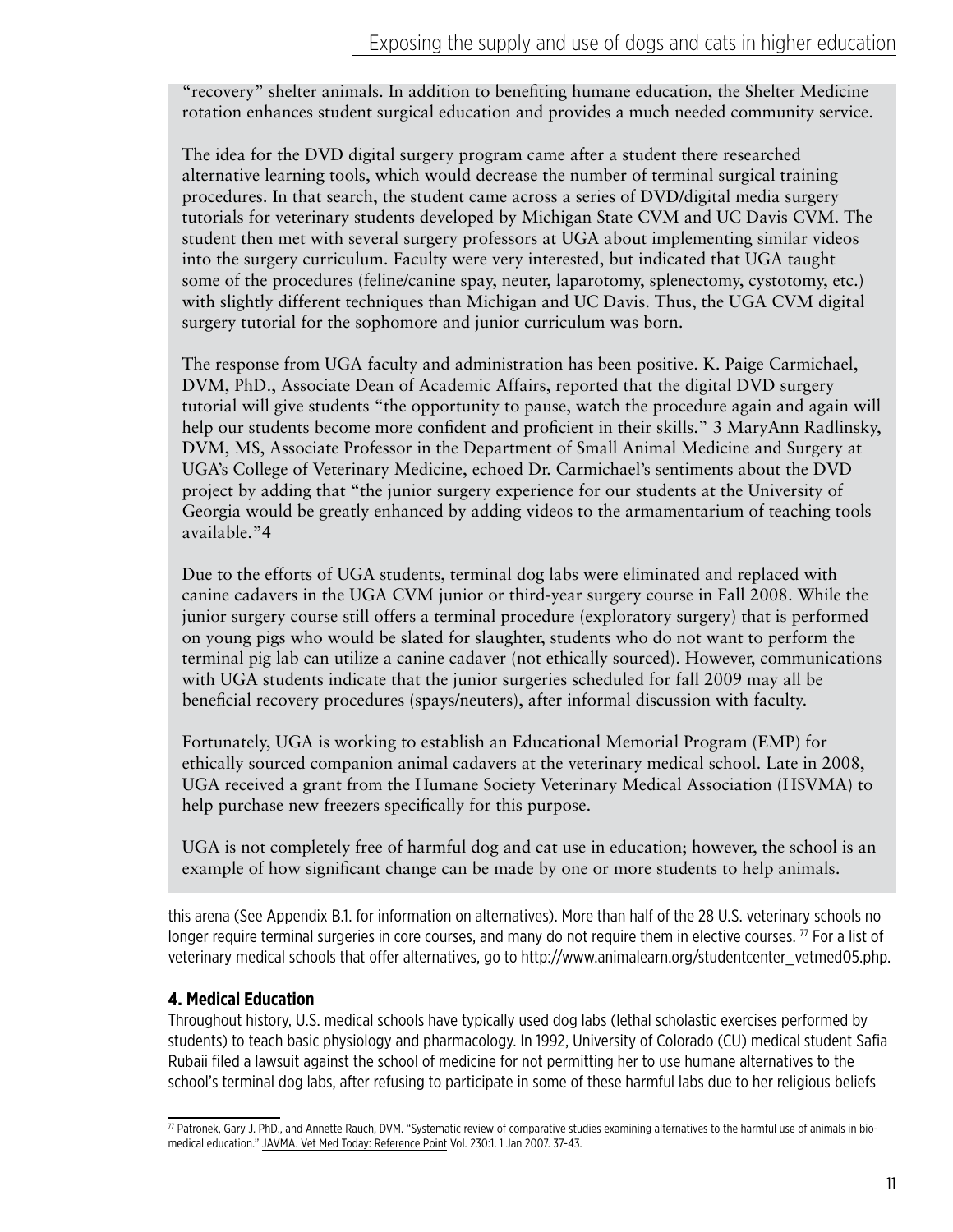"recovery" shelter animals. In addition to benefiting humane education, the Shelter Medicine rotation enhances student surgical education and provides a much needed community service.

The idea for the DVD digital surgery program came after a student there researched alternative learning tools, which would decrease the number of terminal surgical training procedures. In that search, the student came across a series of DVD/digital media surgery tutorials for veterinary students developed by Michigan State CVM and UC Davis CVM. The student then met with several surgery professors at UGA about implementing similar videos into the surgery curriculum. Faculty were very interested, but indicated that UGA taught some of the procedures (feline/canine spay, neuter, laparotomy, splenectomy, cystotomy, etc.) with slightly different techniques than Michigan and UC Davis. Thus, the UGA CVM digital surgery tutorial for the sophomore and junior curriculum was born.

The response from UGA faculty and administration has been positive. K. Paige Carmichael, DVM, PhD., Associate Dean of Academic Affairs, reported that the digital DVD surgery tutorial will give students "the opportunity to pause, watch the procedure again and again will help our students become more confident and proficient in their skills." 3 MaryAnn Radlinsky, DVM, MS, Associate Professor in the Department of Small Animal Medicine and Surgery at UGA's College of Veterinary Medicine, echoed Dr. Carmichael's sentiments about the DVD project by adding that "the junior surgery experience for our students at the University of Georgia would be greatly enhanced by adding videos to the armamentarium of teaching tools available."4

Due to the efforts of UGA students, terminal dog labs were eliminated and replaced with canine cadavers in the UGA CVM junior or third-year surgery course in Fall 2008. While the junior surgery course still offers a terminal procedure (exploratory surgery) that is performed on young pigs who would be slated for slaughter, students who do not want to perform the terminal pig lab can utilize a canine cadaver (not ethically sourced). However, communications with UGA students indicate that the junior surgeries scheduled for fall 2009 may all be beneficial recovery procedures (spays/neuters), after informal discussion with faculty.

Fortunately, UGA is working to establish an Educational Memorial Program (EMP) for ethically sourced companion animal cadavers at the veterinary medical school. Late in 2008, UGA received a grant from the Humane Society Veterinary Medical Association (HSVMA) to help purchase new freezers specifically for this purpose.

UGA is not completely free of harmful dog and cat use in education; however, the school is an example of how significant change can be made by one or more students to help animals.

this arena (See Appendix B.1. for information on alternatives). More than half of the 28 U.S. veterinary schools no longer require terminal surgeries in core courses, and many do not require them in elective courses. [77] For a list of veterinary medical schools that offer alternatives, go to http://www.animalearn.org/studentcenter_vetmed05.php.

### 4. Medical Education

Throughout history, U.S. medical schools have typically used dog labs (lethal scholastic exercises performed by students) to teach basic physiology and pharmacology. In 1992, University of Colorado (CU) medical student Safia Rubaii filed a lawsuit against the school of medicine for not permitting her to use humane alternatives to the school's terminal dog labs, after refusing to participate in some of these harmful labs due to her religious beliefs

---

[77] Patronek, Gary J. PhD., and Annette Rauch, DVM. "Systematic review of comparative studies examining alternatives to the harmful use of animals in biomedical education." JAVMA. Vet Med Today: Reference Point Vol. 230:1. 1 Jan 2007. 37-43.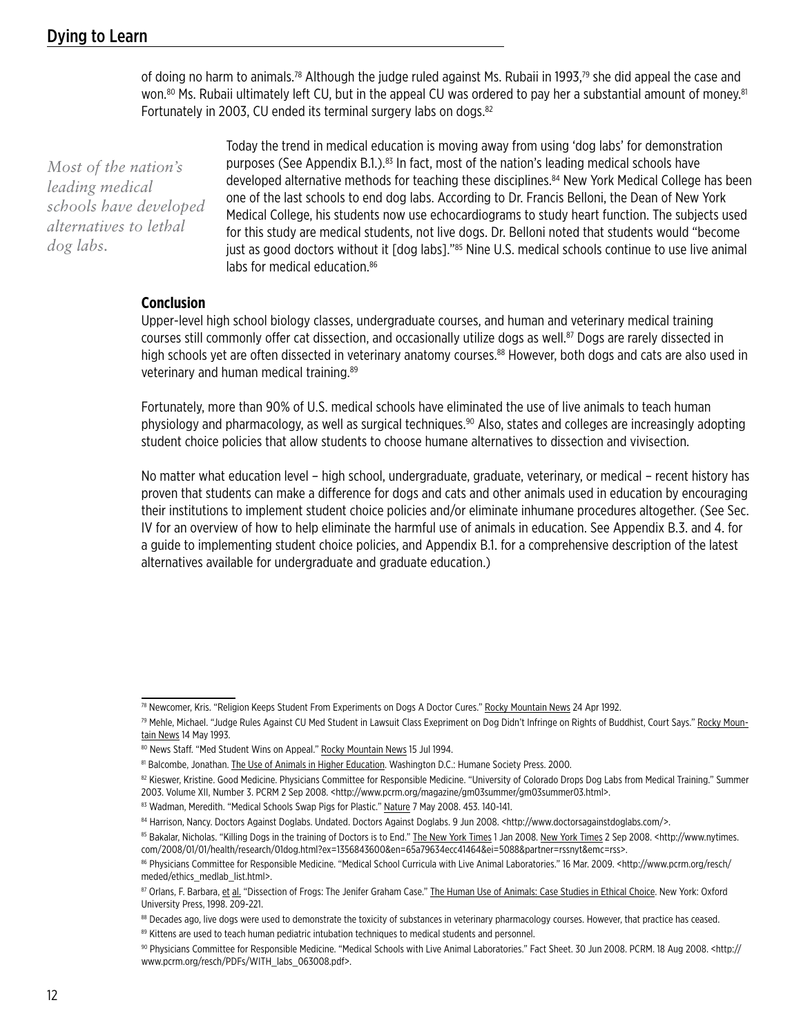of doing no harm to animals.[78] Although the judge ruled against Ms. Rubaii in 1993,[79] she did appeal the case and won.[80] Ms. Rubaii ultimately left CU, but in the appeal CU was ordered to pay her a substantial amount of money.[81] Fortunately in 2003, CU ended its terminal surgery labs on dogs.[82]

*Most of the nation's leading medical schools have developed alternatives to lethal dog labs.*

Today the trend in medical education is moving away from using 'dog labs' for demonstration purposes (See Appendix B.1.).[83] In fact, most of the nation's leading medical schools have developed alternative methods for teaching these disciplines.[84] New York Medical College has been one of the last schools to end dog labs. According to Dr. Francis Belloni, the Dean of New York Medical College, his students now use echocardiograms to study heart function. The subjects used for this study are medical students, not live dogs. Dr. Belloni noted that students would "become just as good doctors without it [dog labs]."[85] Nine U.S. medical schools continue to use live animal labs for medical education.[86]

### Conclusion

Upper-level high school biology classes, undergraduate courses, and human and veterinary medical training courses still commonly offer cat dissection, and occasionally utilize dogs as well.[87] Dogs are rarely dissected in high schools yet are often dissected in veterinary anatomy courses.[88] However, both dogs and cats are also used in veterinary and human medical training.[89]

Fortunately, more than 90% of U.S. medical schools have eliminated the use of live animals to teach human physiology and pharmacology, as well as surgical techniques.[90] Also, states and colleges are increasingly adopting student choice policies that allow students to choose humane alternatives to dissection and vivisection.

No matter what education level – high school, undergraduate, graduate, veterinary, or medical – recent history has proven that students can make a difference for dogs and cats and other animals used in education by encouraging their institutions to implement student choice policies and/or eliminate inhumane procedures altogether. (See Sec. IV for an overview of how to help eliminate the harmful use of animals in education. See Appendix B.3. and 4. for a guide to implementing student choice policies, and Appendix B.1. for a comprehensive description of the latest alternatives available for undergraduate and graduate education.)

---

[78] Newcomer, Kris. "Religion Keeps Student From Experiments on Dogs A Doctor Cures." Rocky Mountain News 24 Apr 1992.

[79] Mehle, Michael. "Judge Rules Against CU Med Student in Lawsuit Class Exepriment on Dog Didn't Infringe on Rights of Buddhist, Court Says." Rocky Mountain News 14 May 1993.

[80] News Staff. "Med Student Wins on Appeal." Rocky Mountain News 15 Jul 1994.

[81] Balcombe, Jonathan. The Use of Animals in Higher Education. Washington D.C.: Humane Society Press. 2000.

[82] Kieswer, Kristine. Good Medicine. Physicians Committee for Responsible Medicine. "University of Colorado Drops Dog Labs from Medical Training." Summer 2003. Volume XII, Number 3. PCRM 2 Sep 2008. <http://www.pcrm.org/magazine/gm03summer/gm03summer03.html>.

[83] Wadman, Meredith. "Medical Schools Swap Pigs for Plastic." Nature 7 May 2008. 453. 140-141.

[84] Harrison, Nancy. Doctors Against Doglabs. Undated. Doctors Against Doglabs. 9 Jun 2008. <http://www.doctorsagainstdoglabs.com/>.

[85] Bakalar, Nicholas. "Killing Dogs in the training of Doctors is to End." The New York Times 1 Jan 2008. New York Times 2 Sep 2008. <http://www.nytimes.com/2008/01/01/health/research/01dog.html?ex=1356843600&en=65a79634ecc41464&ei=5088&partner=rssnyt&emc=rss>.

[86] Physicians Committee for Responsible Medicine. "Medical School Curricula with Live Animal Laboratories." 16 Mar. 2009. <http://www.pcrm.org/resch/meded/ethics_medlab_list.html>.

[87] Orlans, F. Barbara, et al. "Dissection of Frogs: The Jenifer Graham Case." The Human Use of Animals: Case Studies in Ethical Choice. New York: Oxford University Press, 1998. 209-221.

[88] Decades ago, live dogs were used to demonstrate the toxicity of substances in veterinary pharmacology courses. However, that practice has ceased.

[89] Kittens are used to teach human pediatric intubation techniques to medical students and personnel.

[90] Physicians Committee for Responsible Medicine. "Medical Schools with Live Animal Laboratories." Fact Sheet. 30 Jun 2008. PCRM. 18 Aug 2008. <http://www.pcrm.org/resch/PDFs/WITH_labs_063008.pdf>.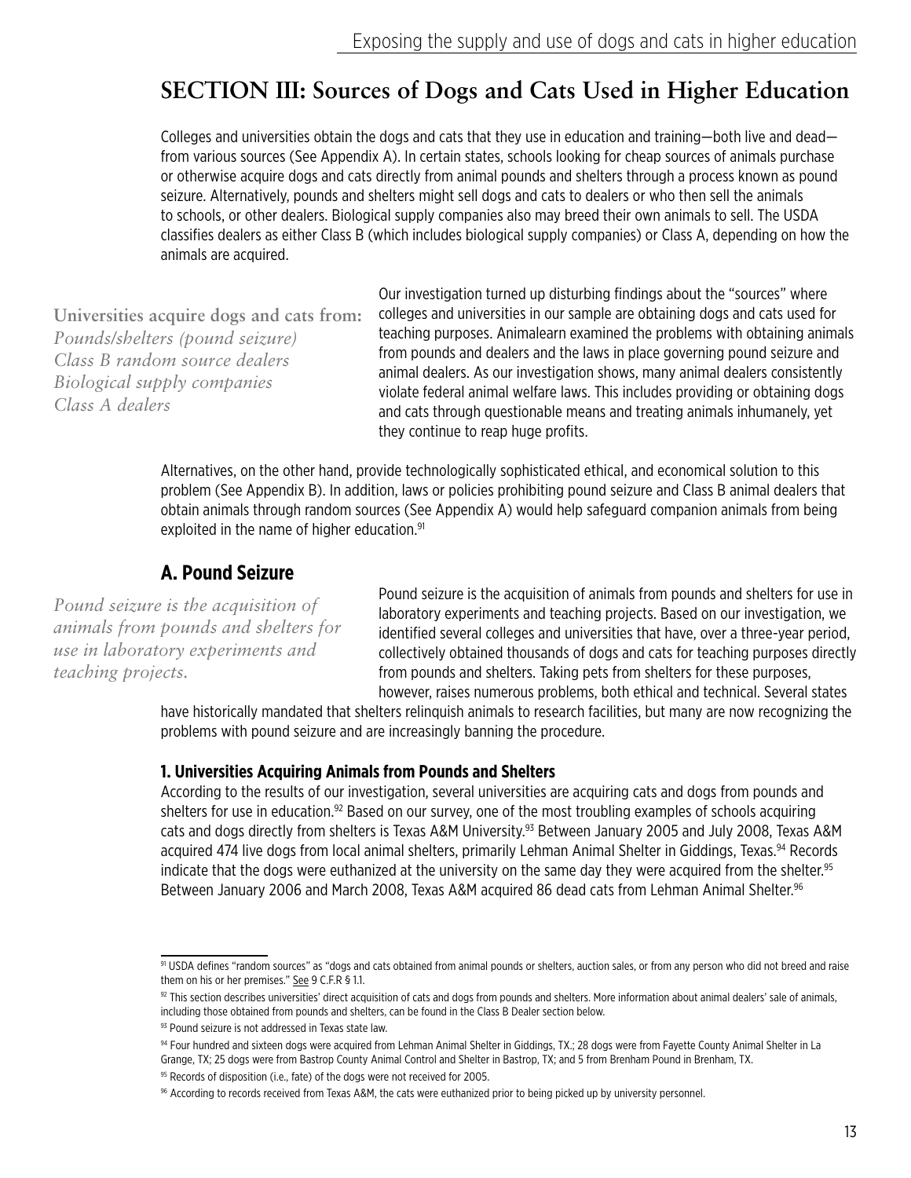## SECTION III: Sources of Dogs and Cats Used in Higher Education

Colleges and universities obtain the dogs and cats that they use in education and training—both live and dead—from various sources (See Appendix A). In certain states, schools looking for cheap sources of animals purchase or otherwise acquire dogs and cats directly from animal pounds and shelters through a process known as pound seizure. Alternatively, pounds and shelters might sell dogs and cats to dealers or who then sell the animals to schools, or other dealers. Biological supply companies also may breed their own animals to sell. The USDA classifies dealers as either Class B (which includes biological supply companies) or Class A, depending on how the animals are acquired.

**Universities acquire dogs and cats from:**
*Pounds/shelters (pound seizure)*
*Class B random source dealers*
*Biological supply companies*
*Class A dealers*

Our investigation turned up disturbing findings about the "sources" where colleges and universities in our sample are obtaining dogs and cats used for teaching purposes. Animalearn examined the problems with obtaining animals from pounds and dealers and the laws in place governing pound seizure and animal dealers. As our investigation shows, many animal dealers consistently violate federal animal welfare laws. This includes providing or obtaining dogs and cats through questionable means and treating animals inhumanely, yet they continue to reap huge profits.

Alternatives, on the other hand, provide technologically sophisticated ethical, and economical solution to this problem (See Appendix B). In addition, laws or policies prohibiting pound seizure and Class B animal dealers that obtain animals through random sources (See Appendix A) would help safeguard companion animals from being exploited in the name of higher education.[91]

### A. Pound Seizure

*Pound seizure is the acquisition of animals from pounds and shelters for use in laboratory experiments and teaching projects.*

Pound seizure is the acquisition of animals from pounds and shelters for use in laboratory experiments and teaching projects. Based on our investigation, we identified several colleges and universities that have, over a three-year period, collectively obtained thousands of dogs and cats for teaching purposes directly from pounds and shelters. Taking pets from shelters for these purposes, however, raises numerous problems, both ethical and technical. Several states have historically mandated that shelters relinquish animals to research facilities, but many are now recognizing the problems with pound seizure and are increasingly banning the procedure.

#### 1. Universities Acquiring Animals from Pounds and Shelters

According to the results of our investigation, several universities are acquiring cats and dogs from pounds and shelters for use in education.[92] Based on our survey, one of the most troubling examples of schools acquiring cats and dogs directly from shelters is Texas A&M University.[93] Between January 2005 and July 2008, Texas A&M acquired 474 live dogs from local animal shelters, primarily Lehman Animal Shelter in Giddings, Texas.[94] Records indicate that the dogs were euthanized at the university on the same day they were acquired from the shelter.[95] Between January 2006 and March 2008, Texas A&M acquired 86 dead cats from Lehman Animal Shelter.[96]

---

[91] USDA defines "random sources" as "dogs and cats obtained from animal pounds or shelters, auction sales, or from any person who did not breed and raise them on his or her premises." See 9 C.F.R § 1.1.

[92] This section describes universities' direct acquisition of cats and dogs from pounds and shelters. More information about animal dealers' sale of animals, including those obtained from pounds and shelters, can be found in the Class B Dealer section below.

[93] Pound seizure is not addressed in Texas state law.

[94] Four hundred and sixteen dogs were acquired from Lehman Animal Shelter in Giddings, TX.; 28 dogs were from Fayette County Animal Shelter in La Grange, TX; 25 dogs were from Bastrop County Animal Control and Shelter in Bastrop, TX; and 5 from Brenham Pound in Brenham, TX.

[95] Records of disposition (i.e., fate) of the dogs were not received for 2005.

[96] According to records received from Texas A&M, the cats were euthanized prior to being picked up by university personnel.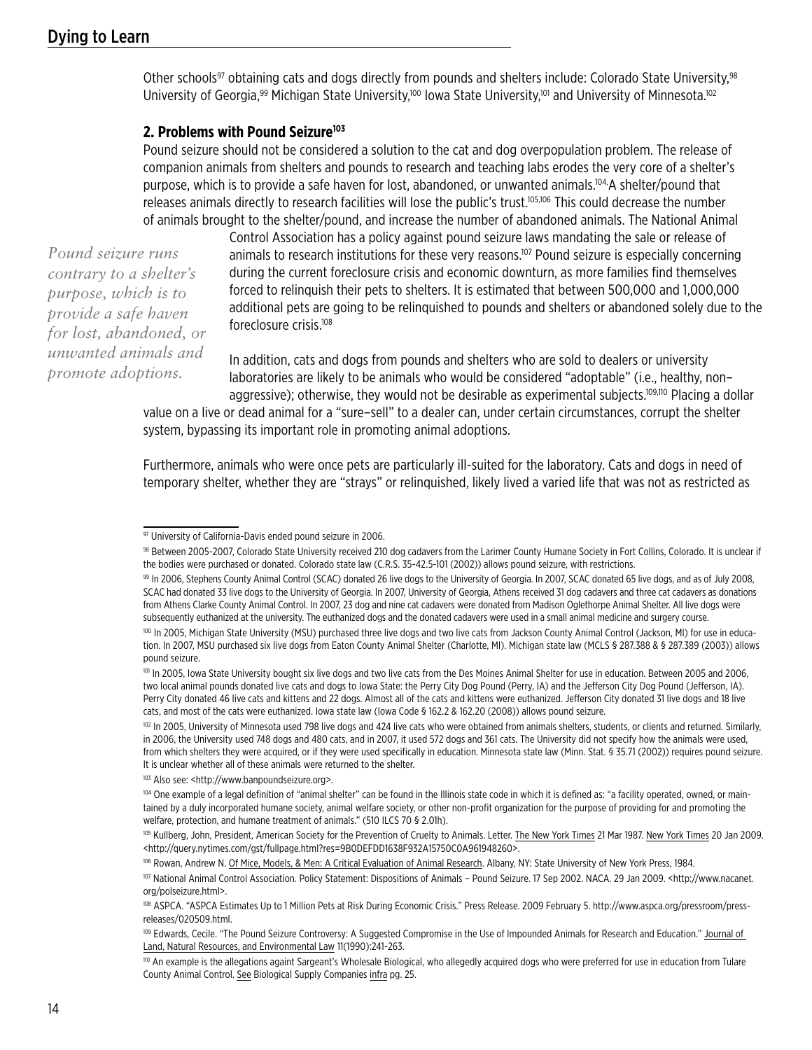Other schools[97] obtaining cats and dogs directly from pounds and shelters include: Colorado State University,[98] University of Georgia,[99] Michigan State University,[100] Iowa State University,[101] and University of Minnesota.[102]

### 2. Problems with Pound Seizure[103]

Pound seizure should not be considered a solution to the cat and dog overpopulation problem. The release of companion animals from shelters and pounds to research and teaching labs erodes the very core of a shelter's purpose, which is to provide a safe haven for lost, abandoned, or unwanted animals.[104] A shelter/pound that releases animals directly to research facilities will lose the public's trust.[105,106] This could decrease the number of animals brought to the shelter/pound, and increase the number of abandoned animals. The National Animal Control Association has a policy against pound seizure laws mandating the sale or release of animals to research institutions for these very reasons.[107] Pound seizure is especially concerning during the current foreclosure crisis and economic downturn, as more families find themselves forced to relinquish their pets to shelters. It is estimated that between 500,000 and 1,000,000 additional pets are going to be relinquished to pounds and shelters or abandoned solely due to the foreclosure crisis.[108]

*Pound seizure runs contrary to a shelter's purpose, which is to provide a safe haven for lost, abandoned, or unwanted animals and promote adoptions.*

In addition, cats and dogs from pounds and shelters who are sold to dealers or university laboratories are likely to be animals who would be considered "adoptable" (i.e., healthy, non–aggressive); otherwise, they would not be desirable as experimental subjects.[109,110] Placing a dollar value on a live or dead animal for a "sure–sell" to a dealer can, under certain circumstances, corrupt the shelter system, bypassing its important role in promoting animal adoptions.

Furthermore, animals who were once pets are particularly ill-suited for the laboratory. Cats and dogs in need of temporary shelter, whether they are "strays" or relinquished, likely lived a varied life that was not as restricted as

---

[97] University of California–Davis ended pound seizure in 2006.

[98] Between 2005-2007, Colorado State University received 210 dog cadavers from the Larimer County Humane Society in Fort Collins, Colorado. It is unclear if the bodies were purchased or donated. Colorado state law (C.R.S. 35–42.5-101 (2002)) allows pound seizure, with restrictions.

[99] In 2006, Stephens County Animal Control (SCAC) donated 26 live dogs to the University of Georgia. In 2007, SCAC donated 65 live dogs, and as of July 2008, SCAC had donated 33 live dogs to the University of Georgia. In 2007, University of Georgia, Athens received 31 dog cadavers and three cat cadavers as donations from Athens Clarke County Animal Control. In 2007, 23 dog and nine cat cadavers were donated from Madison Oglethorpe Animal Shelter. All live dogs were subsequently euthanized at the university. The euthanized dogs and the donated cadavers were used in a small animal medicine and surgery course.

[100] In 2005, Michigan State University (MSU) purchased three live dogs and two live cats from Jackson County Animal Control (Jackson, MI) for use in education. In 2007, MSU purchased six live dogs from Eaton County Animal Shelter (Charlotte, MI). Michigan state law (MCLS § 287.388 & § 287.389 (2003)) allows pound seizure.

[101] In 2005, Iowa State University bought six live dogs and two live cats from the Des Moines Animal Shelter for use in education. Between 2005 and 2006, two local animal pounds donated live cats and dogs to Iowa State: the Perry City Dog Pound (Perry, IA) and the Jefferson City Dog Pound (Jefferson, IA). Perry City donated 46 live cats and kittens and 22 dogs. Almost all of the cats and kittens were euthanized. Jefferson City donated 31 live dogs and 18 live cats, and most of the cats were euthanized. Iowa state law (Iowa Code § 162.2 & 162.20 (2008)) allows pound seizure.

[102] In 2005, University of Minnesota used 798 live dogs and 424 live cats who were obtained from animals shelters, students, or clients and returned. Similarly, in 2006, the University used 748 dogs and 480 cats, and in 2007, it used 572 dogs and 361 cats. The University did not specify how the animals were used, from which shelters they were acquired, or if they were used specifically in education. Minnesota state law (Minn. Stat. § 35.71 (2002)) requires pound seizure. It is unclear whether all of these animals were returned to the shelter.

[103] Also see: <http://www.banpoundseizure.org>.

[104] One example of a legal definition of "animal shelter" can be found in the Illinois state code in which it is defined as: "a facility operated, owned, or maintained by a duly incorporated humane society, animal welfare society, or other non-profit organization for the purpose of providing for and promoting the welfare, protection, and humane treatment of animals." (510 ILCS 70 § 2.01h).

[105] Kullberg, John, President, American Society for the Prevention of Cruelty to Animals. Letter. The New York Times 21 Mar 1987. New York Times 20 Jan 2009. <http://query.nytimes.com/gst/fullpage.html?res=9B0DEFDD1638F932A15750C0A961948260>.

[106] Rowan, Andrew N. Of Mice, Models, & Men: A Critical Evaluation of Animal Research. Albany, NY: State University of New York Press, 1984.

[107] National Animal Control Association. Policy Statement: Dispositions of Animals – Pound Seizure. 17 Sep 2002. NACA. 29 Jan 2009. <http://www.nacanet.org/polseizure.html>.

[108] ASPCA. "ASPCA Estimates Up to 1 Million Pets at Risk During Economic Crisis." Press Release. 2009 February 5. http://www.aspca.org/pressroom/press-releases/020509.html.

[109] Edwards, Cecile. "The Pound Seizure Controversy: A Suggested Compromise in the Use of Impounded Animals for Research and Education." Journal of Land, Natural Resources, and Environmental Law 11(1990):241-263.

[110] An example is the allegations agaist Sargeant's Wholesale Biological, who allegedly acquired dogs who were preferred for use in education from Tulare County Animal Control. See Biological Supply Companies infra pg. 25.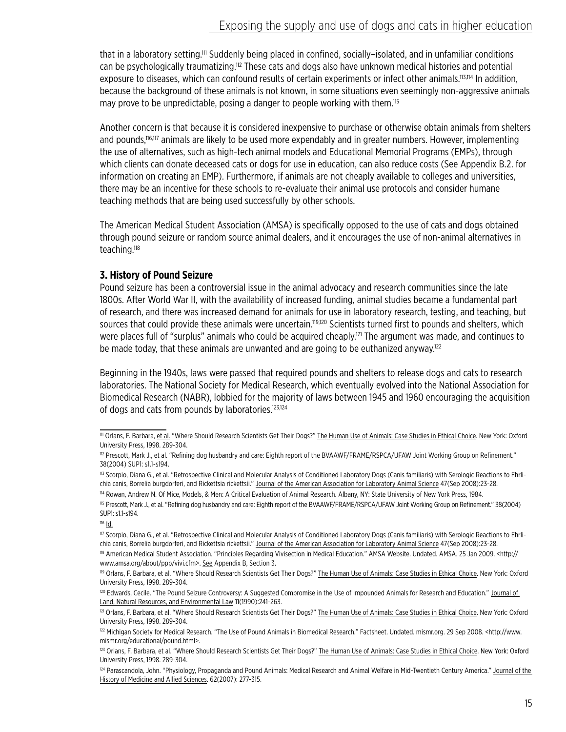that in a laboratory setting.[111] Suddenly being placed in confined, socially–isolated, and in unfamiliar conditions can be psychologically traumatizing.[112] These cats and dogs also have unknown medical histories and potential exposure to diseases, which can confound results of certain experiments or infect other animals.[113,114] In addition, because the background of these animals is not known, in some situations even seemingly non-aggressive animals may prove to be unpredictable, posing a danger to people working with them.[115]

Another concern is that because it is considered inexpensive to purchase or otherwise obtain animals from shelters and pounds,[116,117] animals are likely to be used more expendably and in greater numbers. However, implementing the use of alternatives, such as high-tech animal models and Educational Memorial Programs (EMPs), through which clients can donate deceased cats or dogs for use in education, can also reduce costs (See Appendix B.2. for information on creating an EMP). Furthermore, if animals are not cheaply available to colleges and universities, there may be an incentive for these schools to re-evaluate their animal use protocols and consider humane teaching methods that are being used successfully by other schools.

The American Medical Student Association (AMSA) is specifically opposed to the use of cats and dogs obtained through pound seizure or random source animal dealers, and it encourages the use of non-animal alternatives in teaching.[118]

### 3. History of Pound Seizure

Pound seizure has been a controversial issue in the animal advocacy and research communities since the late 1800s. After World War II, with the availability of increased funding, animal studies became a fundamental part of research, and there was increased demand for animals for use in laboratory research, testing, and teaching, but sources that could provide these animals were uncertain.[119,120] Scientists turned first to pounds and shelters, which were places full of "surplus" animals who could be acquired cheaply.[121] The argument was made, and continues to be made today, that these animals are unwanted and are going to be euthanized anyway.[122]

Beginning in the 1940s, laws were passed that required pounds and shelters to release dogs and cats to research laboratories. The National Society for Medical Research, which eventually evolved into the National Association for Biomedical Research (NABR), lobbied for the majority of laws between 1945 and 1960 encouraging the acquisition of dogs and cats from pounds by laboratories.[123,124]

---

[111] Orlans, F. Barbara, et al. "Where Should Research Scientists Get Their Dogs?" The Human Use of Animals: Case Studies in Ethical Choice. New York: Oxford University Press, 1998. 289-304.

[112] Prescott, Mark J., et al. "Refining dog husbandry and care: Eighth report of the BVAAWF/FRAME/RSPCA/UFAW Joint Working Group on Refinement." 38(2004) SUP1: s1.1-s194.

[113] Scorpio, Diana G., et al. "Retrospective Clinical and Molecular Analysis of Conditioned Laboratory Dogs (Canis familiaris) with Serologic Reactions to Ehrlichia canis, Borrelia burgdorferi, and Rickettsia rickettsii." Journal of the American Association for Laboratory Animal Science 47(Sep 2008):23-28.

[114] Rowan, Andrew N. Of Mice, Models, & Men: A Critical Evaluation of Animal Research. Albany, NY: State University of New York Press, 1984.

[115] Prescott, Mark J., et al. "Refining dog husbandry and care: Eighth report of the BVAAWF/FRAME/RSPCA/UFAW Joint Working Group on Refinement." 38(2004) SUP1: s1.1-s194.

[116] Id.

[117] Scorpio, Diana G., et al. "Retrospective Clinical and Molecular Analysis of Conditioned Laboratory Dogs (Canis familiaris) with Serologic Reactions to Ehrlichia canis, Borrelia burgdorferi, and Rickettsia rickettsii." Journal of the American Association for Laboratory Animal Science 47(Sep 2008):23-28.

[118] American Medical Student Association. "Principles Regarding Vivisection in Medical Education." AMSA Website. Undated. AMSA. 25 Jan 2009. <http://www.amsa.org/about/ppp/vivi.cfm>. See Appendix B, Section 3.

[119] Orlans, F. Barbara, et al. "Where Should Research Scientists Get Their Dogs?" The Human Use of Animals: Case Studies in Ethical Choice. New York: Oxford University Press, 1998. 289-304.

[120] Edwards, Cecile. "The Pound Seizure Controversy: A Suggested Compromise in the Use of Impounded Animals for Research and Education." Journal of Land, Natural Resources, and Environmental Law 11(1990):241-263.

[121] Orlans, F. Barbara, et al. "Where Should Research Scientists Get Their Dogs?" The Human Use of Animals: Case Studies in Ethical Choice. New York: Oxford University Press, 1998. 289-304.

[122] Michigan Society for Medical Research. "The Use of Pound Animals in Biomedical Research." Factsheet. Undated. mismr.org. 29 Sep 2008. <http://www.mismr.org/educational/pound.html>.

[123] Orlans, F. Barbara, et al. "Where Should Research Scientists Get Their Dogs?" The Human Use of Animals: Case Studies in Ethical Choice. New York: Oxford University Press, 1998. 289-304.

[124] Parascandola, John. "Physiology, Propaganda and Pound Animals: Medical Research and Animal Welfare in Mid-Twentieth Century America." Journal of the History of Medicine and Allied Sciences. 62(2007): 277-315.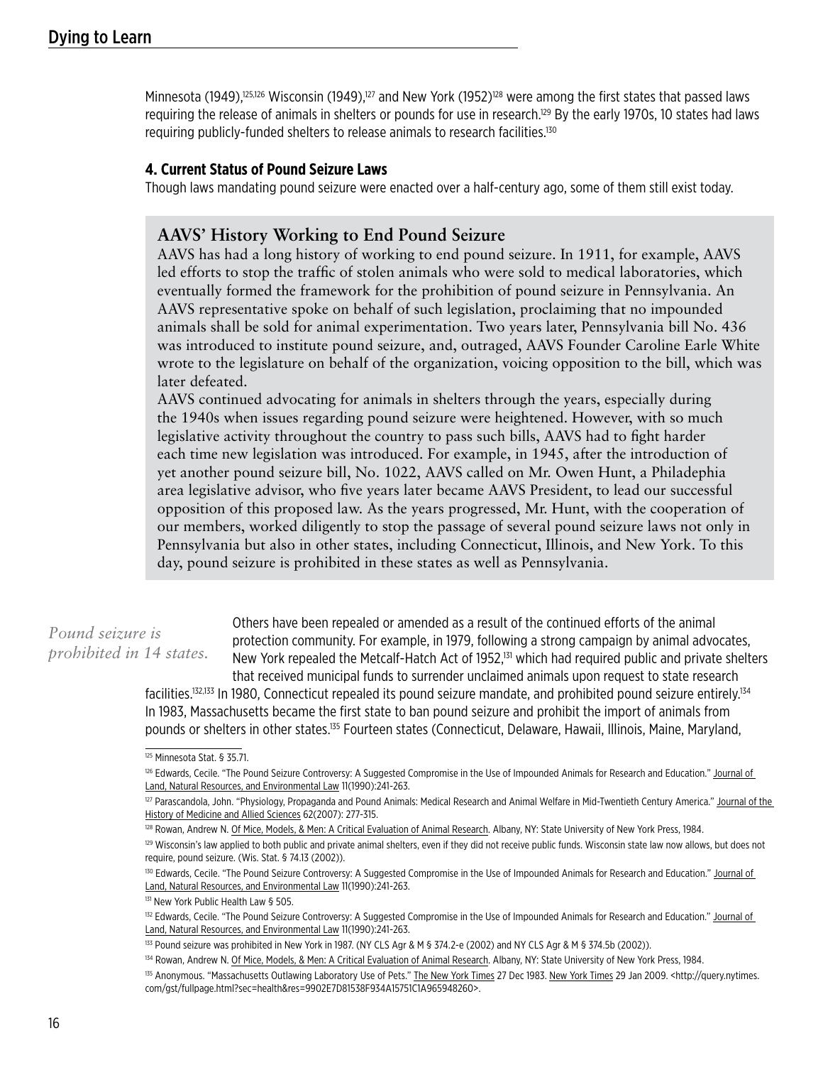Minnesota (1949),[125,126] Wisconsin (1949),[127] and New York (1952)[128] were among the first states that passed laws requiring the release of animals in shelters or pounds for use in research.[129] By the early 1970s, 10 states had laws requiring publicly-funded shelters to release animals to research facilities.[130]

### 4. Current Status of Pound Seizure Laws

Though laws mandating pound seizure were enacted over a half-century ago, some of them still exist today.

> **AAVS' History Working to End Pound Seizure**
>
> AAVS has had a long history of working to end pound seizure. In 1911, for example, AAVS led efforts to stop the traffic of stolen animals who were sold to medical laboratories, which eventually formed the framework for the prohibition of pound seizure in Pennsylvania. An AAVS representative spoke on behalf of such legislation, proclaiming that no impounded animals shall be sold for animal experimentation. Two years later, Pennsylvania bill No. 436 was introduced to institute pound seizure, and, outraged, AAVS Founder Caroline Earle White wrote to the legislature on behalf of the organization, voicing opposition to the bill, which was later defeated.
>
> AAVS continued advocating for animals in shelters through the years, especially during the 1940s when issues regarding pound seizure were heightened. However, with so much legislative activity throughout the country to pass such bills, AAVS had to fight harder each time new legislation was introduced. For example, in 1945, after the introduction of yet another pound seizure bill, No. 1022, AAVS called on Mr. Owen Hunt, a Philadephia area legislative advisor, who five years later became AAVS President, to lead our successful opposition of this proposed law. As the years progressed, Mr. Hunt, with the cooperation of our members, worked diligently to stop the passage of several pound seizure laws not only in Pennsylvania but also in other states, including Connecticut, Illinois, and New York. To this day, pound seizure is prohibited in these states as well as Pennsylvania.

*Pound seizure is prohibited in 14 states.*

Others have been repealed or amended as a result of the continued efforts of the animal protection community. For example, in 1979, following a strong campaign by animal advocates, New York repealed the Metcalf-Hatch Act of 1952,[131] which had required public and private shelters that received municipal funds to surrender unclaimed animals upon request to state research facilities.[132,133] In 1980, Connecticut repealed its pound seizure mandate, and prohibited pound seizure entirely.[134] In 1983, Massachusetts became the first state to ban pound seizure and prohibit the import of animals from pounds or shelters in other states.[135] Fourteen states (Connecticut, Delaware, Hawaii, Illinois, Maine, Maryland,

---

[125] Minnesota Stat. § 35.71.

[126] Edwards, Cecile. "The Pound Seizure Controversy: A Suggested Compromise in the Use of Impounded Animals for Research and Education." Journal of Land, Natural Resources, and Environmental Law 11(1990):241-263.

[127] Parascandola, John. "Physiology, Propaganda and Pound Animals: Medical Research and Animal Welfare in Mid-Twentieth Century America." Journal of the History of Medicine and Allied Sciences 62(2007): 277-315.

[128] Rowan, Andrew N. Of Mice, Models, & Men: A Critical Evaluation of Animal Research. Albany, NY: State University of New York Press, 1984.

[129] Wisconsin's law applied to both public and private animal shelters, even if they did not receive public funds. Wisconsin state law now allows, but does not require, pound seizure. (Wis. Stat. § 74.13 (2002)).

[130] Edwards, Cecile. "The Pound Seizure Controversy: A Suggested Compromise in the Use of Impounded Animals for Research and Education." Journal of Land, Natural Resources, and Environmental Law 11(1990):241-263.

[131] New York Public Health Law § 505.

[132] Edwards, Cecile. "The Pound Seizure Controversy: A Suggested Compromise in the Use of Impounded Animals for Research and Education." Journal of Land, Natural Resources, and Environmental Law 11(1990):241-263.

[133] Pound seizure was prohibited in New York in 1987. (NY CLS Agr & M § 374.2-e (2002) and NY CLS Agr & M § 374.5b (2002)).

[134] Rowan, Andrew N. Of Mice, Models, & Men: A Critical Evaluation of Animal Research. Albany, NY: State University of New York Press, 1984.

[135] Anonymous. "Massachusetts Outlawing Laboratory Use of Pets." The New York Times 27 Dec 1983. New York Times 29 Jan 2009. <http://query.nytimes.com/gst/fullpage.html?sec=health&res=9902E7D81538F934A15751C1A965948260>.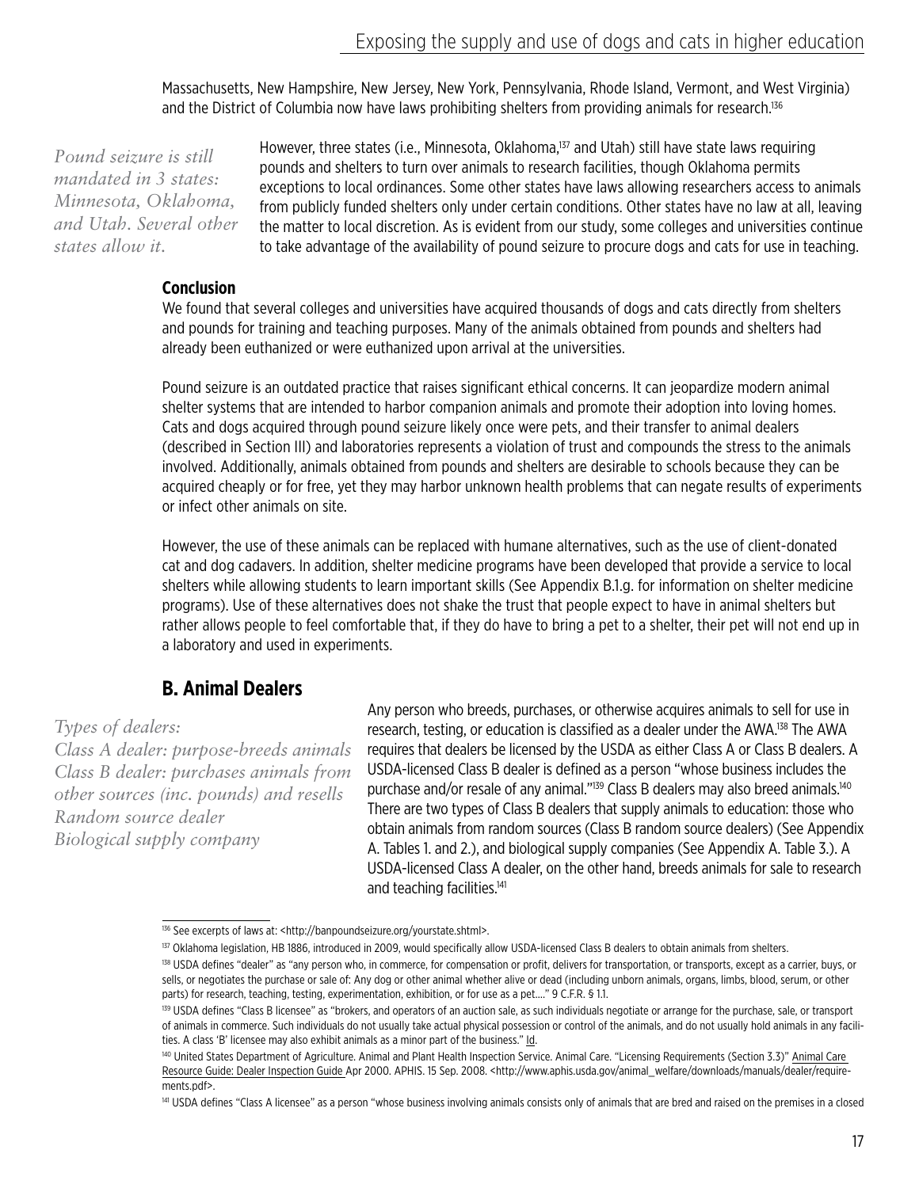Massachusetts, New Hampshire, New Jersey, New York, Pennsylvania, Rhode Island, Vermont, and West Virginia) and the District of Columbia now have laws prohibiting shelters from providing animals for research.[136]

*Pound seizure is still mandated in 3 states: Minnesota, Oklahoma, and Utah. Several other states allow it.*

However, three states (i.e., Minnesota, Oklahoma,[137] and Utah) still have state laws requiring pounds and shelters to turn over animals to research facilities, though Oklahoma permits exceptions to local ordinances. Some other states have laws allowing researchers access to animals from publicly funded shelters only under certain conditions. Other states have no law at all, leaving the matter to local discretion. As is evident from our study, some colleges and universities continue to take advantage of the availability of pound seizure to procure dogs and cats for use in teaching.

**Conclusion**

We found that several colleges and universities have acquired thousands of dogs and cats directly from shelters and pounds for training and teaching purposes. Many of the animals obtained from pounds and shelters had already been euthanized or were euthanized upon arrival at the universities.

Pound seizure is an outdated practice that raises significant ethical concerns. It can jeopardize modern animal shelter systems that are intended to harbor companion animals and promote their adoption into loving homes. Cats and dogs acquired through pound seizure likely once were pets, and their transfer to animal dealers (described in Section III) and laboratories represents a violation of trust and compounds the stress to the animals involved. Additionally, animals obtained from pounds and shelters are desirable to schools because they can be acquired cheaply or for free, yet they may harbor unknown health problems that can negate results of experiments or infect other animals on site.

However, the use of these animals can be replaced with humane alternatives, such as the use of client-donated cat and dog cadavers. In addition, shelter medicine programs have been developed that provide a service to local shelters while allowing students to learn important skills (See Appendix B.1.g. for information on shelter medicine programs). Use of these alternatives does not shake the trust that people expect to have in animal shelters but rather allows people to feel comfortable that, if they do have to bring a pet to a shelter, their pet will not end up in a laboratory and used in experiments.

## B. Animal Dealers

*Types of dealers:*
*Class A dealer: purpose-breeds animals*
*Class B dealer: purchases animals from other sources (inc. pounds) and resells*
*Random source dealer*
*Biological supply company*

Any person who breeds, purchases, or otherwise acquires animals to sell for use in research, testing, or education is classified as a dealer under the AWA.[138] The AWA requires that dealers be licensed by the USDA as either Class A or Class B dealers. A USDA-licensed Class B dealer is defined as a person "whose business includes the purchase and/or resale of any animal."[139] Class B dealers may also breed animals.[140] There are two types of Class B dealers that supply animals to education: those who obtain animals from random sources (Class B random source dealers) (See Appendix A. Tables 1. and 2.), and biological supply companies (See Appendix A. Table 3.). A USDA-licensed Class A dealer, on the other hand, breeds animals for sale to research and teaching facilities.[141]

---

[136] See excerpts of laws at: <http://banpoundseizure.org/yourstate.shtml>.

[137] Oklahoma legislation, HB 1886, introduced in 2009, would specifically allow USDA-licensed Class B dealers to obtain animals from shelters.

[138] USDA defines "dealer" as "any person who, in commerce, for compensation or profit, delivers for transportation, or transports, except as a carrier, buys, or sells, or negotiates the purchase or sale of: Any dog or other animal whether alive or dead (including unborn animals, organs, limbs, blood, serum, or other parts) for research, teaching, testing, experimentation, exhibition, or for use as a pet...." 9 C.F.R. § 1.1.

[139] USDA defines "Class B licensee" as "brokers, and operators of an auction sale, as such individuals negotiate or arrange for the purchase, sale, or transport of animals in commerce. Such individuals do not usually take actual physical possession or control of the animals, and do not usually hold animals in any facilities. A class 'B' licensee may also exhibit animals as a minor part of the business." Id.

[140] United States Department of Agriculture. Animal and Plant Health Inspection Service. Animal Care. "Licensing Requirements (Section 3.3)" Animal Care Resource Guide: Dealer Inspection Guide Apr 2000. APHIS. 15 Sep. 2008. <http://www.aphis.usda.gov/animal_welfare/downloads/manuals/dealer/requirements.pdf>.

[141] USDA defines "Class A licensee" as a person "whose business involving animals consists only of animals that are bred and raised on the premises in a closed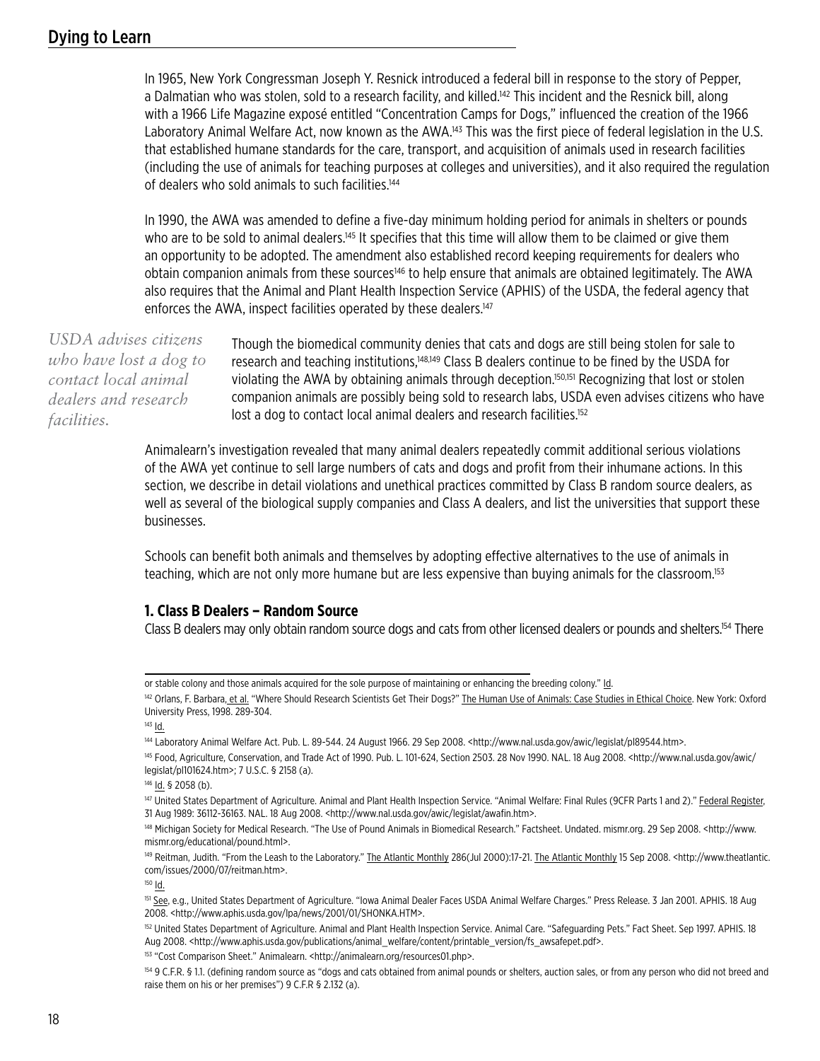In 1965, New York Congressman Joseph Y. Resnick introduced a federal bill in response to the story of Pepper, a Dalmatian who was stolen, sold to a research facility, and killed.[142] This incident and the Resnick bill, along with a 1966 Life Magazine exposé entitled "Concentration Camps for Dogs," influenced the creation of the 1966 Laboratory Animal Welfare Act, now known as the AWA.[143] This was the first piece of federal legislation in the U.S. that established humane standards for the care, transport, and acquisition of animals used in research facilities (including the use of animals for teaching purposes at colleges and universities), and it also required the regulation of dealers who sold animals to such facilities.[144]

In 1990, the AWA was amended to define a five-day minimum holding period for animals in shelters or pounds who are to be sold to animal dealers.[145] It specifies that this time will allow them to be claimed or give them an opportunity to be adopted. The amendment also established record keeping requirements for dealers who obtain companion animals from these sources[146] to help ensure that animals are obtained legitimately. The AWA also requires that the Animal and Plant Health Inspection Service (APHIS) of the USDA, the federal agency that enforces the AWA, inspect facilities operated by these dealers.[147]

*USDA advises citizens who have lost a dog to contact local animal dealers and research facilities.*

Though the biomedical community denies that cats and dogs are still being stolen for sale to research and teaching institutions,[148,149] Class B dealers continue to be fined by the USDA for violating the AWA by obtaining animals through deception.[150,151] Recognizing that lost or stolen companion animals are possibly being sold to research labs, USDA even advises citizens who have lost a dog to contact local animal dealers and research facilities.[152]

Animalearn's investigation revealed that many animal dealers repeatedly commit additional serious violations of the AWA yet continue to sell large numbers of cats and dogs and profit from their inhumane actions. In this section, we describe in detail violations and unethical practices committed by Class B random source dealers, as well as several of the biological supply companies and Class A dealers, and list the universities that support these businesses.

Schools can benefit both animals and themselves by adopting effective alternatives to the use of animals in teaching, which are not only more humane but are less expensive than buying animals for the classroom.[153]

### 1. Class B Dealers – Random Source

Class B dealers may only obtain random source dogs and cats from other licensed dealers or pounds and shelters.[154] There

---

or stable colony and those animals acquired for the sole purpose of maintaining or enhancing the breeding colony." Id.

[142] Orlans, F. Barbara, et al. "Where Should Research Scientists Get Their Dogs?" The Human Use of Animals: Case Studies in Ethical Choice. New York: Oxford University Press, 1998. 289-304.

[143] Id.

[144] Laboratory Animal Welfare Act. Pub. L. 89-544. 24 August 1966. 29 Sep 2008. <http://www.nal.usda.gov/awic/legislat/pl89544.htm>.

[145] Food, Agriculture, Conservation, and Trade Act of 1990. Pub. L. 101-624, Section 2503. 28 Nov 1990. NAL. 18 Aug 2008. <http://www.nal.usda.gov/awic/legislat/pl101624.htm>; 7 U.S.C. § 2158 (a).

[146] Id. § 2058 (b).

[147] United States Department of Agriculture. Animal and Plant Health Inspection Service. "Animal Welfare: Final Rules (9CFR Parts 1 and 2)." Federal Register, 31 Aug 1989: 36112-36163. NAL. 18 Aug 2008. <http://www.nal.usda.gov/awic/legislat/awafin.htm>.

[148] Michigan Society for Medical Research. "The Use of Pound Animals in Biomedical Research." Factsheet. Undated. mismr.org. 29 Sep 2008. <http://www.mismr.org/educational/pound.html>.

[149] Reitman, Judith. "From the Leash to the Laboratory." The Atlantic Monthly 286(Jul 2000):17-21. The Atlantic Monthly 15 Sep 2008. <http://www.theatlantic.com/issues/2000/07/reitman.htm>.

[150] Id.

[151] See, e.g., United States Department of Agriculture. "Iowa Animal Dealer Faces USDA Animal Welfare Charges." Press Release. 3 Jan 2001. APHIS. 18 Aug 2008. <http://www.aphis.usda.gov/lpa/news/2001/01/SHONKA.HTM>.

[152] United States Department of Agriculture. Animal and Plant Health Inspection Service. Animal Care. "Safeguarding Pets." Fact Sheet. Sep 1997. APHIS. 18 Aug 2008. <http://www.aphis.usda.gov/publications/animal_welfare/content/printable_version/fs_awsafepet.pdf>.

[153] "Cost Comparison Sheet." Animalearn. <http://animalearn.org/resources01.php>.

[154] 9 C.F.R. § 1.1. (defining random source as "dogs and cats obtained from animal pounds or shelters, auction sales, or from any person who did not breed and raise them on his or her premises") 9 C.F.R § 2.132 (a).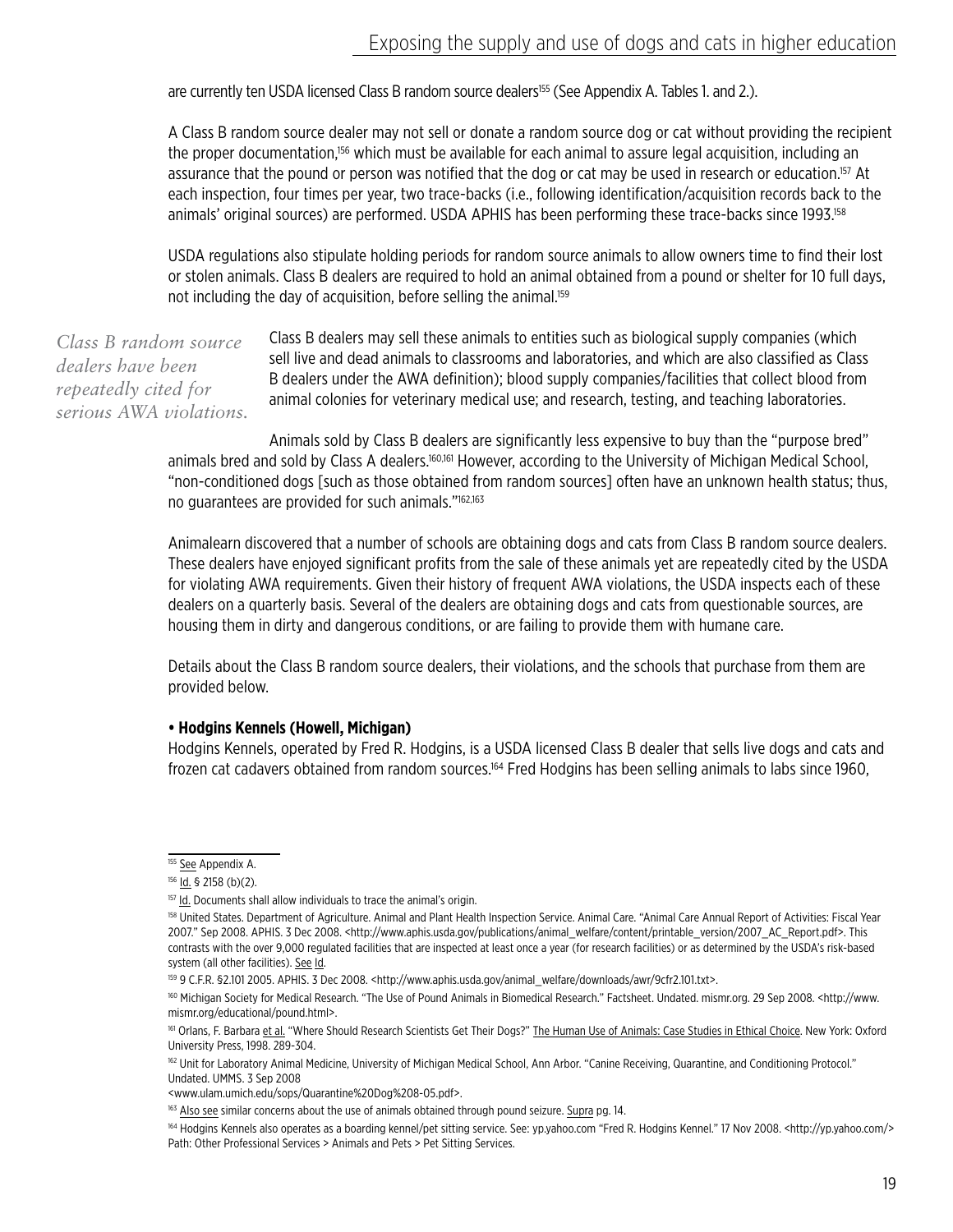are currently ten USDA licensed Class B random source dealers[155] (See Appendix A. Tables 1. and 2.).

A Class B random source dealer may not sell or donate a random source dog or cat without providing the recipient the proper documentation,[156] which must be available for each animal to assure legal acquisition, including an assurance that the pound or person was notified that the dog or cat may be used in research or education.[157] At each inspection, four times per year, two trace-backs (i.e., following identification/acquisition records back to the animals' original sources) are performed. USDA APHIS has been performing these trace-backs since 1993.[158]

USDA regulations also stipulate holding periods for random source animals to allow owners time to find their lost or stolen animals. Class B dealers are required to hold an animal obtained from a pound or shelter for 10 full days, not including the day of acquisition, before selling the animal.[159]

*Class B random source dealers have been repeatedly cited for serious AWA violations.*

Class B dealers may sell these animals to entities such as biological supply companies (which sell live and dead animals to classrooms and laboratories, and which are also classified as Class B dealers under the AWA definition); blood supply companies/facilities that collect blood from animal colonies for veterinary medical use; and research, testing, and teaching laboratories.

Animals sold by Class B dealers are significantly less expensive to buy than the "purpose bred" animals bred and sold by Class A dealers.[160,161] However, according to the University of Michigan Medical School, "non-conditioned dogs [such as those obtained from random sources] often have an unknown health status; thus, no guarantees are provided for such animals."[162,163]

Animalearn discovered that a number of schools are obtaining dogs and cats from Class B random source dealers. These dealers have enjoyed significant profits from the sale of these animals yet are repeatedly cited by the USDA for violating AWA requirements. Given their history of frequent AWA violations, the USDA inspects each of these dealers on a quarterly basis. Several of the dealers are obtaining dogs and cats from questionable sources, are housing them in dirty and dangerous conditions, or are failing to provide them with humane care.

Details about the Class B random source dealers, their violations, and the schools that purchase from them are provided below.

- **Hodgins Kennels (Howell, Michigan)**

Hodgins Kennels, operated by Fred R. Hodgins, is a USDA licensed Class B dealer that sells live dogs and cats and frozen cat cadavers obtained from random sources.[164] Fred Hodgins has been selling animals to labs since 1960,

---

[155] See Appendix A.

[156] Id. § 2158 (b)(2).

[157] Id. Documents shall allow individuals to trace the animal's origin.

[158] United States. Department of Agriculture. Animal and Plant Health Inspection Service. Animal Care. "Animal Care Annual Report of Activities: Fiscal Year 2007." Sep 2008. APHIS. 3 Dec 2008. <http://www.aphis.usda.gov/publications/animal_welfare/content/printable_version/2007_AC_Report.pdf>. This contrasts with the over 9,000 regulated facilities that are inspected at least once a year (for research facilities) or as determined by the USDA's risk-based system (all other facilities). See Id.

[159] 9 C.F.R. §2.101 2005. APHIS. 3 Dec 2008. <http://www.aphis.usda.gov/animal_welfare/downloads/awr/9cfr2.101.txt>.

[160] Michigan Society for Medical Research. "The Use of Pound Animals in Biomedical Research." Factsheet. Undated. mismr.org. 29 Sep 2008. <http://www.mismr.org/educational/pound.html>.

[161] Orlans, F. Barbara et al. "Where Should Research Scientists Get Their Dogs?" The Human Use of Animals: Case Studies in Ethical Choice. New York: Oxford University Press, 1998. 289-304.

[162] Unit for Laboratory Animal Medicine, University of Michigan Medical School, Ann Arbor. "Canine Receiving, Quarantine, and Conditioning Protocol." Undated. UMMS. 3 Sep 2008 <www.ulam.umich.edu/sops/Quarantine%20Dog%208-05.pdf>.

[163] Also see similar concerns about the use of animals obtained through pound seizure. Supra pg. 14.

[164] Hodgins Kennels also operates as a boarding kennel/pet sitting service. See: yp.yahoo.com "Fred R. Hodgins Kennel." 17 Nov 2008. <http://yp.yahoo.com/> Path: Other Professional Services > Animals and Pets > Pet Sitting Services.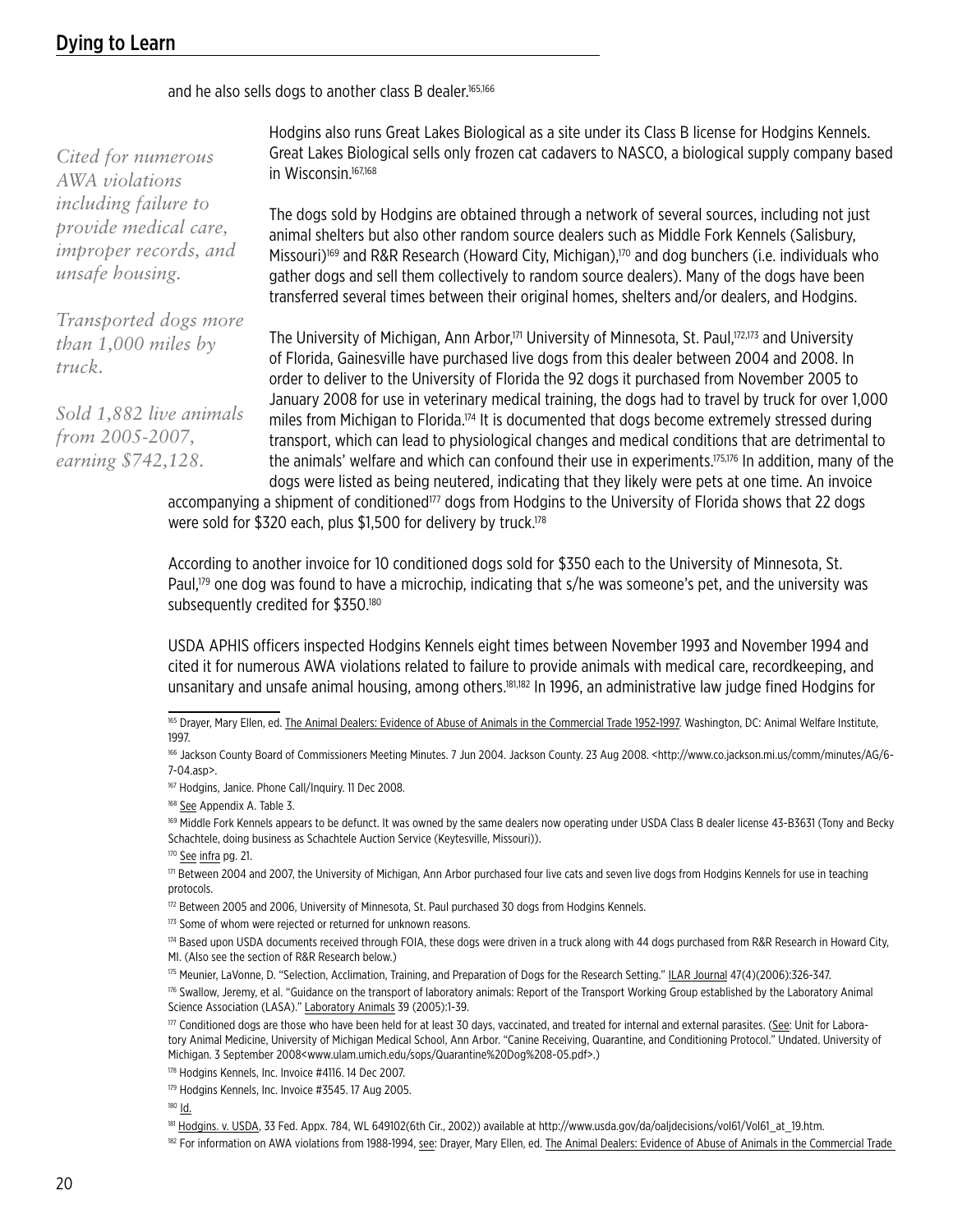and he also sells dogs to another class B dealer.[165,166]

*Cited for numerous AWA violations including failure to provide medical care, improper records, and unsafe housing.*

*Transported dogs more than 1,000 miles by truck.*

*Sold 1,882 live animals from 2005-2007, earning $742,128.*

Hodgins also runs Great Lakes Biological as a site under its Class B license for Hodgins Kennels. Great Lakes Biological sells only frozen cat cadavers to NASCO, a biological supply company based in Wisconsin.[167,168]

The dogs sold by Hodgins are obtained through a network of several sources, including not just animal shelters but also other random source dealers such as Middle Fork Kennels (Salisbury, Missouri)[169] and R&R Research (Howard City, Michigan),[170] and dog bunchers (i.e. individuals who gather dogs and sell them collectively to random source dealers). Many of the dogs have been transferred several times between their original homes, shelters and/or dealers, and Hodgins.

The University of Michigan, Ann Arbor,[171] University of Minnesota, St. Paul,[172,173] and University of Florida, Gainesville have purchased live dogs from this dealer between 2004 and 2008. In order to deliver to the University of Florida the 92 dogs it purchased from November 2005 to January 2008 for use in veterinary medical training, the dogs had to travel by truck for over 1,000 miles from Michigan to Florida.[174] It is documented that dogs become extremely stressed during transport, which can lead to physiological changes and medical conditions that are detrimental to the animals' welfare and which can confound their use in experiments.[175,176] In addition, many of the dogs were listed as being neutered, indicating that they likely were pets at one time. An invoice accompanying a shipment of conditioned[177] dogs from Hodgins to the University of Florida shows that 22 dogs were sold for $320 each, plus $1,500 for delivery by truck.[178]

According to another invoice for 10 conditioned dogs sold for $350 each to the University of Minnesota, St. Paul,[179] one dog was found to have a microchip, indicating that s/he was someone's pet, and the university was subsequently credited for $350.[180]

USDA APHIS officers inspected Hodgins Kennels eight times between November 1993 and November 1994 and cited it for numerous AWA violations related to failure to provide animals with medical care, recordkeeping, and unsanitary and unsafe animal housing, among others.[181,182] In 1996, an administrative law judge fined Hodgins for

---

[165] Drayer, Mary Ellen, ed. The Animal Dealers: Evidence of Abuse of Animals in the Commercial Trade 1952-1997. Washington, DC: Animal Welfare Institute, 1997.

[166] Jackson County Board of Commissioners Meeting Minutes. 7 Jun 2004. Jackson County. 23 Aug 2008. <http://www.co.jackson.mi.us/comm/minutes/AG/6-7-04.asp>.

[167] Hodgins, Janice. Phone Call/Inquiry. 11 Dec 2008.

[168] See Appendix A. Table 3.

[169] Middle Fork Kennels appears to be defunct. It was owned by the same dealers now operating under USDA Class B dealer license 43-B3631 (Tony and Becky Schachtele, doing business as Schachtele Auction Service (Keytesville, Missouri)).

[170] See infra pg. 21.

[171] Between 2004 and 2007, the University of Michigan, Ann Arbor purchased four live cats and seven live dogs from Hodgins Kennels for use in teaching protocols.

[172] Between 2005 and 2006, University of Minnesota, St. Paul purchased 30 dogs from Hodgins Kennels.

[173] Some of whom were rejected or returned for unknown reasons.

[174] Based upon USDA documents received through FOIA, these dogs were driven in a truck along with 44 dogs purchased from R&R Research in Howard City, MI. (Also see the section of R&R Research below.)

[175] Meunier, LaVonne, D. "Selection, Acclimation, Training, and Preparation of Dogs for the Research Setting." ILAR Journal 47(4)(2006):326-347.

[176] Swallow, Jeremy, et al. "Guidance on the transport of laboratory animals: Report of the Transport Working Group established by the Laboratory Animal Science Association (LASA)." Laboratory Animals 39 (2005):1-39.

[177] Conditioned dogs are those who have been held for at least 30 days, vaccinated, and treated for internal and external parasites. (See: Unit for Laboratory Animal Medicine, University of Michigan Medical School, Ann Arbor. "Canine Receiving, Quarantine, and Conditioning Protocol." Undated. University of Michigan. 3 September 2008<www.ulam.umich.edu/sops/Quarantine%20Dog%208-05.pdf>.)

[178] Hodgins Kennels, Inc. Invoice #4116. 14 Dec 2007.

[179] Hodgins Kennels, Inc. Invoice #3545. 17 Aug 2005.

[180] Id.

[181] Hodgins. v. USDA, 33 Fed. Appx. 784, WL 649102(6th Cir., 2002)) available at http://www.usda.gov/da/oaljdecisions/vol61/Vol61_at_19.htm.

[182] For information on AWA violations from 1988-1994, see: Drayer, Mary Ellen, ed. The Animal Dealers: Evidence of Abuse of Animals in the Commercial Trade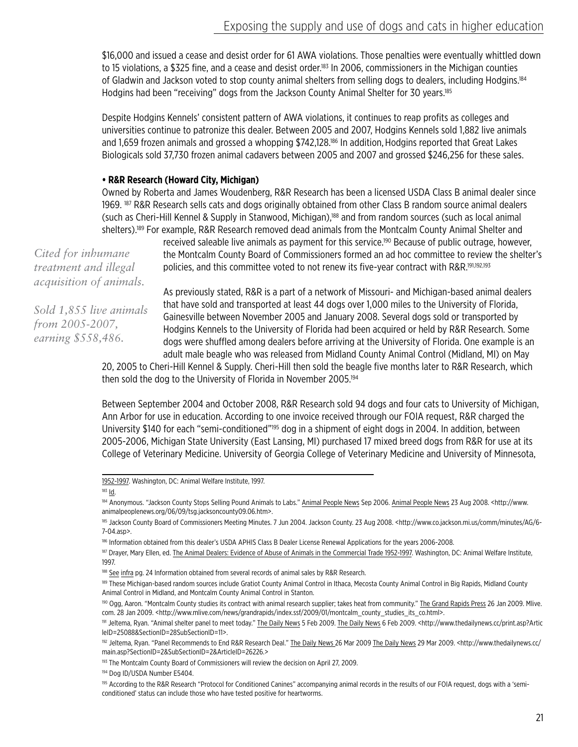$16,000 and issued a cease and desist order for 61 AWA violations. Those penalties were eventually whittled down to 15 violations, a $325 fine, and a cease and desist order.[183] In 2006, commissioners in the Michigan counties of Gladwin and Jackson voted to stop county animal shelters from selling dogs to dealers, including Hodgins.[184] Hodgins had been "receiving" dogs from the Jackson County Animal Shelter for 30 years.[185]

Despite Hodgins Kennels' consistent pattern of AWA violations, it continues to reap profits as colleges and universities continue to patronize this dealer. Between 2005 and 2007, Hodgins Kennels sold 1,882 live animals and 1,659 frozen animals and grossed a whopping $742,128.[186] In addition, Hodgins reported that Great Lakes Biologicals sold 37,730 frozen animal cadavers between 2005 and 2007 and grossed $246,256 for these sales.

**• R&R Research (Howard City, Michigan)**

Owned by Roberta and James Woudenberg, R&R Research has been a licensed USDA Class B animal dealer since 1969. [187] R&R Research sells cats and dogs originally obtained from other Class B random source animal dealers (such as Cheri-Hill Kennel & Supply in Stanwood, Michigan),[188] and from random sources (such as local animal shelters).[189] For example, R&R Research removed dead animals from the Montcalm County Animal Shelter and received saleable live animals as payment for this service.[190] Because of public outrage, however, the Montcalm County Board of Commissioners formed an ad hoc committee to review the shelter's policies, and this committee voted to not renew its five-year contract with R&R.[191,192,193]

*Cited for inhumane treatment and illegal acquisition of animals.*

*Sold 1,855 live animals from 2005-2007, earning $558,486.*

As previously stated, R&R is a part of a network of Missouri- and Michigan-based animal dealers that have sold and transported at least 44 dogs over 1,000 miles to the University of Florida, Gainesville between November 2005 and January 2008. Several dogs sold or transported by Hodgins Kennels to the University of Florida had been acquired or held by R&R Research. Some dogs were shuffled among dealers before arriving at the University of Florida. One example is an adult male beagle who was released from Midland County Animal Control (Midland, MI) on May 20, 2005 to Cheri-Hill Kennel & Supply. Cheri-Hill then sold the beagle five months later to R&R Research, which then sold the dog to the University of Florida in November 2005.[194]

Between September 2004 and October 2008, R&R Research sold 94 dogs and four cats to University of Michigan, Ann Arbor for use in education. According to one invoice received through our FOIA request, R&R charged the University $140 for each "semi-conditioned"[195] dog in a shipment of eight dogs in 2004. In addition, between 2005-2006, Michigan State University (East Lansing, MI) purchased 17 mixed breed dogs from R&R for use at its College of Veterinary Medicine. University of Georgia College of Veterinary Medicine and University of Minnesota,

---

1952-1997. Washington, DC: Animal Welfare Institute, 1997.

[183] Id.

[184] Anonymous. "Jackson County Stops Selling Pound Animals to Labs." Animal People News Sep 2006. Animal People News 23 Aug 2008. <http://www.animalpeoplenews.org/06/09/tsg.jacksoncounty09.06.htm>.

[185] Jackson County Board of Commissioners Meeting Minutes. 7 Jun 2004. Jackson County. 23 Aug 2008. <http://www.co.jackson.mi.us/comm/minutes/AG/6-7-04.asp>.

[186] Information obtained from this dealer's USDA APHIS Class B Dealer License Renewal Applications for the years 2006-2008.

[187] Drayer, Mary Ellen, ed. The Animal Dealers: Evidence of Abuse of Animals in the Commercial Trade 1952-1997. Washington, DC: Animal Welfare Institute, 1997.

[188] See infra pg. 24 Information obtained from several records of animal sales by R&R Research.

[189] These Michigan-based random sources include Gratiot County Animal Control in Ithaca, Mecosta County Animal Control in Big Rapids, Midland County Animal Control in Midland, and Montcalm County Animal Control in Stanton.

[190] Ogg, Aaron. "Montcalm County studies its contract with animal research supplier; takes heat from community." The Grand Rapids Press 26 Jan 2009. Mlive.com. 28 Jan 2009. <http://www.mlive.com/news/grandrapids/index.ssf/2009/01/montcalm_county_studies_its_co.html>.

[191] Jeltema, Ryan. "Animal shelter panel to meet today." The Daily News 5 Feb 2009. The Daily News 6 Feb 2009. <http://www.thedailynews.cc/print.asp?ArticleID=25088&SectionID=2&SubSectionID=11>.

[192] Jeltema, Ryan. "Panel Recommends to End R&R Research Deal." The Daily News 26 Mar 2009 The Daily News 29 Mar 2009. <http://www.thedailynews.cc/main.asp?SectionID=2&SubSectionID=2&ArticleID=26226.>

[193] The Montcalm County Board of Commissioners will review the decision on April 27, 2009.

[194] Dog ID/USDA Number E5404.

[195] According to the R&R Research "Protocol for Conditioned Canines" accompanying animal records in the results of our FOIA request, dogs with a 'semi-conditioned' status can include those who have tested positive for heartworms.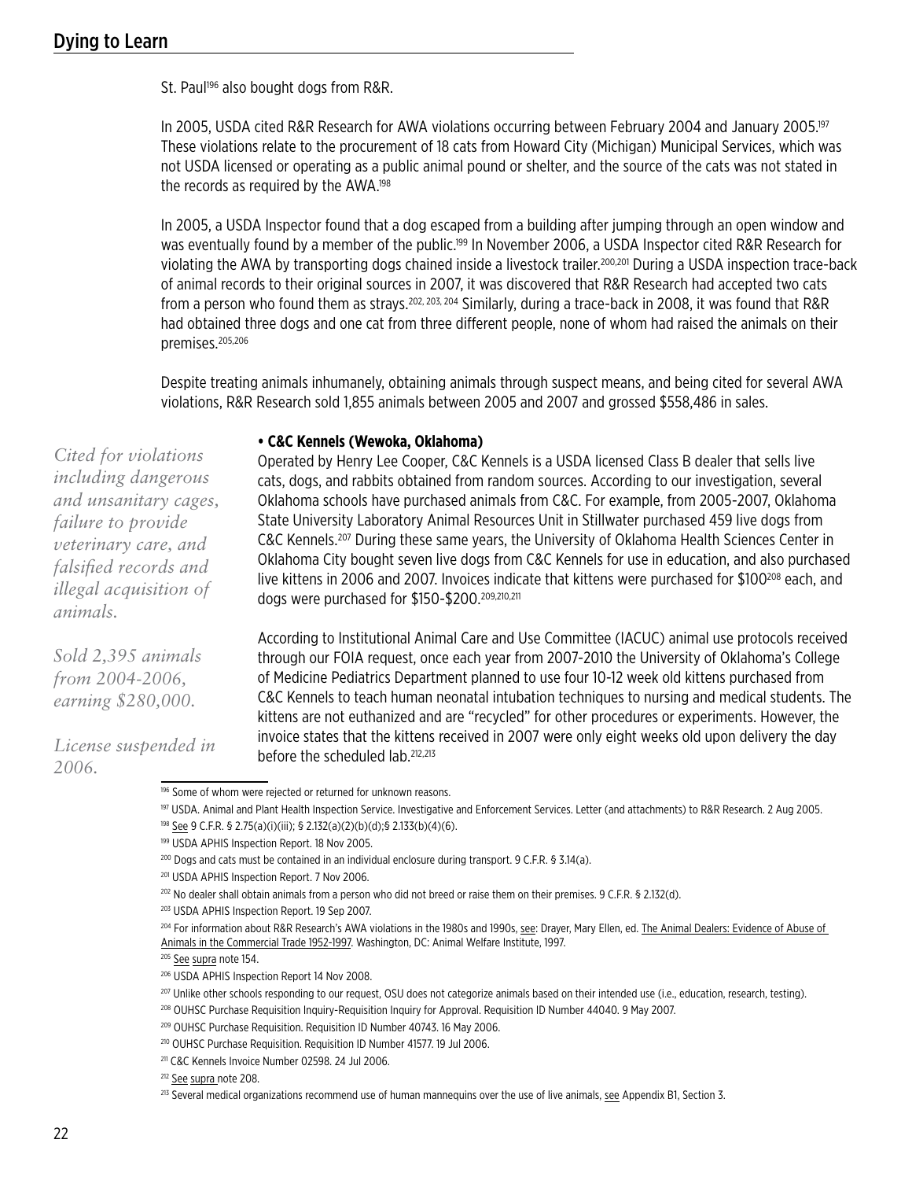St. Paul[196] also bought dogs from R&R.

In 2005, USDA cited R&R Research for AWA violations occurring between February 2004 and January 2005.[197] These violations relate to the procurement of 18 cats from Howard City (Michigan) Municipal Services, which was not USDA licensed or operating as a public animal pound or shelter, and the source of the cats was not stated in the records as required by the AWA.[198]

In 2005, a USDA Inspector found that a dog escaped from a building after jumping through an open window and was eventually found by a member of the public.[199] In November 2006, a USDA Inspector cited R&R Research for violating the AWA by transporting dogs chained inside a livestock trailer.[200,201] During a USDA inspection trace-back of animal records to their original sources in 2007, it was discovered that R&R Research had accepted two cats from a person who found them as strays.[202, 203, 204] Similarly, during a trace-back in 2008, it was found that R&R had obtained three dogs and one cat from three different people, none of whom had raised the animals on their premises.[205,206]

Despite treating animals inhumanely, obtaining animals through suspect means, and being cited for several AWA violations, R&R Research sold 1,855 animals between 2005 and 2007 and grossed $558,486 in sales.

*Cited for violations including dangerous and unsanitary cages, failure to provide veterinary care, and falsified records and illegal acquisition of animals.*

*Sold 2,395 animals from 2004-2006, earning $280,000.*

*License suspended in 2006.*

**• C&C Kennels (Wewoka, Oklahoma)**

Operated by Henry Lee Cooper, C&C Kennels is a USDA licensed Class B dealer that sells live cats, dogs, and rabbits obtained from random sources. According to our investigation, several Oklahoma schools have purchased animals from C&C. For example, from 2005-2007, Oklahoma State University Laboratory Animal Resources Unit in Stillwater purchased 459 live dogs from C&C Kennels.[207] During these same years, the University of Oklahoma Health Sciences Center in Oklahoma City bought seven live dogs from C&C Kennels for use in education, and also purchased live kittens in 2006 and 2007. Invoices indicate that kittens were purchased for $100[208] each, and dogs were purchased for $150-$200.[209,210,211]

According to Institutional Animal Care and Use Committee (IACUC) animal use protocols received through our FOIA request, once each year from 2007-2010 the University of Oklahoma's College of Medicine Pediatrics Department planned to use four 10-12 week old kittens purchased from C&C Kennels to teach human neonatal intubation techniques to nursing and medical students. The kittens are not euthanized and are "recycled" for other procedures or experiments. However, the invoice states that the kittens received in 2007 were only eight weeks old upon delivery the day before the scheduled lab.[212,213]

---

[196] Some of whom were rejected or returned for unknown reasons.

[197] USDA. Animal and Plant Health Inspection Service. Investigative and Enforcement Services. Letter (and attachments) to R&R Research. 2 Aug 2005.

[198] See 9 C.F.R. § 2.75(a)(i)(iii); § 2.132(a)(2)(b)(d);§ 2.133(b)(4)(6).

[199] USDA APHIS Inspection Report. 18 Nov 2005.

[200] Dogs and cats must be contained in an individual enclosure during transport. 9 C.F.R. § 3.14(a).

[201] USDA APHIS Inspection Report. 7 Nov 2006.

[202] No dealer shall obtain animals from a person who did not breed or raise them on their premises. 9 C.F.R. § 2.132(d).

[203] USDA APHIS Inspection Report. 19 Sep 2007.

[204] For information about R&R Research's AWA violations in the 1980s and 1990s, see: Drayer, Mary Ellen, ed. The Animal Dealers: Evidence of Abuse of Animals in the Commercial Trade 1952-1997. Washington, DC: Animal Welfare Institute, 1997.

[205] See supra note 154.

[206] USDA APHIS Inspection Report 14 Nov 2008.

[207] Unlike other schools responding to our request, OSU does not categorize animals based on their intended use (i.e., education, research, testing).

[208] OUHSC Purchase Requisition Inquiry-Requisition Inquiry for Approval. Requisition ID Number 44040. 9 May 2007.

[209] OUHSC Purchase Requisition. Requisition ID Number 40743. 16 May 2006.

[210] OUHSC Purchase Requisition. Requisition ID Number 41577. 19 Jul 2006.

[211] C&C Kennels Invoice Number 02598. 24 Jul 2006.

[212] See supra note 208.

[213] Several medical organizations recommend use of human mannequins over the use of live animals, see Appendix B1, Section 3.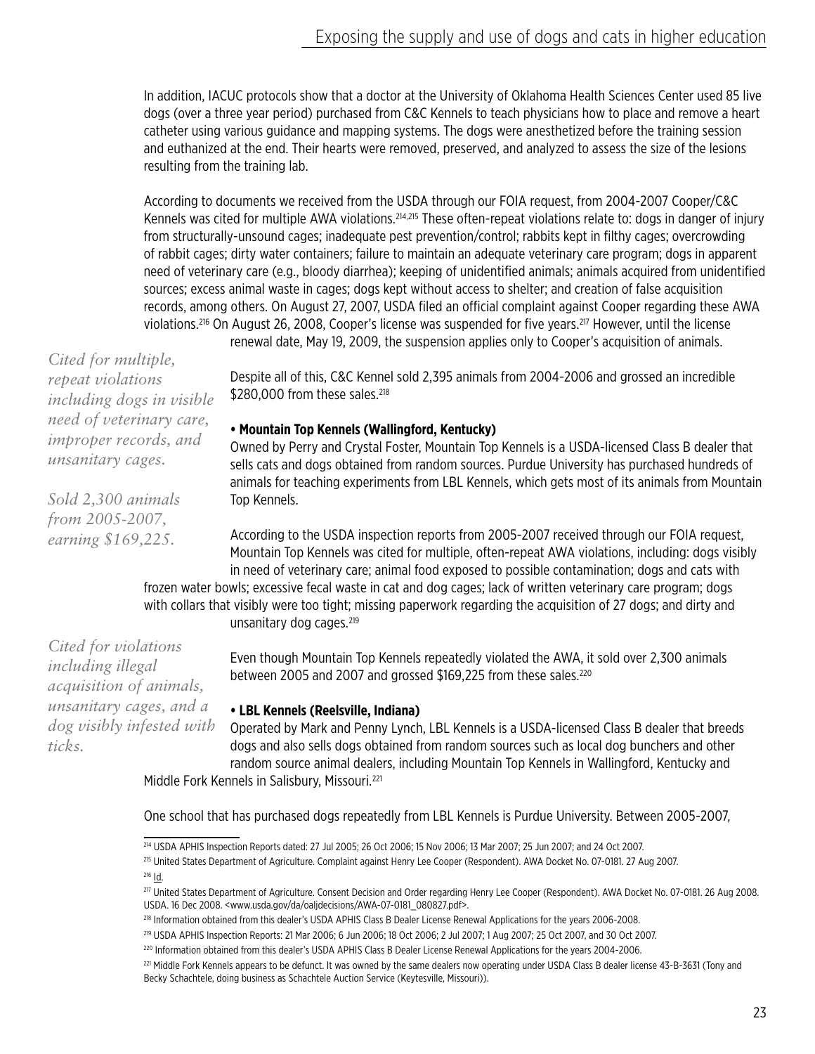In addition, IACUC protocols show that a doctor at the University of Oklahoma Health Sciences Center used 85 live dogs (over a three year period) purchased from C&C Kennels to teach physicians how to place and remove a heart catheter using various guidance and mapping systems. The dogs were anesthetized before the training session and euthanized at the end. Their hearts were removed, preserved, and analyzed to assess the size of the lesions resulting from the training lab.

According to documents we received from the USDA through our FOIA request, from 2004-2007 Cooper/C&C Kennels was cited for multiple AWA violations.[214,215] These often-repeat violations relate to: dogs in danger of injury from structurally-unsound cages; inadequate pest prevention/control; rabbits kept in filthy cages; overcrowding of rabbit cages; dirty water containers; failure to maintain an adequate veterinary care program; dogs in apparent need of veterinary care (e.g., bloody diarrhea); keeping of unidentified animals; animals acquired from unidentified sources; excess animal waste in cages; dogs kept without access to shelter; and creation of false acquisition records, among others. On August 27, 2007, USDA filed an official complaint against Cooper regarding these AWA violations.[216] On August 26, 2008, Cooper's license was suspended for five years.[217] However, until the license renewal date, May 19, 2009, the suspension applies only to Cooper's acquisition of animals.

*Cited for multiple, repeat violations including dogs in visible need of veterinary care, improper records, and unsanitary cages.*

*Sold 2,300 animals from 2005-2007, earning $169,225.*

Despite all of this, C&C Kennel sold 2,395 animals from 2004-2006 and grossed an incredible $280,000 from these sales.[218]

**• Mountain Top Kennels (Wallingford, Kentucky)**

Owned by Perry and Crystal Foster, Mountain Top Kennels is a USDA-licensed Class B dealer that sells cats and dogs obtained from random sources. Purdue University has purchased hundreds of animals for teaching experiments from LBL Kennels, which gets most of its animals from Mountain Top Kennels.

According to the USDA inspection reports from 2005-2007 received through our FOIA request, Mountain Top Kennels was cited for multiple, often-repeat AWA violations, including: dogs visibly in need of veterinary care; animal food exposed to possible contamination; dogs and cats with frozen water bowls; excessive fecal waste in cat and dog cages; lack of written veterinary care program; dogs with collars that visibly were too tight; missing paperwork regarding the acquisition of 27 dogs; and dirty and unsanitary dog cages.[219]

*Cited for violations including illegal acquisition of animals, unsanitary cages, and a dog visibly infested with ticks.*

Even though Mountain Top Kennels repeatedly violated the AWA, it sold over 2,300 animals between 2005 and 2007 and grossed $169,225 from these sales.[220]

**• LBL Kennels (Reelsville, Indiana)**

Operated by Mark and Penny Lynch, LBL Kennels is a USDA-licensed Class B dealer that breeds dogs and also sells dogs obtained from random sources such as local dog bunchers and other random source animal dealers, including Mountain Top Kennels in Wallingford, Kentucky and Middle Fork Kennels in Salisbury, Missouri.[221]

One school that has purchased dogs repeatedly from LBL Kennels is Purdue University. Between 2005-2007,

---

[214] USDA APHIS Inspection Reports dated: 27 Jul 2005; 26 Oct 2006; 15 Nov 2006; 13 Mar 2007; 25 Jun 2007; and 24 Oct 2007.

[215] United States Department of Agriculture. Complaint against Henry Lee Cooper (Respondent). AWA Docket No. 07-0181. 27 Aug 2007.

[216] Id.

[217] United States Department of Agriculture. Consent Decision and Order regarding Henry Lee Cooper (Respondent). AWA Docket No. 07-0181. 26 Aug 2008. USDA. 16 Dec 2008. <www.usda.gov/da/oaljdecisions/AWA-07-0181_080827.pdf>.

[218] Information obtained from this dealer's USDA APHIS Class B Dealer License Renewal Applications for the years 2006-2008.

[219] USDA APHIS Inspection Reports: 21 Mar 2006; 6 Jun 2006; 18 Oct 2006; 2 Jul 2007; 1 Aug 2007; 25 Oct 2007, and 30 Oct 2007.

[220] Information obtained from this dealer's USDA APHIS Class B Dealer License Renewal Applications for the years 2004-2006.

[221] Middle Fork Kennels appears to be defunct. It was owned by the same dealers now operating under USDA Class B dealer license 43-B-3631 (Tony and Becky Schachtele, doing business as Schachtele Auction Service (Keytesville, Missouri)).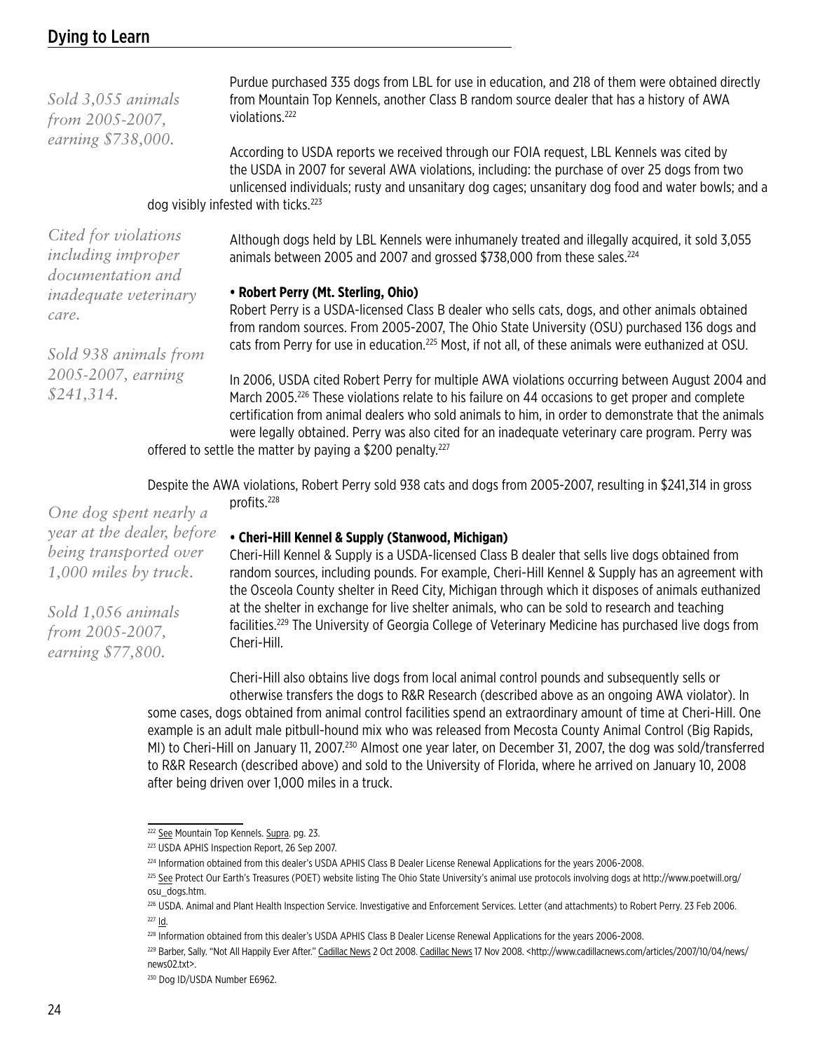*Sold 3,055 animals from 2005-2007, earning $738,000.*

Purdue purchased 335 dogs from LBL for use in education, and 218 of them were obtained directly from Mountain Top Kennels, another Class B random source dealer that has a history of AWA violations.[222]

According to USDA reports we received through our FOIA request, LBL Kennels was cited by the USDA in 2007 for several AWA violations, including: the purchase of over 25 dogs from two unlicensed individuals; rusty and unsanitary dog cages; unsanitary dog food and water bowls; and a dog visibly infested with ticks.[223]

*Cited for violations including improper documentation and inadequate veterinary care.*

Although dogs held by LBL Kennels were inhumanely treated and illegally acquired, it sold 3,055 animals between 2005 and 2007 and grossed $738,000 from these sales.[224]

**• Robert Perry (Mt. Sterling, Ohio)**

Robert Perry is a USDA-licensed Class B dealer who sells cats, dogs, and other animals obtained from random sources. From 2005-2007, The Ohio State University (OSU) purchased 136 dogs and cats from Perry for use in education.[225] Most, if not all, of these animals were euthanized at OSU.

*Sold 938 animals from 2005-2007, earning $241,314.*

In 2006, USDA cited Robert Perry for multiple AWA violations occurring between August 2004 and March 2005.[226] These violations relate to his failure on 44 occasions to get proper and complete certification from animal dealers who sold animals to him, in order to demonstrate that the animals were legally obtained. Perry was also cited for an inadequate veterinary care program. Perry was offered to settle the matter by paying a $200 penalty.[227]

Despite the AWA violations, Robert Perry sold 938 cats and dogs from 2005-2007, resulting in $241,314 in gross profits.[228]

*One dog spent nearly a year at the dealer, before being transported over 1,000 miles by truck.*

**• Cheri-Hill Kennel & Supply (Stanwood, Michigan)**

Cheri-Hill Kennel & Supply is a USDA-licensed Class B dealer that sells live dogs obtained from random sources, including pounds. For example, Cheri-Hill Kennel & Supply has an agreement with the Osceola County shelter in Reed City, Michigan through which it disposes of animals euthanized at the shelter in exchange for live shelter animals, who can be sold to research and teaching facilities.[229] The University of Georgia College of Veterinary Medicine has purchased live dogs from Cheri-Hill.

*Sold 1,056 animals from 2005-2007, earning $77,800.*

Cheri-Hill also obtains live dogs from local animal control pounds and subsequently sells or otherwise transfers the dogs to R&R Research (described above as an ongoing AWA violator). In some cases, dogs obtained from animal control facilities spend an extraordinary amount of time at Cheri-Hill. One example is an adult male pitbull-hound mix who was released from Mecosta County Animal Control (Big Rapids, MI) to Cheri-Hill on January 11, 2007.[230] Almost one year later, on December 31, 2007, the dog was sold/transferred to R&R Research (described above) and sold to the University of Florida, where he arrived on January 10, 2008 after being driven over 1,000 miles in a truck.

---

[222] See Mountain Top Kennels. Supra. pg. 23.

[223] USDA APHIS Inspection Report, 26 Sep 2007.

[224] Information obtained from this dealer's USDA APHIS Class B Dealer License Renewal Applications for the years 2006-2008.

[225] See Protect Our Earth's Treasures (POET) website listing The Ohio State University's animal use protocols involving dogs at http://www.poetwill.org/osu_dogs.htm.

[226] USDA. Animal and Plant Health Inspection Service. Investigative and Enforcement Services. Letter (and attachments) to Robert Perry. 23 Feb 2006.

[227] Id.

[228] Information obtained from this dealer's USDA APHIS Class B Dealer License Renewal Applications for the years 2006-2008.

[229] Barber, Sally. "Not All Happily Ever After." Cadillac News 2 Oct 2008. Cadillac News 17 Nov 2008. <http://www.cadillacnews.com/articles/2007/10/04/news/news02.txt>.

[230] Dog ID/USDA Number E6962.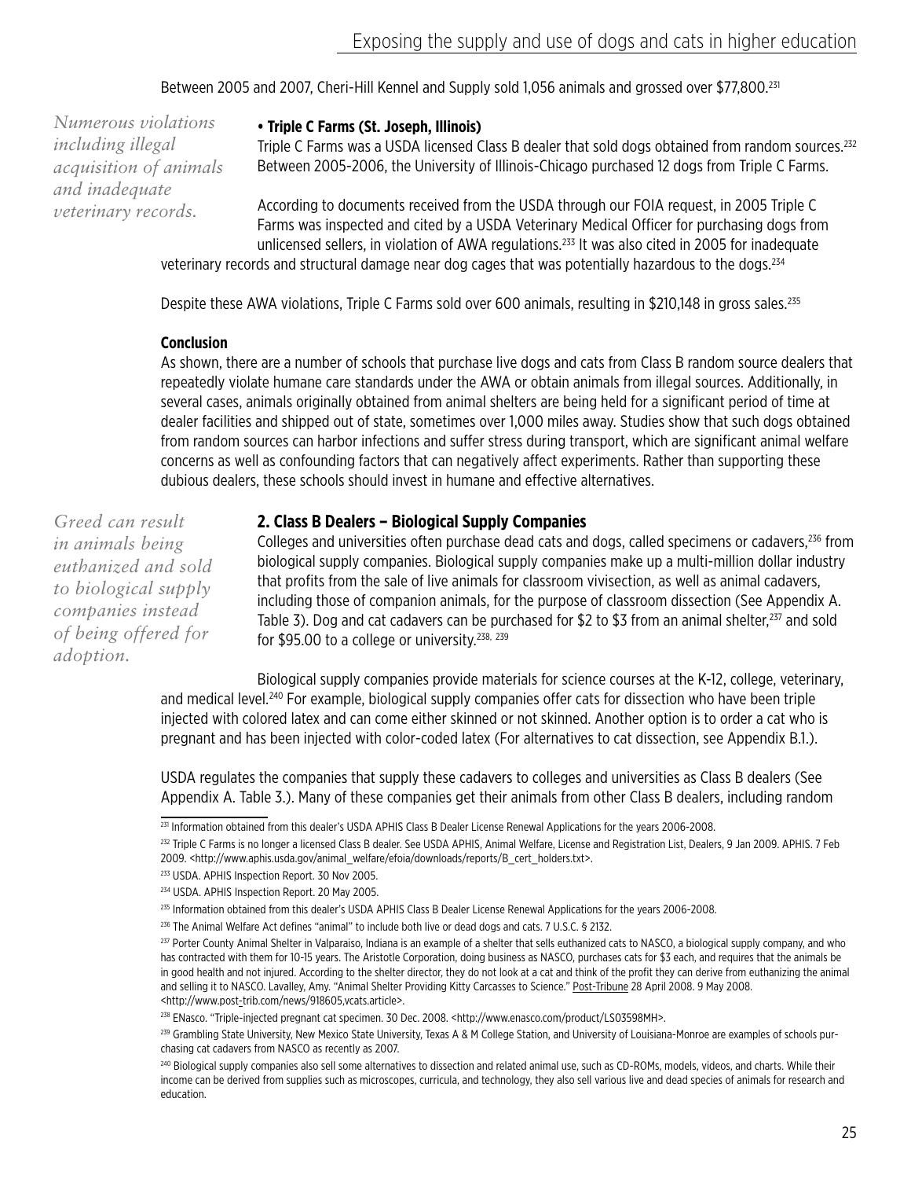Between 2005 and 2007, Cheri-Hill Kennel and Supply sold 1,056 animals and grossed over $77,800.[231]

*Numerous violations including illegal acquisition of animals and inadequate veterinary records.*

**• Triple C Farms (St. Joseph, Illinois)**

Triple C Farms was a USDA licensed Class B dealer that sold dogs obtained from random sources.[232] Between 2005-2006, the University of Illinois-Chicago purchased 12 dogs from Triple C Farms.

According to documents received from the USDA through our FOIA request, in 2005 Triple C Farms was inspected and cited by a USDA Veterinary Medical Officer for purchasing dogs from unlicensed sellers, in violation of AWA regulations.[233] It was also cited in 2005 for inadequate veterinary records and structural damage near dog cages that was potentially hazardous to the dogs.[234]

Despite these AWA violations, Triple C Farms sold over 600 animals, resulting in $210,148 in gross sales.[235]

**Conclusion**

As shown, there are a number of schools that purchase live dogs and cats from Class B random source dealers that repeatedly violate humane care standards under the AWA or obtain animals from illegal sources. Additionally, in several cases, animals originally obtained from animal shelters are being held for a significant period of time at dealer facilities and shipped out of state, sometimes over 1,000 miles away. Studies show that such dogs obtained from random sources can harbor infections and suffer stress during transport, which are significant animal welfare concerns as well as confounding factors that can negatively affect experiments. Rather than supporting these dubious dealers, these schools should invest in humane and effective alternatives.

*Greed can result in animals being euthanized and sold to biological supply companies instead of being offered for adoption.*

## 2. Class B Dealers – Biological Supply Companies

Colleges and universities often purchase dead cats and dogs, called specimens or cadavers,[236] from biological supply companies. Biological supply companies make up a multi-million dollar industry that profits from the sale of live animals for classroom vivisection, as well as animal cadavers, including those of companion animals, for the purpose of classroom dissection (See Appendix A. Table 3). Dog and cat cadavers can be purchased for $2 to $3 from an animal shelter,[237] and sold for $95.00 to a college or university.[238, 239]

Biological supply companies provide materials for science courses at the K-12, college, veterinary, and medical level.[240] For example, biological supply companies offer cats for dissection who have been triple injected with colored latex and can come either skinned or not skinned. Another option is to order a cat who is pregnant and has been injected with color-coded latex (For alternatives to cat dissection, see Appendix B.1.).

USDA regulates the companies that supply these cadavers to colleges and universities as Class B dealers (See Appendix A. Table 3.). Many of these companies get their animals from other Class B dealers, including random

---

[231] Information obtained from this dealer's USDA APHIS Class B Dealer License Renewal Applications for the years 2006-2008.

[232] Triple C Farms is no longer a licensed Class B dealer. See USDA APHIS, Animal Welfare, License and Registration List, Dealers, 9 Jan 2009. APHIS. 7 Feb 2009. <http://www.aphis.usda.gov/animal_welfare/efoia/downloads/reports/B_cert_holders.txt>.

[233] USDA. APHIS Inspection Report. 30 Nov 2005.

[234] USDA. APHIS Inspection Report. 20 May 2005.

[235] Information obtained from this dealer's USDA APHIS Class B Dealer License Renewal Applications for the years 2006-2008.

[236] The Animal Welfare Act defines "animal" to include both live or dead dogs and cats. 7 U.S.C. § 2132.

[237] Porter County Animal Shelter in Valparaiso, Indiana is an example of a shelter that sells euthanized cats to NASCO, a biological supply company, and who has contracted with them for 10-15 years. The Aristotle Corporation, doing business as NASCO, purchases cats for $3 each, and requires that the animals be in good health and not injured. According to the shelter director, they do not look at a cat and think of the profit they can derive from euthanizing the animal and selling it to NASCO. Lavalley, Amy. "Animal Shelter Providing Kitty Carcasses to Science." Post-Tribune 28 April 2008. 9 May 2008. <http://www.post-trib.com/news/918605,vcats.article>.

[238] ENasco. "Triple-injected pregnant cat specimen. 30 Dec. 2008. <http://www.enasco.com/product/LS03598MH>.

[239] Grambling State University, New Mexico State University, Texas A & M College Station, and University of Louisiana-Monroe are examples of schools purchasing cat cadavers from NASCO as recently as 2007.

[240] Biological supply companies also sell some alternatives to dissection and related animal use, such as CD-ROMs, models, videos, and charts. While their income can be derived from supplies such as microscopes, curricula, and technology, they also sell various live and dead species of animals for research and education.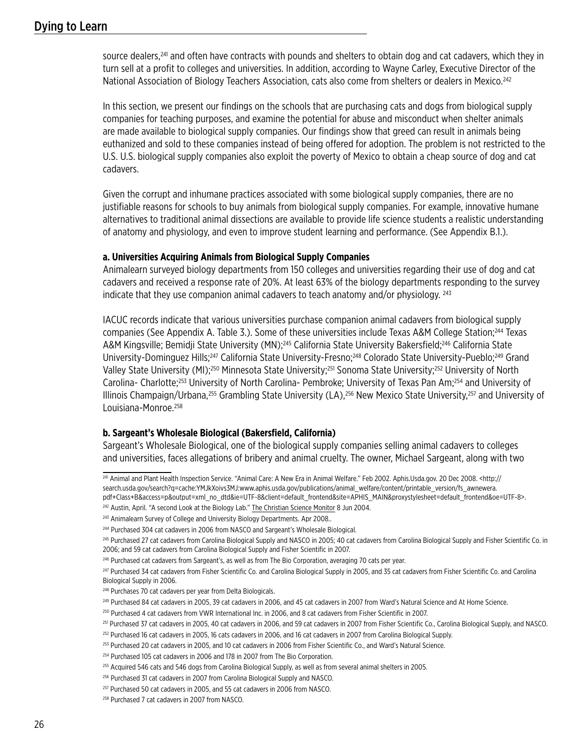source dealers,[241] and often have contracts with pounds and shelters to obtain dog and cat cadavers, which they in turn sell at a profit to colleges and universities. In addition, according to Wayne Carley, Executive Director of the National Association of Biology Teachers Association, cats also come from shelters or dealers in Mexico.[242]

In this section, we present our findings on the schools that are purchasing cats and dogs from biological supply companies for teaching purposes, and examine the potential for abuse and misconduct when shelter animals are made available to biological supply companies. Our findings show that greed can result in animals being euthanized and sold to these companies instead of being offered for adoption. The problem is not restricted to the U.S. U.S. biological supply companies also exploit the poverty of Mexico to obtain a cheap source of dog and cat cadavers.

Given the corrupt and inhumane practices associated with some biological supply companies, there are no justifiable reasons for schools to buy animals from biological supply companies. For example, innovative humane alternatives to traditional animal dissections are available to provide life science students a realistic understanding of anatomy and physiology, and even to improve student learning and performance. (See Appendix B.1.).

**a. Universities Acquiring Animals from Biological Supply Companies**

Animalearn surveyed biology departments from 150 colleges and universities regarding their use of dog and cat cadavers and received a response rate of 20%. At least 63% of the biology departments responding to the survey indicate that they use companion animal cadavers to teach anatomy and/or physiology.[243]

IACUC records indicate that various universities purchase companion animal cadavers from biological supply companies (See Appendix A. Table 3.). Some of these universities include Texas A&M College Station;[244] Texas A&M Kingsville; Bemidji State University (MN);[245] California State University Bakersfield;[246] California State University-Dominguez Hills;[247] California State University-Fresno;[248] Colorado State University-Pueblo;[249] Grand Valley State University (MI);[250] Minnesota State University;[251] Sonoma State University;[252] University of North Carolina- Charlotte;[253] University of North Carolina- Pembroke; University of Texas Pan Am;[254] and University of Illinois Champaign/Urbana,[255] Grambling State University (LA),[256] New Mexico State University,[257] and University of Louisiana-Monroe.[258]

**b. Sargeant's Wholesale Biological (Bakersfield, California)**

Sargeant's Wholesale Biological, one of the biological supply companies selling animal cadavers to colleges and universities, faces allegations of bribery and animal cruelty. The owner, Michael Sargeant, along with two

---

[241] Animal and Plant Health Inspection Service. "Animal Care: A New Era in Animal Welfare." Feb 2002. Aphis.Usda.gov. 20 Dec 2008. <http://search.usda.gov/search?q=cache:YMJkXoivs3MJ:www.aphis.usda.gov/publications/animal_welfare/content/printable_version/fs_awnewera.pdf+Class+B&access=p&output=xml_no_dtd&ie=UTF-8&client=default_frontend&site=APHIS_MAIN&proxystylesheet=default_frontend&oe=UTF-8>.

[242] Austin, April. "A second Look at the Biology Lab." The Christian Science Monitor 8 Jun 2004.

[243] Animalearn Survey of College and University Biology Departments. Apr 2008..

[244] Purchased 304 cat cadavers in 2006 from NASCO and Sargeant's Wholesale Biological.

[245] Purchased 27 cat cadavers from Carolina Biological Supply and NASCO in 2005; 40 cat cadavers from Carolina Biological Supply and Fisher Scientific Co. in 2006; and 59 cat cadavers from Carolina Biological Supply and Fisher Scientific in 2007.

[246] Purchased cat cadavers from Sargeant's, as well as from The Bio Corporation, averaging 70 cats per year.

[247] Purchased 34 cat cadavers from Fisher Scientific Co. and Carolina Biological Supply in 2005, and 35 cat cadavers from Fisher Scientific Co. and Carolina Biological Supply in 2006.

[248] Purchases 70 cat cadavers per year from Delta Biologicals.

[249] Purchased 84 cat cadavers in 2005, 39 cat cadavers in 2006, and 45 cat cadavers in 2007 from Ward's Natural Science and At Home Science.

[250] Purchased 4 cat cadavers from VWR International Inc. in 2006, and 8 cat cadavers from Fisher Scientific in 2007.

[251] Purchased 37 cat cadavers in 2005, 40 cat cadavers in 2006, and 59 cat cadavers in 2007 from Fisher Scientific Co., Carolina Biological Supply, and NASCO.

[252] Purchased 16 cat cadavers in 2005, 16 cats cadavers in 2006, and 16 cat cadavers in 2007 from Carolina Biological Supply.

[253] Purchased 20 cat cadavers in 2005, and 10 cat cadavers in 2006 from Fisher Scientific Co., and Ward's Natural Science.

[254] Purchased 105 cat cadavers in 2006 and 178 in 2007 from The Bio Corporation.

[255] Acquired 546 cats and 546 dogs from Carolina Biological Supply, as well as from several animal shelters in 2005.

[256] Purchased 31 cat cadavers in 2007 from Carolina Biological Supply and NASCO.

[257] Purchased 50 cat cadavers in 2005, and 55 cat cadavers in 2006 from NASCO.

[258] Purchased 7 cat cadavers in 2007 from NASCO.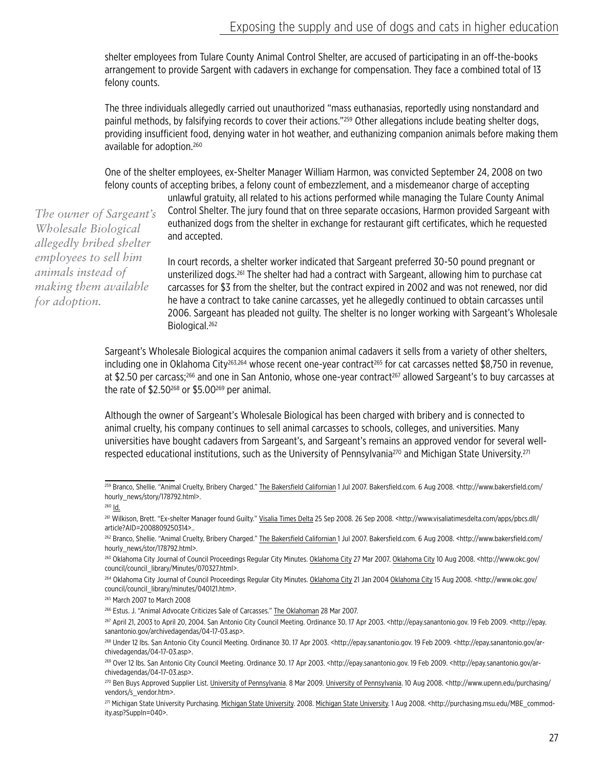shelter employees from Tulare County Animal Control Shelter, are accused of participating in an off-the-books arrangement to provide Sargent with cadavers in exchange for compensation. They face a combined total of 13 felony counts.

The three individuals allegedly carried out unauthorized "mass euthanasias, reportedly using nonstandard and painful methods, by falsifying records to cover their actions."[259] Other allegations include beating shelter dogs, providing insufficient food, denying water in hot weather, and euthanizing companion animals before making them available for adoption.[260]

One of the shelter employees, ex-Shelter Manager William Harmon, was convicted September 24, 2008 on two felony counts of accepting bribes, a felony count of embezzlement, and a misdemeanor charge of accepting unlawful gratuity, all related to his actions performed while managing the Tulare County Animal Control Shelter. The jury found that on three separate occasions, Harmon provided Sargeant with euthanized dogs from the shelter in exchange for restaurant gift certificates, which he requested and accepted.

*The owner of Sargeant's Wholesale Biological allegedly bribed shelter employees to sell him animals instead of making them available for adoption.*

In court records, a shelter worker indicated that Sargeant preferred 30-50 pound pregnant or unsterilized dogs.[261] The shelter had had a contract with Sargeant, allowing him to purchase cat carcasses for $3 from the shelter, but the contract expired in 2002 and was not renewed, nor did he have a contract to take canine carcasses, yet he allegedly continued to obtain carcasses until 2006. Sargeant has pleaded not guilty. The shelter is no longer working with Sargeant's Wholesale Biological.[262]

Sargeant's Wholesale Biological acquires the companion animal cadavers it sells from a variety of other shelters, including one in Oklahoma City[263,264] whose recent one-year contract[265] for cat carcasses netted $8,750 in revenue, at $2.50 per carcass;[266] and one in San Antonio, whose one-year contract[267] allowed Sargeant's to buy carcasses at the rate of $2.50[268] or $5.00[269] per animal.

Although the owner of Sargeant's Wholesale Biological has been charged with bribery and is connected to animal cruelty, his company continues to sell animal carcasses to schools, colleges, and universities. Many universities have bought cadavers from Sargeant's, and Sargeant's remains an approved vendor for several well-respected educational institutions, such as the University of Pennsylvania[270] and Michigan State University.[271]

---

[259] Branco, Shellie. "Animal Cruelty, Bribery Charged." The Bakersfield Californian 1 Jul 2007. Bakersfield.com. 6 Aug 2008. <http://www.bakersfield.com/hourly_news/story/178792.html>.

[260] Id.

[261] Wilkison, Brett. "Ex-shelter Manager found Guilty." Visalia Times Delta 25 Sep 2008. 26 Sep 2008. <http://www.visaliatimesdelta.com/apps/pbcs.dll/article?AID=2008809250314>..

[262] Branco, Shellie. "Animal Cruelty, Bribery Charged." The Bakersfield Californian 1 Jul 2007. Bakersfield.com. 6 Aug 2008. <http://www.bakersfield.com/hourly_news/stor/178792.html>.

[263] Oklahoma City Journal of Council Proceedings Regular City Minutes. Oklahoma City 27 Mar 2007. Oklahoma City 10 Aug 2008. <http://www.okc.gov/council/council_library/Minutes/070327.html>.

[264] Oklahoma City Journal of Council Proceedings Regular City Minutes. Oklahoma City 21 Jan 2004 Oklahoma City 15 Aug 2008. <http://www.okc.gov/council/council_library/minutes/040121.htm>.

[265] March 2007 to March 2008

[266] Estus. J. "Animal Advocate Criticizes Sale of Carcasses." The Oklahoman 28 Mar 2007.

[267] April 21, 2003 to April 20, 2004. San Antonio City Council Meeting. Ordinance 30. 17 Apr 2003. <http://epay.sanantonio.gov. 19 Feb 2009. <http://epay.sanantonio.gov/archivedagendas/04-17-03.asp>.

[268] Under 12 lbs. San Antonio City Council Meeting. Ordinance 30. 17 Apr 2003. <http://epay.sanantonio.gov. 19 Feb 2009. <http://epay.sanantonio.gov/archivedagendas/04-17-03.asp>.

[269] Over 12 lbs. San Antonio City Council Meeting. Ordinance 30. 17 Apr 2003. <http://epay.sanantonio.gov. 19 Feb 2009. <http://epay.sanantonio.gov/archivedagendas/04-17-03.asp>.

[270] Ben Buys Approved Supplier List. University of Pennsylvania. 8 Mar 2009. University of Pennsylvania. 10 Aug 2008. <http://www.upenn.edu/purchasing/vendors/s_vendor.htm>.

[271] Michigan State University Purchasing. Michigan State University. 2008. Michigan State University. 1 Aug 2008. <http://purchasing.msu.edu/MBE_commodity.asp?SuppIn=040>.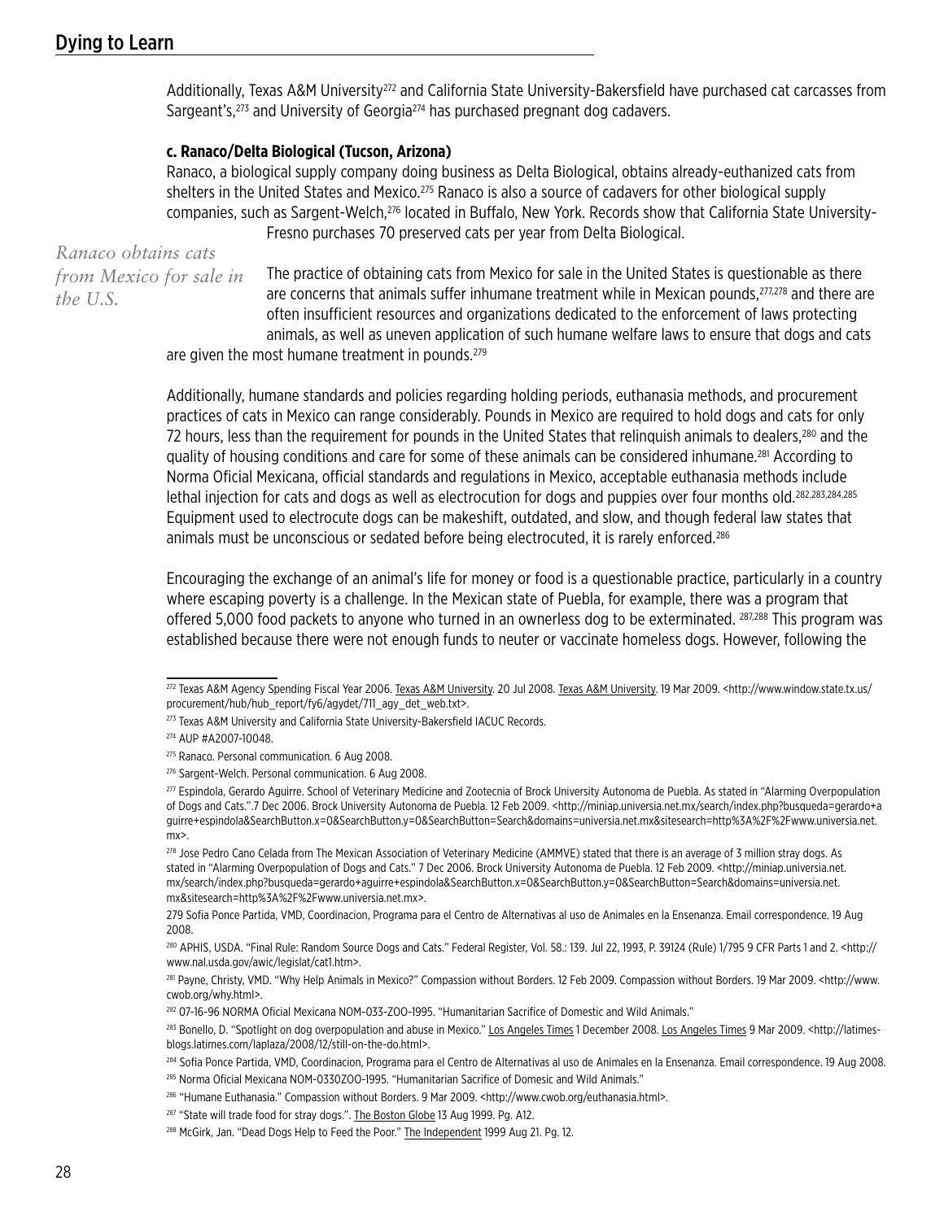Additionally, Texas A&M University[272] and California State University-Bakersfield have purchased cat carcasses from Sargeant's,[273] and University of Georgia[274] has purchased pregnant dog cadavers.

#### c. Ranaco/Delta Biological (Tucson, Arizona)

Ranaco, a biological supply company doing business as Delta Biological, obtains already-euthanized cats from shelters in the United States and Mexico.[275] Ranaco is also a source of cadavers for other biological supply companies, such as Sargent-Welch,[276] located in Buffalo, New York. Records show that California State University-Fresno purchases 70 preserved cats per year from Delta Biological.

*Ranaco obtains cats from Mexico for sale in the U.S.*

The practice of obtaining cats from Mexico for sale in the United States is questionable as there are concerns that animals suffer inhumane treatment while in Mexican pounds,[277,278] and there are often insufficient resources and organizations dedicated to the enforcement of laws protecting animals, as well as uneven application of such humane welfare laws to ensure that dogs and cats are given the most humane treatment in pounds.[279]

Additionally, humane standards and policies regarding holding periods, euthanasia methods, and procurement practices of cats in Mexico can range considerably. Pounds in Mexico are required to hold dogs and cats for only 72 hours, less than the requirement for pounds in the United States that relinquish animals to dealers,[280] and the quality of housing conditions and care for some of these animals can be considered inhumane.[281] According to Norma Oficial Mexicana, official standards and regulations in Mexico, acceptable euthanasia methods include lethal injection for cats and dogs as well as electrocution for dogs and puppies over four months old.[282,283,284,285] Equipment used to electrocute dogs can be makeshift, outdated, and slow, and though federal law states that animals must be unconscious or sedated before being electrocuted, it is rarely enforced.[286]

Encouraging the exchange of an animal's life for money or food is a questionable practice, particularly in a country where escaping poverty is a challenge. In the Mexican state of Puebla, for example, there was a program that offered 5,000 food packets to anyone who turned in an ownerless dog to be exterminated. [287,288] This program was established because there were not enough funds to neuter or vaccinate homeless dogs. However, following the

---

[272] Texas A&M Agency Spending Fiscal Year 2006. Texas A&M University. 20 Jul 2008. Texas A&M University. 19 Mar 2009. <http://www.window.state.tx.us/procurement/hub/hub_report/fy6/agydet/711_agy_det_web.txt>.

[273] Texas A&M University and California State University-Bakersfield IACUC Records.

[274] AUP #A2007-10048.

[275] Ranaco. Personal communication. 6 Aug 2008.

[276] Sargent-Welch. Personal communication. 6 Aug 2008.

[277] Espindola, Gerardo Aguirre. School of Veterinary Medicine and Zootecnia of Brock University Autonoma de Puebla. As stated in "Alarming Overpopulation of Dogs and Cats.".7 Dec 2006. Brock University Autonoma de Puebla. 12 Feb 2009. <http://miniap.universia.net.mx/search/index.php?busqueda=gerardo+aguirre+espindola&SearchButton.x=0&SearchButton.y=0&SearchButton=Search&domains=universia.net.mx&sitesearch=http%3A%2F%2Fwww.universia.net.mx>.

[278] Jose Pedro Cano Celada from The Mexican Association of Veterinary Medicine (AMMVE) stated that there is an average of 3 million stray dogs. As stated in "Alarming Overpopulation of Dogs and Cats." 7 Dec 2006. Brock University Autonoma de Puebla. 12 Feb 2009. <http://miniap.universia.net.mx/search/index.php?busqueda=gerardo+aguirre+espindola&SearchButton.x=0&SearchButton.y=0&SearchButton=Search&domains=universia.net.mx&sitesearch=http%3A%2F%2Fwww.universia.net.mx>.

[279] Sofia Ponce Partida, VMD, Coordinacion, Programa para el Centro de Alternativas al uso de Animales en la Ensenanza. Email correspondence. 19 Aug 2008.

[280] APHIS, USDA. "Final Rule: Random Source Dogs and Cats." Federal Register, Vol. 58.: 139. Jul 22, 1993, P. 39124 (Rule) 1/795 9 CFR Parts 1 and 2. <http://www.nal.usda.gov/awic/legislat/cat1.htm>.

[281] Payne, Christy, VMD. "Why Help Animals in Mexico?" Compassion without Borders. 12 Feb 2009. Compassion without Borders. 19 Mar 2009. <http://www.cwob.org/why.html>.

[282] 07-16-96 NORMA Oficial Mexicana NOM-033-ZOO-1995. "Humanitarian Sacrifice of Domestic and Wild Animals."

[283] Bonello, D. "Spotlight on dog overpopulation and abuse in Mexico." Los Angeles Times 1 December 2008. Los Angeles Times 9 Mar 2009. <http://latimesblogs.latimes.com/laplaza/2008/12/still-on-the-do.html>.

[284] Sofia Ponce Partida, VMD, Coordinacion, Programa para el Centro de Alternativas al uso de Animales en la Ensenanza. Email correspondence. 19 Aug 2008.

[285] Norma Oficial Mexicana NOM-0330ZOO-1995. "Humanitarian Sacrifice of Domesic and Wild Animals."

[286] "Humane Euthanasia." Compassion without Borders. 9 Mar 2009. <http://www.cwob.org/euthanasia.html>.

[287] "State will trade food for stray dogs.". The Boston Globe 13 Aug 1999. Pg. A12.

[288] McGirk, Jan. "Dead Dogs Help to Feed the Poor." The Independent 1999 Aug 21. Pg. 12.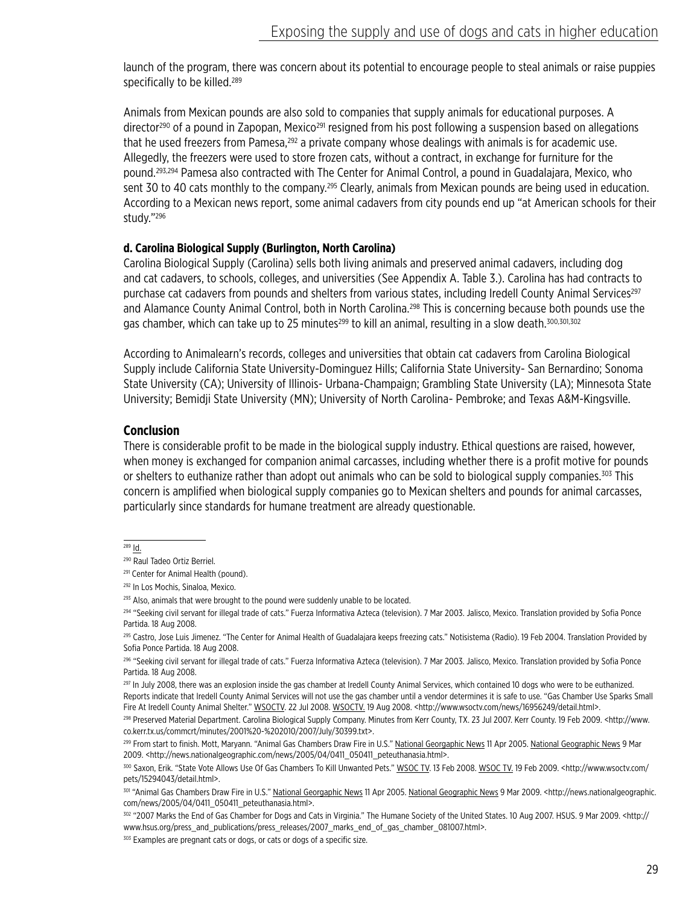launch of the program, there was concern about its potential to encourage people to steal animals or raise puppies specifically to be killed.[289]

Animals from Mexican pounds are also sold to companies that supply animals for educational purposes. A director[290] of a pound in Zapopan, Mexico[291] resigned from his post following a suspension based on allegations that he used freezers from Pamesa,[292] a private company whose dealings with animals is for academic use. Allegedly, the freezers were used to store frozen cats, without a contract, in exchange for furniture for the pound.[293,294] Pamesa also contracted with The Center for Animal Control, a pound in Guadalajara, Mexico, who sent 30 to 40 cats monthly to the company.[295] Clearly, animals from Mexican pounds are being used in education. According to a Mexican news report, some animal cadavers from city pounds end up "at American schools for their study."[296]

**d. Carolina Biological Supply (Burlington, North Carolina)**

Carolina Biological Supply (Carolina) sells both living animals and preserved animal cadavers, including dog and cat cadavers, to schools, colleges, and universities (See Appendix A. Table 3.). Carolina has had contracts to purchase cat cadavers from pounds and shelters from various states, including Iredell County Animal Services[297] and Alamance County Animal Control, both in North Carolina.[298] This is concerning because both pounds use the gas chamber, which can take up to 25 minutes[299] to kill an animal, resulting in a slow death.[300,301,302]

According to Animalearn's records, colleges and universities that obtain cat cadavers from Carolina Biological Supply include California State University-Dominguez Hills; California State University- San Bernardino; Sonoma State University (CA); University of Illinois- Urbana-Champaign; Grambling State University (LA); Minnesota State University; Bemidji State University (MN); University of North Carolina- Pembroke; and Texas A&M-Kingsville.

## Conclusion

There is considerable profit to be made in the biological supply industry. Ethical questions are raised, however, when money is exchanged for companion animal carcasses, including whether there is a profit motive for pounds or shelters to euthanize rather than adopt out animals who can be sold to biological supply companies.[303] This concern is amplified when biological supply companies go to Mexican shelters and pounds for animal carcasses, particularly since standards for humane treatment are already questionable.

---

[289] Id.

[290] Raul Tadeo Ortiz Berriel.

[291] Center for Animal Health (pound).

[292] In Los Mochis, Sinaloa, Mexico.

[293] Also, animals that were brought to the pound were suddenly unable to be located.

[294] "Seeking civil servant for illegal trade of cats." Fuerza Informativa Azteca (television). 7 Mar 2003. Jalisco, Mexico. Translation provided by Sofia Ponce Partida. 18 Aug 2008.

[295] Castro, Jose Luis Jimenez. "The Center for Animal Health of Guadalajara keeps freezing cats." Notisistema (Radio). 19 Feb 2004. Translation Provided by Sofia Ponce Partida. 18 Aug 2008.

[296] "Seeking civil servant for illegal trade of cats." Fuerza Informativa Azteca (television). 7 Mar 2003. Jalisco, Mexico. Translation provided by Sofia Ponce Partida. 18 Aug 2008.

[297] In July 2008, there was an explosion inside the gas chamber at Iredell County Animal Services, which contained 10 dogs who were to be euthanized. Reports indicate that Iredell County Animal Services will not use the gas chamber until a vendor determines it is safe to use. "Gas Chamber Use Sparks Small Fire At Iredell County Animal Shelter." WSOCTV. 22 Jul 2008. WSOCTV. 19 Aug 2008. <http://www.wsoctv.com/news/16956249/detail.html>.

[298] Preserved Material Department. Carolina Biological Supply Company. Minutes from Kerr County, TX. 23 Jul 2007. Kerr County. 19 Feb 2009. <http://www.co.kerr.tx.us/commcrt/minutes/2001%20-%202010/2007/July/30399.txt>.

[299] From start to finish. Mott, Maryann. "Animal Gas Chambers Draw Fire in U.S." National Georgaphic News 11 Apr 2005. National Geographic News 9 Mar 2009. <http://news.nationalgeographic.com/news/2005/04/0411_050411_peteuthanasia.html>.

[300] Saxon, Erik. "State Vote Allows Use Of Gas Chambers To Kill Unwanted Pets." WSOC TV. 13 Feb 2008. WSOC TV. 19 Feb 2009. <http://www.wsoctv.com/pets/15294043/detail.html>.

[301] "Animal Gas Chambers Draw Fire in U.S." National Georgaphic News 11 Apr 2005. National Geographic News 9 Mar 2009. <http://news.nationalgeographic.com/news/2005/04/0411_050411_peteuthanasia.html>.

[302] "2007 Marks the End of Gas Chamber for Dogs and Cats in Virginia." The Humane Society of the United States. 10 Aug 2007. HSUS. 9 Mar 2009. <http://www.hsus.org/press_and_publications/press_releases/2007_marks_end_of_gas_chamber_081007.html>.

[303] Examples are pregnant cats or dogs, or cats or dogs of a specific size.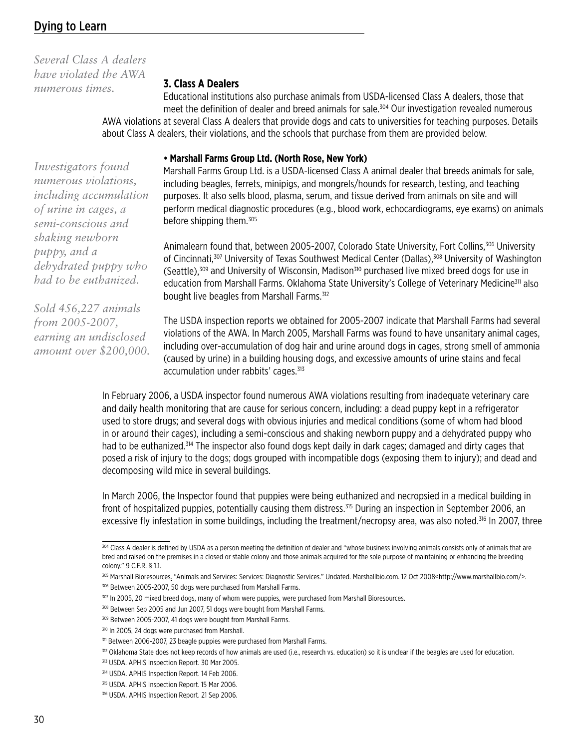*Several Class A dealers have violated the AWA numerous times.*

### 3. Class A Dealers

Educational institutions also purchase animals from USDA-licensed Class A dealers, those that meet the definition of dealer and breed animals for sale.[304] Our investigation revealed numerous AWA violations at several Class A dealers that provide dogs and cats to universities for teaching purposes. Details about Class A dealers, their violations, and the schools that purchase from them are provided below.

*Investigators found numerous violations, including accumulation of urine in cages, a semi-conscious and shaking newborn puppy, and a dehydrated puppy who had to be euthanized.*

*Sold 456,227 animals from 2005-2007, earning an undisclosed amount over $200,000.*

**• Marshall Farms Group Ltd. (North Rose, New York)**

Marshall Farms Group Ltd. is a USDA-licensed Class A animal dealer that breeds animals for sale, including beagles, ferrets, minipigs, and mongrels/hounds for research, testing, and teaching purposes. It also sells blood, plasma, serum, and tissue derived from animals on site and will perform medical diagnostic procedures (e.g., blood work, echocardiograms, eye exams) on animals before shipping them.[305]

Animalearn found that, between 2005-2007, Colorado State University, Fort Collins,[306] University of Cincinnati,[307] University of Texas Southwest Medical Center (Dallas),[308] University of Washington (Seattle),[309] and University of Wisconsin, Madison[310] purchased live mixed breed dogs for use in education from Marshall Farms. Oklahoma State University's College of Veterinary Medicine[311] also bought live beagles from Marshall Farms.[312]

The USDA inspection reports we obtained for 2005-2007 indicate that Marshall Farms had several violations of the AWA. In March 2005, Marshall Farms was found to have unsanitary animal cages, including over-accumulation of dog hair and urine around dogs in cages, strong smell of ammonia (caused by urine) in a building housing dogs, and excessive amounts of urine stains and fecal accumulation under rabbits' cages.[313]

In February 2006, a USDA inspector found numerous AWA violations resulting from inadequate veterinary care and daily health monitoring that are cause for serious concern, including: a dead puppy kept in a refrigerator used to store drugs; and several dogs with obvious injuries and medical conditions (some of whom had blood in or around their cages), including a semi-conscious and shaking newborn puppy and a dehydrated puppy who had to be euthanized.[314] The inspector also found dogs kept daily in dark cages; damaged and dirty cages that posed a risk of injury to the dogs; dogs grouped with incompatible dogs (exposing them to injury); and dead and decomposing wild mice in several buildings.

In March 2006, the Inspector found that puppies were being euthanized and necropsied in a medical building in front of hospitalized puppies, potentially causing them distress.[315] During an inspection in September 2006, an excessive fly infestation in some buildings, including the treatment/necropsy area, was also noted.[316] In 2007, three

---

[304] Class A dealer is defined by USDA as a person meeting the definition of dealer and "whose business involving animals consists only of animals that are bred and raised on the premises in a closed or stable colony and those animals acquired for the sole purpose of maintaining or enhancing the breeding colony." 9 C.F.R. § 1.1.

[305] Marshall Bioresources. "Animals and Services: Services: Diagnostic Services." Undated. Marshallbio.com. 12 Oct 2008<http://www.marshallbio.com/>.

[306] Between 2005-2007, 50 dogs were purchased from Marshall Farms.

[307] In 2005, 20 mixed breed dogs, many of whom were puppies, were purchased from Marshall Bioresources.

[308] Between Sep 2005 and Jun 2007, 51 dogs were bought from Marshall Farms.

[309] Between 2005-2007, 41 dogs were bought from Marshall Farms.

[310] In 2005, 24 dogs were purchased from Marshall.

[311] Between 2006-2007, 23 beagle puppies were purchased from Marshall Farms.

[312] Oklahoma State does not keep records of how animals are used (i.e., research vs. education) so it is unclear if the beagles are used for education.

[313] USDA. APHIS Inspection Report. 30 Mar 2005.

[314] USDA. APHIS Inspection Report. 14 Feb 2006.

[315] USDA. APHIS Inspection Report. 15 Mar 2006.

[316] USDA. APHIS Inspection Report. 21 Sep 2006.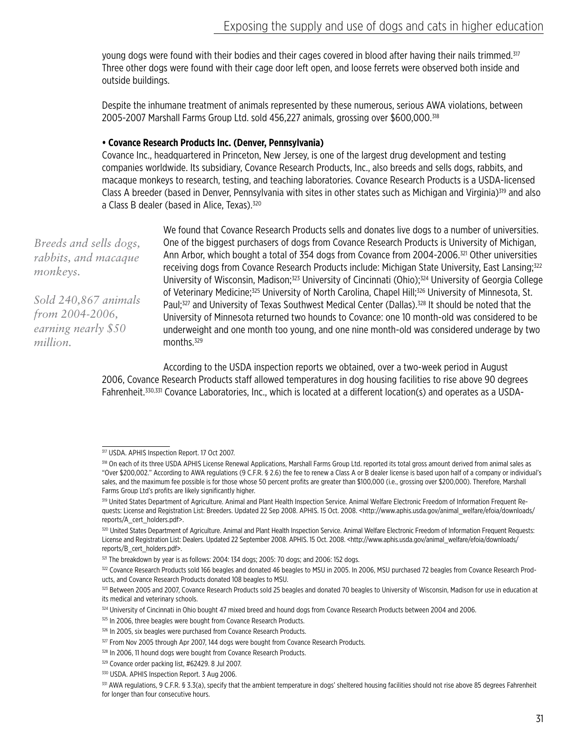young dogs were found with their bodies and their cages covered in blood after having their nails trimmed.[317] Three other dogs were found with their cage door left open, and loose ferrets were observed both inside and outside buildings.

Despite the inhumane treatment of animals represented by these numerous, serious AWA violations, between 2005-2007 Marshall Farms Group Ltd. sold 456,227 animals, grossing over $600,000.[318]

**• Covance Research Products Inc. (Denver, Pennsylvania)**

Covance Inc., headquartered in Princeton, New Jersey, is one of the largest drug development and testing companies worldwide. Its subsidiary, Covance Research Products, Inc., also breeds and sells dogs, rabbits, and macaque monkeys to research, testing, and teaching laboratories. Covance Research Products is a USDA-licensed Class A breeder (based in Denver, Pennsylvania with sites in other states such as Michigan and Virginia)[319] and also a Class B dealer (based in Alice, Texas).[320]

*Breeds and sells dogs, rabbits, and macaque monkeys.*

*Sold 240,867 animals from 2004-2006, earning nearly $50 million.*

We found that Covance Research Products sells and donates live dogs to a number of universities. One of the biggest purchasers of dogs from Covance Research Products is University of Michigan, Ann Arbor, which bought a total of 354 dogs from Covance from 2004-2006.[321] Other universities receiving dogs from Covance Research Products include: Michigan State University, East Lansing;[322] University of Wisconsin, Madison;[323] University of Cincinnati (Ohio);[324] University of Georgia College of Veterinary Medicine;[325] University of North Carolina, Chapel Hill;[326] University of Minnesota, St. Paul;[327] and University of Texas Southwest Medical Center (Dallas).[328] It should be noted that the University of Minnesota returned two hounds to Covance: one 10 month-old was considered to be underweight and one month too young, and one nine month-old was considered underage by two months.[329]

According to the USDA inspection reports we obtained, over a two-week period in August 2006, Covance Research Products staff allowed temperatures in dog housing facilities to rise above 90 degrees Fahrenheit.[330,331] Covance Laboratories, Inc., which is located at a different location(s) and operates as a USDA-

---

[317] USDA. APHIS Inspection Report. 17 Oct 2007.

[318] On each of its three USDA APHIS License Renewal Applications, Marshall Farms Group Ltd. reported its total gross amount derived from animal sales as "Over $200,002." According to AWA regulations (9 C.F.R. § 2.6) the fee to renew a Class A or B dealer license is based upon half of a company or individual's sales, and the maximum fee possible is for those whose 50 percent profits are greater than $100,000 (i.e., grossing over $200,000). Therefore, Marshall Farms Group Ltd's profits are likely significantly higher.

[319] United States Department of Agriculture. Animal and Plant Health Inspection Service. Animal Welfare Electronic Freedom of Information Frequent Requests: License and Registration List: Breeders. Updated 22 Sep 2008. APHIS. 15 Oct. 2008. <http://www.aphis.usda.gov/animal_welfare/efoia/downloads/reports/A_cert_holders.pdf>.

[320] United States Department of Agriculture. Animal and Plant Health Inspection Service. Animal Welfare Electronic Freedom of Information Frequent Requests: License and Registration List: Dealers. Updated 22 September 2008. APHIS. 15 Oct. 2008. <http://www.aphis.usda.gov/animal_welfare/efoia/downloads/reports/B_cert_holders.pdf>.

[321] The breakdown by year is as follows: 2004: 134 dogs; 2005: 70 dogs; and 2006: 152 dogs.

[322] Covance Research Products sold 166 beagles and donated 46 beagles to MSU in 2005. In 2006, MSU purchased 72 beagles from Covance Research Products, and Covance Research Products donated 108 beagles to MSU.

[323] Between 2005 and 2007, Covance Research Products sold 25 beagles and donated 70 beagles to University of Wisconsin, Madison for use in education at its medical and veterinary schools.

[324] University of Cincinnati in Ohio bought 47 mixed breed and hound dogs from Covance Research Products between 2004 and 2006.

[325] In 2006, three beagles were bought from Covance Research Products.

[326] In 2005, six beagles were purchased from Covance Research Products.

[327] From Nov 2005 through Apr 2007, 144 dogs were bought from Covance Research Products.

[328] In 2006, 11 hound dogs were bought from Covance Research Products.

[329] Covance order packing list, #62429. 8 Jul 2007.

[330] USDA. APHIS Inspection Report. 3 Aug 2006.

[331] AWA regulations, 9 C.F.R. § 3.3(a), specify that the ambient temperature in dogs' sheltered housing facilities should not rise above 85 degrees Fahrenheit for longer than four consecutive hours.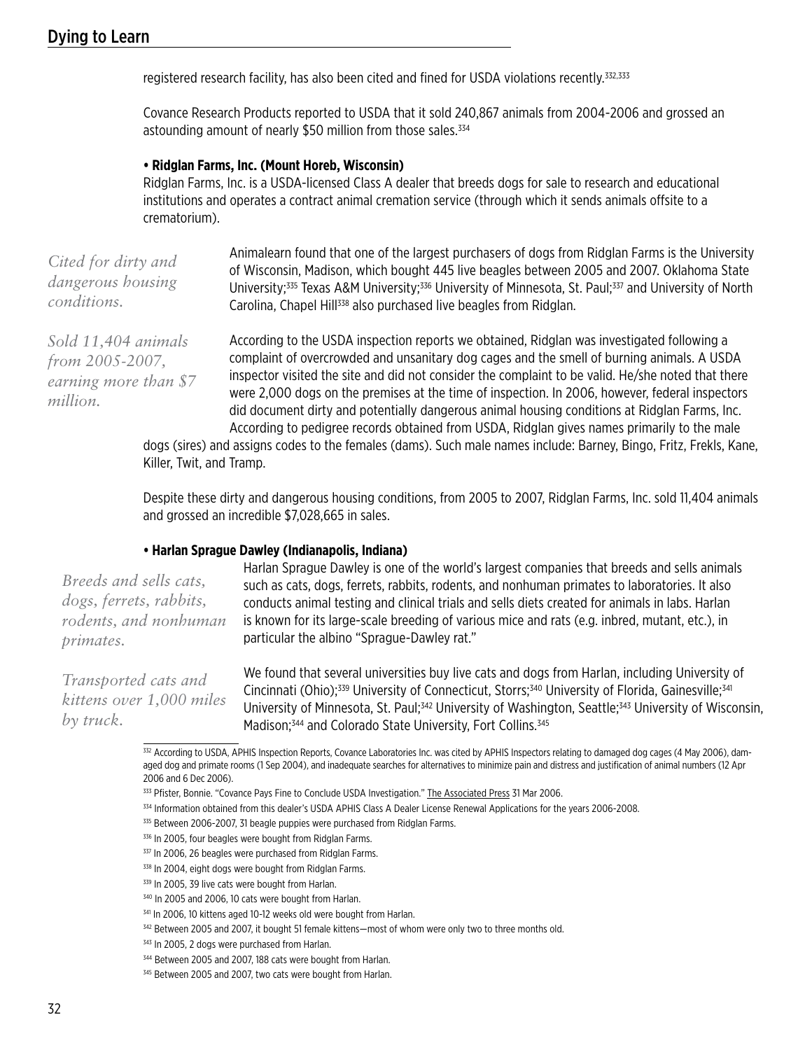registered research facility, has also been cited and fined for USDA violations recently.[332,333]

Covance Research Products reported to USDA that it sold 240,867 animals from 2004-2006 and grossed an astounding amount of nearly $50 million from those sales.[334]

**• Ridglan Farms, Inc. (Mount Horeb, Wisconsin)**

Ridglan Farms, Inc. is a USDA-licensed Class A dealer that breeds dogs for sale to research and educational institutions and operates a contract animal cremation service (through which it sends animals offsite to a crematorium).

*Cited for dirty and dangerous housing conditions.*

*Sold 11,404 animals from 2005-2007, earning more than $7 million.*

Animalearn found that one of the largest purchasers of dogs from Ridglan Farms is the University of Wisconsin, Madison, which bought 445 live beagles between 2005 and 2007. Oklahoma State University;[335] Texas A&M University;[336] University of Minnesota, St. Paul;[337] and University of North Carolina, Chapel Hill[338] also purchased live beagles from Ridglan.

According to the USDA inspection reports we obtained, Ridglan was investigated following a complaint of overcrowded and unsanitary dog cages and the smell of burning animals. A USDA inspector visited the site and did not consider the complaint to be valid. He/she noted that there were 2,000 dogs on the premises at the time of inspection. In 2006, however, federal inspectors did document dirty and potentially dangerous animal housing conditions at Ridglan Farms, Inc. According to pedigree records obtained from USDA, Ridglan gives names primarily to the male dogs (sires) and assigns codes to the females (dams). Such male names include: Barney, Bingo, Fritz, Frekls, Kane, Killer, Twit, and Tramp.

Despite these dirty and dangerous housing conditions, from 2005 to 2007, Ridglan Farms, Inc. sold 11,404 animals and grossed an incredible $7,028,665 in sales.

**• Harlan Sprague Dawley (Indianapolis, Indiana)**

*Breeds and sells cats, dogs, ferrets, rabbits, rodents, and nonhuman primates.*

*Transported cats and kittens over 1,000 miles by truck.*

Harlan Sprague Dawley is one of the world's largest companies that breeds and sells animals such as cats, dogs, ferrets, rabbits, rodents, and nonhuman primates to laboratories. It also conducts animal testing and clinical trials and sells diets created for animals in labs. Harlan is known for its large-scale breeding of various mice and rats (e.g. inbred, mutant, etc.), in particular the albino "Sprague-Dawley rat."

We found that several universities buy live cats and dogs from Harlan, including University of Cincinnati (Ohio);[339] University of Connecticut, Storrs;[340] University of Florida, Gainesville;[341] University of Minnesota, St. Paul;[342] University of Washington, Seattle;[343] University of Wisconsin, Madison;[344] and Colorado State University, Fort Collins.[345]

---

[332] According to USDA, APHIS Inspection Reports, Covance Laboratories Inc. was cited by APHIS Inspectors relating to damaged dog cages (4 May 2006), damaged dog and primate rooms (1 Sep 2004), and inadequate searches for alternatives to minimize pain and distress and justification of animal numbers (12 Apr 2006 and 6 Dec 2006).

[333] Pfister, Bonnie. "Covance Pays Fine to Conclude USDA Investigation." The Associated Press 31 Mar 2006.

[334] Information obtained from this dealer's USDA APHIS Class A Dealer License Renewal Applications for the years 2006-2008.

[335] Between 2006-2007, 31 beagle puppies were purchased from Ridglan Farms.

[336] In 2005, four beagles were bought from Ridglan Farms.

[337] In 2006, 26 beagles were purchased from Ridglan Farms.

[338] In 2004, eight dogs were bought from Ridglan Farms.

[339] In 2005, 39 live cats were bought from Harlan.

[340] In 2005 and 2006, 10 cats were bought from Harlan.

[341] In 2006, 10 kittens aged 10-12 weeks old were bought from Harlan.

[342] Between 2005 and 2007, it bought 51 female kittens—most of whom were only two to three months old.

[343] In 2005, 2 dogs were purchased from Harlan.

[344] Between 2005 and 2007, 188 cats were bought from Harlan.

[345] Between 2005 and 2007, two cats were bought from Harlan.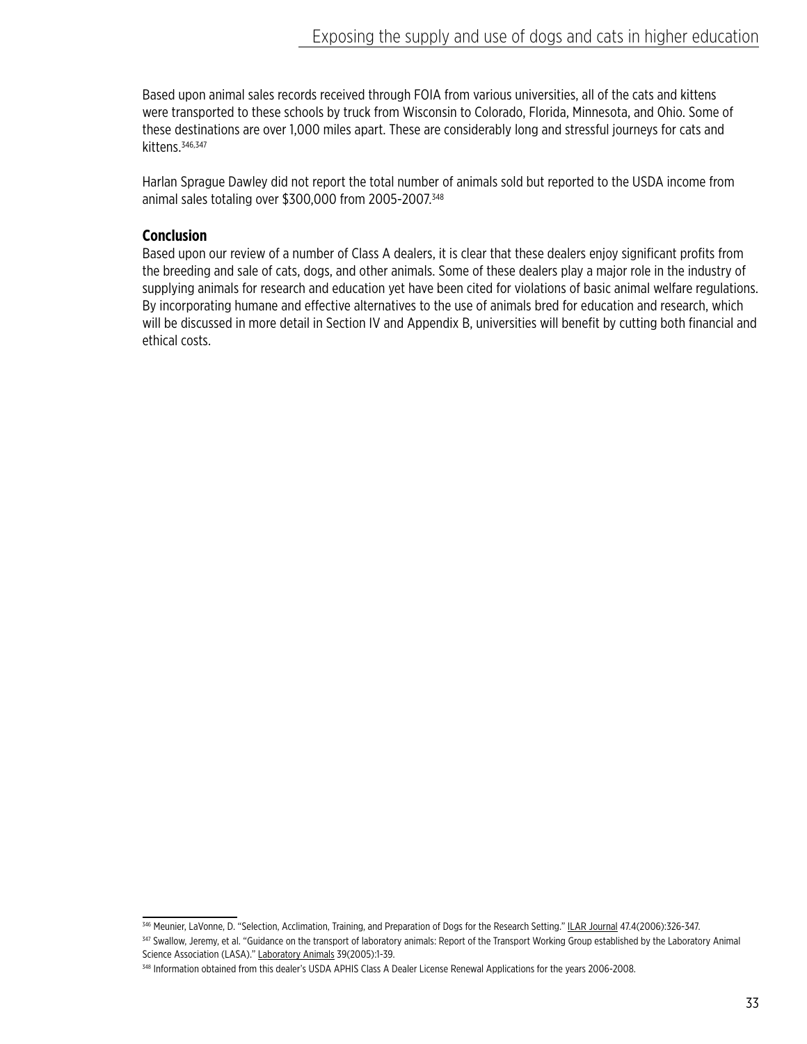Based upon animal sales records received through FOIA from various universities, all of the cats and kittens were transported to these schools by truck from Wisconsin to Colorado, Florida, Minnesota, and Ohio. Some of these destinations are over 1,000 miles apart. These are considerably long and stressful journeys for cats and kittens.[346,347]

Harlan Sprague Dawley did not report the total number of animals sold but reported to the USDA income from animal sales totaling over $300,000 from 2005-2007.[348]

### Conclusion

Based upon our review of a number of Class A dealers, it is clear that these dealers enjoy significant profits from the breeding and sale of cats, dogs, and other animals. Some of these dealers play a major role in the industry of supplying animals for research and education yet have been cited for violations of basic animal welfare regulations. By incorporating humane and effective alternatives to the use of animals bred for education and research, which will be discussed in more detail in Section IV and Appendix B, universities will benefit by cutting both financial and ethical costs.

---

[346] Meunier, LaVonne, D. "Selection, Acclimation, Training, and Preparation of Dogs for the Research Setting." ILAR Journal 47.4(2006):326-347.

[347] Swallow, Jeremy, et al. "Guidance on the transport of laboratory animals: Report of the Transport Working Group established by the Laboratory Animal Science Association (LASA)." Laboratory Animals 39(2005):1-39.

[348] Information obtained from this dealer's USDA APHIS Class A Dealer License Renewal Applications for the years 2006-2008.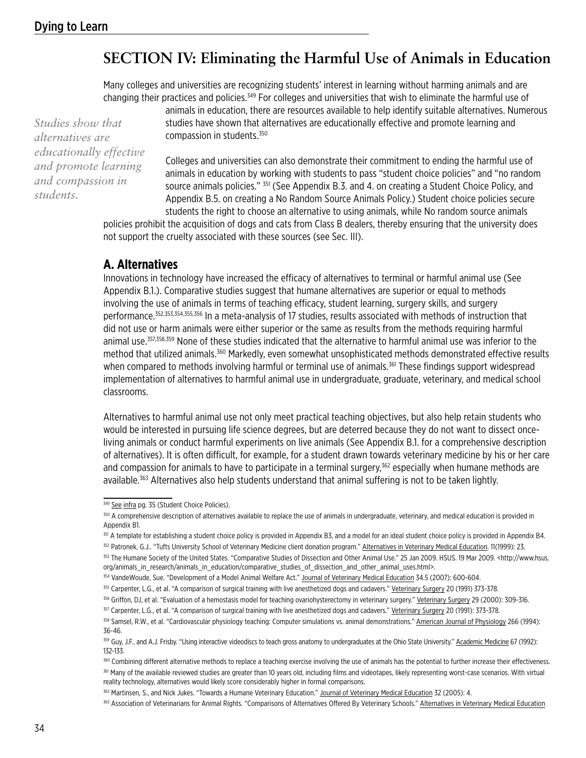# SECTION IV: Eliminating the Harmful Use of Animals in Education

Many colleges and universities are recognizing students' interest in learning without harming animals and are changing their practices and policies.[349] For colleges and universities that wish to eliminate the harmful use of animals in education, there are resources available to help identify suitable alternatives. Numerous studies have shown that alternatives are educationally effective and promote learning and compassion in students.[350]

*Studies show that alternatives are educationally effective and promote learning and compassion in students.*

Colleges and universities can also demonstrate their commitment to ending the harmful use of animals in education by working with students to pass "student choice policies" and "no random source animals policies." [351] (See Appendix B.3. and 4. on creating a Student Choice Policy, and Appendix B.5. on creating a No Random Source Animals Policy.) Student choice policies secure students the right to choose an alternative to using animals, while No random source animals policies prohibit the acquisition of dogs and cats from Class B dealers, thereby ensuring that the university does not support the cruelty associated with these sources (see Sec. III).

## A. Alternatives

Innovations in technology have increased the efficacy of alternatives to terminal or harmful animal use (See Appendix B.1.). Comparative studies suggest that humane alternatives are superior or equal to methods involving the use of animals in terms of teaching efficacy, student learning, surgery skills, and surgery performance.[352,353,354,355,356] In a meta-analysis of 17 studies, results associated with methods of instruction that did not use or harm animals were either superior or the same as results from the methods requiring harmful animal use.[357,358,359] None of these studies indicated that the alternative to harmful animal use was inferior to the method that utilized animals.[360] Markedly, even somewhat unsophisticated methods demonstrated effective results when compared to methods involving harmful or terminal use of animals.[361] These findings support widespread implementation of alternatives to harmful animal use in undergraduate, graduate, veterinary, and medical school classrooms.

Alternatives to harmful animal use not only meet practical teaching objectives, but also help retain students who would be interested in pursuing life science degrees, but are deterred because they do not want to dissect once-living animals or conduct harmful experiments on live animals (See Appendix B.1. for a comprehensive description of alternatives). It is often difficult, for example, for a student drawn towards veterinary medicine by his or her care and compassion for animals to have to participate in a terminal surgery,[362] especially when humane methods are available.[363] Alternatives also help students understand that animal suffering is not to be taken lightly.

---

[349] See infra pg. 35 (Student Choice Policies).

[350] A comprehensive description of alternatives available to replace the use of animals in undergraduate, veterinary, and medical education is provided in Appendix B1.

[351] A template for establishing a student choice policy is provided in Appendix B3, and a model for an ideal student choice policy is provided in Appendix B4.

[352] Patronek, G.J.. "Tufts University School of Veterinary Medicine client donation program." Alternatives in Veterinary Medical Education. 11(1999): 23.

[353] The Humane Society of the United States. "Comparative Studies of Dissection and Other Animal Use." 25 Jan 2009. HSUS. 19 Mar 2009. <http://www.hsus.org/animals_in_research/animals_in_education/comparative_studies_of_dissection_and_other_animal_uses.html>.

[354] VandeWoude, Sue. "Development of a Model Animal Welfare Act." Journal of Veterinary Medical Education 34.5 (2007): 600-604.

[355] Carpenter, L.G., et al. "A comparison of surgical training with live anesthetized dogs and cadavers." Veterinary Surgery 20 (1991) 373-378.

[356] Griffon, DJ, et al. "Evaluation of a hemostasis model for teaching ovariohysterectomy in veterinary surgery." Veterinary Surgery 29 (2000): 309-316.

[357] Carpenter, L.G., et al. "A comparison of surgical training with live anesthetized dogs and cadavers." Veterinary Surgery 20 (1991): 373-378.

[358] Samsel, R.W., et al. "Cardiovascular physiology teaching: Computer simulations vs. animal demonstrations." American Journal of Physiology 266 (1994): 36-46.

[359] Guy, J.F.. and A.J. Frisby. "Using interactive videodiscs to teach gross anatomy to undergraduates at the Ohio State University." Academic Medicine 67 (1992): 132-133.

[360] Combining different alternative methods to replace a teaching exercise involving the use of animals has the potential to further increase their effectiveness.

[361] Many of the available reviewed studies are greater than 10 years old, including films and videotapes, likely representing worst-case scenarios. With virtual reality technology, alternatives would likely score considerably higher in formal comparisons.

[362] Martinsen, S., and Nick Jukes. "Towards a Humane Veterinary Education." Journal of Veterinary Medical Education 32 (2005): 4.

[363] Association of Veterinarians for Animal Rights. "Comparisons of Alternatives Offered By Veterinary Schools." Alternatives in Veterinary Medical Education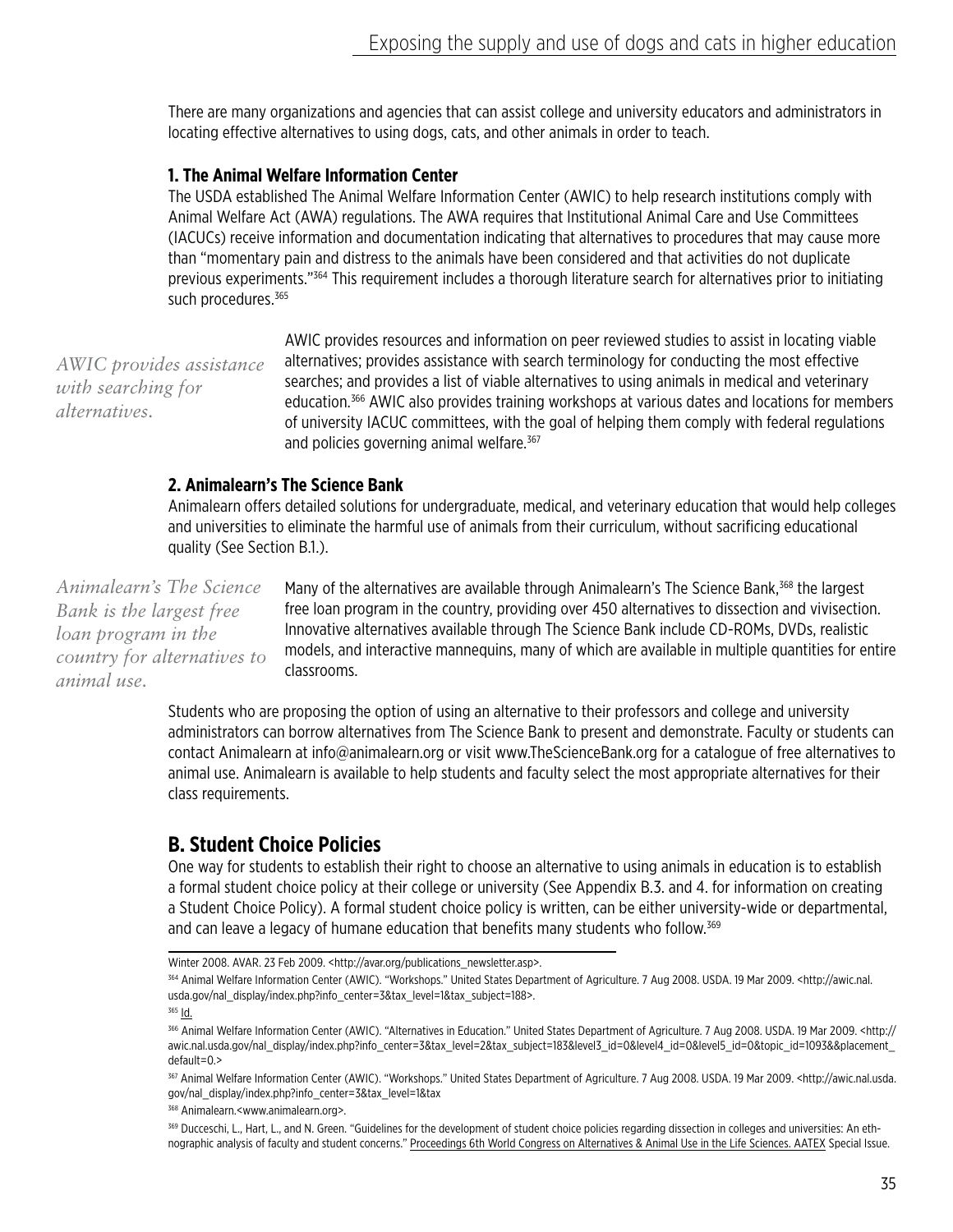There are many organizations and agencies that can assist college and university educators and administrators in locating effective alternatives to using dogs, cats, and other animals in order to teach.

### 1. The Animal Welfare Information Center

The USDA established The Animal Welfare Information Center (AWIC) to help research institutions comply with Animal Welfare Act (AWA) regulations. The AWA requires that Institutional Animal Care and Use Committees (IACUCs) receive information and documentation indicating that alternatives to procedures that may cause more than "momentary pain and distress to the animals have been considered and that activities do not duplicate previous experiments."[364] This requirement includes a thorough literature search for alternatives prior to initiating such procedures.[365]

*AWIC provides assistance with searching for alternatives.*

AWIC provides resources and information on peer reviewed studies to assist in locating viable alternatives; provides assistance with search terminology for conducting the most effective searches; and provides a list of viable alternatives to using animals in medical and veterinary education.[366] AWIC also provides training workshops at various dates and locations for members of university IACUC committees, with the goal of helping them comply with federal regulations and policies governing animal welfare.[367]

### 2. Animalearn's The Science Bank

Animalearn offers detailed solutions for undergraduate, medical, and veterinary education that would help colleges and universities to eliminate the harmful use of animals from their curriculum, without sacrificing educational quality (See Section B.1.).

*Animalearn's The Science Bank is the largest free loan program in the country for alternatives to animal use.*

Many of the alternatives are available through Animalearn's The Science Bank,[368] the largest free loan program in the country, providing over 450 alternatives to dissection and vivisection. Innovative alternatives available through The Science Bank include CD-ROMs, DVDs, realistic models, and interactive mannequins, many of which are available in multiple quantities for entire classrooms.

Students who are proposing the option of using an alternative to their professors and college and university administrators can borrow alternatives from The Science Bank to present and demonstrate. Faculty or students can contact Animalearn at info@animalearn.org or visit www.TheScienceBank.org for a catalogue of free alternatives to animal use. Animalearn is available to help students and faculty select the most appropriate alternatives for their class requirements.

## B. Student Choice Policies

One way for students to establish their right to choose an alternative to using animals in education is to establish a formal student choice policy at their college or university (See Appendix B.3. and 4. for information on creating a Student Choice Policy). A formal student choice policy is written, can be either university-wide or departmental, and can leave a legacy of humane education that benefits many students who follow.[369]

---

Winter 2008. AVAR. 23 Feb 2009. <http://avar.org/publications_newsletter.asp>.

[364] Animal Welfare Information Center (AWIC). "Workshops." United States Department of Agriculture. 7 Aug 2008. USDA. 19 Mar 2009. <http://awic.nal.usda.gov/nal_display/index.php?info_center=3&tax_level=1&tax_subject=188>.

[365] Id.

[366] Animal Welfare Information Center (AWIC). "Alternatives in Education." United States Department of Agriculture. 7 Aug 2008. USDA. 19 Mar 2009. <http://awic.nal.usda.gov/nal_display/index.php?info_center=3&tax_level=2&tax_subject=183&level3_id=0&level4_id=0&level5_id=0&topic_id=1093&&placement_default=0.>

[367] Animal Welfare Information Center (AWIC). "Workshops." United States Department of Agriculture. 7 Aug 2008. USDA. 19 Mar 2009. <http://awic.nal.usda.gov/nal_display/index.php?info_center=3&tax_level=1&tax

[368] Animalearn.<www.animalearn.org>.

[369] Ducceschi, L., Hart, L., and N. Green. "Guidelines for the development of student choice policies regarding dissection in colleges and universities: An ethnographic analysis of faculty and student concerns." Proceedings 6th World Congress on Alternatives & Animal Use in the Life Sciences. AATEX Special Issue.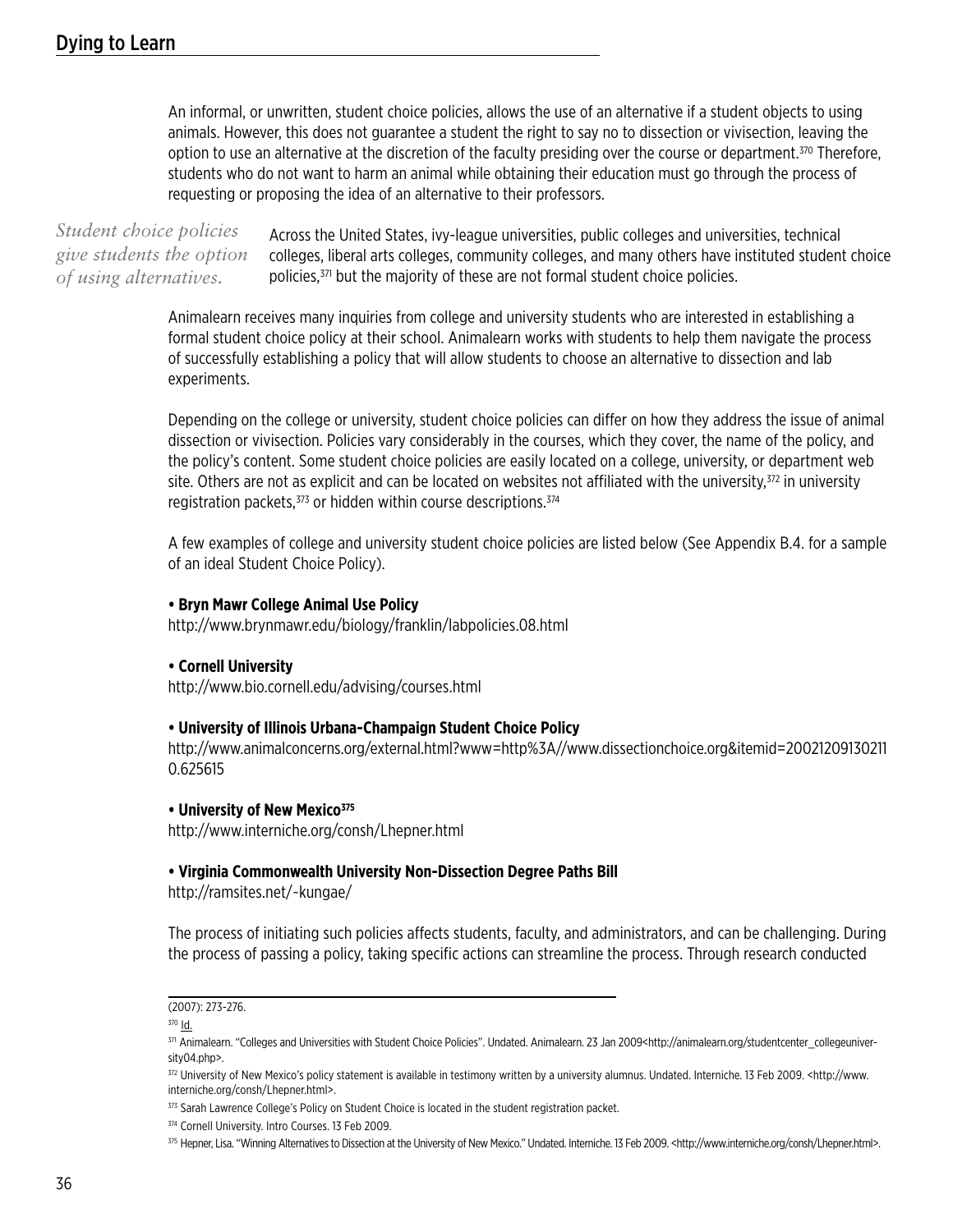An informal, or unwritten, student choice policies, allows the use of an alternative if a student objects to using animals. However, this does not guarantee a student the right to say no to dissection or vivisection, leaving the option to use an alternative at the discretion of the faculty presiding over the course or department.[370] Therefore, students who do not want to harm an animal while obtaining their education must go through the process of requesting or proposing the idea of an alternative to their professors.

*Student choice policies give students the option of using alternatives.*

Across the United States, ivy-league universities, public colleges and universities, technical colleges, liberal arts colleges, community colleges, and many others have instituted student choice policies,[371] but the majority of these are not formal student choice policies.

Animalearn receives many inquiries from college and university students who are interested in establishing a formal student choice policy at their school. Animalearn works with students to help them navigate the process of successfully establishing a policy that will allow students to choose an alternative to dissection and lab experiments.

Depending on the college or university, student choice policies can differ on how they address the issue of animal dissection or vivisection. Policies vary considerably in the courses, which they cover, the name of the policy, and the policy's content. Some student choice policies are easily located on a college, university, or department web site. Others are not as explicit and can be located on websites not affiliated with the university,[372] in university registration packets,[373] or hidden within course descriptions.[374]

A few examples of college and university student choice policies are listed below (See Appendix B.4. for a sample of an ideal Student Choice Policy).

- **Bryn Mawr College Animal Use Policy**
  http://www.brynmawr.edu/biology/franklin/labpolicies.08.html

- **Cornell University**
  http://www.bio.cornell.edu/advising/courses.html

- **University of Illinois Urbana-Champaign Student Choice Policy**
  http://www.animalconcerns.org/external.html?www=http%3A//www.dissectionchoice.org&itemid=200212091302110.625615

- **University of New Mexico[375]**
  http://www.interniche.org/consh/Lhepner.html

- **Virginia Commonwealth University Non-Dissection Degree Paths Bill**
  http://ramsites.net/~kungae/

The process of initiating such policies affects students, faculty, and administrators, and can be challenging. During the process of passing a policy, taking specific actions can streamline the process. Through research conducted

---

(2007): 273-276.

[370] Id.

[371] Animalearn. "Colleges and Universities with Student Choice Policies". Undated. Animalearn. 23 Jan 2009<http://animalearn.org/studentcenter_collegeuniversity04.php>.

[372] University of New Mexico's policy statement is available in testimony written by a university alumnus. Undated. Interniche. 13 Feb 2009. <http://www.interniche.org/consh/Lhepner.html>.

[373] Sarah Lawrence College's Policy on Student Choice is located in the student registration packet.

[374] Cornell University. Intro Courses. 13 Feb 2009.

[375] Hepner, Lisa. "Winning Alternatives to Dissection at the University of New Mexico." Undated. Interniche. 13 Feb 2009. <http://www.interniche.org/consh/Lhepner.html>.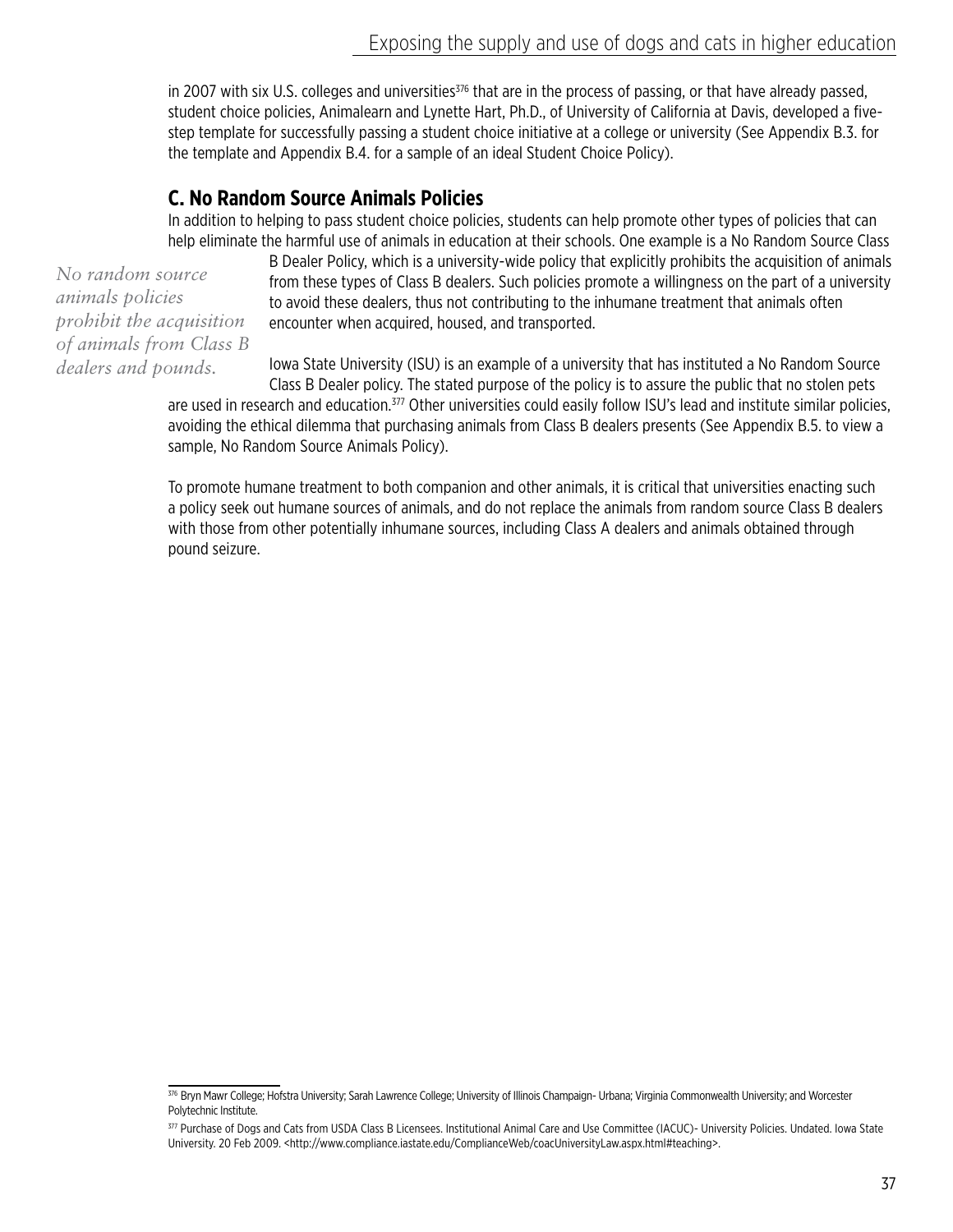in 2007 with six U.S. colleges and universities[376] that are in the process of passing, or that have already passed, student choice policies, Animalearn and Lynette Hart, Ph.D., of University of California at Davis, developed a five-step template for successfully passing a student choice initiative at a college or university (See Appendix B.3. for the template and Appendix B.4. for a sample of an ideal Student Choice Policy).

## C. No Random Source Animals Policies

In addition to helping to pass student choice policies, students can help promote other types of policies that can help eliminate the harmful use of animals in education at their schools. One example is a No Random Source Class B Dealer Policy, which is a university-wide policy that explicitly prohibits the acquisition of animals from these types of Class B dealers. Such policies promote a willingness on the part of a university to avoid these dealers, thus not contributing to the inhumane treatment that animals often encounter when acquired, housed, and transported.

*No random source animals policies prohibit the acquisition of animals from Class B dealers and pounds.*

Iowa State University (ISU) is an example of a university that has instituted a No Random Source Class B Dealer policy. The stated purpose of the policy is to assure the public that no stolen pets are used in research and education.[377] Other universities could easily follow ISU's lead and institute similar policies, avoiding the ethical dilemma that purchasing animals from Class B dealers presents (See Appendix B.5. to view a sample, No Random Source Animals Policy).

To promote humane treatment to both companion and other animals, it is critical that universities enacting such a policy seek out humane sources of animals, and do not replace the animals from random source Class B dealers with those from other potentially inhumane sources, including Class A dealers and animals obtained through pound seizure.

---

[376] Bryn Mawr College; Hofstra University; Sarah Lawrence College; University of Illinois Champaign- Urbana; Virginia Commonwealth University; and Worcester Polytechnic Institute.

[377] Purchase of Dogs and Cats from USDA Class B Licensees. Institutional Animal Care and Use Committee (IACUC)- University Policies. Undated. Iowa State University. 20 Feb 2009. <http://www.compliance.iastate.edu/ComplianceWeb/coacUniversityLaw.aspx.html#teaching>.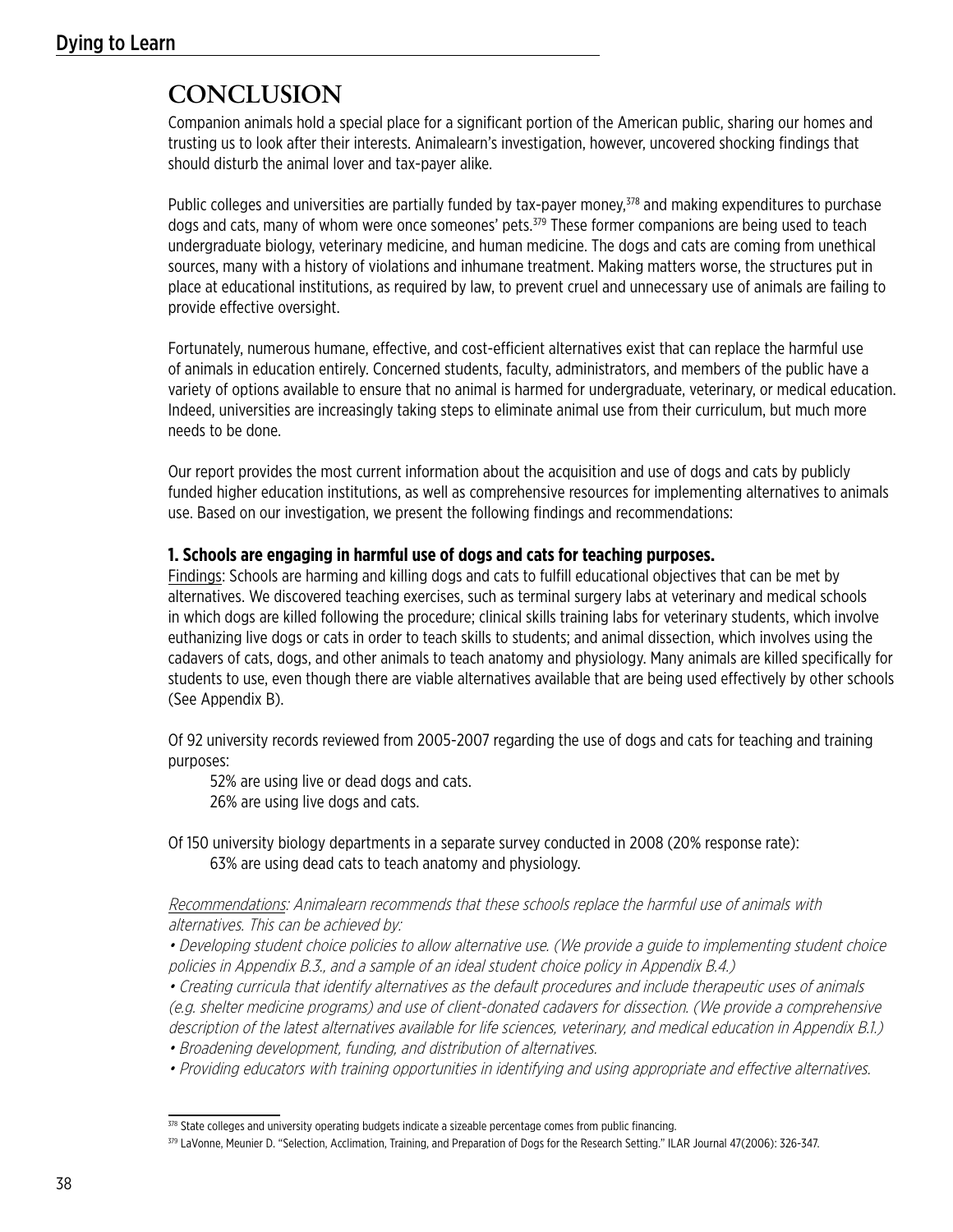# CONCLUSION

Companion animals hold a special place for a significant portion of the American public, sharing our homes and trusting us to look after their interests. Animalearn's investigation, however, uncovered shocking findings that should disturb the animal lover and tax-payer alike.

Public colleges and universities are partially funded by tax-payer money,[378] and making expenditures to purchase dogs and cats, many of whom were once someones' pets.[379] These former companions are being used to teach undergraduate biology, veterinary medicine, and human medicine. The dogs and cats are coming from unethical sources, many with a history of violations and inhumane treatment. Making matters worse, the structures put in place at educational institutions, as required by law, to prevent cruel and unnecessary use of animals are failing to provide effective oversight.

Fortunately, numerous humane, effective, and cost-efficient alternatives exist that can replace the harmful use of animals in education entirely. Concerned students, faculty, administrators, and members of the public have a variety of options available to ensure that no animal is harmed for undergraduate, veterinary, or medical education. Indeed, universities are increasingly taking steps to eliminate animal use from their curriculum, but much more needs to be done.

Our report provides the most current information about the acquisition and use of dogs and cats by publicly funded higher education institutions, as well as comprehensive resources for implementing alternatives to animals use. Based on our investigation, we present the following findings and recommendations:

### 1. Schools are engaging in harmful use of dogs and cats for teaching purposes.

Findings: Schools are harming and killing dogs and cats to fulfill educational objectives that can be met by alternatives. We discovered teaching exercises, such as terminal surgery labs at veterinary and medical schools in which dogs are killed following the procedure; clinical skills training labs for veterinary students, which involve euthanizing live dogs or cats in order to teach skills to students; and animal dissection, which involves using the cadavers of cats, dogs, and other animals to teach anatomy and physiology. Many animals are killed specifically for students to use, even though there are viable alternatives available that are being used effectively by other schools (See Appendix B).

Of 92 university records reviewed from 2005-2007 regarding the use of dogs and cats for teaching and training purposes:

52% are using live or dead dogs and cats.
26% are using live dogs and cats.

Of 150 university biology departments in a separate survey conducted in 2008 (20% response rate):

63% are using dead cats to teach anatomy and physiology.

*Recommendations: Animalearn recommends that these schools replace the harmful use of animals with alternatives. This can be achieved by:*

- *Developing student choice policies to allow alternative use. (We provide a guide to implementing student choice policies in Appendix B.3., and a sample of an ideal student choice policy in Appendix B.4.)*
- *Creating curricula that identify alternatives as the default procedures and include therapeutic uses of animals (e.g. shelter medicine programs) and use of client-donated cadavers for dissection. (We provide a comprehensive description of the latest alternatives available for life sciences, veterinary, and medical education in Appendix B.1.)*
- *Broadening development, funding, and distribution of alternatives.*
- *Providing educators with training opportunities in identifying and using appropriate and effective alternatives.*

---

[378] State colleges and university operating budgets indicate a sizeable percentage comes from public financing.

[379] LaVonne, Meunier D. "Selection, Acclimation, Training, and Preparation of Dogs for the Research Setting." ILAR Journal 47(2006): 326-347.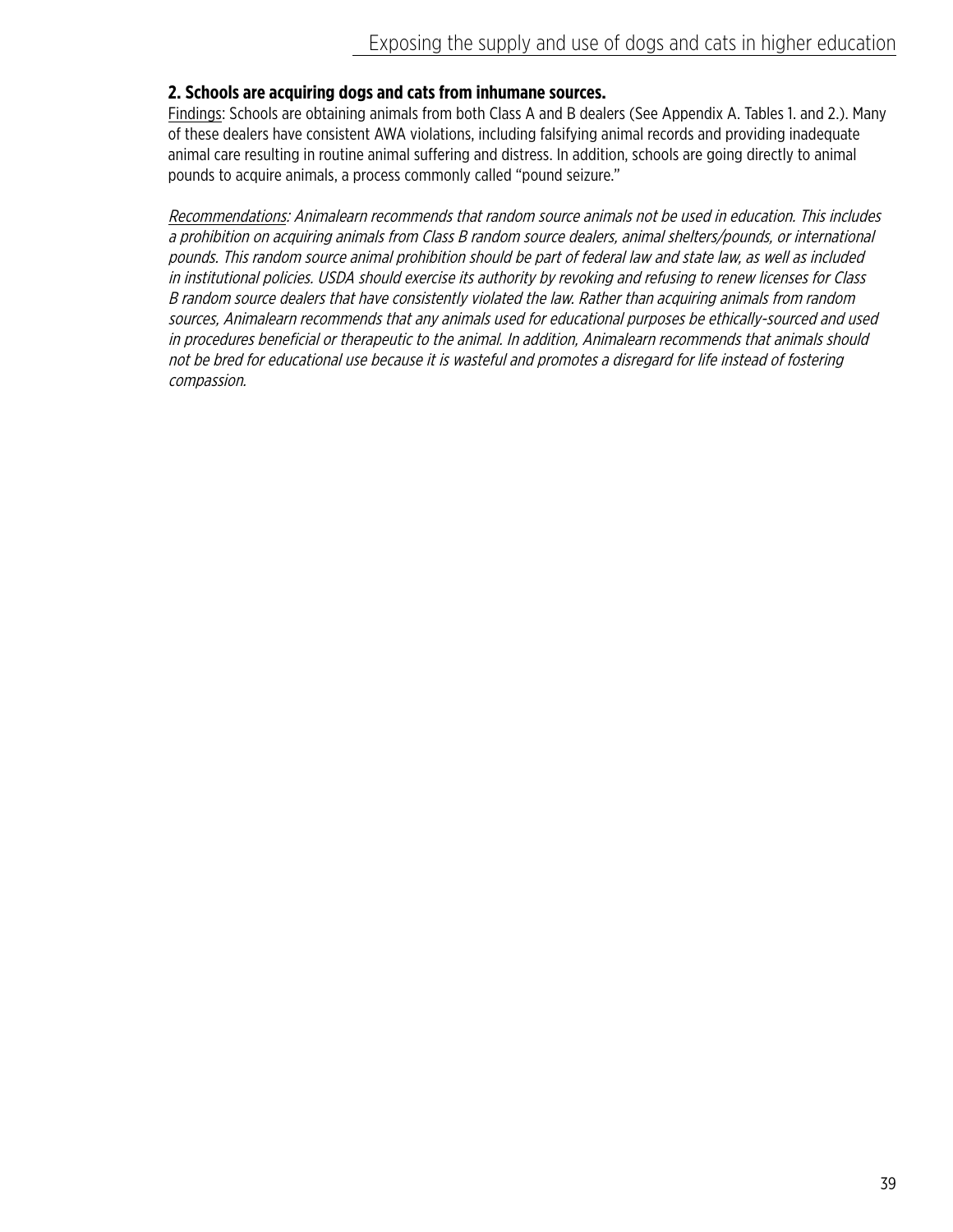### 2. Schools are acquiring dogs and cats from inhumane sources.

Findings: Schools are obtaining animals from both Class A and B dealers (See Appendix A. Tables 1. and 2.). Many of these dealers have consistent AWA violations, including falsifying animal records and providing inadequate animal care resulting in routine animal suffering and distress. In addition, schools are going directly to animal pounds to acquire animals, a process commonly called "pound seizure."

*Recommendations: Animalearn recommends that random source animals not be used in education. This includes a prohibition on acquiring animals from Class B random source dealers, animal shelters/pounds, or international pounds. This random source animal prohibition should be part of federal law and state law, as well as included in institutional policies. USDA should exercise its authority by revoking and refusing to renew licenses for Class B random source dealers that have consistently violated the law. Rather than acquiring animals from random sources, Animalearn recommends that any animals used for educational purposes be ethically-sourced and used in procedures beneficial or therapeutic to the animal. In addition, Animalearn recommends that animals should not be bred for educational use because it is wasteful and promotes a disregard for life instead of fostering compassion.*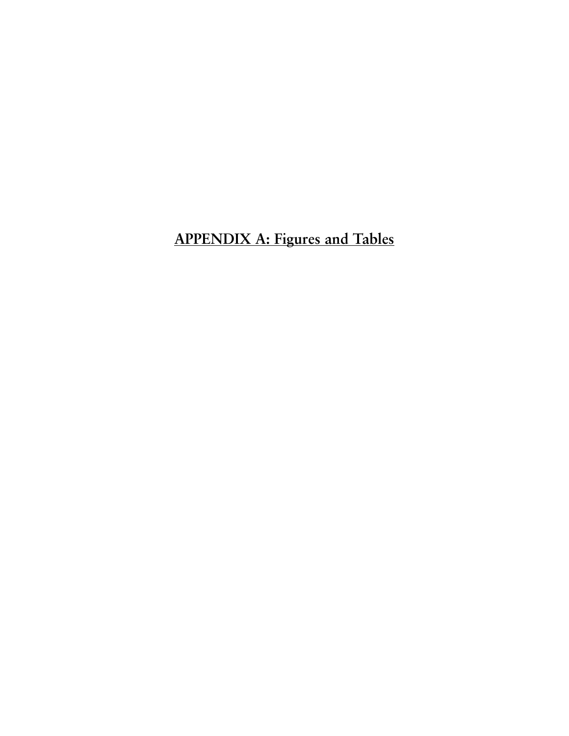# APPENDIX A: Figures and Tables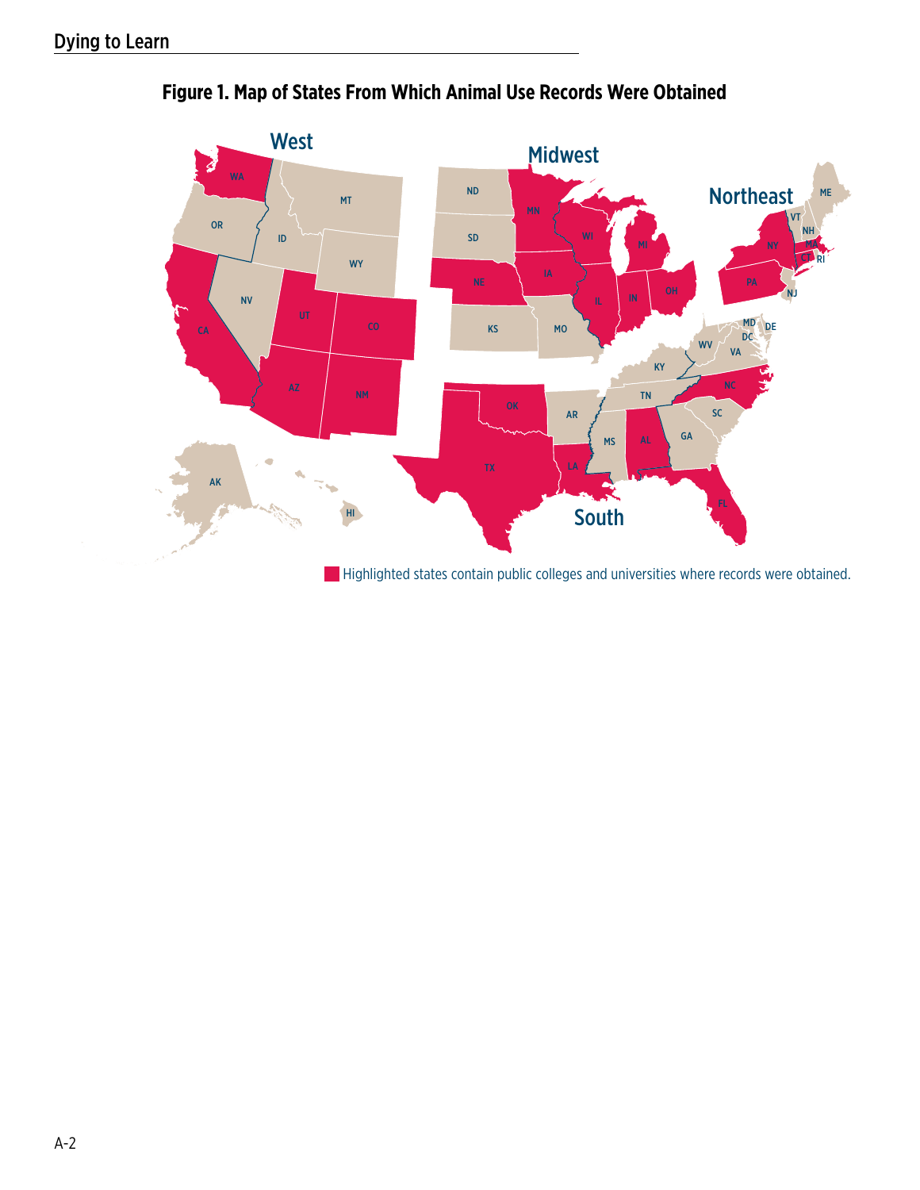**Figure 1. Map of States From Which Animal Use Records Were Obtained**

West

Midwest

Northeast

South

Highlighted states contain public colleges and universities where records were obtained.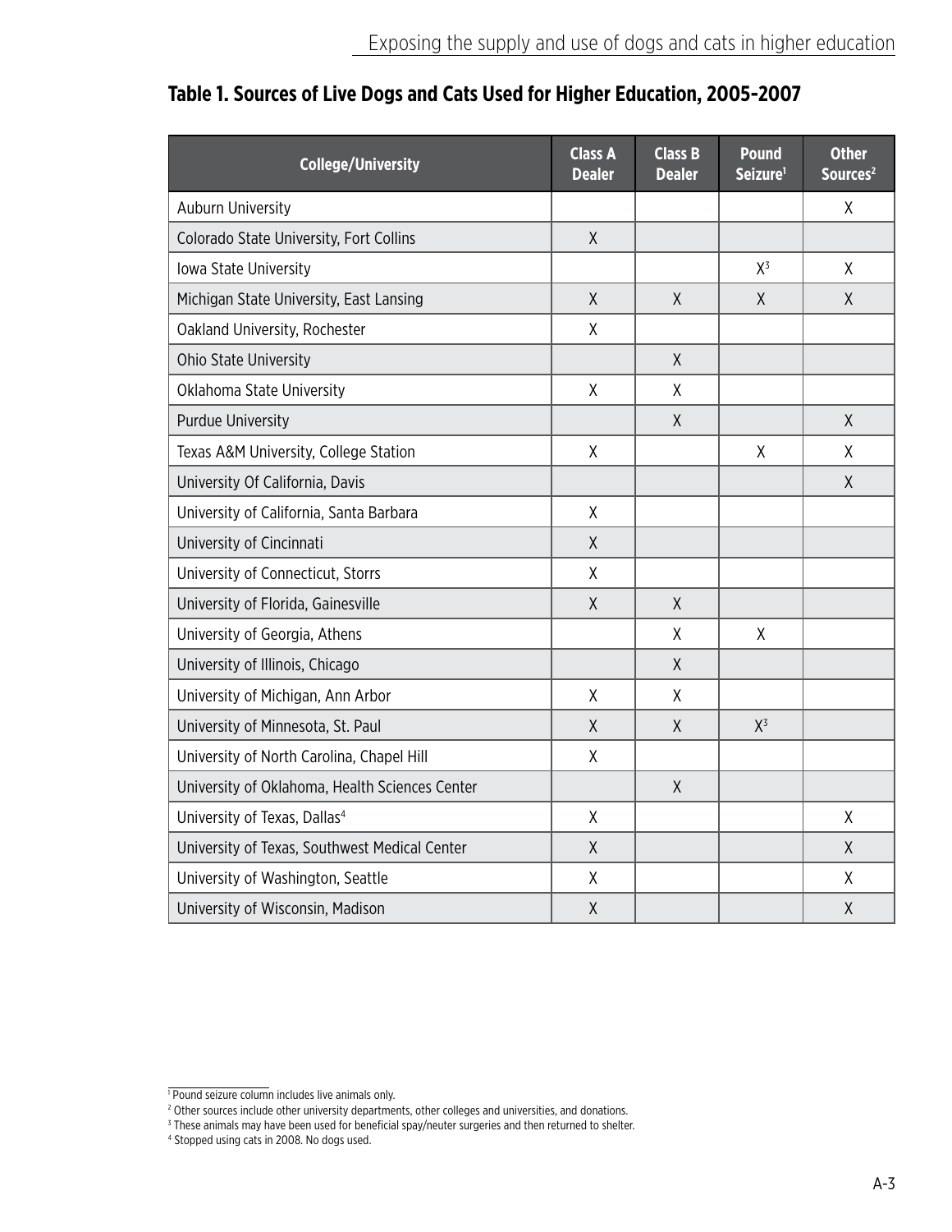## Table 1. Sources of Live Dogs and Cats Used for Higher Education, 2005-2007

| College/University | Class A Dealer | Class B Dealer | Pound Seizure[1] | Other Sources[2] |
|---|---|---|---|---|
| Auburn University | | | | X |
| Colorado State University, Fort Collins | X | | | |
| Iowa State University | | | X[3] | X |
| Michigan State University, East Lansing | X | X | X | X |
| Oakland University, Rochester | X | | | |
| Ohio State University | | X | | |
| Oklahoma State University | X | X | | |
| Purdue University | | X | | X |
| Texas A&M University, College Station | X | | X | X |
| University Of California, Davis | | | | X |
| University of California, Santa Barbara | X | | | |
| University of Cincinnati | X | | | |
| University of Connecticut, Storrs | X | | | |
| University of Florida, Gainesville | X | X | | |
| University of Georgia, Athens | | X | X | |
| University of Illinois, Chicago | | X | | |
| University of Michigan, Ann Arbor | X | X | | |
| University of Minnesota, St. Paul | X | X | X[3] | |
| University of North Carolina, Chapel Hill | X | | | |
| University of Oklahoma, Health Sciences Center | | X | | |
| University of Texas, Dallas[4] | X | | | X |
| University of Texas, Southwest Medical Center | X | | | X |
| University of Washington, Seattle | X | | | X |
| University of Wisconsin, Madison | X | | | X |

[1] Pound seizure column includes live animals only.

[2] Other sources include other university departments, other colleges and universities, and donations.

[3] These animals may have been used for beneficial spay/neuter surgeries and then returned to shelter.

[4] Stopped using cats in 2008. No dogs used.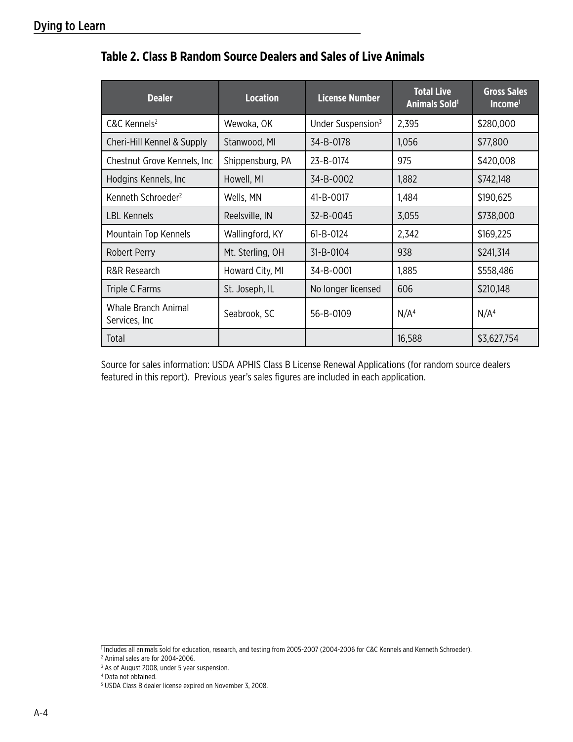## Table 2. Class B Random Source Dealers and Sales of Live Animals

| Dealer | Location | License Number | Total Live Animals Sold[1] | Gross Sales Income[1] |
|---|---|---|---|---|
| C&C Kennels[2] | Wewoka, OK | Under Suspension[3] | 2,395 | $280,000 |
| Cheri-Hill Kennel & Supply | Stanwood, MI | 34-B-0178 | 1,056 | $77,800 |
| Chestnut Grove Kennels, Inc | Shippensburg, PA | 23-B-0174 | 975 | $420,008 |
| Hodgins Kennels, Inc | Howell, MI | 34-B-0002 | 1,882 | $742,148 |
| Kenneth Schroeder[2] | Wells, MN | 41-B-0017 | 1,484 | $190,625 |
| LBL Kennels | Reelsville, IN | 32-B-0045 | 3,055 | $738,000 |
| Mountain Top Kennels | Wallingford, KY | 61-B-0124 | 2,342 | $169,225 |
| Robert Perry | Mt. Sterling, OH | 31-B-0104 | 938 | $241,314 |
| R&R Research | Howard City, MI | 34-B-0001 | 1,885 | $558,486 |
| Triple C Farms | St. Joseph, IL | No longer licensed | 606 | $210,148 |
| Whale Branch Animal Services, Inc | Seabrook, SC | 56-B-0109 | N/A[4] | N/A[4] |
| Total | | | 16,588 | $3,627,754 |

Source for sales information: USDA APHIS Class B License Renewal Applications (for random source dealers featured in this report). Previous year's sales figures are included in each application.

[1] Includes all animals sold for education, research, and testing from 2005-2007 (2004-2006 for C&C Kennels and Kenneth Schroeder).

[2] Animal sales are for 2004-2006.

[3] As of August 2008, under 5 year suspension.

[4] Data not obtained.

[5] USDA Class B dealer license expired on November 3, 2008.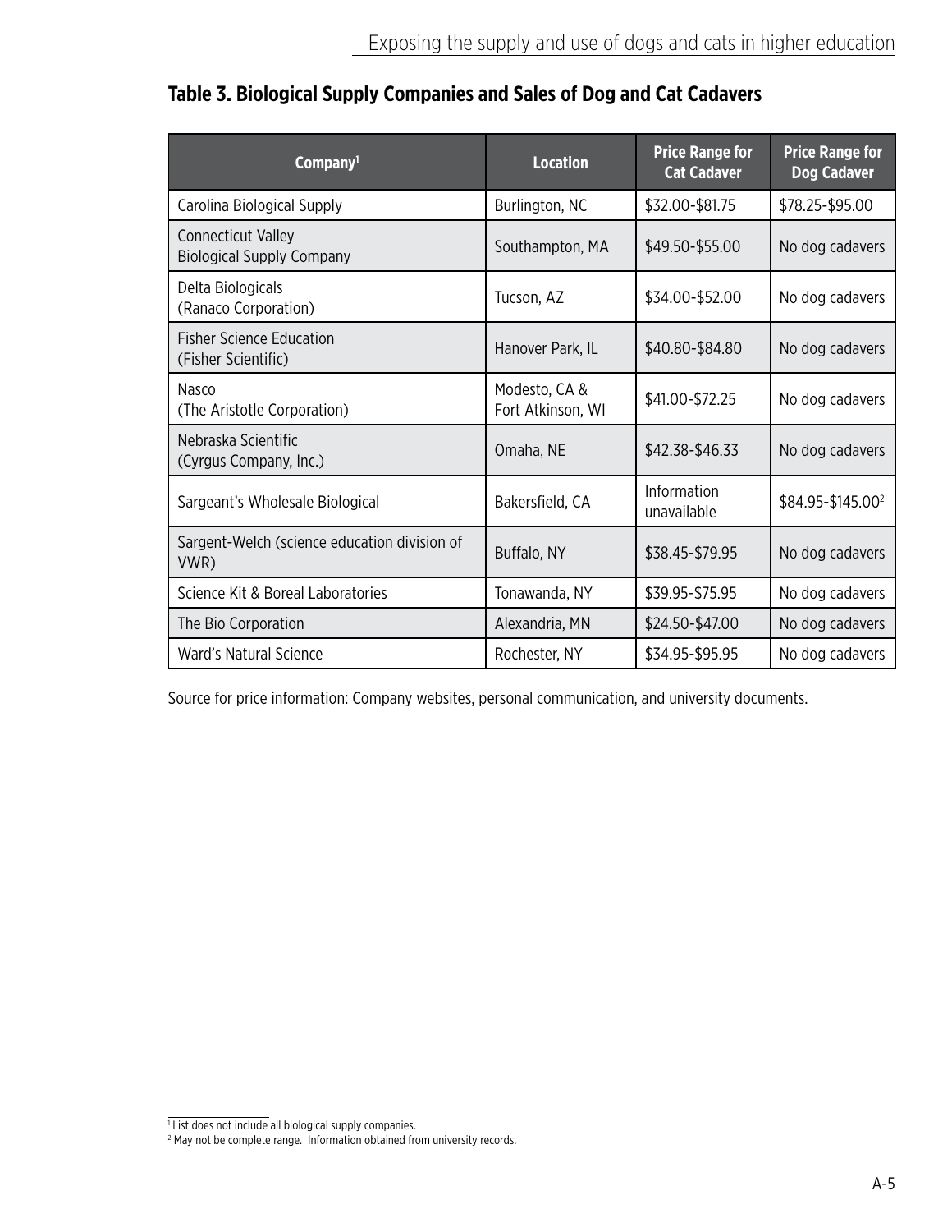## Table 3. Biological Supply Companies and Sales of Dog and Cat Cadavers

| Company[1] | Location | Price Range for Cat Cadaver | Price Range for Dog Cadaver |
|---|---|---|---|
| Carolina Biological Supply | Burlington, NC | $32.00-$81.75 | $78.25-$95.00 |
| Connecticut Valley Biological Supply Company | Southampton, MA | $49.50-$55.00 | No dog cadavers |
| Delta Biologicals (Ranaco Corporation) | Tucson, AZ | $34.00-$52.00 | No dog cadavers |
| Fisher Science Education (Fisher Scientific) | Hanover Park, IL | $40.80-$84.80 | No dog cadavers |
| Nasco (The Aristotle Corporation) | Modesto, CA & Fort Atkinson, WI | $41.00-$72.25 | No dog cadavers |
| Nebraska Scientific (Cyrgus Company, Inc.) | Omaha, NE | $42.38-$46.33 | No dog cadavers |
| Sargeant's Wholesale Biological | Bakersfield, CA | Information unavailable | $84.95-$145.00[2] |
| Sargent-Welch (science education division of VWR) | Buffalo, NY | $38.45-$79.95 | No dog cadavers |
| Science Kit & Boreal Laboratories | Tonawanda, NY | $39.95-$75.95 | No dog cadavers |
| The Bio Corporation | Alexandria, MN | $24.50-$47.00 | No dog cadavers |
| Ward's Natural Science | Rochester, NY | $34.95-$95.95 | No dog cadavers |

Source for price information: Company websites, personal communication, and university documents.

[1] List does not include all biological supply companies.

[2] May not be complete range. Information obtained from university records.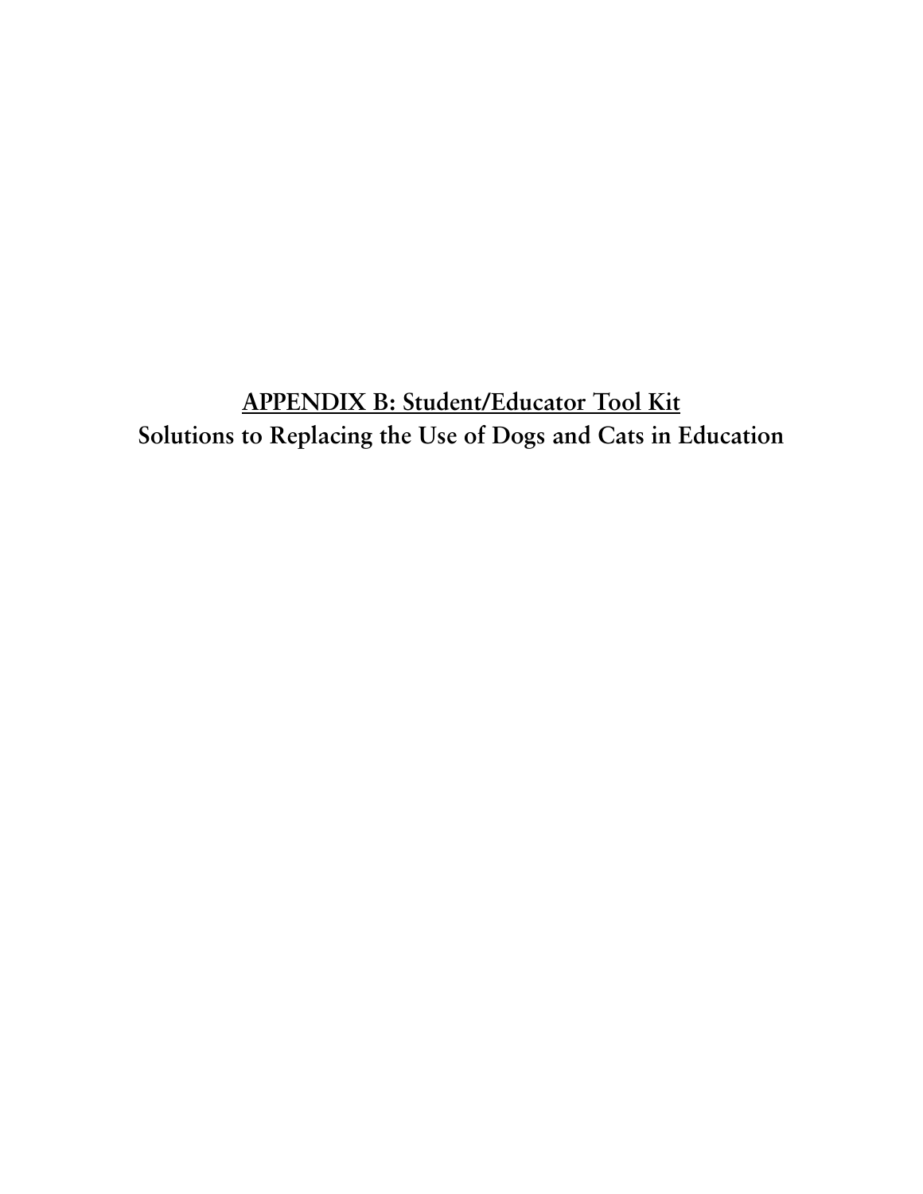# APPENDIX B: Student/Educator Tool Kit

## Solutions to Replacing the Use of Dogs and Cats in Education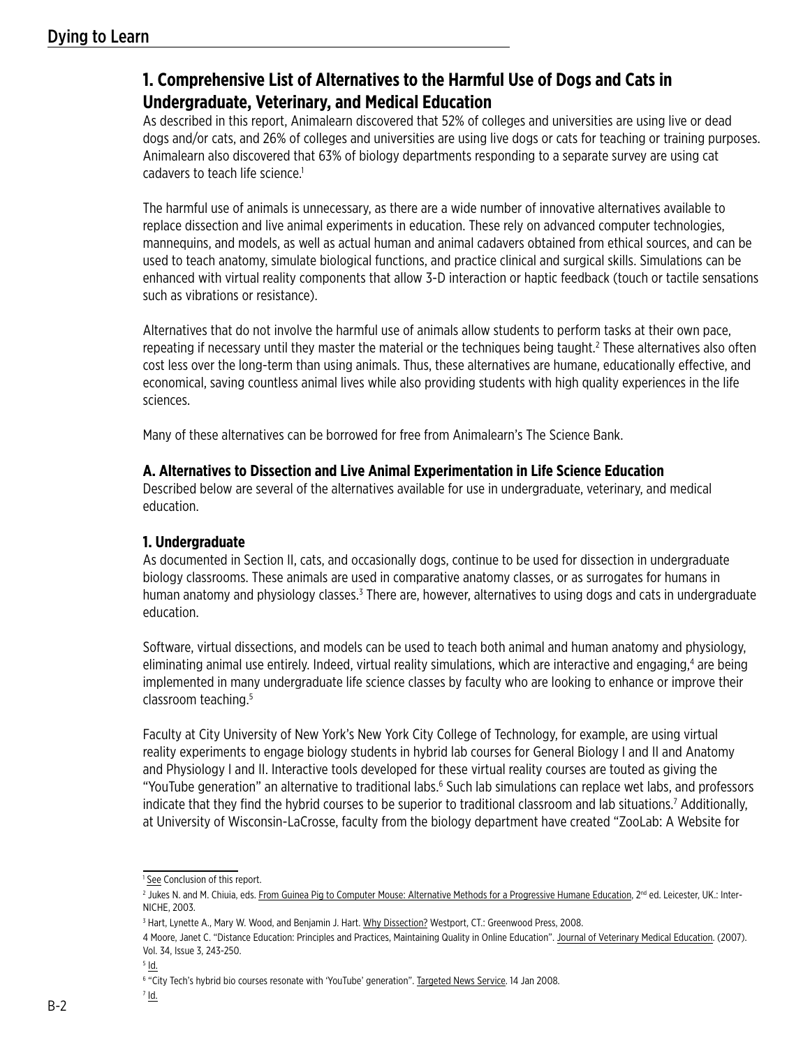## 1. Comprehensive List of Alternatives to the Harmful Use of Dogs and Cats in Undergraduate, Veterinary, and Medical Education

As described in this report, Animalearn discovered that 52% of colleges and universities are using live or dead dogs and/or cats, and 26% of colleges and universities are using live dogs or cats for teaching or training purposes. Animalearn also discovered that 63% of biology departments responding to a separate survey are using cat cadavers to teach life science.[1]

The harmful use of animals is unnecessary, as there are a wide number of innovative alternatives available to replace dissection and live animal experiments in education. These rely on advanced computer technologies, mannequins, and models, as well as actual human and animal cadavers obtained from ethical sources, and can be used to teach anatomy, simulate biological functions, and practice clinical and surgical skills. Simulations can be enhanced with virtual reality components that allow 3-D interaction or haptic feedback (touch or tactile sensations such as vibrations or resistance).

Alternatives that do not involve the harmful use of animals allow students to perform tasks at their own pace, repeating if necessary until they master the material or the techniques being taught.[2] These alternatives also often cost less over the long-term than using animals. Thus, these alternatives are humane, educationally effective, and economical, saving countless animal lives while also providing students with high quality experiences in the life sciences.

Many of these alternatives can be borrowed for free from Animalearn's The Science Bank.

### A. Alternatives to Dissection and Live Animal Experimentation in Life Science Education

Described below are several of the alternatives available for use in undergraduate, veterinary, and medical education.

#### 1. Undergraduate

As documented in Section II, cats, and occasionally dogs, continue to be used for dissection in undergraduate biology classrooms. These animals are used in comparative anatomy classes, or as surrogates for humans in human anatomy and physiology classes.[3] There are, however, alternatives to using dogs and cats in undergraduate education.

Software, virtual dissections, and models can be used to teach both animal and human anatomy and physiology, eliminating animal use entirely. Indeed, virtual reality simulations, which are interactive and engaging,[4] are being implemented in many undergraduate life science classes by faculty who are looking to enhance or improve their classroom teaching.[5]

Faculty at City University of New York's New York City College of Technology, for example, are using virtual reality experiments to engage biology students in hybrid lab courses for General Biology I and II and Anatomy and Physiology I and II. Interactive tools developed for these virtual reality courses are touted as giving the "YouTube generation" an alternative to traditional labs.[6] Such lab simulations can replace wet labs, and professors indicate that they find the hybrid courses to be superior to traditional classroom and lab situations.[7] Additionally, at University of Wisconsin-LaCrosse, faculty from the biology department have created "ZooLab: A Website for

---

[1] See Conclusion of this report.

[2] Jukes N. and M. Chiuia, eds. From Guinea Pig to Computer Mouse: Alternative Methods for a Progressive Humane Education, 2nd ed. Leicester, UK.: Inter-NICHE, 2003.

[3] Hart, Lynette A., Mary W. Wood, and Benjamin J. Hart. Why Dissection? Westport, CT.: Greenwood Press, 2008.

[4] Moore, Janet C. "Distance Education: Principles and Practices, Maintaining Quality in Online Education". Journal of Veterinary Medical Education. (2007). Vol. 34, Issue 3, 243-250.

[5] Id.

[6] "City Tech's hybrid bio courses resonate with 'YouTube' generation". Targeted News Service. 14 Jan 2008.

[7] Id.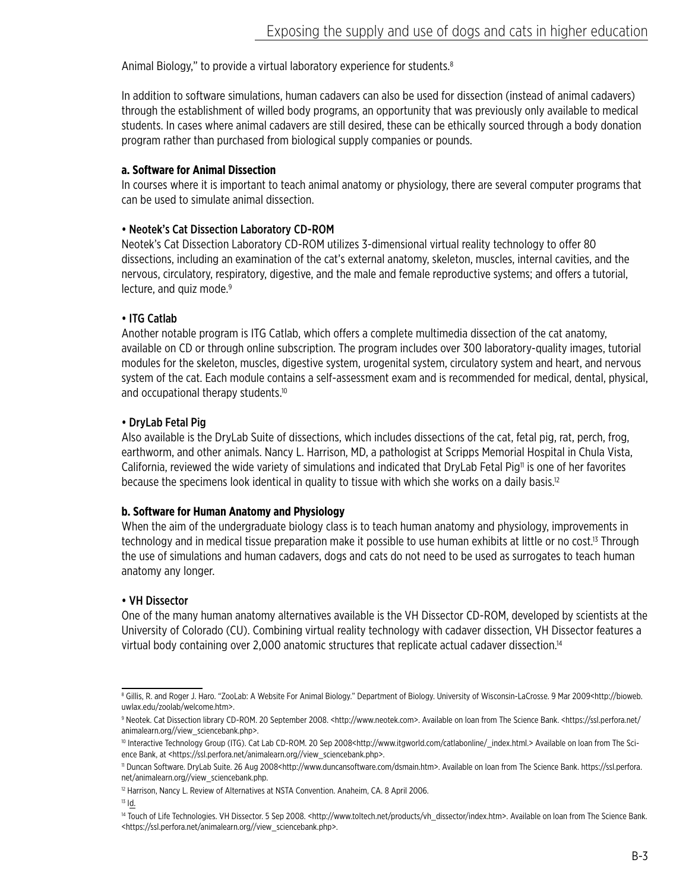Animal Biology," to provide a virtual laboratory experience for students.[8]

In addition to software simulations, human cadavers can also be used for dissection (instead of animal cadavers) through the establishment of willed body programs, an opportunity that was previously only available to medical students. In cases where animal cadavers are still desired, these can be ethically sourced through a body donation program rather than purchased from biological supply companies or pounds.

**a. Software for Animal Dissection**

In courses where it is important to teach animal anatomy or physiology, there are several computer programs that can be used to simulate animal dissection.

**• Neotek's Cat Dissection Laboratory CD-ROM**

Neotek's Cat Dissection Laboratory CD-ROM utilizes 3-dimensional virtual reality technology to offer 80 dissections, including an examination of the cat's external anatomy, skeleton, muscles, internal cavities, and the nervous, circulatory, respiratory, digestive, and the male and female reproductive systems; and offers a tutorial, lecture, and quiz mode.[9]

**• ITG Catlab**

Another notable program is ITG Catlab, which offers a complete multimedia dissection of the cat anatomy, available on CD or through online subscription. The program includes over 300 laboratory-quality images, tutorial modules for the skeleton, muscles, digestive system, urogenital system, circulatory system and heart, and nervous system of the cat. Each module contains a self-assessment exam and is recommended for medical, dental, physical, and occupational therapy students.[10]

**• DryLab Fetal Pig**

Also available is the DryLab Suite of dissections, which includes dissections of the cat, fetal pig, rat, perch, frog, earthworm, and other animals. Nancy L. Harrison, MD, a pathologist at Scripps Memorial Hospital in Chula Vista, California, reviewed the wide variety of simulations and indicated that DryLab Fetal Pig[11] is one of her favorites because the specimens look identical in quality to tissue with which she works on a daily basis.[12]

**b. Software for Human Anatomy and Physiology**

When the aim of the undergraduate biology class is to teach human anatomy and physiology, improvements in technology and in medical tissue preparation make it possible to use human exhibits at little or no cost.[13] Through the use of simulations and human cadavers, dogs and cats do not need to be used as surrogates to teach human anatomy any longer.

**• VH Dissector**

One of the many human anatomy alternatives available is the VH Dissector CD-ROM, developed by scientists at the University of Colorado (CU). Combining virtual reality technology with cadaver dissection, VH Dissector features a virtual body containing over 2,000 anatomic structures that replicate actual cadaver dissection.[14]

---

[8] Gillis, R. and Roger J. Haro. "ZooLab: A Website For Animal Biology." Department of Biology. University of Wisconsin-LaCrosse. 9 Mar 2009<http://bioweb.uwlax.edu/zoolab/welcome.htm>.

[9] Neotek. Cat Dissection library CD-ROM. 20 September 2008. <http://www.neotek.com>. Available on loan from The Science Bank. <https://ssl.perfora.net/animalearn.org//view_sciencebank.php>.

[10] Interactive Technology Group (ITG). Cat Lab CD-ROM. 20 Sep 2008<http://www.itgworld.com/catlabonline/_index.html.> Available on loan from The Science Bank, at <https://ssl.perfora.net/animalearn.org//view_sciencebank.php>.

[11] Duncan Software. DryLab Suite. 26 Aug 2008<http://www.duncansoftware.com/dsmain.htm>. Available on loan from The Science Bank. https://ssl.perfora.net/animalearn.org//view_sciencebank.php.

[12] Harrison, Nancy L. Review of Alternatives at NSTA Convention. Anaheim, CA. 8 April 2006.

[13] Id.

[14] Touch of Life Technologies. VH Dissector. 5 Sep 2008. <http://www.toltech.net/products/vh_dissector/index.htm>. Available on loan from The Science Bank. <https://ssl.perfora.net/animalearn.org//view_sciencebank.php>.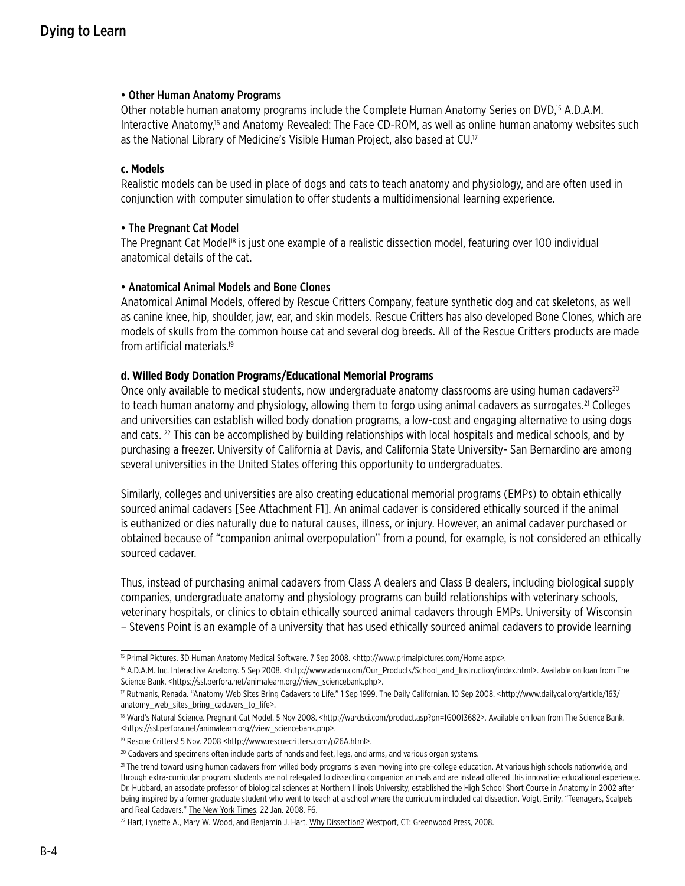**• Other Human Anatomy Programs**

Other notable human anatomy programs include the Complete Human Anatomy Series on DVD,[15] A.D.A.M. Interactive Anatomy,[16] and Anatomy Revealed: The Face CD-ROM, as well as online human anatomy websites such as the National Library of Medicine's Visible Human Project, also based at CU.[17]

**c. Models**

Realistic models can be used in place of dogs and cats to teach anatomy and physiology, and are often used in conjunction with computer simulation to offer students a multidimensional learning experience.

**• The Pregnant Cat Model**

The Pregnant Cat Model[18] is just one example of a realistic dissection model, featuring over 100 individual anatomical details of the cat.

**• Anatomical Animal Models and Bone Clones**

Anatomical Animal Models, offered by Rescue Critters Company, feature synthetic dog and cat skeletons, as well as canine knee, hip, shoulder, jaw, ear, and skin models. Rescue Critters has also developed Bone Clones, which are models of skulls from the common house cat and several dog breeds. All of the Rescue Critters products are made from artificial materials.[19]

**d. Willed Body Donation Programs/Educational Memorial Programs**

Once only available to medical students, now undergraduate anatomy classrooms are using human cadavers[20] to teach human anatomy and physiology, allowing them to forgo using animal cadavers as surrogates.[21] Colleges and universities can establish willed body donation programs, a low-cost and engaging alternative to using dogs and cats. [22] This can be accomplished by building relationships with local hospitals and medical schools, and by purchasing a freezer. University of California at Davis, and California State University- San Bernardino are among several universities in the United States offering this opportunity to undergraduates.

Similarly, colleges and universities are also creating educational memorial programs (EMPs) to obtain ethically sourced animal cadavers [See Attachment F1]. An animal cadaver is considered ethically sourced if the animal is euthanized or dies naturally due to natural causes, illness, or injury. However, an animal cadaver purchased or obtained because of "companion animal overpopulation" from a pound, for example, is not considered an ethically sourced cadaver.

Thus, instead of purchasing animal cadavers from Class A dealers and Class B dealers, including biological supply companies, undergraduate anatomy and physiology programs can build relationships with veterinary schools, veterinary hospitals, or clinics to obtain ethically sourced animal cadavers through EMPs. University of Wisconsin – Stevens Point is an example of a university that has used ethically sourced animal cadavers to provide learning

---

[15] Primal Pictures. 3D Human Anatomy Medical Software. 7 Sep 2008. <http://www.primalpictures.com/Home.aspx>.

[16] A.D.A.M. Inc. Interactive Anatomy. 5 Sep 2008. <http://www.adam.com/Our_Products/School_and_Instruction/index.html>. Available on loan from The Science Bank. <https://ssl.perfora.net/animalearn.org//view_sciencebank.php>.

[17] Rutmanis, Renada. "Anatomy Web Sites Bring Cadavers to Life." 1 Sep 1999. The Daily Californian. 10 Sep 2008. <http://www.dailycal.org/article/163/anatomy_web_sites_bring_cadavers_to_life>.

[18] Ward's Natural Science. Pregnant Cat Model. 5 Nov 2008. <http://wardsci.com/product.asp?pn=IG0013682>. Available on loan from The Science Bank. <https://ssl.perfora.net/animalearn.org//view_sciencebank.php>.

[19] Rescue Critters! 5 Nov. 2008 <http://www.rescuecritters.com/p26A.html>.

[20] Cadavers and specimens often include parts of hands and feet, legs, and arms, and various organ systems.

[21] The trend toward using human cadavers from willed body programs is even moving into pre-college education. At various high schools nationwide, and through extra-curricular program, students are not relegated to dissecting companion animals and are instead offered this innovative educational experience. Dr. Hubbard, an associate professor of biological sciences at Northern Illinois University, established the High School Short Course in Anatomy in 2002 after being inspired by a former graduate student who went to teach at a school where the curriculum included cat dissection. Voigt, Emily. "Teenagers, Scalpels and Real Cadavers." The New York Times. 22 Jan. 2008. F6.

[22] Hart, Lynette A., Mary W. Wood, and Benjamin J. Hart. Why Dissection? Westport, CT: Greenwood Press, 2008.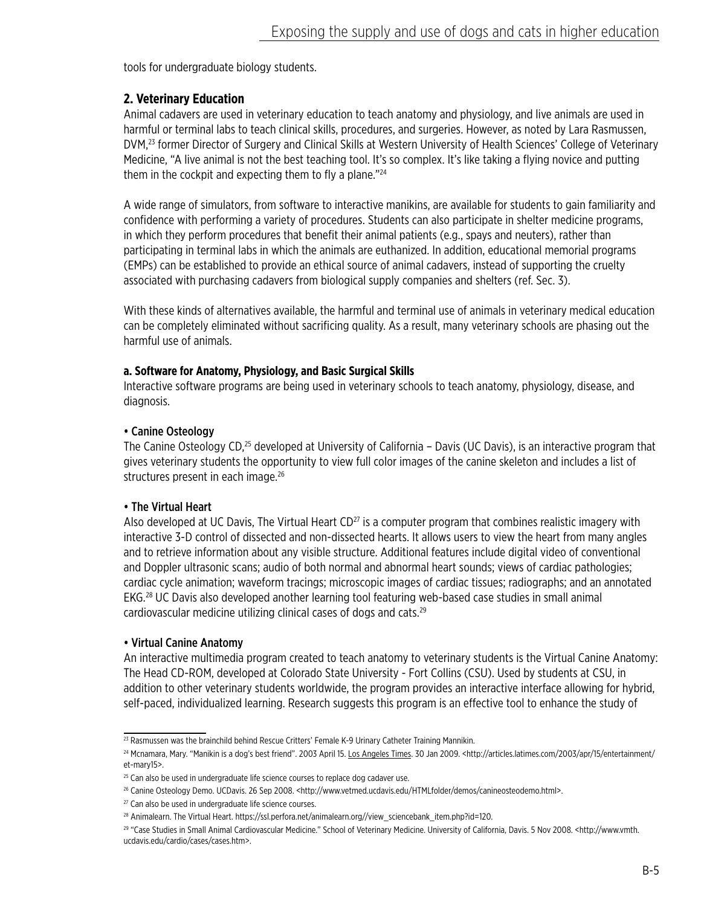tools for undergraduate biology students.

### 2. Veterinary Education

Animal cadavers are used in veterinary education to teach anatomy and physiology, and live animals are used in harmful or terminal labs to teach clinical skills, procedures, and surgeries. However, as noted by Lara Rasmussen, DVM,[23] former Director of Surgery and Clinical Skills at Western University of Health Sciences' College of Veterinary Medicine, "A live animal is not the best teaching tool. It's so complex. It's like taking a flying novice and putting them in the cockpit and expecting them to fly a plane."[24]

A wide range of simulators, from software to interactive manikins, are available for students to gain familiarity and confidence with performing a variety of procedures. Students can also participate in shelter medicine programs, in which they perform procedures that benefit their animal patients (e.g., spays and neuters), rather than participating in terminal labs in which the animals are euthanized. In addition, educational memorial programs (EMPs) can be established to provide an ethical source of animal cadavers, instead of supporting the cruelty associated with purchasing cadavers from biological supply companies and shelters (ref. Sec. 3).

With these kinds of alternatives available, the harmful and terminal use of animals in veterinary medical education can be completely eliminated without sacrificing quality. As a result, many veterinary schools are phasing out the harmful use of animals.

#### a. Software for Anatomy, Physiology, and Basic Surgical Skills

Interactive software programs are being used in veterinary schools to teach anatomy, physiology, disease, and diagnosis.

**• Canine Osteology**

The Canine Osteology CD,[25] developed at University of California – Davis (UC Davis), is an interactive program that gives veterinary students the opportunity to view full color images of the canine skeleton and includes a list of structures present in each image.[26]

**• The Virtual Heart**

Also developed at UC Davis, The Virtual Heart CD[27] is a computer program that combines realistic imagery with interactive 3-D control of dissected and non-dissected hearts. It allows users to view the heart from many angles and to retrieve information about any visible structure. Additional features include digital video of conventional and Doppler ultrasonic scans; audio of both normal and abnormal heart sounds; views of cardiac pathologies; cardiac cycle animation; waveform tracings; microscopic images of cardiac tissues; radiographs; and an annotated EKG.[28] UC Davis also developed another learning tool featuring web-based case studies in small animal cardiovascular medicine utilizing clinical cases of dogs and cats.[29]

**• Virtual Canine Anatomy**

An interactive multimedia program created to teach anatomy to veterinary students is the Virtual Canine Anatomy: The Head CD-ROM, developed at Colorado State University - Fort Collins (CSU). Used by students at CSU, in addition to other veterinary students worldwide, the program provides an interactive interface allowing for hybrid, self-paced, individualized learning. Research suggests this program is an effective tool to enhance the study of

---

[23] Rasmussen was the brainchild behind Rescue Critters' Female K-9 Urinary Catheter Training Mannikin.

[24] Mcnamara, Mary. "Manikin is a dog's best friend". 2003 April 15. Los Angeles Times. 30 Jan 2009. <http://articles.latimes.com/2003/apr/15/entertainment/et-mary15>.

[25] Can also be used in undergraduate life science courses to replace dog cadaver use.

[26] Canine Osteology Demo. UCDavis. 26 Sep 2008. <http://www.vetmed.ucdavis.edu/HTMLfolder/demos/canineosteodemo.html>.

[27] Can also be used in undergraduate life science courses.

[28] Animalearn. The Virtual Heart. https://ssl.perfora.net/animalearn.org//view_sciencebank_item.php?id=120.

[29] "Case Studies in Small Animal Cardiovascular Medicine." School of Veterinary Medicine. University of California, Davis. 5 Nov 2008. <http://www.vmth.ucdavis.edu/cardio/cases/cases.htm>.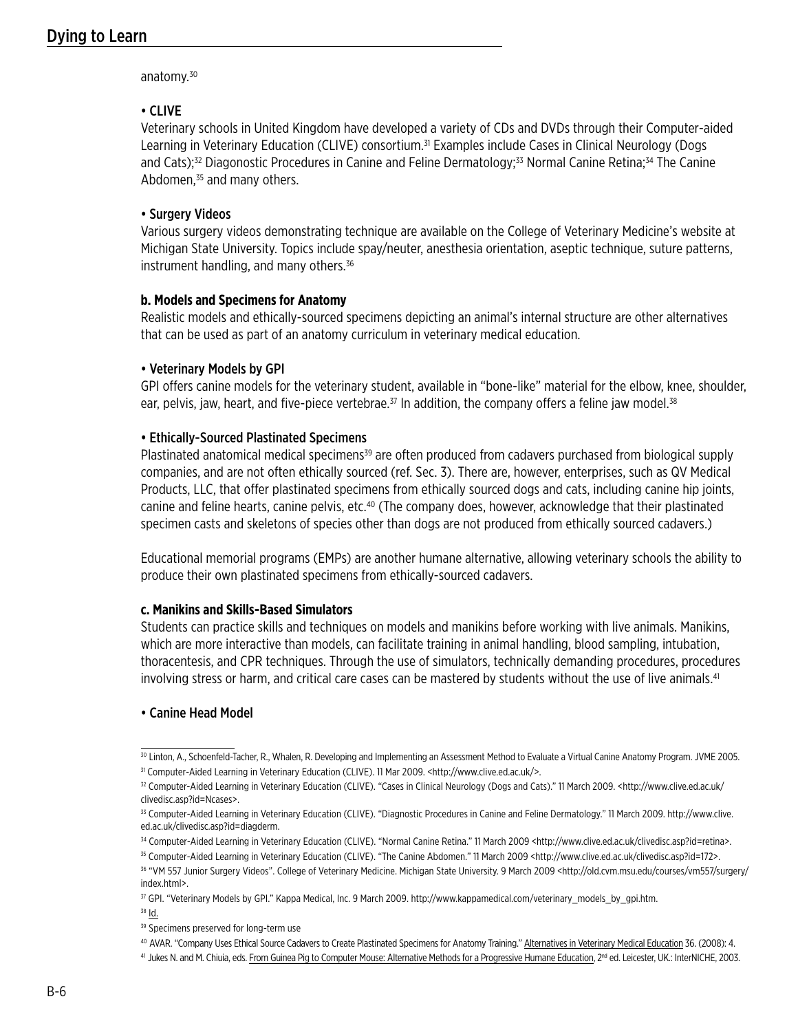anatomy.[30]

• CLIVE

Veterinary schools in United Kingdom have developed a variety of CDs and DVDs through their Computer-aided Learning in Veterinary Education (CLIVE) consortium.[31] Examples include Cases in Clinical Neurology (Dogs and Cats);[32] Diagonostic Procedures in Canine and Feline Dermatology;[33] Normal Canine Retina;[34] The Canine Abdomen,[35] and many others.

• Surgery Videos

Various surgery videos demonstrating technique are available on the College of Veterinary Medicine's website at Michigan State University. Topics include spay/neuter, anesthesia orientation, aseptic technique, suture patterns, instrument handling, and many others.[36]

**b. Models and Specimens for Anatomy**

Realistic models and ethically-sourced specimens depicting an animal's internal structure are other alternatives that can be used as part of an anatomy curriculum in veterinary medical education.

• Veterinary Models by GPI

GPI offers canine models for the veterinary student, available in "bone-like" material for the elbow, knee, shoulder, ear, pelvis, jaw, heart, and five-piece vertebrae.[37] In addition, the company offers a feline jaw model.[38]

• Ethically-Sourced Plastinated Specimens

Plastinated anatomical medical specimens[39] are often produced from cadavers purchased from biological supply companies, and are not often ethically sourced (ref. Sec. 3). There are, however, enterprises, such as QV Medical Products, LLC, that offer plastinated specimens from ethically sourced dogs and cats, including canine hip joints, canine and feline hearts, canine pelvis, etc.[40] (The company does, however, acknowledge that their plastinated specimen casts and skeletons of species other than dogs are not produced from ethically sourced cadavers.)

Educational memorial programs (EMPs) are another humane alternative, allowing veterinary schools the ability to produce their own plastinated specimens from ethically-sourced cadavers.

**c. Manikins and Skills-Based Simulators**

Students can practice skills and techniques on models and manikins before working with live animals. Manikins, which are more interactive than models, can facilitate training in animal handling, blood sampling, intubation, thoracentesis, and CPR techniques. Through the use of simulators, technically demanding procedures, procedures involving stress or harm, and critical care cases can be mastered by students without the use of live animals.[41]

• Canine Head Model

---

[30] Linton, A., Schoenfeld-Tacher, R., Whalen, R. Developing and Implementing an Assessment Method to Evaluate a Virtual Canine Anatomy Program. JVME 2005.

[31] Computer-Aided Learning in Veterinary Education (CLIVE). 11 Mar 2009. <http://www.clive.ed.ac.uk/>.

[32] Computer-Aided Learning in Veterinary Education (CLIVE). "Cases in Clinical Neurology (Dogs and Cats)." 11 March 2009. <http://www.clive.ed.ac.uk/clivedisc.asp?id=Ncases>.

[33] Computer-Aided Learning in Veterinary Education (CLIVE). "Diagnostic Procedures in Canine and Feline Dermatology." 11 March 2009. http://www.clive.ed.ac.uk/clivedisc.asp?id=diagderm.

[34] Computer-Aided Learning in Veterinary Education (CLIVE). "Normal Canine Retina." 11 March 2009 <http://www.clive.ed.ac.uk/clivedisc.asp?id=retina>.

[35] Computer-Aided Learning in Veterinary Education (CLIVE). "The Canine Abdomen." 11 March 2009 <http://www.clive.ed.ac.uk/clivedisc.asp?id=172>.

[36] "VM 557 Junior Surgery Videos". College of Veterinary Medicine. Michigan State University. 9 March 2009 <http://old.cvm.msu.edu/courses/vm557/surgery/index.html>.

[37] GPI. "Veterinary Models by GPI." Kappa Medical, Inc. 9 March 2009. http://www.kappamedical.com/veterinary_models_by_gpi.htm.

[38] Id.

[39] Specimens preserved for long-term use

[40] AVAR. "Company Uses Ethical Source Cadavers to Create Plastinated Specimens for Anatomy Training." Alternatives in Veterinary Medical Education 36. (2008): 4.

[41] Jukes N. and M. Chiuia, eds. From Guinea Pig to Computer Mouse: Alternative Methods for a Progressive Humane Education, 2nd ed. Leicester, UK.: InterNICHE, 2003.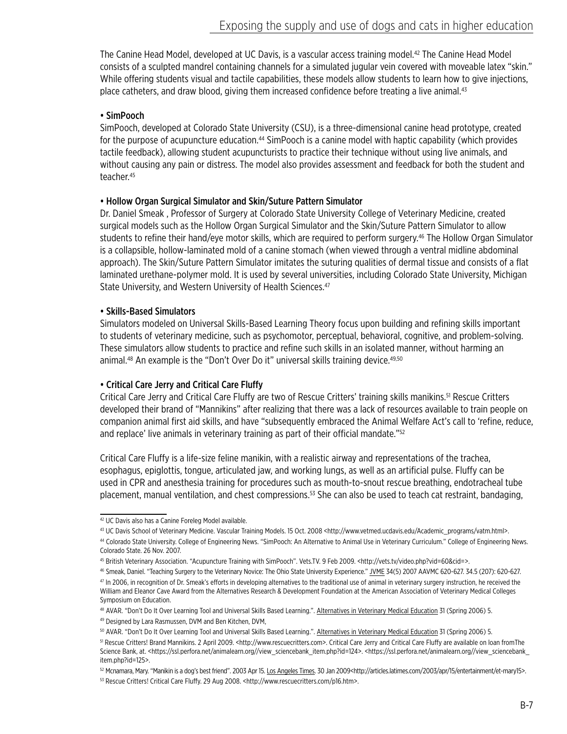The Canine Head Model, developed at UC Davis, is a vascular access training model.[42] The Canine Head Model consists of a sculpted mandrel containing channels for a simulated jugular vein covered with moveable latex "skin." While offering students visual and tactile capabilities, these models allow students to learn how to give injections, place catheters, and draw blood, giving them increased confidence before treating a live animal.[43]

**• SimPooch**

SimPooch, developed at Colorado State University (CSU), is a three-dimensional canine head prototype, created for the purpose of acupuncture education.[44] SimPooch is a canine model with haptic capability (which provides tactile feedback), allowing student acupuncturists to practice their technique without using live animals, and without causing any pain or distress. The model also provides assessment and feedback for both the student and teacher.[45]

**• Hollow Organ Surgical Simulator and Skin/Suture Pattern Simulator**

Dr. Daniel Smeak , Professor of Surgery at Colorado State University College of Veterinary Medicine, created surgical models such as the Hollow Organ Surgical Simulator and the Skin/Suture Pattern Simulator to allow students to refine their hand/eye motor skills, which are required to perform surgery.[46] The Hollow Organ Simulator is a collapsible, hollow-laminated mold of a canine stomach (when viewed through a ventral midline abdominal approach). The Skin/Suture Pattern Simulator imitates the suturing qualities of dermal tissue and consists of a flat laminated urethane-polymer mold. It is used by several universities, including Colorado State University, Michigan State University, and Western University of Health Sciences.[47]

**• Skills-Based Simulators**

Simulators modeled on Universal Skills-Based Learning Theory focus upon building and refining skills important to students of veterinary medicine, such as psychomotor, perceptual, behavioral, cognitive, and problem-solving. These simulators allow students to practice and refine such skills in an isolated manner, without harming an animal.[48] An example is the "Don't Over Do it" universal skills training device.[49,50]

**• Critical Care Jerry and Critical Care Fluffy**

Critical Care Jerry and Critical Care Fluffy are two of Rescue Critters' training skills manikins.[51] Rescue Critters developed their brand of "Mannikins" after realizing that there was a lack of resources available to train people on companion animal first aid skills, and have "subsequently embraced the Animal Welfare Act's call to 'refine, reduce, and replace' live animals in veterinary training as part of their official mandate."[52]

Critical Care Fluffy is a life-size feline manikin, with a realistic airway and representations of the trachea, esophagus, epiglottis, tongue, articulated jaw, and working lungs, as well as an artificial pulse. Fluffy can be used in CPR and anesthesia training for procedures such as mouth-to-snout rescue breathing, endotracheal tube placement, manual ventilation, and chest compressions.[53] She can also be used to teach cat restraint, bandaging,

---

[42] UC Davis also has a Canine Foreleg Model available.

[43] UC Davis School of Veterinary Medicine. Vascular Training Models. 15 Oct. 2008 <http://www.vetmed.ucdavis.edu/Academic_programs/vatm.html>.

[44] Colorado State University. College of Engineering News. "SimPooch: An Alternative to Animal Use in Veterinary Curriculum." College of Engineering News. Colorado State. 26 Nov. 2007.

[45] British Veterinary Association. "Acupuncture Training with SimPooch". Vets.TV. 9 Feb 2009. <http://vets.tv/video.php?vid=60&cid=>.

[46] Smeak, Daniel. "Teaching Surgery to the Veterinary Novice: The Ohio State University Experience." JVME 34(5) 2007 AAVMC 620-627. 34.5 (207): 620-627.

[47] In 2006, in recognition of Dr. Smeak's efforts in developing alternatives to the traditional use of animal in veterinary surgery instruction, he received the William and Eleanor Cave Award from the Alternatives Research & Development Foundation at the American Association of Veterinary Medical Colleges Symposium on Education.

[48] AVAR. "Don't Do It Over Learning Tool and Universal Skills Based Learning.". Alternatives in Veterinary Medical Education 31 (Spring 2006) 5.

[49] Designed by Lara Rasmussen, DVM and Ben Kitchen, DVM,

[50] AVAR. "Don't Do It Over Learning Tool and Universal Skills Based Learning.". Alternatives in Veterinary Medical Education 31 (Spring 2006) 5.

[51] Rescue Critters! Brand Mannikins. 2 April 2009. <http://www.rescuecritters.com>. Critical Care Jerry and Critical Care Fluffy are available on loan fromThe Science Bank, at. <https://ssl.perfora.net/animalearn.org//view_sciencebank_item.php?id=124>. <https://ssl.perfora.net/animalearn.org//view_sciencebank_item.php?id=125>.

[52] Mcnamara, Mary. "Manikin is a dog's best friend". 2003 Apr 15. Los Angeles Times. 30 Jan 2009<http://articles.latimes.com/2003/apr/15/entertainment/et-mary15>.

[53] Rescue Critters! Critical Care Fluffy. 29 Aug 2008. <http://www.rescuecritters.com/p16.htm>.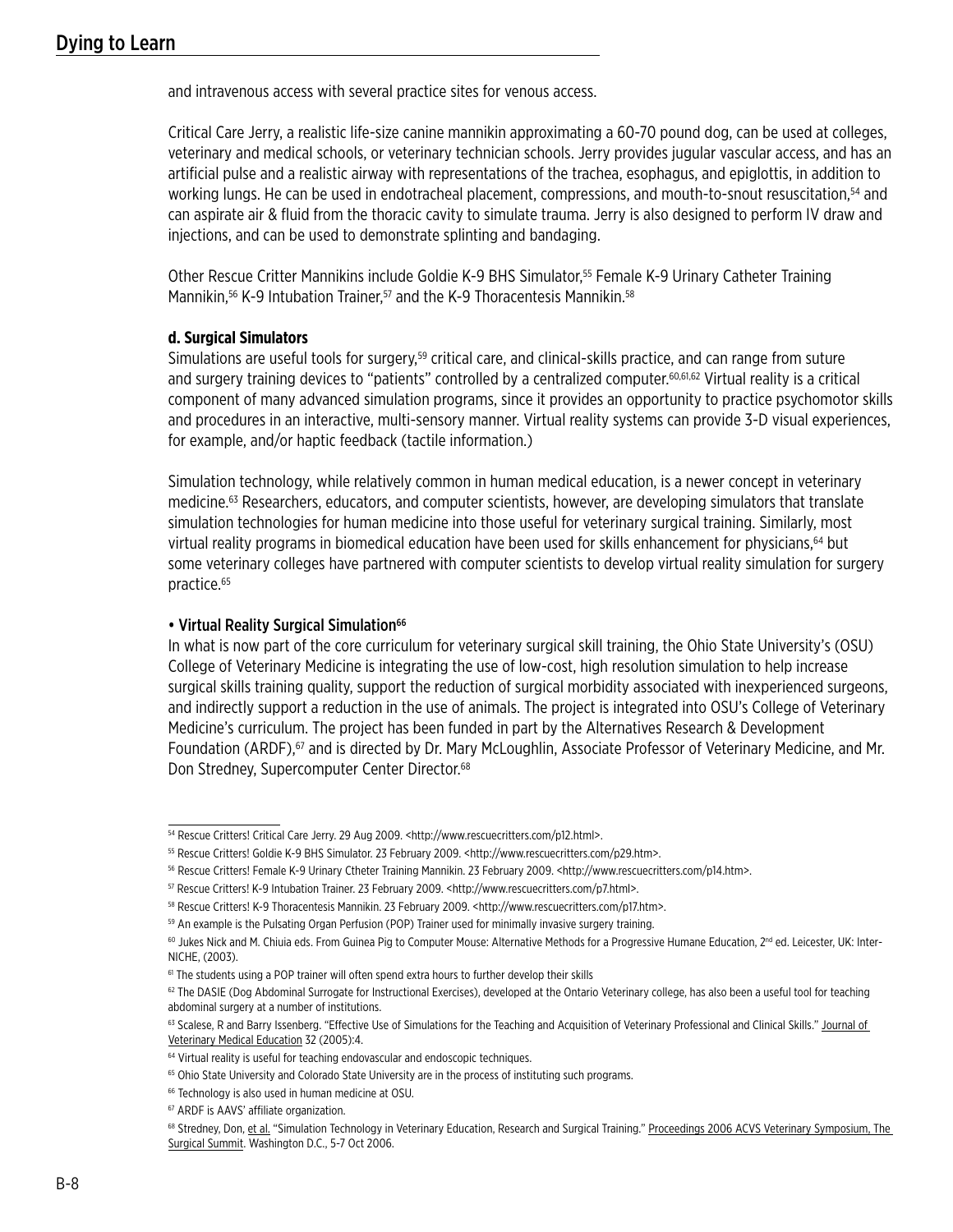and intravenous access with several practice sites for venous access.

Critical Care Jerry, a realistic life-size canine mannikin approximating a 60-70 pound dog, can be used at colleges, veterinary and medical schools, or veterinary technician schools. Jerry provides jugular vascular access, and has an artificial pulse and a realistic airway with representations of the trachea, esophagus, and epiglottis, in addition to working lungs. He can be used in endotracheal placement, compressions, and mouth-to-snout resuscitation,[54] and can aspirate air & fluid from the thoracic cavity to simulate trauma. Jerry is also designed to perform IV draw and injections, and can be used to demonstrate splinting and bandaging.

Other Rescue Critter Mannikins include Goldie K-9 BHS Simulator,[55] Female K-9 Urinary Catheter Training Mannikin,[56] K-9 Intubation Trainer,[57] and the K-9 Thoracentesis Mannikin.[58]

**d. Surgical Simulators**

Simulations are useful tools for surgery,[59] critical care, and clinical-skills practice, and can range from suture and surgery training devices to "patients" controlled by a centralized computer.[60,61,62] Virtual reality is a critical component of many advanced simulation programs, since it provides an opportunity to practice psychomotor skills and procedures in an interactive, multi-sensory manner. Virtual reality systems can provide 3-D visual experiences, for example, and/or haptic feedback (tactile information.)

Simulation technology, while relatively common in human medical education, is a newer concept in veterinary medicine.[63] Researchers, educators, and computer scientists, however, are developing simulators that translate simulation technologies for human medicine into those useful for veterinary surgical training. Similarly, most virtual reality programs in biomedical education have been used for skills enhancement for physicians,[64] but some veterinary colleges have partnered with computer scientists to develop virtual reality simulation for surgery practice.[65]

- **Virtual Reality Surgical Simulation**[66]

In what is now part of the core curriculum for veterinary surgical skill training, the Ohio State University's (OSU) College of Veterinary Medicine is integrating the use of low-cost, high resolution simulation to help increase surgical skills training quality, support the reduction of surgical morbidity associated with inexperienced surgeons, and indirectly support a reduction in the use of animals. The project is integrated into OSU's College of Veterinary Medicine's curriculum. The project has been funded in part by the Alternatives Research & Development Foundation (ARDF),[67] and is directed by Dr. Mary McLoughlin, Associate Professor of Veterinary Medicine, and Mr. Don Stredney, Supercomputer Center Director.[68]

---

[54] Rescue Critters! Critical Care Jerry. 29 Aug 2009. <http://www.rescuecritters.com/p12.html>.

[55] Rescue Critters! Goldie K-9 BHS Simulator. 23 February 2009. <http://www.rescuecritters.com/p29.htm>.

[56] Rescue Critters! Female K-9 Urinary Ctheter Training Mannikin. 23 February 2009. <http://www.rescuecritters.com/p14.htm>.

[57] Rescue Critters! K-9 Intubation Trainer. 23 February 2009. <http://www.rescuecritters.com/p7.html>.

[58] Rescue Critters! K-9 Thoracentesis Mannikin. 23 February 2009. <http://www.rescuecritters.com/p17.htm>.

[59] An example is the Pulsating Organ Perfusion (POP) Trainer used for minimally invasive surgery training.

[60] Jukes Nick and M. Chiuia eds. From Guinea Pig to Computer Mouse: Alternative Methods for a Progressive Humane Education, 2nd ed. Leicester, UK: Inter-NICHE, (2003).

[61] The students using a POP trainer will often spend extra hours to further develop their skills

[62] The DASIE (Dog Abdominal Surrogate for Instructional Exercises), developed at the Ontario Veterinary college, has also been a useful tool for teaching abdominal surgery at a number of institutions.

[63] Scalese, R and Barry Issenberg. "Effective Use of Simulations for the Teaching and Acquisition of Veterinary Professional and Clinical Skills." Journal of Veterinary Medical Education 32 (2005):4.

[64] Virtual reality is useful for teaching endovascular and endoscopic techniques.

[65] Ohio State University and Colorado State University are in the process of instituting such programs.

[66] Technology is also used in human medicine at OSU.

[67] ARDF is AAVS' affiliate organization.

[68] Stredney, Don, et al. "Simulation Technology in Veterinary Education, Research and Surgical Training." Proceedings 2006 ACVS Veterinary Symposium, The Surgical Summit. Washington D.C., 5-7 Oct 2006.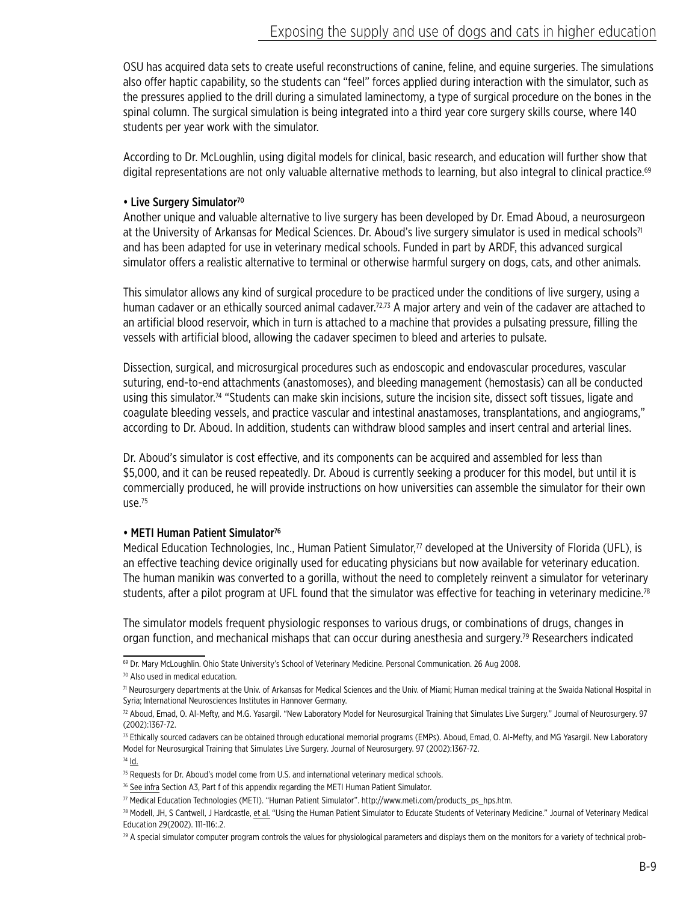OSU has acquired data sets to create useful reconstructions of canine, feline, and equine surgeries. The simulations also offer haptic capability, so the students can "feel" forces applied during interaction with the simulator, such as the pressures applied to the drill during a simulated laminectomy, a type of surgical procedure on the bones in the spinal column. The surgical simulation is being integrated into a third year core surgery skills course, where 140 students per year work with the simulator.

According to Dr. McLoughlin, using digital models for clinical, basic research, and education will further show that digital representations are not only valuable alternative methods to learning, but also integral to clinical practice.[69]

**• Live Surgery Simulator[70]**

Another unique and valuable alternative to live surgery has been developed by Dr. Emad Aboud, a neurosurgeon at the University of Arkansas for Medical Sciences. Dr. Aboud's live surgery simulator is used in medical schools[71] and has been adapted for use in veterinary medical schools. Funded in part by ARDF, this advanced surgical simulator offers a realistic alternative to terminal or otherwise harmful surgery on dogs, cats, and other animals.

This simulator allows any kind of surgical procedure to be practiced under the conditions of live surgery, using a human cadaver or an ethically sourced animal cadaver.[72,73] A major artery and vein of the cadaver are attached to an artificial blood reservoir, which in turn is attached to a machine that provides a pulsating pressure, filling the vessels with artificial blood, allowing the cadaver specimen to bleed and arteries to pulsate.

Dissection, surgical, and microsurgical procedures such as endoscopic and endovascular procedures, vascular suturing, end-to-end attachments (anastomoses), and bleeding management (hemostasis) can all be conducted using this simulator.[74] "Students can make skin incisions, suture the incision site, dissect soft tissues, ligate and coagulate bleeding vessels, and practice vascular and intestinal anastamoses, transplantations, and angiograms," according to Dr. Aboud. In addition, students can withdraw blood samples and insert central and arterial lines.

Dr. Aboud's simulator is cost effective, and its components can be acquired and assembled for less than \$5,000, and it can be reused repeatedly. Dr. Aboud is currently seeking a producer for this model, but until it is commercially produced, he will provide instructions on how universities can assemble the simulator for their own use.[75]

**• METI Human Patient Simulator[76]**

Medical Education Technologies, Inc., Human Patient Simulator,[77] developed at the University of Florida (UFL), is an effective teaching device originally used for educating physicians but now available for veterinary education. The human manikin was converted to a gorilla, without the need to completely reinvent a simulator for veterinary students, after a pilot program at UFL found that the simulator was effective for teaching in veterinary medicine.[78]

The simulator models frequent physiologic responses to various drugs, or combinations of drugs, changes in organ function, and mechanical mishaps that can occur during anesthesia and surgery.[79] Researchers indicated

---

[69] Dr. Mary McLoughlin. Ohio State University's School of Veterinary Medicine. Personal Communication. 26 Aug 2008.

[70] Also used in medical education.

[71] Neurosurgery departments at the Univ. of Arkansas for Medical Sciences and the Univ. of Miami; Human medical training at the Swaida National Hospital in Syria; International Neurosciences Institutes in Hannover Germany.

[72] Aboud, Emad, O. Al-Mefty, and M.G. Yasargil. "New Laboratory Model for Neurosurgical Training that Simulates Live Surgery." Journal of Neurosurgery. 97 (2002):1367-72.

[73] Ethically sourced cadavers can be obtained through educational memorial programs (EMPs). Aboud, Emad, O. Al-Mefty, and MG Yasargil. New Laboratory Model for Neurosurgical Training that Simulates Live Surgery. Journal of Neurosurgery. 97 (2002):1367-72.

[74] Id.

[75] Requests for Dr. Aboud's model come from U.S. and international veterinary medical schools.

[76] See infra Section A3, Part f of this appendix regarding the METI Human Patient Simulator.

[77] Medical Education Technologies (METI). "Human Patient Simulator". http://www.meti.com/products_ps_hps.htm.

[78] Modell, JH, S Cantwell, J Hardcastle, et al. "Using the Human Patient Simulator to Educate Students of Veterinary Medicine." Journal of Veterinary Medical Education 29(2002). 111-116:.2.

[79] A special simulator computer program controls the values for physiological parameters and displays them on the monitors for a variety of technical prob-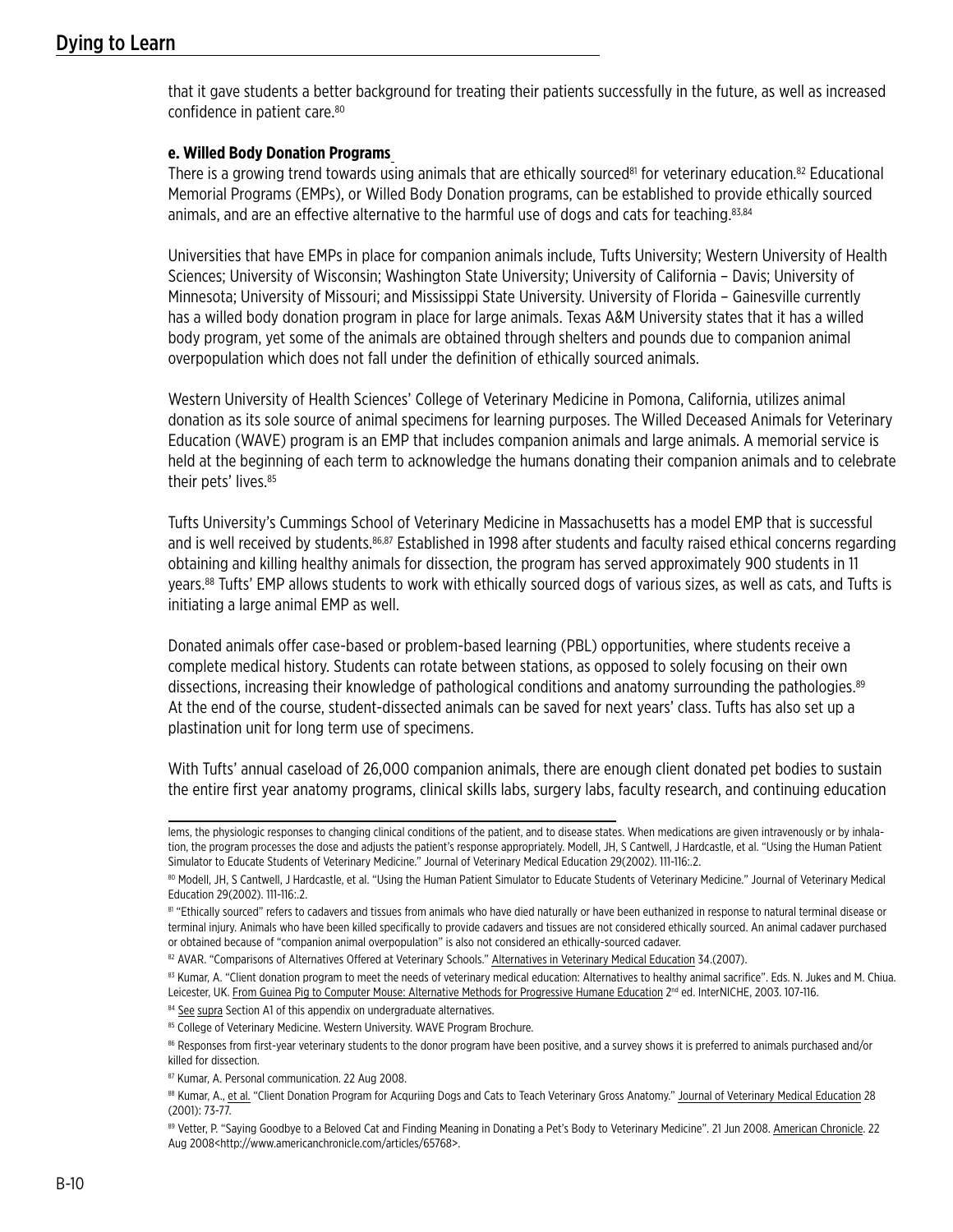that it gave students a better background for treating their patients successfully in the future, as well as increased confidence in patient care.[80]

#### e. Willed Body Donation Programs

There is a growing trend towards using animals that are ethically sourced[81] for veterinary education.[82] Educational Memorial Programs (EMPs), or Willed Body Donation programs, can be established to provide ethically sourced animals, and are an effective alternative to the harmful use of dogs and cats for teaching.[83,84]

Universities that have EMPs in place for companion animals include, Tufts University; Western University of Health Sciences; University of Wisconsin; Washington State University; University of California – Davis; University of Minnesota; University of Missouri; and Mississippi State University. University of Florida – Gainesville currently has a willed body donation program in place for large animals. Texas A&M University states that it has a willed body program, yet some of the animals are obtained through shelters and pounds due to companion animal overpopulation which does not fall under the definition of ethically sourced animals.

Western University of Health Sciences' College of Veterinary Medicine in Pomona, California, utilizes animal donation as its sole source of animal specimens for learning purposes. The Willed Deceased Animals for Veterinary Education (WAVE) program is an EMP that includes companion animals and large animals. A memorial service is held at the beginning of each term to acknowledge the humans donating their companion animals and to celebrate their pets' lives.[85]

Tufts University's Cummings School of Veterinary Medicine in Massachusetts has a model EMP that is successful and is well received by students.[86,87] Established in 1998 after students and faculty raised ethical concerns regarding obtaining and killing healthy animals for dissection, the program has served approximately 900 students in 11 years.[88] Tufts' EMP allows students to work with ethically sourced dogs of various sizes, as well as cats, and Tufts is initiating a large animal EMP as well.

Donated animals offer case-based or problem-based learning (PBL) opportunities, where students receive a complete medical history. Students can rotate between stations, as opposed to solely focusing on their own dissections, increasing their knowledge of pathological conditions and anatomy surrounding the pathologies.[89] At the end of the course, student-dissected animals can be saved for next years' class. Tufts has also set up a plastination unit for long term use of specimens.

With Tufts' annual caseload of 26,000 companion animals, there are enough client donated pet bodies to sustain the entire first year anatomy programs, clinical skills labs, surgery labs, faculty research, and continuing education

---

lems, the physiologic responses to changing clinical conditions of the patient, and to disease states. When medications are given intravenously or by inhalation, the program processes the dose and adjusts the patient's response appropriately. Modell, JH, S Cantwell, J Hardcastle, et al. "Using the Human Patient Simulator to Educate Students of Veterinary Medicine." Journal of Veterinary Medical Education 29(2002). 111-116:.2.

[80] Modell, JH, S Cantwell, J Hardcastle, et al. "Using the Human Patient Simulator to Educate Students of Veterinary Medicine." Journal of Veterinary Medical Education 29(2002). 111-116:.2.

[81] "Ethically sourced" refers to cadavers and tissues from animals who have died naturally or have been euthanized in response to natural terminal disease or terminal injury. Animals who have been killed specifically to provide cadavers and tissues are not considered ethically sourced. An animal cadaver purchased or obtained because of "companion animal overpopulation" is also not considered an ethically-sourced cadaver.

[82] AVAR. "Comparisons of Alternatives Offered at Veterinary Schools." Alternatives in Veterinary Medical Education 34.(2007).

[83] Kumar, A. "Client donation program to meet the needs of veterinary medical education: Alternatives to healthy animal sacrifice". Eds. N. Jukes and M. Chiua. Leicester, UK. From Guinea Pig to Computer Mouse: Alternative Methods for Progressive Humane Education 2nd ed. InterNICHE, 2003. 107-116.

[84] See supra Section A1 of this appendix on undergraduate alternatives.

[85] College of Veterinary Medicine. Western University. WAVE Program Brochure.

[86] Responses from first-year veterinary students to the donor program have been positive, and a survey shows it is preferred to animals purchased and/or killed for dissection.

[87] Kumar, A. Personal communication. 22 Aug 2008.

[88] Kumar, A., et al. "Client Donation Program for Acquriing Dogs and Cats to Teach Veterinary Gross Anatomy." Journal of Veterinary Medical Education 28 (2001): 73-77.

[89] Vetter, P. "Saying Goodbye to a Beloved Cat and Finding Meaning in Donating a Pet's Body to Veterinary Medicine". 21 Jun 2008. American Chronicle. 22 Aug 2008<http://www.americanchronicle.com/articles/65768>.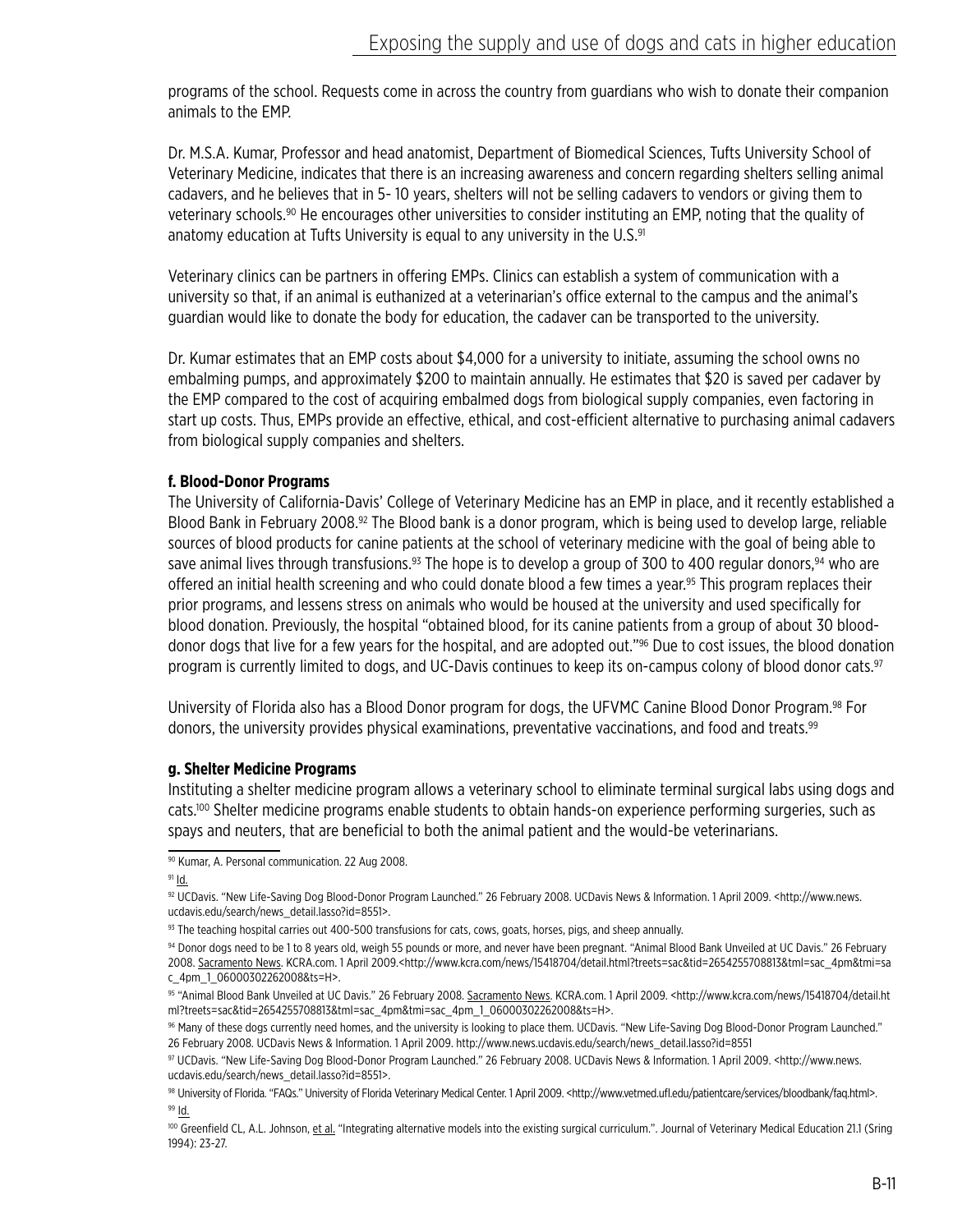programs of the school. Requests come in across the country from guardians who wish to donate their companion animals to the EMP.

Dr. M.S.A. Kumar, Professor and head anatomist, Department of Biomedical Sciences, Tufts University School of Veterinary Medicine, indicates that there is an increasing awareness and concern regarding shelters selling animal cadavers, and he believes that in 5- 10 years, shelters will not be selling cadavers to vendors or giving them to veterinary schools.[90] He encourages other universities to consider instituting an EMP, noting that the quality of anatomy education at Tufts University is equal to any university in the U.S.[91]

Veterinary clinics can be partners in offering EMPs. Clinics can establish a system of communication with a university so that, if an animal is euthanized at a veterinarian's office external to the campus and the animal's guardian would like to donate the body for education, the cadaver can be transported to the university.

Dr. Kumar estimates that an EMP costs about $4,000 for a university to initiate, assuming the school owns no embalming pumps, and approximately $200 to maintain annually. He estimates that $20 is saved per cadaver by the EMP compared to the cost of acquiring embalmed dogs from biological supply companies, even factoring in start up costs. Thus, EMPs provide an effective, ethical, and cost-efficient alternative to purchasing animal cadavers from biological supply companies and shelters.

#### f. Blood-Donor Programs

The University of California-Davis' College of Veterinary Medicine has an EMP in place, and it recently established a Blood Bank in February 2008.[92] The Blood bank is a donor program, which is being used to develop large, reliable sources of blood products for canine patients at the school of veterinary medicine with the goal of being able to save animal lives through transfusions.[93] The hope is to develop a group of 300 to 400 regular donors,[94] who are offered an initial health screening and who could donate blood a few times a year.[95] This program replaces their prior programs, and lessens stress on animals who would be housed at the university and used specifically for blood donation. Previously, the hospital "obtained blood, for its canine patients from a group of about 30 blood-donor dogs that live for a few years for the hospital, and are adopted out."[96] Due to cost issues, the blood donation program is currently limited to dogs, and UC-Davis continues to keep its on-campus colony of blood donor cats.[97]

University of Florida also has a Blood Donor program for dogs, the UFVMC Canine Blood Donor Program.[98] For donors, the university provides physical examinations, preventative vaccinations, and food and treats.[99]

#### g. Shelter Medicine Programs

Instituting a shelter medicine program allows a veterinary school to eliminate terminal surgical labs using dogs and cats.[100] Shelter medicine programs enable students to obtain hands-on experience performing surgeries, such as spays and neuters, that are beneficial to both the animal patient and the would-be veterinarians.

---

[90] Kumar, A. Personal communication. 22 Aug 2008.

[91] Id.

[92] UCDavis. "New Life-Saving Dog Blood-Donor Program Launched." 26 February 2008. UCDavis News & Information. 1 April 2009. <http://www.news.ucdavis.edu/search/news_detail.lasso?id=8551>.

[93] The teaching hospital carries out 400-500 transfusions for cats, cows, goats, horses, pigs, and sheep annually.

[94] Donor dogs need to be 1 to 8 years old, weigh 55 pounds or more, and never have been pregnant. "Animal Blood Bank Unveiled at UC Davis." 26 February 2008. Sacramento News. KCRA.com. 1 April 2009.<http://www.kcra.com/news/15418704/detail.html?treets=sac&tid=2654255708813&tml=sac_4pm&tmi=sac_4pm_1_06000302262008&ts=H>.

[95] "Animal Blood Bank Unveiled at UC Davis." 26 February 2008. Sacramento News. KCRA.com. 1 April 2009. <http://www.kcra.com/news/15418704/detail.html?treets=sac&tid=2654255708813&tml=sac_4pm&tmi=sac_4pm_1_06000302262008&ts=H>.

[96] Many of these dogs currently need homes, and the university is looking to place them. UCDavis. "New Life-Saving Dog Blood-Donor Program Launched." 26 February 2008. UCDavis News & Information. 1 April 2009. http://www.news.ucdavis.edu/search/news_detail.lasso?id=8551

[97] UCDavis. "New Life-Saving Dog Blood-Donor Program Launched." 26 February 2008. UCDavis News & Information. 1 April 2009. <http://www.news.ucdavis.edu/search/news_detail.lasso?id=8551>.

[98] University of Florida. "FAQs." University of Florida Veterinary Medical Center. 1 April 2009. <http://www.vetmed.ufl.edu/patientcare/services/bloodbank/faq.html>.

[99] Id.

[100] Greenfield CL, A.L. Johnson, et al. "Integrating alternative models into the existing surgical curriculum.". Journal of Veterinary Medical Education 21.1 (Sring 1994): 23-27.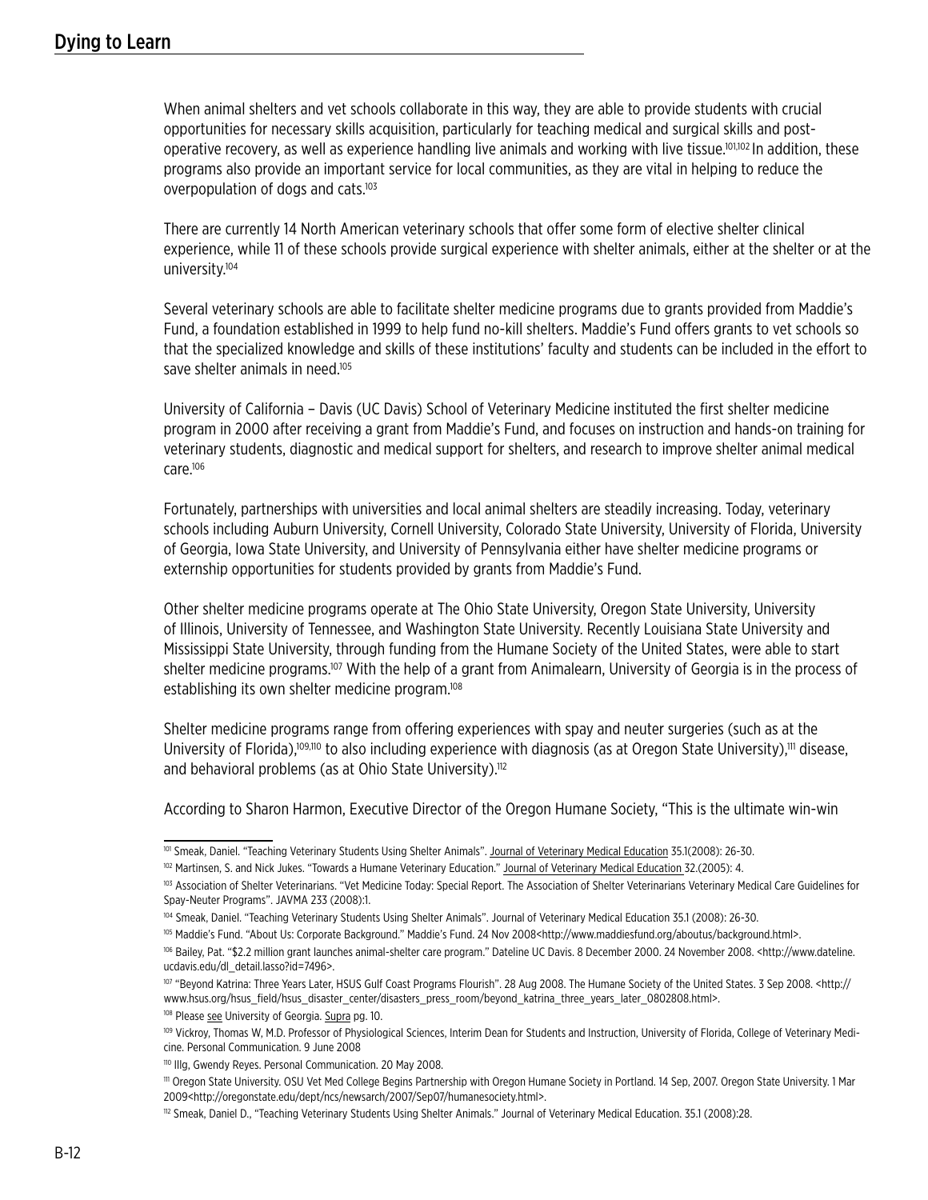When animal shelters and vet schools collaborate in this way, they are able to provide students with crucial opportunities for necessary skills acquisition, particularly for teaching medical and surgical skills and post-operative recovery, as well as experience handling live animals and working with live tissue.[101,102] In addition, these programs also provide an important service for local communities, as they are vital in helping to reduce the overpopulation of dogs and cats.[103]

There are currently 14 North American veterinary schools that offer some form of elective shelter clinical experience, while 11 of these schools provide surgical experience with shelter animals, either at the shelter or at the university.[104]

Several veterinary schools are able to facilitate shelter medicine programs due to grants provided from Maddie's Fund, a foundation established in 1999 to help fund no-kill shelters. Maddie's Fund offers grants to vet schools so that the specialized knowledge and skills of these institutions' faculty and students can be included in the effort to save shelter animals in need.[105]

University of California – Davis (UC Davis) School of Veterinary Medicine instituted the first shelter medicine program in 2000 after receiving a grant from Maddie's Fund, and focuses on instruction and hands-on training for veterinary students, diagnostic and medical support for shelters, and research to improve shelter animal medical care.[106]

Fortunately, partnerships with universities and local animal shelters are steadily increasing. Today, veterinary schools including Auburn University, Cornell University, Colorado State University, University of Florida, University of Georgia, Iowa State University, and University of Pennsylvania either have shelter medicine programs or externship opportunities for students provided by grants from Maddie's Fund.

Other shelter medicine programs operate at The Ohio State University, Oregon State University, University of Illinois, University of Tennessee, and Washington State University. Recently Louisiana State University and Mississippi State University, through funding from the Humane Society of the United States, were able to start shelter medicine programs.[107] With the help of a grant from Animalearn, University of Georgia is in the process of establishing its own shelter medicine program.[108]

Shelter medicine programs range from offering experiences with spay and neuter surgeries (such as at the University of Florida),[109,110] to also including experience with diagnosis (as at Oregon State University),[111] disease, and behavioral problems (as at Ohio State University).[112]

According to Sharon Harmon, Executive Director of the Oregon Humane Society, "This is the ultimate win-win

---

[101] Smeak, Daniel. "Teaching Veterinary Students Using Shelter Animals". Journal of Veterinary Medical Education 35.1(2008): 26-30.

[102] Martinsen, S. and Nick Jukes. "Towards a Humane Veterinary Education." Journal of Veterinary Medical Education 32.(2005): 4.

[103] Association of Shelter Veterinarians. "Vet Medicine Today: Special Report. The Association of Shelter Veterinarians Veterinary Medical Care Guidelines for Spay-Neuter Programs". JAVMA 233 (2008):1.

[104] Smeak, Daniel. "Teaching Veterinary Students Using Shelter Animals". Journal of Veterinary Medical Education 35.1 (2008): 26-30.

[105] Maddie's Fund. "About Us: Corporate Background." Maddie's Fund. 24 Nov 2008<http://www.maddiesfund.org/aboutus/background.html>.

[106] Bailey, Pat. "$2.2 million grant launches animal-shelter care program." Dateline UC Davis. 8 December 2000. 24 November 2008. <http://www.dateline.ucdavis.edu/dl_detail.lasso?id=7496>.

[107] "Beyond Katrina: Three Years Later, HSUS Gulf Coast Programs Flourish". 28 Aug 2008. The Humane Society of the United States. 3 Sep 2008. <http://www.hsus.org/hsus_field/hsus_disaster_center/disasters_press_room/beyond_katrina_three_years_later_0802808.html>.

[108] Please see University of Georgia. Supra pg. 10.

[109] Vickroy, Thomas W, M.D. Professor of Physiological Sciences, Interim Dean for Students and Instruction, University of Florida, College of Veterinary Medicine. Personal Communication. 9 June 2008

[110] Illg, Gwendy Reyes. Personal Communication. 20 May 2008.

[111] Oregon State University. OSU Vet Med College Begins Partnership with Oregon Humane Society in Portland. 14 Sep, 2007. Oregon State University. 1 Mar 2009<http://oregonstate.edu/dept/ncs/newsarch/2007/Sep07/humanesociety.html>.

[112] Smeak, Daniel D., "Teaching Veterinary Students Using Shelter Animals." Journal of Veterinary Medical Education. 35.1 (2008):28.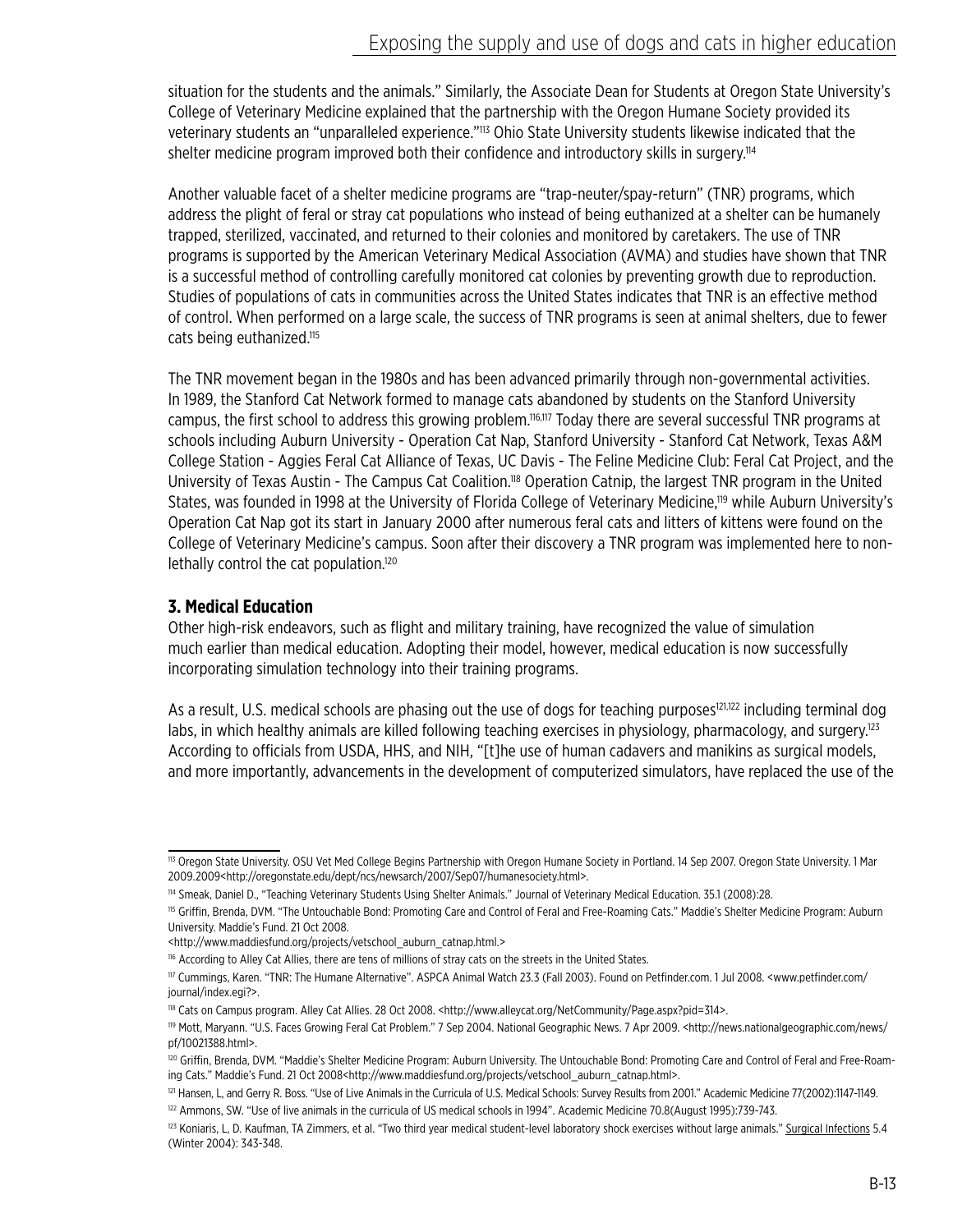situation for the students and the animals." Similarly, the Associate Dean for Students at Oregon State University's College of Veterinary Medicine explained that the partnership with the Oregon Humane Society provided its veterinary students an "unparalleled experience."[113] Ohio State University students likewise indicated that the shelter medicine program improved both their confidence and introductory skills in surgery.[114]

Another valuable facet of a shelter medicine programs are "trap-neuter/spay-return" (TNR) programs, which address the plight of feral or stray cat populations who instead of being euthanized at a shelter can be humanely trapped, sterilized, vaccinated, and returned to their colonies and monitored by caretakers. The use of TNR programs is supported by the American Veterinary Medical Association (AVMA) and studies have shown that TNR is a successful method of controlling carefully monitored cat colonies by preventing growth due to reproduction. Studies of populations of cats in communities across the United States indicates that TNR is an effective method of control. When performed on a large scale, the success of TNR programs is seen at animal shelters, due to fewer cats being euthanized.[115]

The TNR movement began in the 1980s and has been advanced primarily through non-governmental activities. In 1989, the Stanford Cat Network formed to manage cats abandoned by students on the Stanford University campus, the first school to address this growing problem.[116,117] Today there are several successful TNR programs at schools including Auburn University - Operation Cat Nap, Stanford University - Stanford Cat Network, Texas A&M College Station - Aggies Feral Cat Alliance of Texas, UC Davis - The Feline Medicine Club: Feral Cat Project, and the University of Texas Austin - The Campus Cat Coalition.[118] Operation Catnip, the largest TNR program in the United States, was founded in 1998 at the University of Florida College of Veterinary Medicine,[119] while Auburn University's Operation Cat Nap got its start in January 2000 after numerous feral cats and litters of kittens were found on the College of Veterinary Medicine's campus. Soon after their discovery a TNR program was implemented here to non-lethally control the cat population.[120]

### 3. Medical Education

Other high-risk endeavors, such as flight and military training, have recognized the value of simulation much earlier than medical education. Adopting their model, however, medical education is now successfully incorporating simulation technology into their training programs.

As a result, U.S. medical schools are phasing out the use of dogs for teaching purposes[121,122] including terminal dog labs, in which healthy animals are killed following teaching exercises in physiology, pharmacology, and surgery.[123] According to officials from USDA, HHS, and NIH, "[t]he use of human cadavers and manikins as surgical models, and more importantly, advancements in the development of computerized simulators, have replaced the use of the

---

[113] Oregon State University. OSU Vet Med College Begins Partnership with Oregon Humane Society in Portland. 14 Sep 2007. Oregon State University. 1 Mar 2009.2009<http://oregonstate.edu/dept/ncs/newsarch/2007/Sep07/humanesociety.html>.

[114] Smeak, Daniel D., "Teaching Veterinary Students Using Shelter Animals." Journal of Veterinary Medical Education. 35.1 (2008):28.

[115] Griffin, Brenda, DVM. "The Untouchable Bond: Promoting Care and Control of Feral and Free-Roaming Cats." Maddie's Shelter Medicine Program: Auburn University. Maddie's Fund. 21 Oct 2008.
<http://www.maddiesfund.org/projects/vetschool_auburn_catnap.html.>

[116] According to Alley Cat Allies, there are tens of millions of stray cats on the streets in the United States.

[117] Cummings, Karen. "TNR: The Humane Alternative". ASPCA Animal Watch 23.3 (Fall 2003). Found on Petfinder.com. 1 Jul 2008. <www.petfinder.com/journal/index.egi?>.

[118] Cats on Campus program. Alley Cat Allies. 28 Oct 2008. <http://www.alleycat.org/NetCommunity/Page.aspx?pid=314>.

[119] Mott, Maryann. "U.S. Faces Growing Feral Cat Problem." 7 Sep 2004. National Geographic News. 7 Apr 2009. <http://news.nationalgeographic.com/news/pf/10021388.html>.

[120] Griffin, Brenda, DVM. "Maddie's Shelter Medicine Program: Auburn University. The Untouchable Bond: Promoting Care and Control of Feral and Free-Roaming Cats." Maddie's Fund. 21 Oct 2008<http://www.maddiesfund.org/projects/vetschool_auburn_catnap.html>.

[121] Hansen, L, and Gerry R. Boss. "Use of Live Animals in the Curricula of U.S. Medical Schools: Survey Results from 2001." Academic Medicine 77(2002):1147-1149.

[122] Ammons, SW. "Use of live animals in the curricula of US medical schools in 1994". Academic Medicine 70.8(August 1995):739-743.

[123] Koniaris, L, D. Kaufman, TA Zimmers, et al. "Two third year medical student-level laboratory shock exercises without large animals." Surgical Infections 5.4 (Winter 2004): 343-348.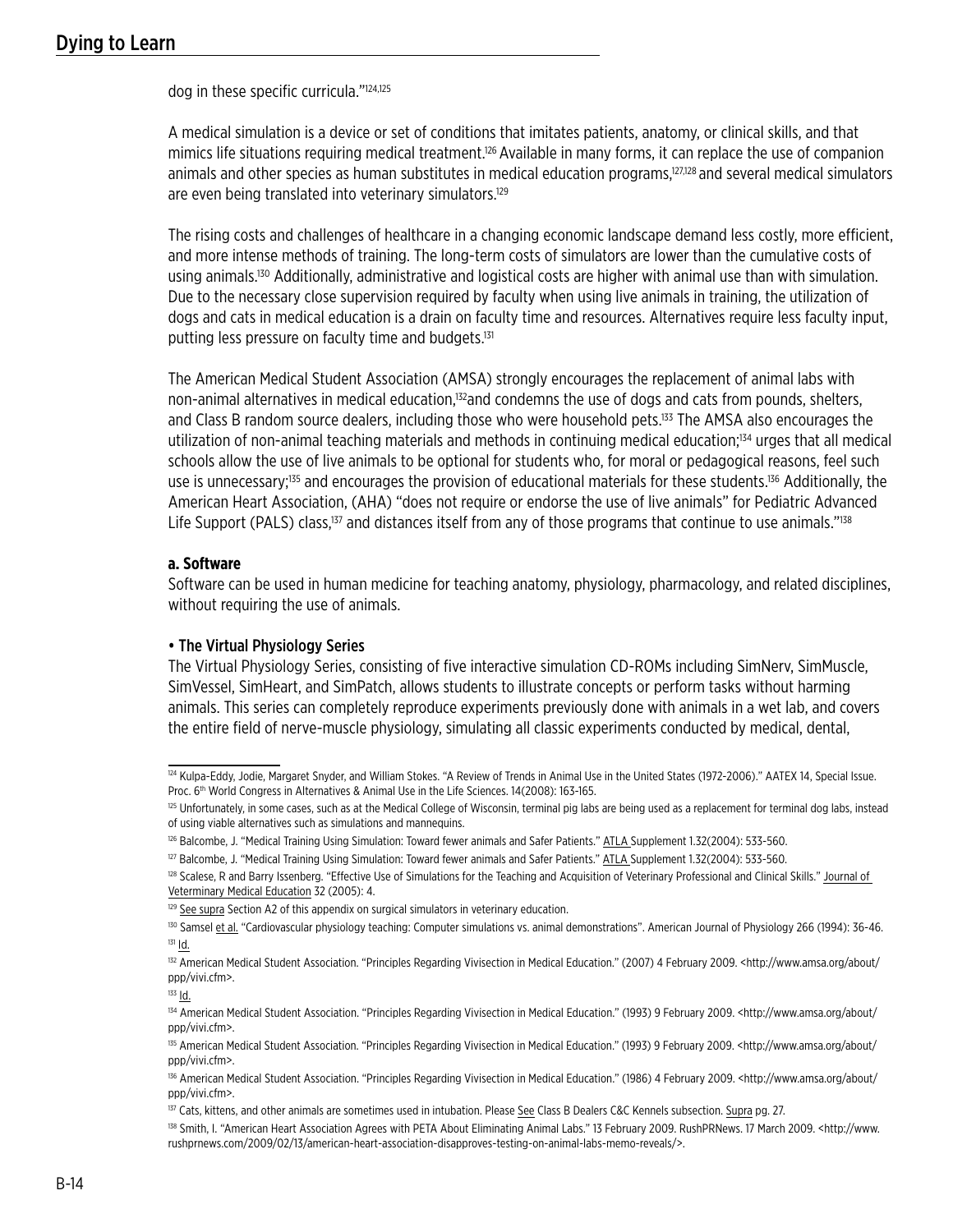dog in these specific curricula."[124,125]

A medical simulation is a device or set of conditions that imitates patients, anatomy, or clinical skills, and that mimics life situations requiring medical treatment.[126] Available in many forms, it can replace the use of companion animals and other species as human substitutes in medical education programs,[127,128] and several medical simulators are even being translated into veterinary simulators.[129]

The rising costs and challenges of healthcare in a changing economic landscape demand less costly, more efficient, and more intense methods of training. The long-term costs of simulators are lower than the cumulative costs of using animals.[130] Additionally, administrative and logistical costs are higher with animal use than with simulation. Due to the necessary close supervision required by faculty when using live animals in training, the utilization of dogs and cats in medical education is a drain on faculty time and resources. Alternatives require less faculty input, putting less pressure on faculty time and budgets.[131]

The American Medical Student Association (AMSA) strongly encourages the replacement of animal labs with non-animal alternatives in medical education,[132]and condemns the use of dogs and cats from pounds, shelters, and Class B random source dealers, including those who were household pets.[133] The AMSA also encourages the utilization of non-animal teaching materials and methods in continuing medical education;[134] urges that all medical schools allow the use of live animals to be optional for students who, for moral or pedagogical reasons, feel such use is unnecessary;[135] and encourages the provision of educational materials for these students.[136] Additionally, the American Heart Association, (AHA) "does not require or endorse the use of live animals" for Pediatric Advanced Life Support (PALS) class,[137] and distances itself from any of those programs that continue to use animals."[138]

**a. Software**

Software can be used in human medicine for teaching anatomy, physiology, pharmacology, and related disciplines, without requiring the use of animals.

**• The Virtual Physiology Series**

The Virtual Physiology Series, consisting of five interactive simulation CD-ROMs including SimNerv, SimMuscle, SimVessel, SimHeart, and SimPatch, allows students to illustrate concepts or perform tasks without harming animals. This series can completely reproduce experiments previously done with animals in a wet lab, and covers the entire field of nerve-muscle physiology, simulating all classic experiments conducted by medical, dental,

---

[124] Kulpa-Eddy, Jodie, Margaret Snyder, and William Stokes. "A Review of Trends in Animal Use in the United States (1972-2006)." AATEX 14, Special Issue. Proc. 6th World Congress in Alternatives & Animal Use in the Life Sciences. 14(2008): 163-165.

[125] Unfortunately, in some cases, such as at the Medical College of Wisconsin, terminal pig labs are being used as a replacement for terminal dog labs, instead of using viable alternatives such as simulations and mannequins.

[126] Balcombe, J. "Medical Training Using Simulation: Toward fewer animals and Safer Patients." ATLA Supplement 1.32(2004): 533-560.

[127] Balcombe, J. "Medical Training Using Simulation: Toward fewer animals and Safer Patients." ATLA Supplement 1.32(2004): 533-560.

[128] Scalese, R and Barry Issenberg. "Effective Use of Simulations for the Teaching and Acquisition of Veterinary Professional and Clinical Skills." Journal of Veterminary Medical Education 32 (2005): 4.

[129] See supra Section A2 of this appendix on surgical simulators in veterinary education.

[130] Samsel et al. "Cardiovascular physiology teaching: Computer simulations vs. animal demonstrations". American Journal of Physiology 266 (1994): 36-46.

[131] Id.

[132] American Medical Student Association. "Principles Regarding Vivisection in Medical Education." (2007) 4 February 2009. <http://www.amsa.org/about/ppp/vivi.cfm>.

[133] Id.

[134] American Medical Student Association. "Principles Regarding Vivisection in Medical Education." (1993) 9 February 2009. <http://www.amsa.org/about/ppp/vivi.cfm>.

[135] American Medical Student Association. "Principles Regarding Vivisection in Medical Education." (1993) 9 February 2009. <http://www.amsa.org/about/ppp/vivi.cfm>.

[136] American Medical Student Association. "Principles Regarding Vivisection in Medical Education." (1986) 4 February 2009. <http://www.amsa.org/about/ppp/vivi.cfm>.

[137] Cats, kittens, and other animals are sometimes used in intubation. Please See Class B Dealers C&C Kennels subsection. Supra pg. 27.

[138] Smith, I. "American Heart Association Agrees with PETA About Eliminating Animal Labs." 13 February 2009. RushPRNews. 17 March 2009. <http://www.rushprnews.com/2009/02/13/american-heart-association-disapproves-testing-on-animal-labs-memo-reveals/>.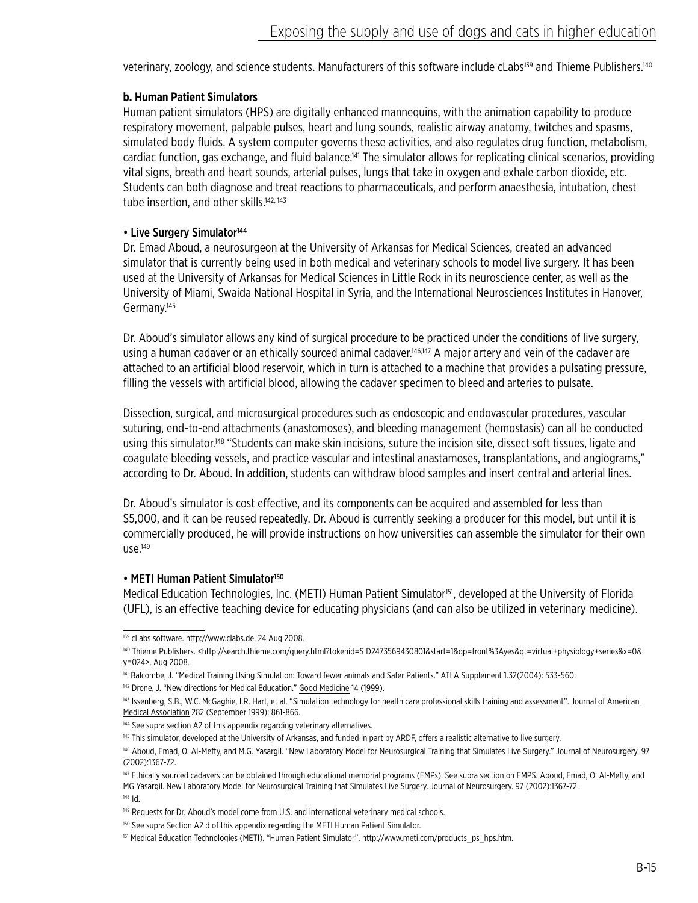veterinary, zoology, and science students. Manufacturers of this software include cLabs[139] and Thieme Publishers.[140]

**b. Human Patient Simulators**

Human patient simulators (HPS) are digitally enhanced mannequins, with the animation capability to produce respiratory movement, palpable pulses, heart and lung sounds, realistic airway anatomy, twitches and spasms, simulated body fluids. A system computer governs these activities, and also regulates drug function, metabolism, cardiac function, gas exchange, and fluid balance.[141] The simulator allows for replicating clinical scenarios, providing vital signs, breath and heart sounds, arterial pulses, lungs that take in oxygen and exhale carbon dioxide, etc. Students can both diagnose and treat reactions to pharmaceuticals, and perform anaesthesia, intubation, chest tube insertion, and other skills.[142, 143]

**• Live Surgery Simulator[144]**

Dr. Emad Aboud, a neurosurgeon at the University of Arkansas for Medical Sciences, created an advanced simulator that is currently being used in both medical and veterinary schools to model live surgery. It has been used at the University of Arkansas for Medical Sciences in Little Rock in its neuroscience center, as well as the University of Miami, Swaida National Hospital in Syria, and the International Neurosciences Institutes in Hanover, Germany.[145]

Dr. Aboud's simulator allows any kind of surgical procedure to be practiced under the conditions of live surgery, using a human cadaver or an ethically sourced animal cadaver.[146,147] A major artery and vein of the cadaver are attached to an artificial blood reservoir, which in turn is attached to a machine that provides a pulsating pressure, filling the vessels with artificial blood, allowing the cadaver specimen to bleed and arteries to pulsate.

Dissection, surgical, and microsurgical procedures such as endoscopic and endovascular procedures, vascular suturing, end-to-end attachments (anastomoses), and bleeding management (hemostasis) can all be conducted using this simulator.[148] "Students can make skin incisions, suture the incision site, dissect soft tissues, ligate and coagulate bleeding vessels, and practice vascular and intestinal anastamoses, transplantations, and angiograms," according to Dr. Aboud. In addition, students can withdraw blood samples and insert central and arterial lines.

Dr. Aboud's simulator is cost effective, and its components can be acquired and assembled for less than $5,000, and it can be reused repeatedly. Dr. Aboud is currently seeking a producer for this model, but until it is commercially produced, he will provide instructions on how universities can assemble the simulator for their own use.[149]

**• METI Human Patient Simulator[150]**

Medical Education Technologies, Inc. (METI) Human Patient Simulator[151], developed at the University of Florida (UFL), is an effective teaching device for educating physicians (and can also be utilized in veterinary medicine).

---

[139] cLabs software. http://www.clabs.de. 24 Aug 2008.

[140] Thieme Publishers. <http://search.thieme.com/query.html?tokenid=SID2473569430801&start=1&qp=front%3Ayes&qt=virtual+physiology+series&x=0&y=024>. Aug 2008.

[141] Balcombe, J. "Medical Training Using Simulation: Toward fewer animals and Safer Patients." ATLA Supplement 1.32(2004): 533-560.

[142] Drone, J. "New directions for Medical Education." Good Medicine 14 (1999).

[143] Issenberg, S.B., W.C. McGaghie, I.R. Hart, et al. "Simulation technology for health care professional skills training and assessment". Journal of American Medical Association 282 (September 1999): 861-866.

[144] See supra section A2 of this appendix regarding veterinary alternatives.

[145] This simulator, developed at the University of Arkansas, and funded in part by ARDF, offers a realistic alternative to live surgery.

[146] Aboud, Emad, O. Al-Mefty, and M.G. Yasargil. "New Laboratory Model for Neurosurgical Training that Simulates Live Surgery." Journal of Neurosurgery. 97 (2002):1367-72.

[147] Ethically sourced cadavers can be obtained through educational memorial programs (EMPs). See supra section on EMPS. Aboud, Emad, O. Al-Mefty, and MG Yasargil. New Laboratory Model for Neurosurgical Training that Simulates Live Surgery. Journal of Neurosurgery. 97 (2002):1367-72.

[148] Id.

[149] Requests for Dr. Aboud's model come from U.S. and international veterinary medical schools.

[150] See supra Section A2 d of this appendix regarding the METI Human Patient Simulator.

[151] Medical Education Technologies (METI). "Human Patient Simulator". http://www.meti.com/products_ps_hps.htm.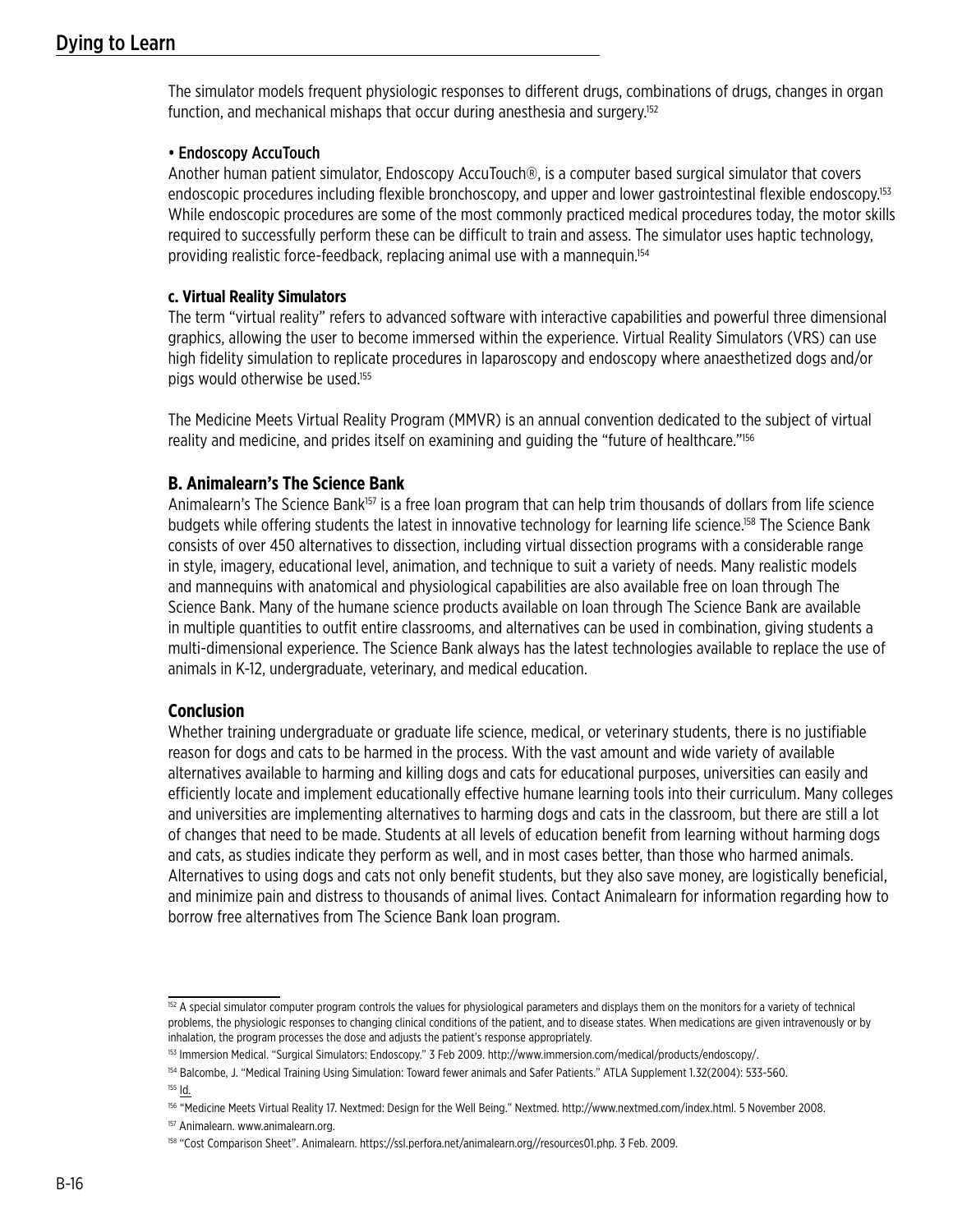The simulator models frequent physiologic responses to different drugs, combinations of drugs, changes in organ function, and mechanical mishaps that occur during anesthesia and surgery.[152]

• Endoscopy AccuTouch

Another human patient simulator, Endoscopy AccuTouch®, is a computer based surgical simulator that covers endoscopic procedures including flexible bronchoscopy, and upper and lower gastrointestinal flexible endoscopy.[153] While endoscopic procedures are some of the most commonly practiced medical procedures today, the motor skills required to successfully perform these can be difficult to train and assess. The simulator uses haptic technology, providing realistic force-feedback, replacing animal use with a mannequin.[154]

### c. Virtual Reality Simulators

The term "virtual reality" refers to advanced software with interactive capabilities and powerful three dimensional graphics, allowing the user to become immersed within the experience. Virtual Reality Simulators (VRS) can use high fidelity simulation to replicate procedures in laparoscopy and endoscopy where anaesthetized dogs and/or pigs would otherwise be used.[155]

The Medicine Meets Virtual Reality Program (MMVR) is an annual convention dedicated to the subject of virtual reality and medicine, and prides itself on examining and guiding the "future of healthcare."[156]

## B. Animalearn's The Science Bank

Animalearn's The Science Bank[157] is a free loan program that can help trim thousands of dollars from life science budgets while offering students the latest in innovative technology for learning life science.[158] The Science Bank consists of over 450 alternatives to dissection, including virtual dissection programs with a considerable range in style, imagery, educational level, animation, and technique to suit a variety of needs. Many realistic models and mannequins with anatomical and physiological capabilities are also available free on loan through The Science Bank. Many of the humane science products available on loan through The Science Bank are available in multiple quantities to outfit entire classrooms, and alternatives can be used in combination, giving students a multi-dimensional experience. The Science Bank always has the latest technologies available to replace the use of animals in K-12, undergraduate, veterinary, and medical education.

## Conclusion

Whether training undergraduate or graduate life science, medical, or veterinary students, there is no justifiable reason for dogs and cats to be harmed in the process. With the vast amount and wide variety of available alternatives available to harming and killing dogs and cats for educational purposes, universities can easily and efficiently locate and implement educationally effective humane learning tools into their curriculum. Many colleges and universities are implementing alternatives to harming dogs and cats in the classroom, but there are still a lot of changes that need to be made. Students at all levels of education benefit from learning without harming dogs and cats, as studies indicate they perform as well, and in most cases better, than those who harmed animals. Alternatives to using dogs and cats not only benefit students, but they also save money, are logistically beneficial, and minimize pain and distress to thousands of animal lives. Contact Animalearn for information regarding how to borrow free alternatives from The Science Bank loan program.

---

[152] A special simulator computer program controls the values for physiological parameters and displays them on the monitors for a variety of technical problems, the physiologic responses to changing clinical conditions of the patient, and to disease states. When medications are given intravenously or by inhalation, the program processes the dose and adjusts the patient's response appropriately.

[153] Immersion Medical. "Surgical Simulators: Endoscopy." 3 Feb 2009. http://www.immersion.com/medical/products/endoscopy/.

[154] Balcombe, J. "Medical Training Using Simulation: Toward fewer animals and Safer Patients." ATLA Supplement 1.32(2004): 533-560.

[155] Id.

[156] "Medicine Meets Virtual Reality 17. Nextmed: Design for the Well Being." Nextmed. http://www.nextmed.com/index.html. 5 November 2008.

[157] Animalearn. www.animalearn.org.

[158] "Cost Comparison Sheet". Animalearn. https://ssl.perfora.net/animalearn.org//resources01.php. 3 Feb. 2009.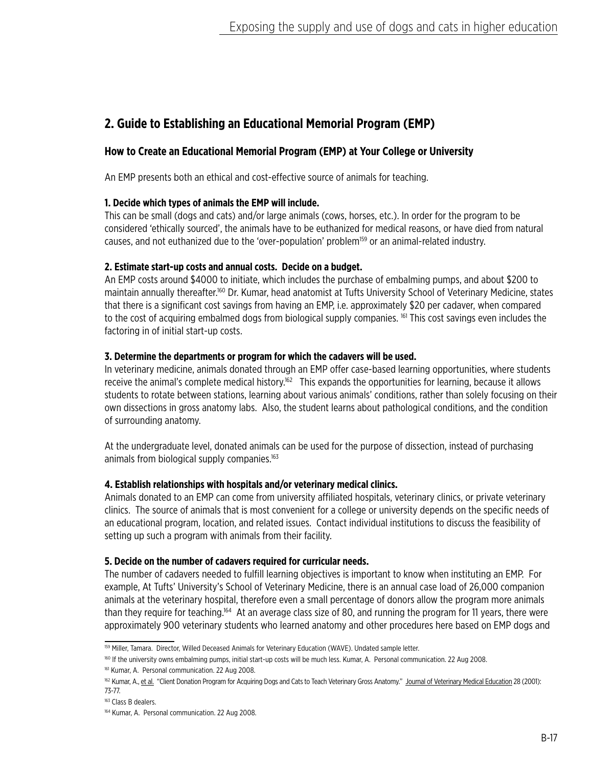## 2. Guide to Establishing an Educational Memorial Program (EMP)

### How to Create an Educational Memorial Program (EMP) at Your College or University

An EMP presents both an ethical and cost-effective source of animals for teaching.

**1. Decide which types of animals the EMP will include.**

This can be small (dogs and cats) and/or large animals (cows, horses, etc.). In order for the program to be considered 'ethically sourced', the animals have to be euthanized for medical reasons, or have died from natural causes, and not euthanized due to the 'over-population' problem[159] or an animal-related industry.

**2. Estimate start-up costs and annual costs. Decide on a budget.**

An EMP costs around $4000 to initiate, which includes the purchase of embalming pumps, and about $200 to maintain annually thereafter.[160] Dr. Kumar, head anatomist at Tufts University School of Veterinary Medicine, states that there is a significant cost savings from having an EMP, i.e. approximately $20 per cadaver, when compared to the cost of acquiring embalmed dogs from biological supply companies. [161] This cost savings even includes the factoring in of initial start-up costs.

**3. Determine the departments or program for which the cadavers will be used.**

In veterinary medicine, animals donated through an EMP offer case-based learning opportunities, where students receive the animal's complete medical history.[162] This expands the opportunities for learning, because it allows students to rotate between stations, learning about various animals' conditions, rather than solely focusing on their own dissections in gross anatomy labs. Also, the student learns about pathological conditions, and the condition of surrounding anatomy.

At the undergraduate level, donated animals can be used for the purpose of dissection, instead of purchasing animals from biological supply companies.[163]

**4. Establish relationships with hospitals and/or veterinary medical clinics.**

Animals donated to an EMP can come from university affiliated hospitals, veterinary clinics, or private veterinary clinics. The source of animals that is most convenient for a college or university depends on the specific needs of an educational program, location, and related issues. Contact individual institutions to discuss the feasibility of setting up such a program with animals from their facility.

**5. Decide on the number of cadavers required for curricular needs.**

The number of cadavers needed to fulfill learning objectives is important to know when instituting an EMP. For example, At Tufts' University's School of Veterinary Medicine, there is an annual case load of 26,000 companion animals at the veterinary hospital, therefore even a small percentage of donors allow the program more animals than they require for teaching.[164] At an average class size of 80, and running the program for 11 years, there were approximately 900 veterinary students who learned anatomy and other procedures here based on EMP dogs and

---

[159] Miller, Tamara. Director, Willed Deceased Animals for Veterinary Education (WAVE). Undated sample letter.

[160] If the university owns embalming pumps, initial start-up costs will be much less. Kumar, A. Personal communication. 22 Aug 2008.

[161] Kumar, A. Personal communication. 22 Aug 2008.

[162] Kumar, A., et al. "Client Donation Program for Acquiring Dogs and Cats to Teach Veterinary Gross Anatomy." Journal of Veterinary Medical Education 28 (2001): 73-77.

[163] Class B dealers.

[164] Kumar, A. Personal communication. 22 Aug 2008.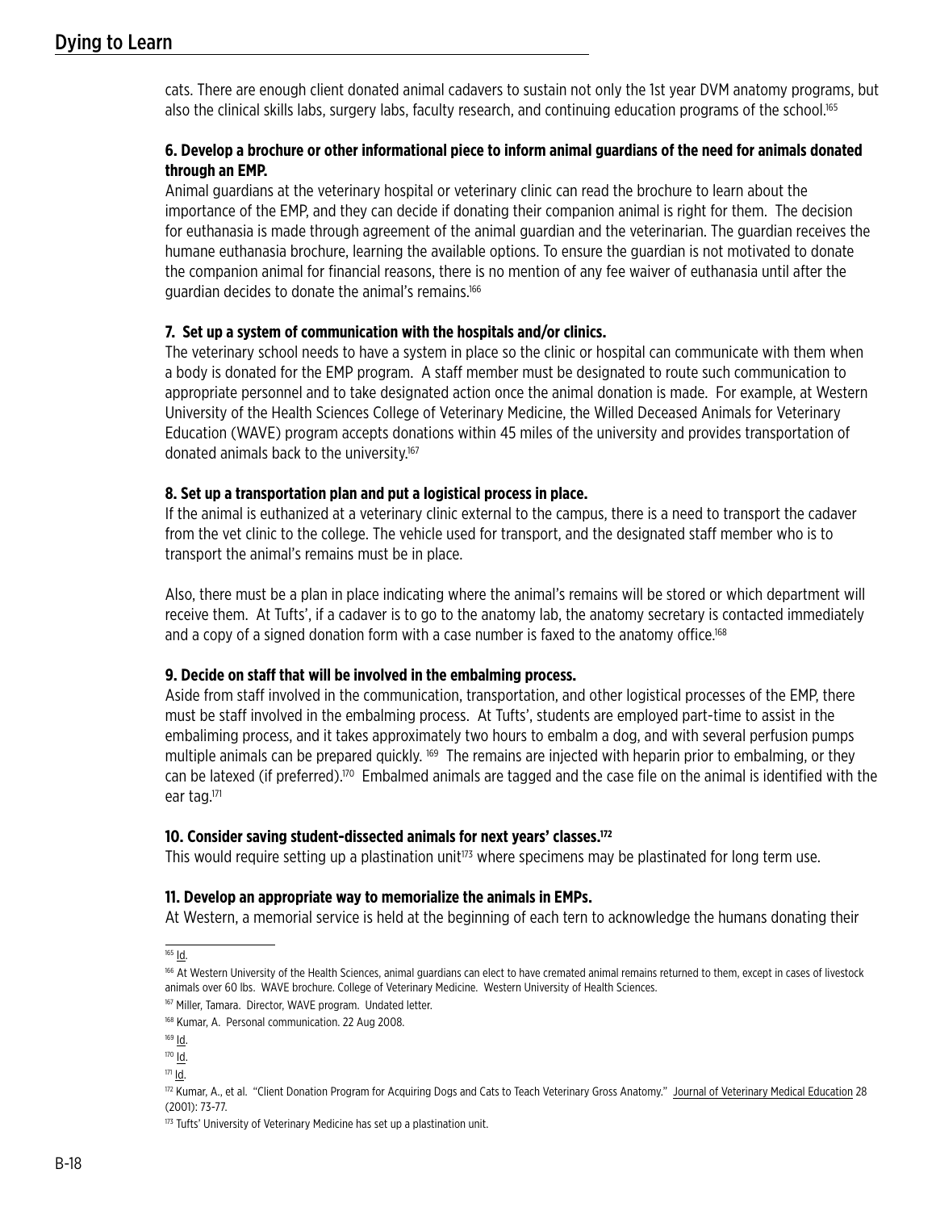cats. There are enough client donated animal cadavers to sustain not only the 1st year DVM anatomy programs, but also the clinical skills labs, surgery labs, faculty research, and continuing education programs of the school.[165]

**6. Develop a brochure or other informational piece to inform animal guardians of the need for animals donated through an EMP.**

Animal guardians at the veterinary hospital or veterinary clinic can read the brochure to learn about the importance of the EMP, and they can decide if donating their companion animal is right for them. The decision for euthanasia is made through agreement of the animal guardian and the veterinarian. The guardian receives the humane euthanasia brochure, learning the available options. To ensure the guardian is not motivated to donate the companion animal for financial reasons, there is no mention of any fee waiver of euthanasia until after the guardian decides to donate the animal's remains.[166]

**7. Set up a system of communication with the hospitals and/or clinics.**

The veterinary school needs to have a system in place so the clinic or hospital can communicate with them when a body is donated for the EMP program. A staff member must be designated to route such communication to appropriate personnel and to take designated action once the animal donation is made. For example, at Western University of the Health Sciences College of Veterinary Medicine, the Willed Deceased Animals for Veterinary Education (WAVE) program accepts donations within 45 miles of the university and provides transportation of donated animals back to the university.[167]

**8. Set up a transportation plan and put a logistical process in place.**

If the animal is euthanized at a veterinary clinic external to the campus, there is a need to transport the cadaver from the vet clinic to the college. The vehicle used for transport, and the designated staff member who is to transport the animal's remains must be in place.

Also, there must be a plan in place indicating where the animal's remains will be stored or which department will receive them. At Tufts', if a cadaver is to go to the anatomy lab, the anatomy secretary is contacted immediately and a copy of a signed donation form with a case number is faxed to the anatomy office.[168]

**9. Decide on staff that will be involved in the embalming process.**

Aside from staff involved in the communication, transportation, and other logistical processes of the EMP, there must be staff involved in the embalming process. At Tufts', students are employed part-time to assist in the embaliming process, and it takes approximately two hours to embalm a dog, and with several perfusion pumps multiple animals can be prepared quickly. [169] The remains are injected with heparin prior to embalming, or they can be latexed (if preferred).[170] Embalmed animals are tagged and the case file on the animal is identified with the ear tag.[171]

**10. Consider saving student-dissected animals for next years' classes.[172]**

This would require setting up a plastination unit[173] where specimens may be plastinated for long term use.

**11. Develop an appropriate way to memorialize the animals in EMPs.**

At Western, a memorial service is held at the beginning of each tern to acknowledge the humans donating their

---

[165] Id.

[166] At Western University of the Health Sciences, animal guardians can elect to have cremated animal remains returned to them, except in cases of livestock animals over 60 lbs. WAVE brochure. College of Veterinary Medicine. Western University of Health Sciences.

[167] Miller, Tamara. Director, WAVE program. Undated letter.

[168] Kumar, A. Personal communication. 22 Aug 2008.

[169] Id.

[170] Id.

[171] Id.

[172] Kumar, A., et al. "Client Donation Program for Acquiring Dogs and Cats to Teach Veterinary Gross Anatomy." Journal of Veterinary Medical Education 28 (2001): 73-77.

[173] Tufts' University of Veterinary Medicine has set up a plastination unit.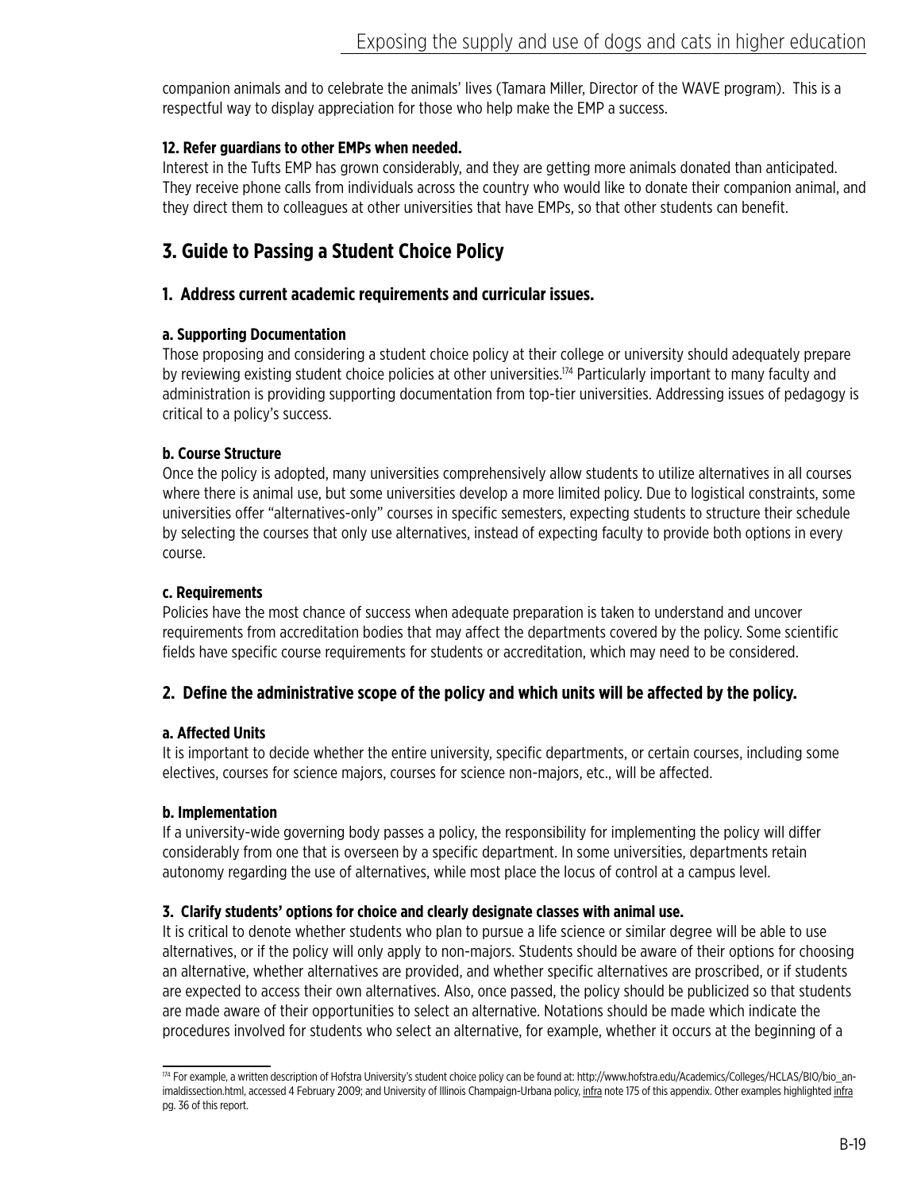companion animals and to celebrate the animals' lives (Tamara Miller, Director of the WAVE program). This is a respectful way to display appreciation for those who help make the EMP a success.

**12. Refer guardians to other EMPs when needed.**

Interest in the Tufts EMP has grown considerably, and they are getting more animals donated than anticipated. They receive phone calls from individuals across the country who would like to donate their companion animal, and they direct them to colleagues at other universities that have EMPs, so that other students can benefit.

## 3. Guide to Passing a Student Choice Policy

### 1. Address current academic requirements and curricular issues.

**a. Supporting Documentation**

Those proposing and considering a student choice policy at their college or university should adequately prepare by reviewing existing student choice policies at other universities.[174] Particularly important to many faculty and administration is providing supporting documentation from top-tier universities. Addressing issues of pedagogy is critical to a policy's success.

**b. Course Structure**

Once the policy is adopted, many universities comprehensively allow students to utilize alternatives in all courses where there is animal use, but some universities develop a more limited policy. Due to logistical constraints, some universities offer "alternatives-only" courses in specific semesters, expecting students to structure their schedule by selecting the courses that only use alternatives, instead of expecting faculty to provide both options in every course.

**c. Requirements**

Policies have the most chance of success when adequate preparation is taken to understand and uncover requirements from accreditation bodies that may affect the departments covered by the policy. Some scientific fields have specific course requirements for students or accreditation, which may need to be considered.

### 2. Define the administrative scope of the policy and which units will be affected by the policy.

**a. Affected Units**

It is important to decide whether the entire university, specific departments, or certain courses, including some electives, courses for science majors, courses for science non-majors, etc., will be affected.

**b. Implementation**

If a university-wide governing body passes a policy, the responsibility for implementing the policy will differ considerably from one that is overseen by a specific department. In some universities, departments retain autonomy regarding the use of alternatives, while most place the locus of control at a campus level.

**3. Clarify students' options for choice and clearly designate classes with animal use.**

It is critical to denote whether students who plan to pursue a life science or similar degree will be able to use alternatives, or if the policy will only apply to non-majors. Students should be aware of their options for choosing an alternative, whether alternatives are provided, and whether specific alternatives are proscribed, or if students are expected to access their own alternatives. Also, once passed, the policy should be publicized so that students are made aware of their opportunities to select an alternative. Notations should be made which indicate the procedures involved for students who select an alternative, for example, whether it occurs at the beginning of a

---

[174] For example, a written description of Hofstra University's student choice policy can be found at: http://www.hofstra.edu/Academics/Colleges/HCLAS/BIO/bio_animaldissection.html, accessed 4 February 2009; and University of Illinois Champaign-Urbana policy, infra note 175 of this appendix. Other examples highlighted infra pg. 36 of this report.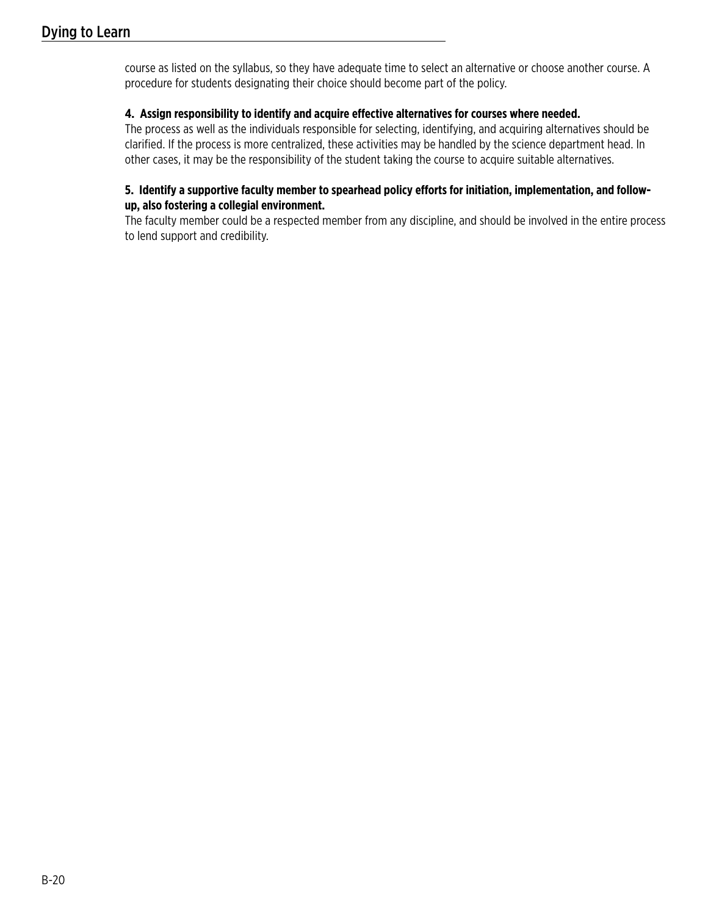course as listed on the syllabus, so they have adequate time to select an alternative or choose another course. A procedure for students designating their choice should become part of the policy.

**4. Assign responsibility to identify and acquire effective alternatives for courses where needed.**

The process as well as the individuals responsible for selecting, identifying, and acquiring alternatives should be clarified. If the process is more centralized, these activities may be handled by the science department head. In other cases, it may be the responsibility of the student taking the course to acquire suitable alternatives.

**5. Identify a supportive faculty member to spearhead policy efforts for initiation, implementation, and follow-up, also fostering a collegial environment.**

The faculty member could be a respected member from any discipline, and should be involved in the entire process to lend support and credibility.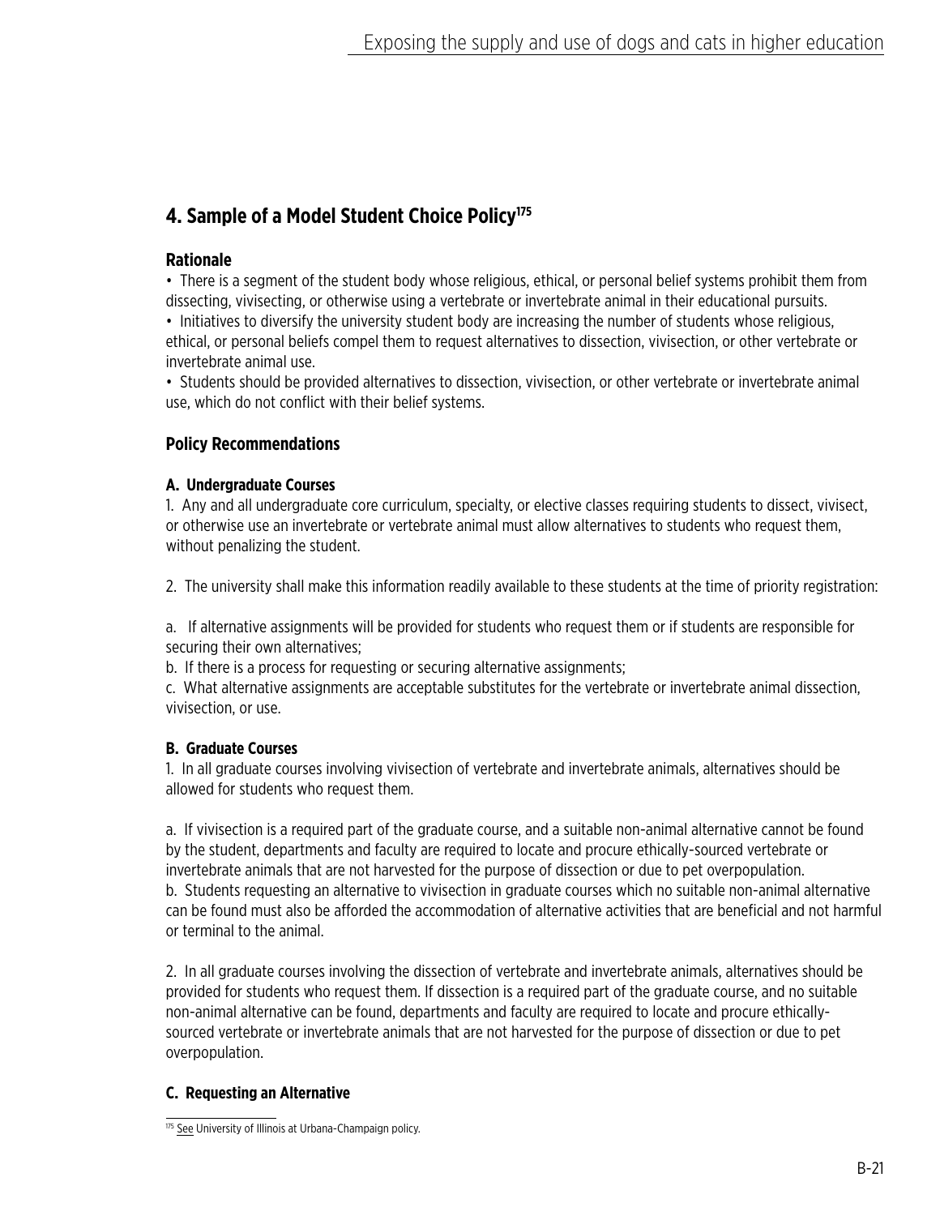## 4. Sample of a Model Student Choice Policy[175]

### Rationale

- There is a segment of the student body whose religious, ethical, or personal belief systems prohibit them from dissecting, vivisecting, or otherwise using a vertebrate or invertebrate animal in their educational pursuits.
- Initiatives to diversify the university student body are increasing the number of students whose religious, ethical, or personal beliefs compel them to request alternatives to dissection, vivisection, or other vertebrate or invertebrate animal use.
- Students should be provided alternatives to dissection, vivisection, or other vertebrate or invertebrate animal use, which do not conflict with their belief systems.

### Policy Recommendations

#### A. Undergraduate Courses

1. Any and all undergraduate core curriculum, specialty, or elective classes requiring students to dissect, vivisect, or otherwise use an invertebrate or vertebrate animal must allow alternatives to students who request them, without penalizing the student.

2. The university shall make this information readily available to these students at the time of priority registration:

a. If alternative assignments will be provided for students who request them or if students are responsible for securing their own alternatives;
b. If there is a process for requesting or securing alternative assignments;
c. What alternative assignments are acceptable substitutes for the vertebrate or invertebrate animal dissection, vivisection, or use.

#### B. Graduate Courses

1. In all graduate courses involving vivisection of vertebrate and invertebrate animals, alternatives should be allowed for students who request them.

a. If vivisection is a required part of the graduate course, and a suitable non-animal alternative cannot be found by the student, departments and faculty are required to locate and procure ethically-sourced vertebrate or invertebrate animals that are not harvested for the purpose of dissection or due to pet overpopulation.
b. Students requesting an alternative to vivisection in graduate courses which no suitable non-animal alternative can be found must also be afforded the accommodation of alternative activities that are beneficial and not harmful or terminal to the animal.

2. In all graduate courses involving the dissection of vertebrate and invertebrate animals, alternatives should be provided for students who request them. If dissection is a required part of the graduate course, and no suitable non-animal alternative can be found, departments and faculty are required to locate and procure ethically-sourced vertebrate or invertebrate animals that are not harvested for the purpose of dissection or due to pet overpopulation.

#### C. Requesting an Alternative

---

[175] See University of Illinois at Urbana-Champaign policy.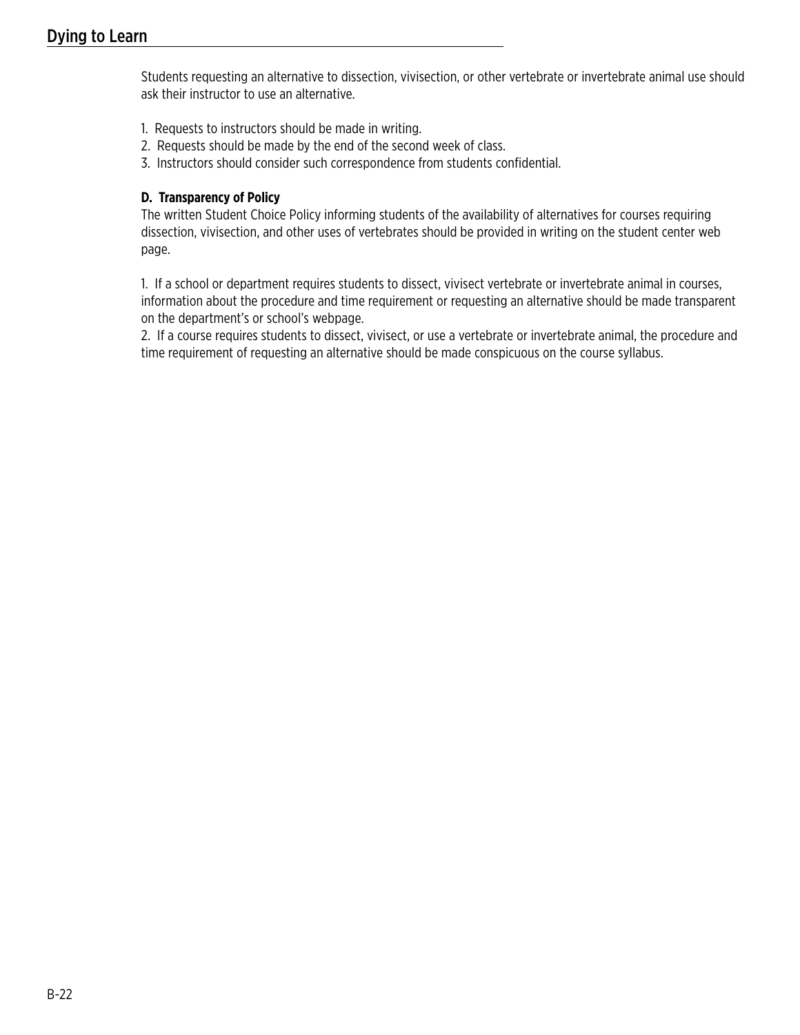Students requesting an alternative to dissection, vivisection, or other vertebrate or invertebrate animal use should ask their instructor to use an alternative.

1. Requests to instructors should be made in writing.
2. Requests should be made by the end of the second week of class.
3. Instructors should consider such correspondence from students confidential.

**D. Transparency of Policy**

The written Student Choice Policy informing students of the availability of alternatives for courses requiring dissection, vivisection, and other uses of vertebrates should be provided in writing on the student center web page.

1. If a school or department requires students to dissect, vivisect vertebrate or invertebrate animal in courses, information about the procedure and time requirement or requesting an alternative should be made transparent on the department's or school's webpage.
2. If a course requires students to dissect, vivisect, or use a vertebrate or invertebrate animal, the procedure and time requirement of requesting an alternative should be made conspicuous on the course syllabus.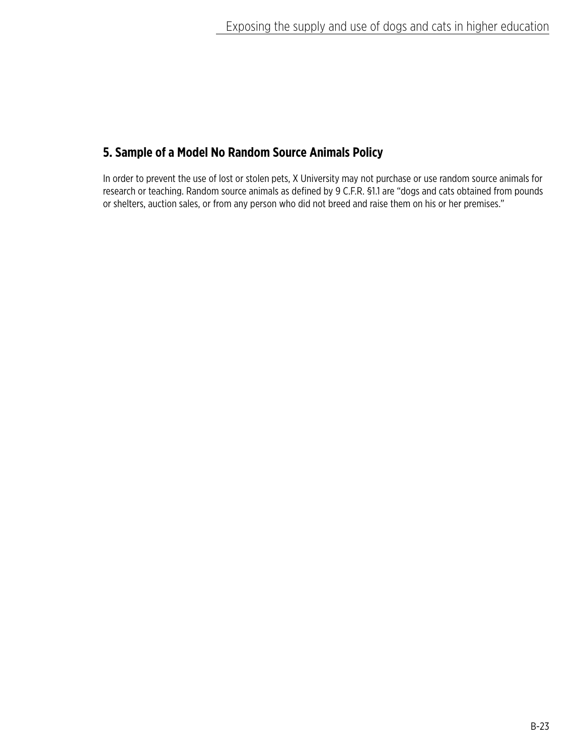## 5. Sample of a Model No Random Source Animals Policy

In order to prevent the use of lost or stolen pets, X University may not purchase or use random source animals for research or teaching. Random source animals as defined by 9 C.F.R. §1.1 are "dogs and cats obtained from pounds or shelters, auction sales, or from any person who did not breed and raise them on his or her premises."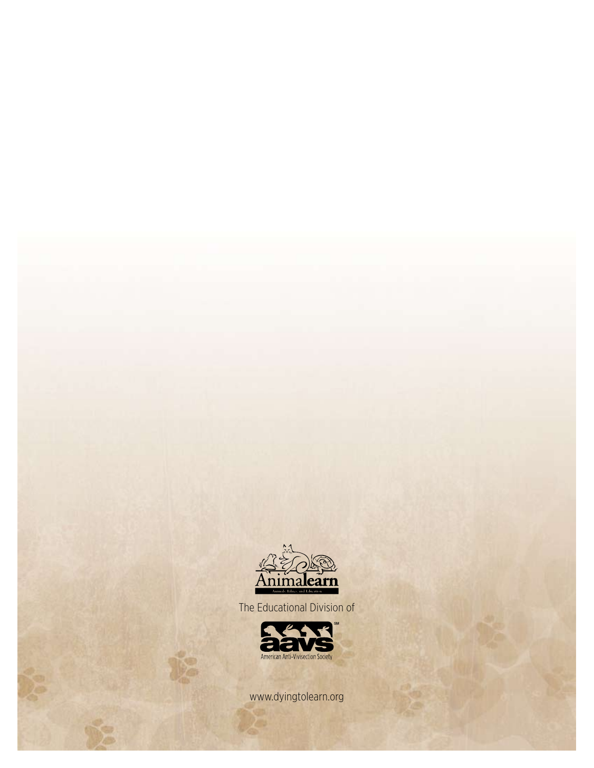Animalearn

Animals, Ethics, and Education

The Educational Division of

aavs

American Anti-Vivisection Society

www.dyingtolearn.org